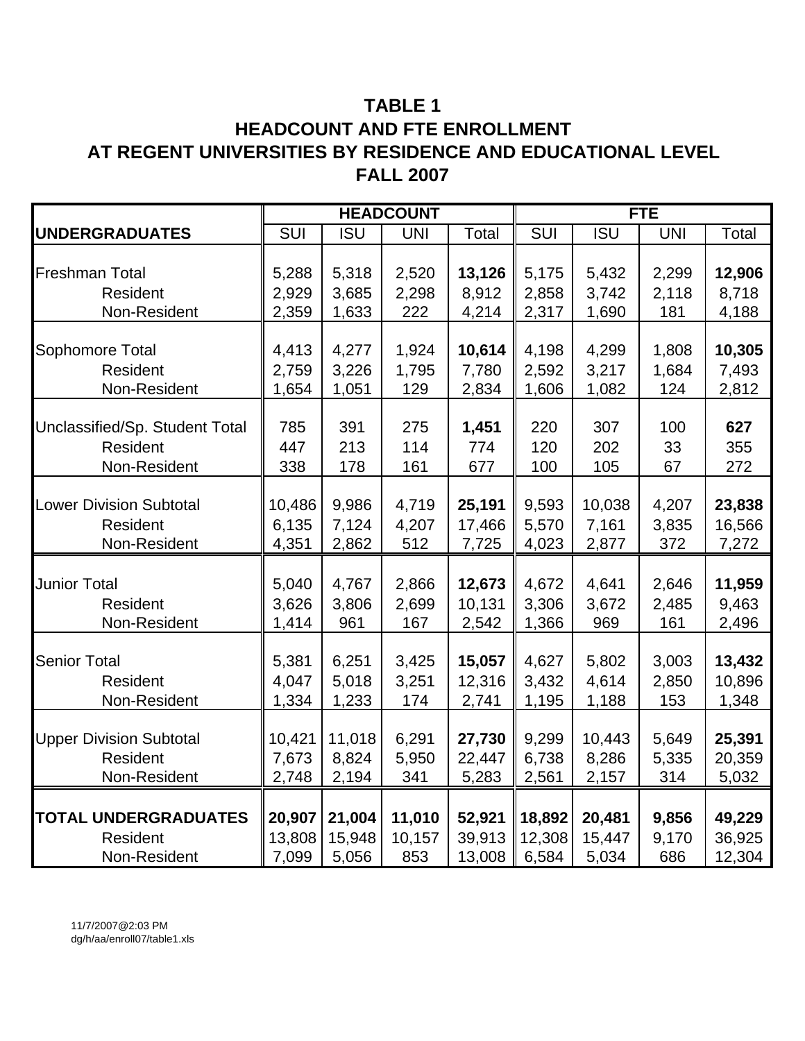# TABLE 1
## HEADCOUNT AND FTE ENROLLMENT
## AT REGENT UNIVERSITIES BY RESIDENCE AND EDUCATIONAL LEVEL
## FALL 2007

| | HEADCOUNT | | | | FTE | | | |
|---|---|---|---|---|---|---|---|---|
| **UNDERGRADUATES** | SUI | ISU | UNI | Total | SUI | ISU | UNI | Total |
| Freshman Total | 5,288 | 5,318 | 2,520 | **13,126** | 5,175 | 5,432 | 2,299 | **12,906** |
| Resident | 2,929 | 3,685 | 2,298 | 8,912 | 2,858 | 3,742 | 2,118 | 8,718 |
| Non-Resident | 2,359 | 1,633 | 222 | 4,214 | 2,317 | 1,690 | 181 | 4,188 |
| Sophomore Total | 4,413 | 4,277 | 1,924 | **10,614** | 4,198 | 4,299 | 1,808 | **10,305** |
| Resident | 2,759 | 3,226 | 1,795 | 7,780 | 2,592 | 3,217 | 1,684 | 7,493 |
| Non-Resident | 1,654 | 1,051 | 129 | 2,834 | 1,606 | 1,082 | 124 | 2,812 |
| Unclassified/Sp. Student Total | 785 | 391 | 275 | **1,451** | 220 | 307 | 100 | **627** |
| Resident | 447 | 213 | 114 | 774 | 120 | 202 | 33 | 355 |
| Non-Resident | 338 | 178 | 161 | 677 | 100 | 105 | 67 | 272 |
| Lower Division Subtotal | 10,486 | 9,986 | 4,719 | **25,191** | 9,593 | 10,038 | 4,207 | **23,838** |
| Resident | 6,135 | 7,124 | 4,207 | 17,466 | 5,570 | 7,161 | 3,835 | 16,566 |
| Non-Resident | 4,351 | 2,862 | 512 | 7,725 | 4,023 | 2,877 | 372 | 7,272 |
| Junior Total | 5,040 | 4,767 | 2,866 | **12,673** | 4,672 | 4,641 | 2,646 | **11,959** |
| Resident | 3,626 | 3,806 | 2,699 | 10,131 | 3,306 | 3,672 | 2,485 | 9,463 |
| Non-Resident | 1,414 | 961 | 167 | 2,542 | 1,366 | 969 | 161 | 2,496 |
| Senior Total | 5,381 | 6,251 | 3,425 | **15,057** | 4,627 | 5,802 | 3,003 | **13,432** |
| Resident | 4,047 | 5,018 | 3,251 | 12,316 | 3,432 | 4,614 | 2,850 | 10,896 |
| Non-Resident | 1,334 | 1,233 | 174 | 2,741 | 1,195 | 1,188 | 153 | 1,348 |
| Upper Division Subtotal | 10,421 | 11,018 | 6,291 | **27,730** | 9,299 | 10,443 | 5,649 | **25,391** |
| Resident | 7,673 | 8,824 | 5,950 | 22,447 | 6,738 | 8,286 | 5,335 | 20,359 |
| Non-Resident | 2,748 | 2,194 | 341 | 5,283 | 2,561 | 2,157 | 314 | 5,032 |
| **TOTAL UNDERGRADUATES** | **20,907** | **21,004** | **11,010** | **52,921** | **18,892** | **20,481** | **9,856** | **49,229** |
| Resident | 13,808 | 15,948 | 10,157 | 39,913 | 12,308 | 15,447 | 9,170 | 36,925 |
| Non-Resident | 7,099 | 5,056 | 853 | 13,008 | 6,584 | 5,034 | 686 | 12,304 |

11/7/2007@2:03 PM
dg/h/aa/enroll07/table1.xls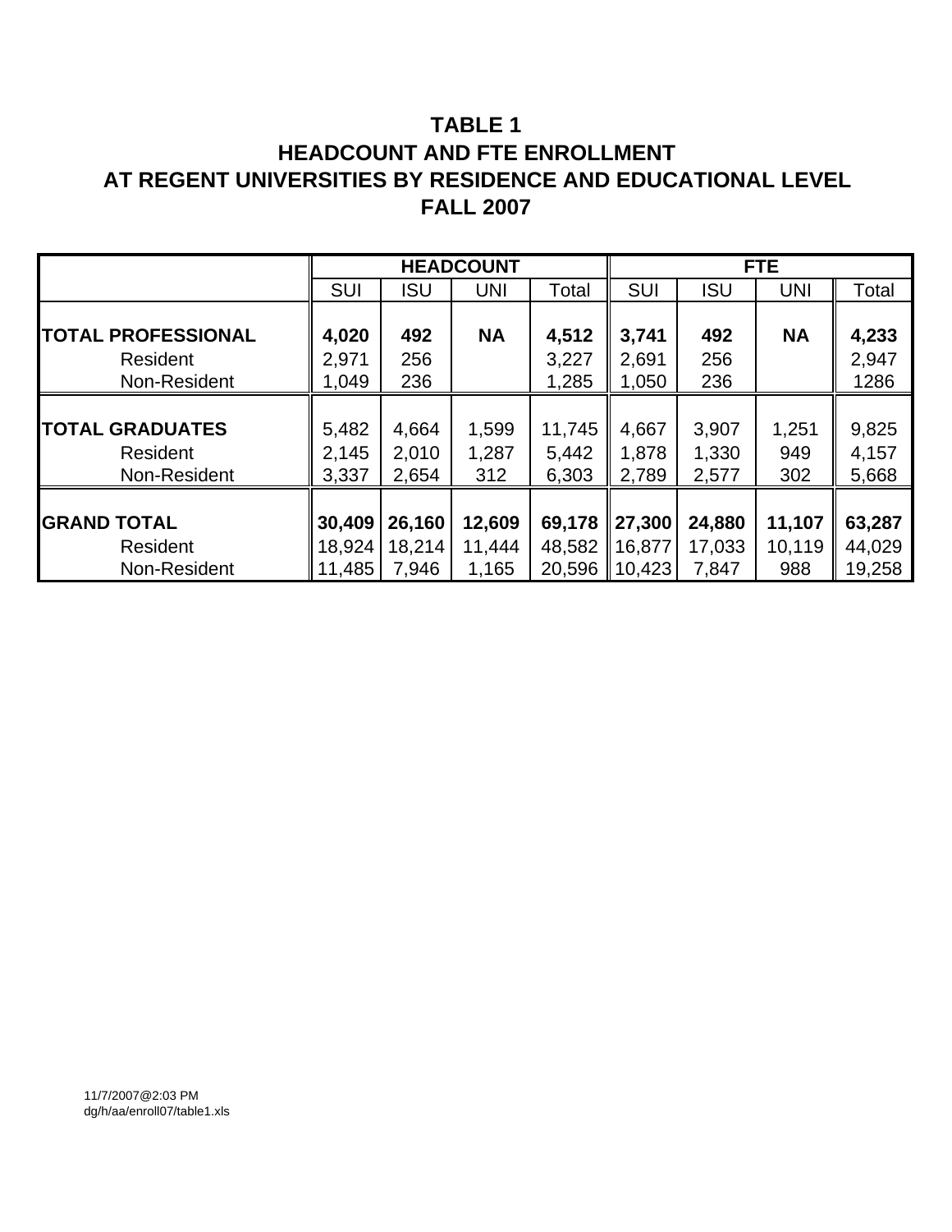# TABLE 1
# HEADCOUNT AND FTE ENROLLMENT
# AT REGENT UNIVERSITIES BY RESIDENCE AND EDUCATIONAL LEVEL
# FALL 2007

| | HEADCOUNT | | | | FTE | | | |
|---|---|---|---|---|---|---|---|---|
| | SUI | ISU | UNI | Total | SUI | ISU | UNI | Total |
| **TOTAL PROFESSIONAL** | **4,020** | **492** | **NA** | **4,512** | **3,741** | **492** | **NA** | **4,233** |
| Resident | 2,971 | 256 | | 3,227 | 2,691 | 256 | | 2,947 |
| Non-Resident | 1,049 | 236 | | 1,285 | 1,050 | 236 | | 1286 |
| **TOTAL GRADUATES** | 5,482 | 4,664 | 1,599 | 11,745 | 4,667 | 3,907 | 1,251 | 9,825 |
| Resident | 2,145 | 2,010 | 1,287 | 5,442 | 1,878 | 1,330 | 949 | 4,157 |
| Non-Resident | 3,337 | 2,654 | 312 | 6,303 | 2,789 | 2,577 | 302 | 5,668 |
| **GRAND TOTAL** | **30,409** | **26,160** | **12,609** | **69,178** | **27,300** | **24,880** | **11,107** | **63,287** |
| Resident | 18,924 | 18,214 | 11,444 | 48,582 | 16,877 | 17,033 | 10,119 | 44,029 |
| Non-Resident | 11,485 | 7,946 | 1,165 | 20,596 | 10,423 | 7,847 | 988 | 19,258 |

11/7/2007@2:03 PM
dg/h/aa/enroll07/table1.xls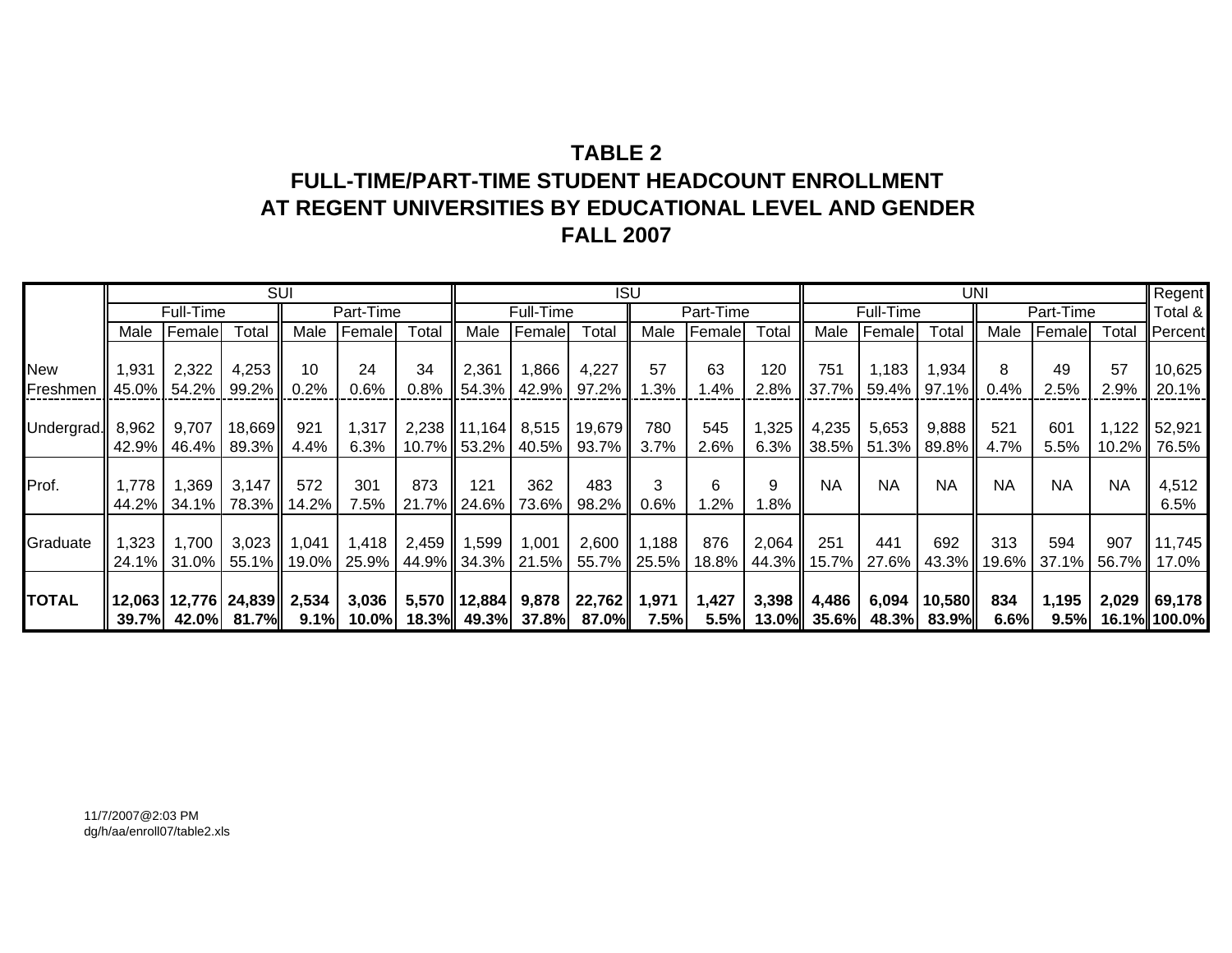# TABLE 2
## FULL-TIME/PART-TIME STUDENT HEADCOUNT ENROLLMENT AT REGENT UNIVERSITIES BY EDUCATIONAL LEVEL AND GENDER
## FALL 2007

| | SUI | | | | | | ISU | | | | | | UNI | | | | | | Regent Total & Percent |
|---|---|---|---|---|---|---|---|---|---|---|---|---|---|---|---|---|---|---|---|
| | Full-Time | | | Part-Time | | | Full-Time | | | Part-Time | | | Full-Time | | | Part-Time | | | |
| | Male | Female | Total | Male | Female | Total | Male | Female | Total | Male | Female | Total | Male | Female | Total | Male | Female | Total | |
| New Freshmen | 1,931 | 2,322 | 4,253 | 10 | 24 | 34 | 2,361 | 1,866 | 4,227 | 57 | 63 | 120 | 751 | 1,183 | 1,934 | 8 | 49 | 57 | 10,625 |
| | 45.0% | 54.2% | 99.2% | 0.2% | 0.6% | 0.8% | 54.3% | 42.9% | 97.2% | 1.3% | 1.4% | 2.8% | 37.7% | 59.4% | 97.1% | 0.4% | 2.5% | 2.9% | 20.1% |
| Undergrad. | 8,962 | 9,707 | 18,669 | 921 | 1,317 | 2,238 | 11,164 | 8,515 | 19,679 | 780 | 545 | 1,325 | 4,235 | 5,653 | 9,888 | 521 | 601 | 1,122 | 52,921 |
| | 42.9% | 46.4% | 89.3% | 4.4% | 6.3% | 10.7% | 53.2% | 40.5% | 93.7% | 3.7% | 2.6% | 6.3% | 38.5% | 51.3% | 89.8% | 4.7% | 5.5% | 10.2% | 76.5% |
| Prof. | 1,778 | 1,369 | 3,147 | 572 | 301 | 873 | 121 | 362 | 483 | 3 | 6 | 9 | NA | NA | NA | NA | NA | NA | 4,512 |
| | 44.2% | 34.1% | 78.3% | 14.2% | 7.5% | 21.7% | 24.6% | 73.6% | 98.2% | 0.6% | 1.2% | 1.8% | | | | | | | 6.5% |
| Graduate | 1,323 | 1,700 | 3,023 | 1,041 | 1,418 | 2,459 | 1,599 | 1,001 | 2,600 | 1,188 | 876 | 2,064 | 251 | 441 | 692 | 313 | 594 | 907 | 11,745 |
| | 24.1% | 31.0% | 55.1% | 19.0% | 25.9% | 44.9% | 34.3% | 21.5% | 55.7% | 25.5% | 18.8% | 44.3% | 15.7% | 27.6% | 43.3% | 19.6% | 37.1% | 56.7% | 17.0% |
| **TOTAL** | **12,063** | **12,776** | **24,839** | **2,534** | **3,036** | **5,570** | **12,884** | **9,878** | **22,762** | **1,971** | **1,427** | **3,398** | **4,486** | **6,094** | **10,580** | **834** | **1,195** | **2,029** | **69,178** |
| | **39.7%** | **42.0%** | **81.7%** | **9.1%** | **10.0%** | **18.3%** | **49.3%** | **37.8%** | **87.0%** | **7.5%** | **5.5%** | **13.0%** | **35.6%** | **48.3%** | **83.9%** | **6.6%** | **9.5%** | **16.1%** | **100.0%** |

11/7/2007@2:03 PM
dg/h/aa/enroll07/table2.xls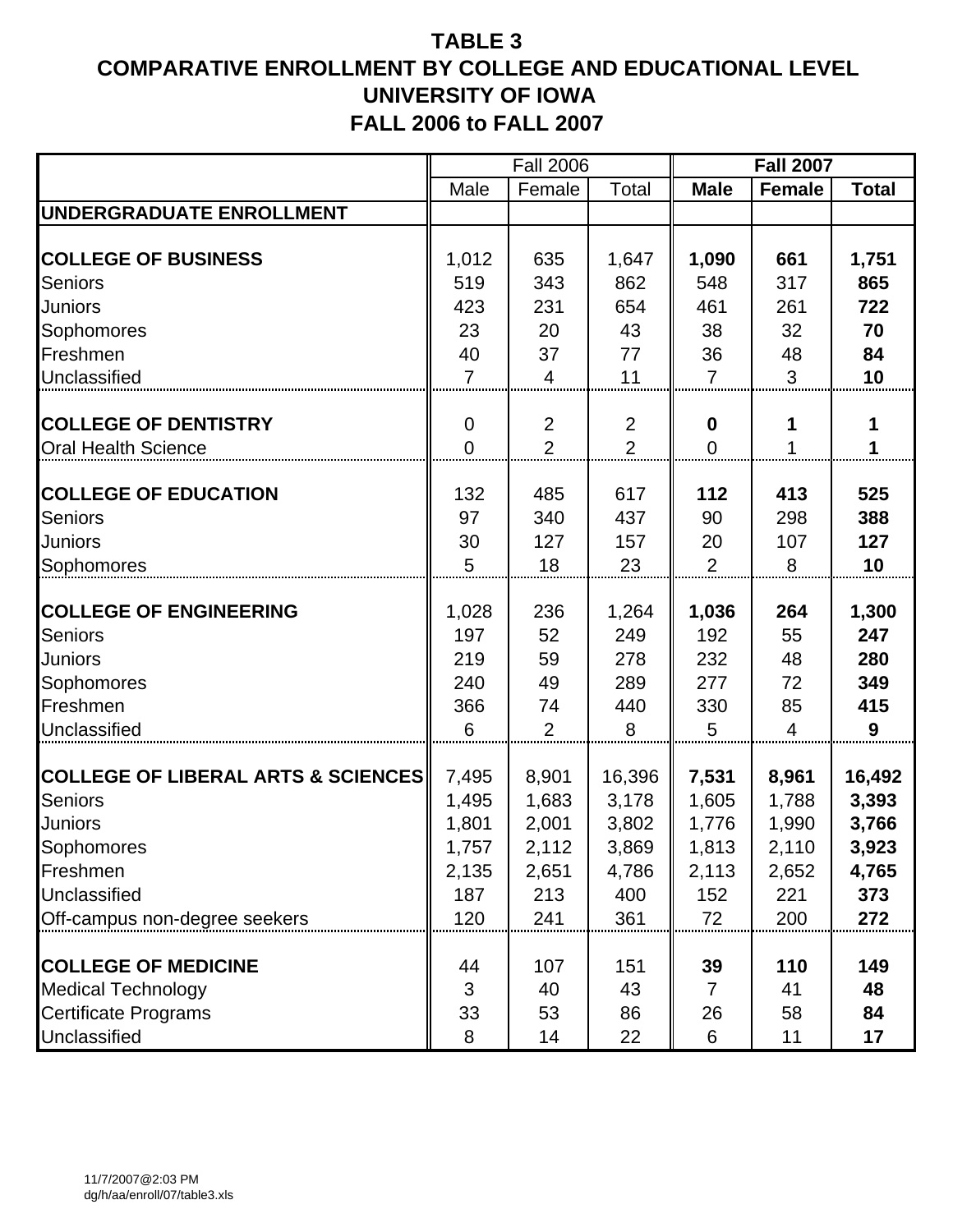# TABLE 3
# COMPARATIVE ENROLLMENT BY COLLEGE AND EDUCATIONAL LEVEL
# UNIVERSITY OF IOWA
# FALL 2006 to FALL 2007

| | Fall 2006 | | | **Fall 2007** | | |
|---|---|---|---|---|---|---|
| | Male | Female | Total | **Male** | **Female** | **Total** |
| **UNDERGRADUATE ENROLLMENT** | | | | | | |
| **COLLEGE OF BUSINESS** | 1,012 | 635 | 1,647 | **1,090** | **661** | **1,751** |
| Seniors | 519 | 343 | 862 | 548 | 317 | **865** |
| Juniors | 423 | 231 | 654 | 461 | 261 | **722** |
| Sophomores | 23 | 20 | 43 | 38 | 32 | **70** |
| Freshmen | 40 | 37 | 77 | 36 | 48 | **84** |
| Unclassified | 7 | 4 | 11 | 7 | 3 | **10** |
| **COLLEGE OF DENTISTRY** | 0 | 2 | 2 | **0** | **1** | **1** |
| Oral Health Science | 0 | 2 | 2 | 0 | 1 | **1** |
| **COLLEGE OF EDUCATION** | 132 | 485 | 617 | **112** | **413** | **525** |
| Seniors | 97 | 340 | 437 | 90 | 298 | **388** |
| Juniors | 30 | 127 | 157 | 20 | 107 | **127** |
| Sophomores | 5 | 18 | 23 | 2 | 8 | **10** |
| **COLLEGE OF ENGINEERING** | 1,028 | 236 | 1,264 | **1,036** | **264** | **1,300** |
| Seniors | 197 | 52 | 249 | 192 | 55 | **247** |
| Juniors | 219 | 59 | 278 | 232 | 48 | **280** |
| Sophomores | 240 | 49 | 289 | 277 | 72 | **349** |
| Freshmen | 366 | 74 | 440 | 330 | 85 | **415** |
| Unclassified | 6 | 2 | 8 | 5 | 4 | **9** |
| **COLLEGE OF LIBERAL ARTS & SCIENCES** | 7,495 | 8,901 | 16,396 | **7,531** | **8,961** | **16,492** |
| Seniors | 1,495 | 1,683 | 3,178 | 1,605 | 1,788 | **3,393** |
| Juniors | 1,801 | 2,001 | 3,802 | 1,776 | 1,990 | **3,766** |
| Sophomores | 1,757 | 2,112 | 3,869 | 1,813 | 2,110 | **3,923** |
| Freshmen | 2,135 | 2,651 | 4,786 | 2,113 | 2,652 | **4,765** |
| Unclassified | 187 | 213 | 400 | 152 | 221 | **373** |
| Off-campus non-degree seekers | 120 | 241 | 361 | 72 | 200 | **272** |
| **COLLEGE OF MEDICINE** | 44 | 107 | 151 | **39** | **110** | **149** |
| Medical Technology | 3 | 40 | 43 | 7 | 41 | **48** |
| Certificate Programs | 33 | 53 | 86 | 26 | 58 | **84** |
| Unclassified | 8 | 14 | 22 | 6 | 11 | **17** |

11/7/2007@2:03 PM
dg/h/aa/enroll/07/table3.xls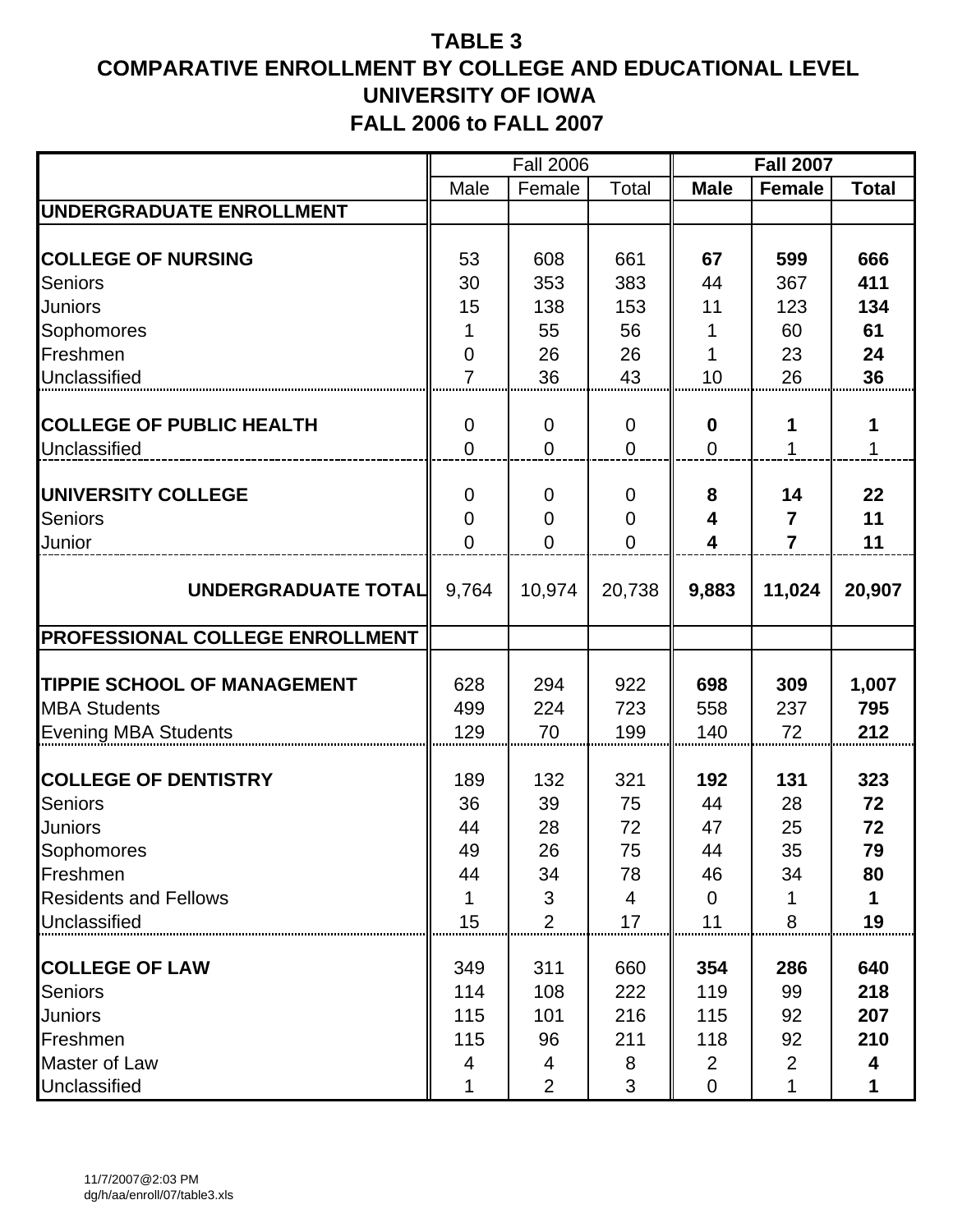# TABLE 3
# COMPARATIVE ENROLLMENT BY COLLEGE AND EDUCATIONAL LEVEL
# UNIVERSITY OF IOWA
# FALL 2006 to FALL 2007

| | Fall 2006 | | | **Fall 2007** | | |
|---|---|---|---|---|---|---|
| | Male | Female | Total | **Male** | **Female** | **Total** |
| **UNDERGRADUATE ENROLLMENT** | | | | | | |
| **COLLEGE OF NURSING** | 53 | 608 | 661 | **67** | **599** | **666** |
| Seniors | 30 | 353 | 383 | 44 | 367 | **411** |
| Juniors | 15 | 138 | 153 | 11 | 123 | **134** |
| Sophomores | 1 | 55 | 56 | 1 | 60 | **61** |
| Freshmen | 0 | 26 | 26 | 1 | 23 | **24** |
| Unclassified | 7 | 36 | 43 | 10 | 26 | **36** |
| **COLLEGE OF PUBLIC HEALTH** | 0 | 0 | 0 | **0** | **1** | **1** |
| Unclassified | 0 | 0 | 0 | 0 | 1 | 1 |
| **UNIVERSITY COLLEGE** | 0 | 0 | 0 | **8** | **14** | **22** |
| Seniors | 0 | 0 | 0 | **4** | **7** | **11** |
| Junior | 0 | 0 | 0 | **4** | **7** | **11** |
| **UNDERGRADUATE TOTAL** | 9,764 | 10,974 | 20,738 | **9,883** | **11,024** | **20,907** |
| **PROFESSIONAL COLLEGE ENROLLMENT** | | | | | | |
| **TIPPIE SCHOOL OF MANAGEMENT** | 628 | 294 | 922 | **698** | **309** | **1,007** |
| MBA Students | 499 | 224 | 723 | 558 | 237 | **795** |
| Evening MBA Students | 129 | 70 | 199 | 140 | 72 | **212** |
| **COLLEGE OF DENTISTRY** | 189 | 132 | 321 | **192** | **131** | **323** |
| Seniors | 36 | 39 | 75 | 44 | 28 | **72** |
| Juniors | 44 | 28 | 72 | 47 | 25 | **72** |
| Sophomores | 49 | 26 | 75 | 44 | 35 | **79** |
| Freshmen | 44 | 34 | 78 | 46 | 34 | **80** |
| Residents and Fellows | 1 | 3 | 4 | 0 | 1 | **1** |
| Unclassified | 15 | 2 | 17 | 11 | 8 | **19** |
| **COLLEGE OF LAW** | 349 | 311 | 660 | **354** | **286** | **640** |
| Seniors | 114 | 108 | 222 | 119 | 99 | **218** |
| Juniors | 115 | 101 | 216 | 115 | 92 | **207** |
| Freshmen | 115 | 96 | 211 | 118 | 92 | **210** |
| Master of Law | 4 | 4 | 8 | 2 | 2 | **4** |
| Unclassified | 1 | 2 | 3 | 0 | 1 | **1** |

11/7/2007@2:03 PM
dg/h/aa/enroll/07/table3.xls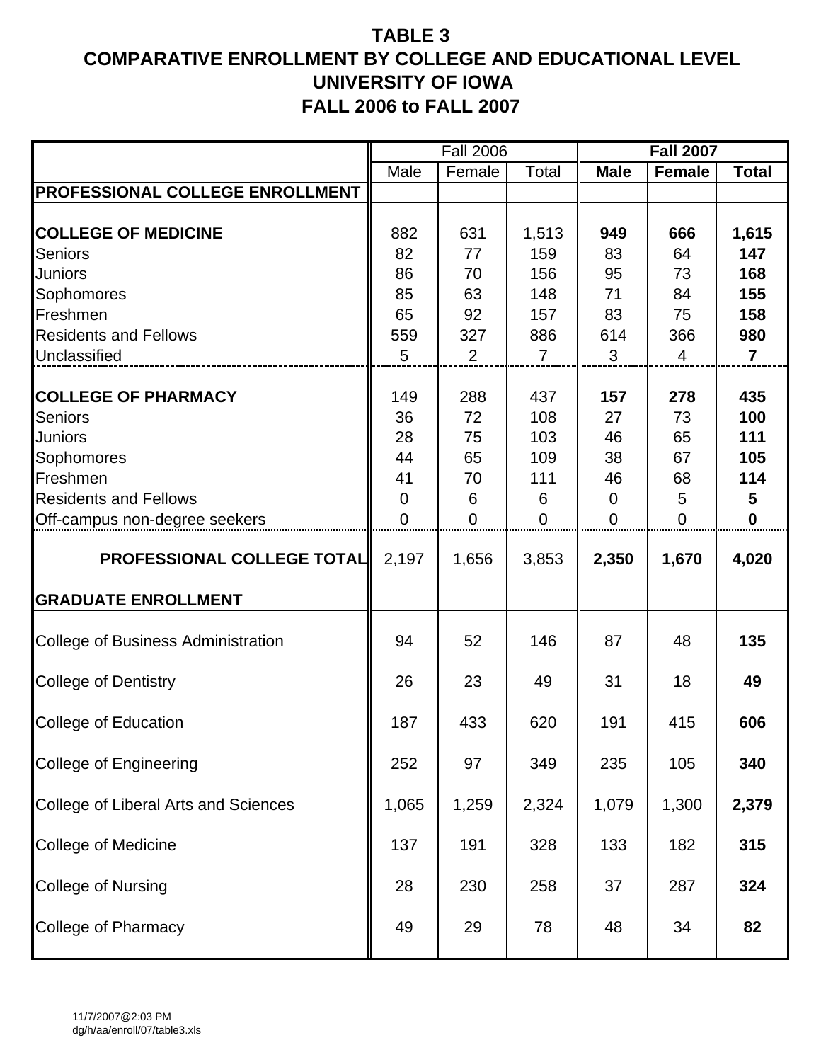# TABLE 3
# COMPARATIVE ENROLLMENT BY COLLEGE AND EDUCATIONAL LEVEL
# UNIVERSITY OF IOWA
# FALL 2006 to FALL 2007

| | Fall 2006 | | | **Fall 2007** | | |
|---|---|---|---|---|---|---|
| | Male | Female | Total | **Male** | **Female** | **Total** |
| **PROFESSIONAL COLLEGE ENROLLMENT** | | | | | | |
| **COLLEGE OF MEDICINE** | 882 | 631 | 1,513 | **949** | **666** | **1,615** |
| Seniors | 82 | 77 | 159 | 83 | 64 | **147** |
| Juniors | 86 | 70 | 156 | 95 | 73 | **168** |
| Sophomores | 85 | 63 | 148 | 71 | 84 | **155** |
| Freshmen | 65 | 92 | 157 | 83 | 75 | **158** |
| Residents and Fellows | 559 | 327 | 886 | 614 | 366 | **980** |
| Unclassified | 5 | 2 | 7 | 3 | 4 | **7** |
| **COLLEGE OF PHARMACY** | 149 | 288 | 437 | **157** | **278** | **435** |
| Seniors | 36 | 72 | 108 | 27 | 73 | **100** |
| Juniors | 28 | 75 | 103 | 46 | 65 | **111** |
| Sophomores | 44 | 65 | 109 | 38 | 67 | **105** |
| Freshmen | 41 | 70 | 111 | 46 | 68 | **114** |
| Residents and Fellows | 0 | 6 | 6 | 0 | 5 | **5** |
| Off-campus non-degree seekers | 0 | 0 | 0 | 0 | 0 | **0** |
| **PROFESSIONAL COLLEGE TOTAL** | 2,197 | 1,656 | 3,853 | **2,350** | **1,670** | **4,020** |
| **GRADUATE ENROLLMENT** | | | | | | |
| College of Business Administration | 94 | 52 | 146 | 87 | 48 | **135** |
| College of Dentistry | 26 | 23 | 49 | 31 | 18 | **49** |
| College of Education | 187 | 433 | 620 | 191 | 415 | **606** |
| College of Engineering | 252 | 97 | 349 | 235 | 105 | **340** |
| College of Liberal Arts and Sciences | 1,065 | 1,259 | 2,324 | 1,079 | 1,300 | **2,379** |
| College of Medicine | 137 | 191 | 328 | 133 | 182 | **315** |
| College of Nursing | 28 | 230 | 258 | 37 | 287 | **324** |
| College of Pharmacy | 49 | 29 | 78 | 48 | 34 | **82** |

11/7/2007@2:03 PM
dg/h/aa/enroll/07/table3.xls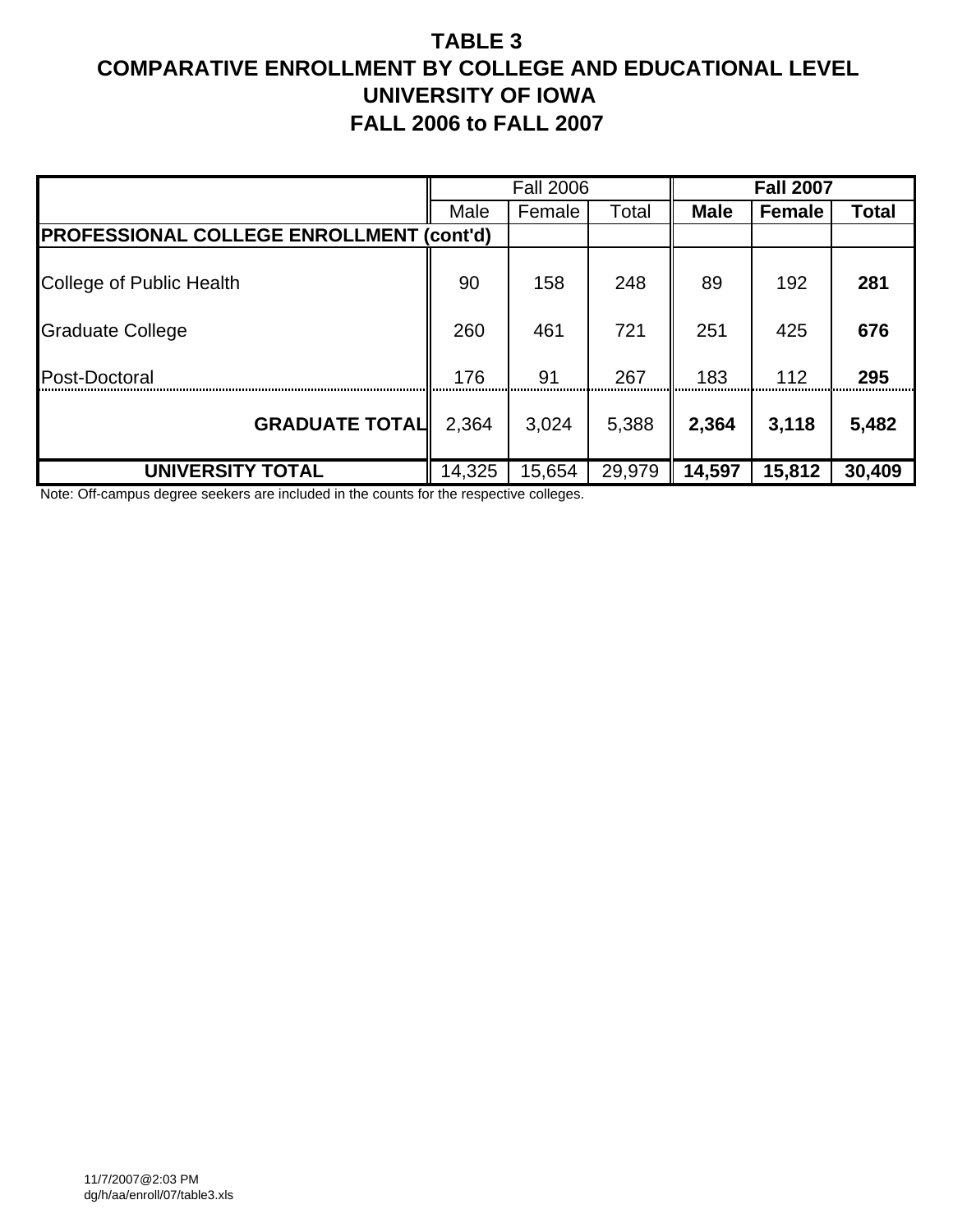# TABLE 3
# COMPARATIVE ENROLLMENT BY COLLEGE AND EDUCATIONAL LEVEL
# UNIVERSITY OF IOWA
# FALL 2006 to FALL 2007

| | Fall 2006 | | | **Fall 2007** | | |
|---|---|---|---|---|---|---|
| | Male | Female | Total | **Male** | **Female** | **Total** |
| **PROFESSIONAL COLLEGE ENROLLMENT (cont'd)** | | | | | | |
| College of Public Health | 90 | 158 | 248 | 89 | 192 | **281** |
| Graduate College | 260 | 461 | 721 | 251 | 425 | **676** |
| Post-Doctoral | 176 | 91 | 267 | 183 | 112 | **295** |
| **GRADUATE TOTAL** | 2,364 | 3,024 | 5,388 | **2,364** | **3,118** | **5,482** |
| **UNIVERSITY TOTAL** | 14,325 | 15,654 | 29,979 | **14,597** | **15,812** | **30,409** |

Note: Off-campus degree seekers are included in the counts for the respective colleges.

11/7/2007@2:03 PM
dg/h/aa/enroll/07/table3.xls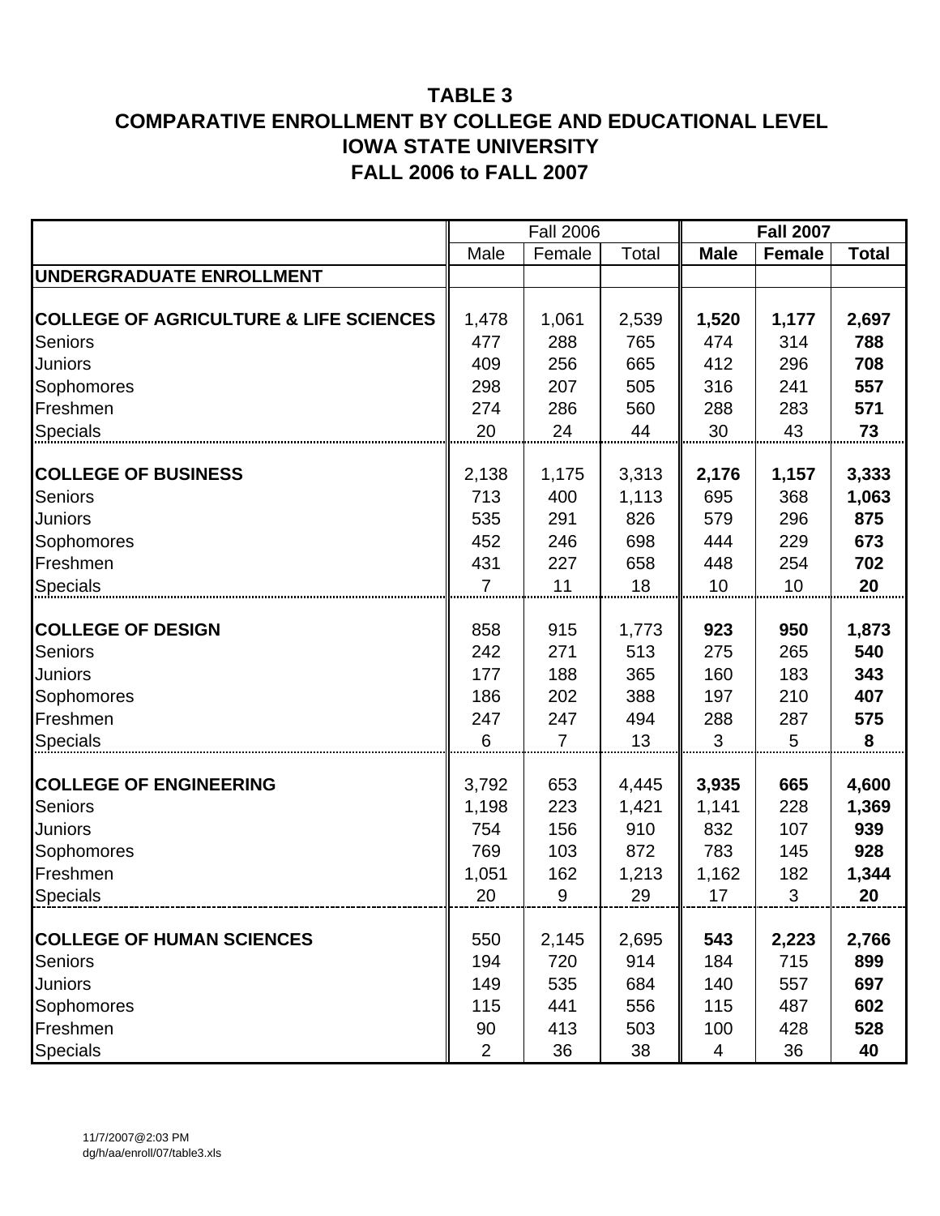# TABLE 3
# COMPARATIVE ENROLLMENT BY COLLEGE AND EDUCATIONAL LEVEL
# IOWA STATE UNIVERSITY
# FALL 2006 to FALL 2007

| | Fall 2006 | | | **Fall 2007** | | |
|---|---|---|---|---|---|---|
| | Male | Female | Total | **Male** | **Female** | **Total** |
| **UNDERGRADUATE ENROLLMENT** | | | | | | |
| **COLLEGE OF AGRICULTURE & LIFE SCIENCES** | 1,478 | 1,061 | 2,539 | **1,520** | **1,177** | **2,697** |
| Seniors | 477 | 288 | 765 | 474 | 314 | **788** |
| Juniors | 409 | 256 | 665 | 412 | 296 | **708** |
| Sophomores | 298 | 207 | 505 | 316 | 241 | **557** |
| Freshmen | 274 | 286 | 560 | 288 | 283 | **571** |
| Specials | 20 | 24 | 44 | 30 | 43 | **73** |
| **COLLEGE OF BUSINESS** | 2,138 | 1,175 | 3,313 | **2,176** | **1,157** | **3,333** |
| Seniors | 713 | 400 | 1,113 | 695 | 368 | **1,063** |
| Juniors | 535 | 291 | 826 | 579 | 296 | **875** |
| Sophomores | 452 | 246 | 698 | 444 | 229 | **673** |
| Freshmen | 431 | 227 | 658 | 448 | 254 | **702** |
| Specials | 7 | 11 | 18 | 10 | 10 | **20** |
| **COLLEGE OF DESIGN** | 858 | 915 | 1,773 | **923** | **950** | **1,873** |
| Seniors | 242 | 271 | 513 | 275 | 265 | **540** |
| Juniors | 177 | 188 | 365 | 160 | 183 | **343** |
| Sophomores | 186 | 202 | 388 | 197 | 210 | **407** |
| Freshmen | 247 | 247 | 494 | 288 | 287 | **575** |
| Specials | 6 | 7 | 13 | 3 | 5 | **8** |
| **COLLEGE OF ENGINEERING** | 3,792 | 653 | 4,445 | **3,935** | **665** | **4,600** |
| Seniors | 1,198 | 223 | 1,421 | 1,141 | 228 | **1,369** |
| Juniors | 754 | 156 | 910 | 832 | 107 | **939** |
| Sophomores | 769 | 103 | 872 | 783 | 145 | **928** |
| Freshmen | 1,051 | 162 | 1,213 | 1,162 | 182 | **1,344** |
| Specials | 20 | 9 | 29 | 17 | 3 | **20** |
| **COLLEGE OF HUMAN SCIENCES** | 550 | 2,145 | 2,695 | **543** | **2,223** | **2,766** |
| Seniors | 194 | 720 | 914 | 184 | 715 | **899** |
| Juniors | 149 | 535 | 684 | 140 | 557 | **697** |
| Sophomores | 115 | 441 | 556 | 115 | 487 | **602** |
| Freshmen | 90 | 413 | 503 | 100 | 428 | **528** |
| Specials | 2 | 36 | 38 | 4 | 36 | **40** |

11/7/2007@2:03 PM
dg/h/aa/enroll/07/table3.xls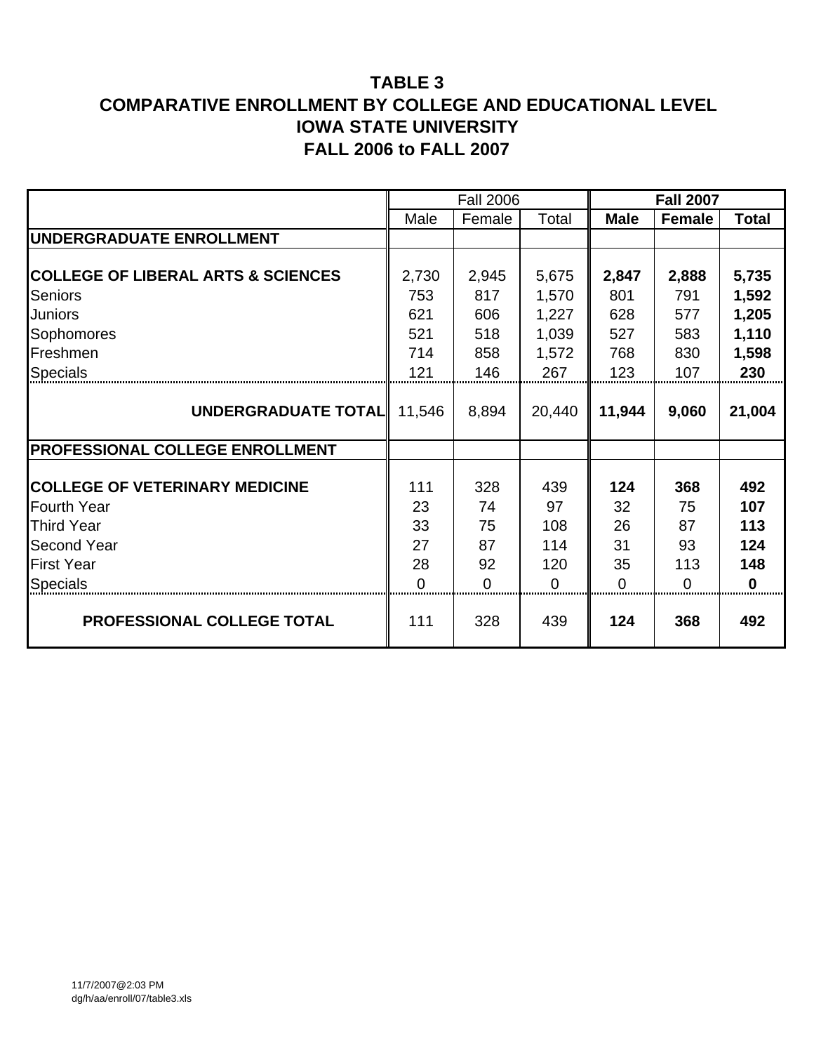# TABLE 3
# COMPARATIVE ENROLLMENT BY COLLEGE AND EDUCATIONAL LEVEL
# IOWA STATE UNIVERSITY
# FALL 2006 to FALL 2007

| | Fall 2006 | | | **Fall 2007** | | |
|---|---|---|---|---|---|---|
| | Male | Female | Total | **Male** | **Female** | **Total** |
| **UNDERGRADUATE ENROLLMENT** | | | | | | |
| **COLLEGE OF LIBERAL ARTS & SCIENCES** | 2,730 | 2,945 | 5,675 | **2,847** | **2,888** | **5,735** |
| Seniors | 753 | 817 | 1,570 | 801 | 791 | **1,592** |
| Juniors | 621 | 606 | 1,227 | 628 | 577 | **1,205** |
| Sophomores | 521 | 518 | 1,039 | 527 | 583 | **1,110** |
| Freshmen | 714 | 858 | 1,572 | 768 | 830 | **1,598** |
| Specials | 121 | 146 | 267 | 123 | 107 | **230** |
| **UNDERGRADUATE TOTAL** | 11,546 | 8,894 | 20,440 | **11,944** | **9,060** | **21,004** |
| **PROFESSIONAL COLLEGE ENROLLMENT** | | | | | | |
| **COLLEGE OF VETERINARY MEDICINE** | 111 | 328 | 439 | **124** | **368** | **492** |
| Fourth Year | 23 | 74 | 97 | 32 | 75 | **107** |
| Third Year | 33 | 75 | 108 | 26 | 87 | **113** |
| Second Year | 27 | 87 | 114 | 31 | 93 | **124** |
| First Year | 28 | 92 | 120 | 35 | 113 | **148** |
| Specials | 0 | 0 | 0 | 0 | 0 | **0** |
| **PROFESSIONAL COLLEGE TOTAL** | 111 | 328 | 439 | **124** | **368** | **492** |

11/7/2007@2:03 PM
dg/h/aa/enroll/07/table3.xls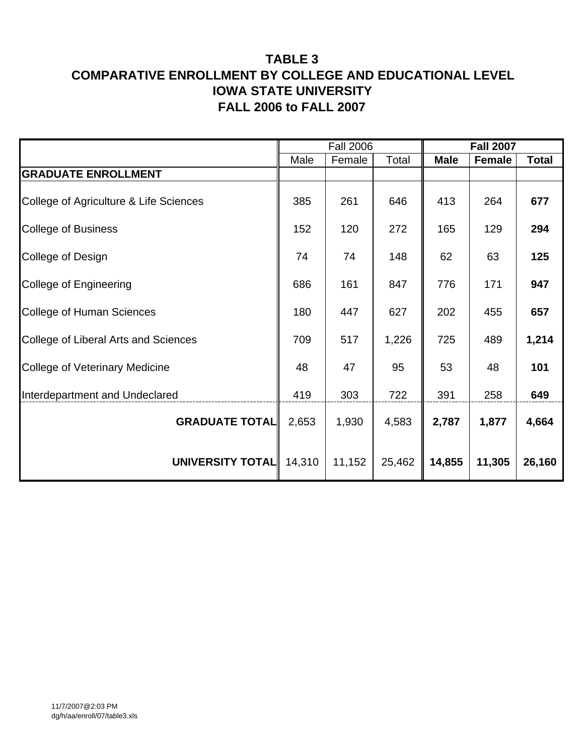# TABLE 3
## COMPARATIVE ENROLLMENT BY COLLEGE AND EDUCATIONAL LEVEL
## IOWA STATE UNIVERSITY
## FALL 2006 to FALL 2007

| | Fall 2006 | | | **Fall 2007** | | |
|---|---|---|---|---|---|---|
| | Male | Female | Total | **Male** | **Female** | **Total** |
| **GRADUATE ENROLLMENT** | | | | | | |
| College of Agriculture & Life Sciences | 385 | 261 | 646 | 413 | 264 | **677** |
| College of Business | 152 | 120 | 272 | 165 | 129 | **294** |
| College of Design | 74 | 74 | 148 | 62 | 63 | **125** |
| College of Engineering | 686 | 161 | 847 | 776 | 171 | **947** |
| College of Human Sciences | 180 | 447 | 627 | 202 | 455 | **657** |
| College of Liberal Arts and Sciences | 709 | 517 | 1,226 | 725 | 489 | **1,214** |
| College of Veterinary Medicine | 48 | 47 | 95 | 53 | 48 | **101** |
| Interdepartment and Undeclared | 419 | 303 | 722 | 391 | 258 | **649** |
| **GRADUATE TOTAL** | 2,653 | 1,930 | 4,583 | **2,787** | **1,877** | **4,664** |
| **UNIVERSITY TOTAL** | 14,310 | 11,152 | 25,462 | **14,855** | **11,305** | **26,160** |

11/7/2007@2:03 PM
dg/h/aa/enroll/07/table3.xls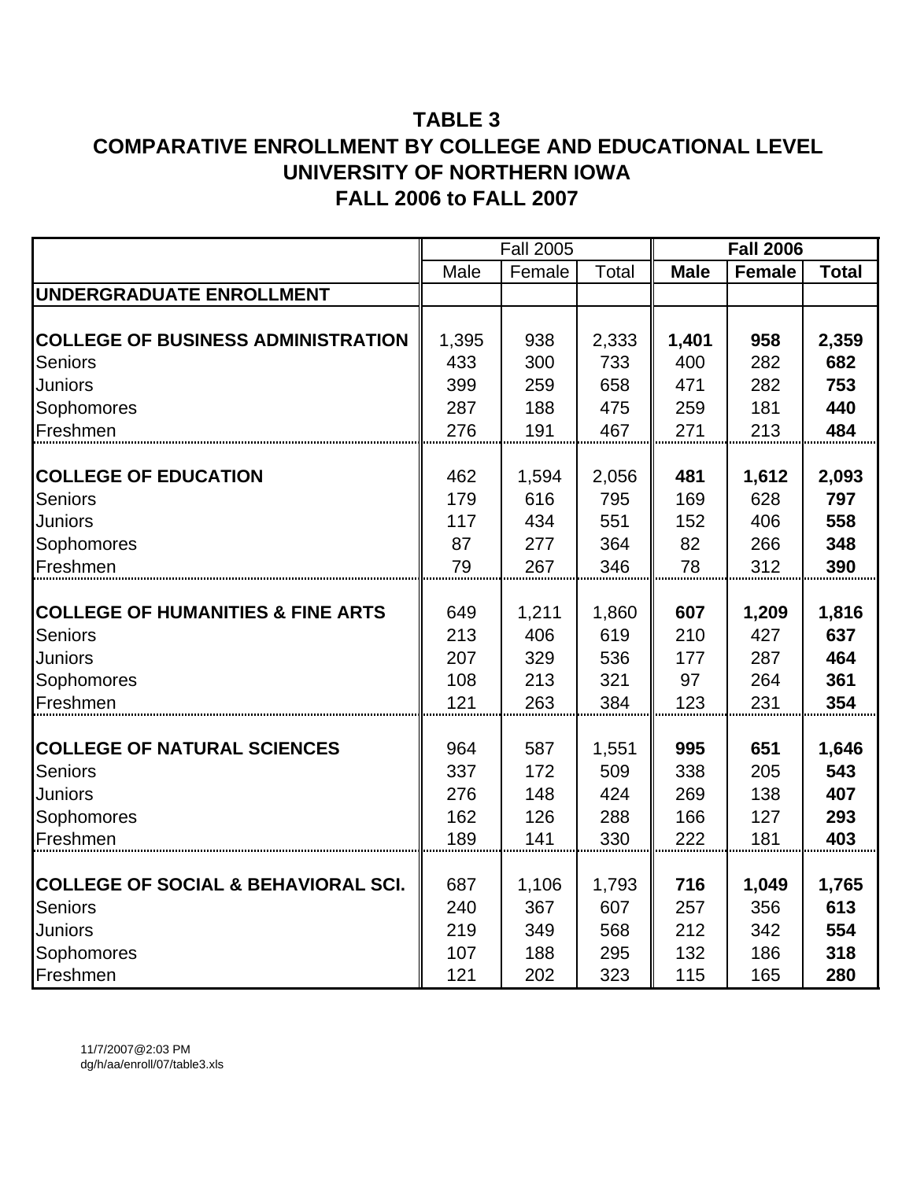# TABLE 3
## COMPARATIVE ENROLLMENT BY COLLEGE AND EDUCATIONAL LEVEL
## UNIVERSITY OF NORTHERN IOWA
## FALL 2006 to FALL 2007

| | Fall 2005 | | | **Fall 2006** | | |
|---|---|---|---|---|---|---|
| | Male | Female | Total | **Male** | **Female** | **Total** |
| **UNDERGRADUATE ENROLLMENT** | | | | | | |
| **COLLEGE OF BUSINESS ADMINISTRATION** | 1,395 | 938 | 2,333 | **1,401** | **958** | **2,359** |
| Seniors | 433 | 300 | 733 | 400 | 282 | **682** |
| Juniors | 399 | 259 | 658 | 471 | 282 | **753** |
| Sophomores | 287 | 188 | 475 | 259 | 181 | **440** |
| Freshmen | 276 | 191 | 467 | 271 | 213 | **484** |
| **COLLEGE OF EDUCATION** | 462 | 1,594 | 2,056 | **481** | **1,612** | **2,093** |
| Seniors | 179 | 616 | 795 | 169 | 628 | **797** |
| Juniors | 117 | 434 | 551 | 152 | 406 | **558** |
| Sophomores | 87 | 277 | 364 | 82 | 266 | **348** |
| Freshmen | 79 | 267 | 346 | 78 | 312 | **390** |
| **COLLEGE OF HUMANITIES & FINE ARTS** | 649 | 1,211 | 1,860 | **607** | **1,209** | **1,816** |
| Seniors | 213 | 406 | 619 | 210 | 427 | **637** |
| Juniors | 207 | 329 | 536 | 177 | 287 | **464** |
| Sophomores | 108 | 213 | 321 | 97 | 264 | **361** |
| Freshmen | 121 | 263 | 384 | 123 | 231 | **354** |
| **COLLEGE OF NATURAL SCIENCES** | 964 | 587 | 1,551 | **995** | **651** | **1,646** |
| Seniors | 337 | 172 | 509 | 338 | 205 | **543** |
| Juniors | 276 | 148 | 424 | 269 | 138 | **407** |
| Sophomores | 162 | 126 | 288 | 166 | 127 | **293** |
| Freshmen | 189 | 141 | 330 | 222 | 181 | **403** |
| **COLLEGE OF SOCIAL & BEHAVIORAL SCI.** | 687 | 1,106 | 1,793 | **716** | **1,049** | **1,765** |
| Seniors | 240 | 367 | 607 | 257 | 356 | **613** |
| Juniors | 219 | 349 | 568 | 212 | 342 | **554** |
| Sophomores | 107 | 188 | 295 | 132 | 186 | **318** |
| Freshmen | 121 | 202 | 323 | 115 | 165 | **280** |

11/7/2007@2:03 PM
dg/h/aa/enroll/07/table3.xls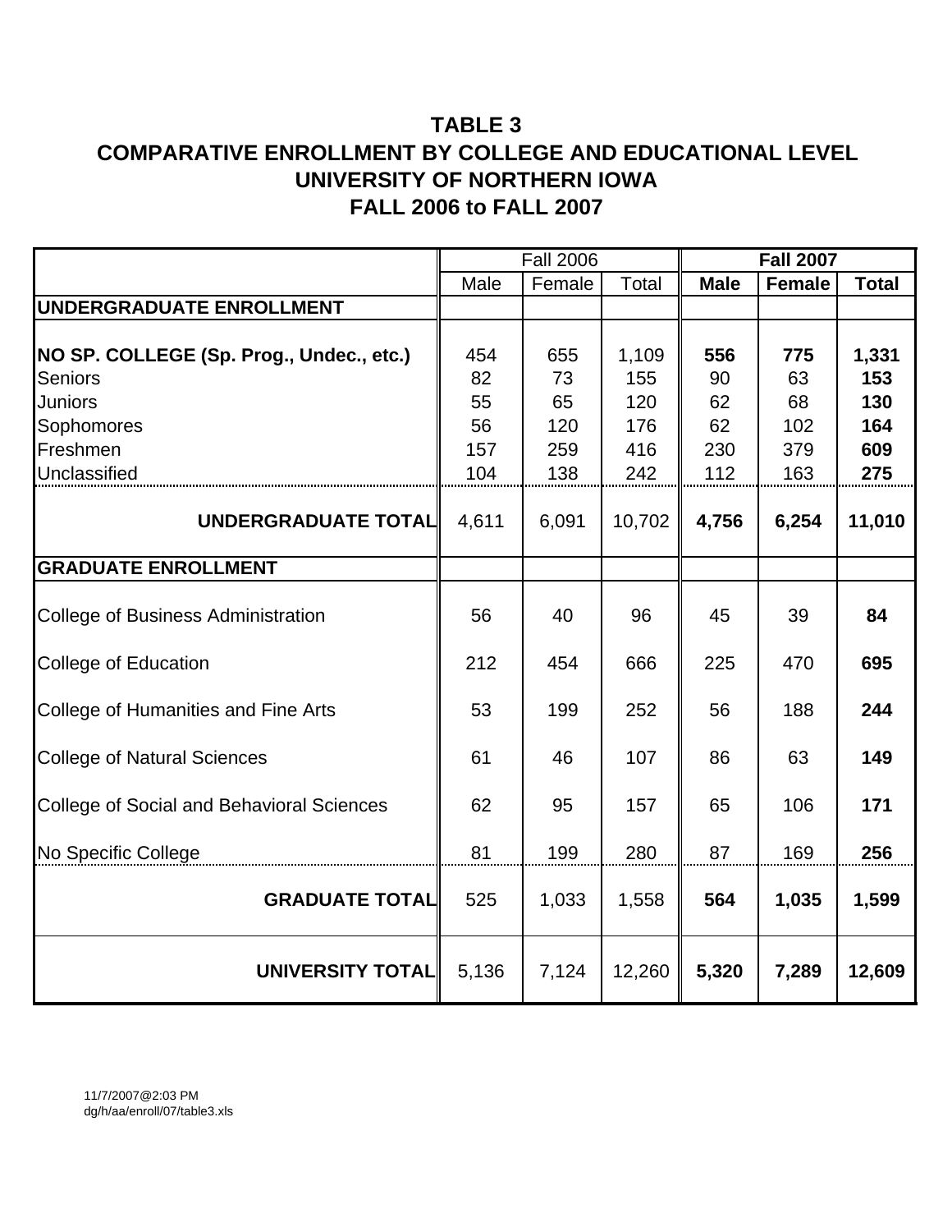# TABLE 3
# COMPARATIVE ENROLLMENT BY COLLEGE AND EDUCATIONAL LEVEL
# UNIVERSITY OF NORTHERN IOWA
# FALL 2006 to FALL 2007

| | Fall 2006 | | | **Fall 2007** | | |
|---|---|---|---|---|---|---|
| | Male | Female | Total | **Male** | **Female** | **Total** |
| **UNDERGRADUATE ENROLLMENT** | | | | | | |
| **NO SP. COLLEGE (Sp. Prog., Undec., etc.)** | 454 | 655 | 1,109 | **556** | **775** | **1,331** |
| Seniors | 82 | 73 | 155 | 90 | 63 | **153** |
| Juniors | 55 | 65 | 120 | 62 | 68 | **130** |
| Sophomores | 56 | 120 | 176 | 62 | 102 | **164** |
| Freshmen | 157 | 259 | 416 | 230 | 379 | **609** |
| Unclassified | 104 | 138 | 242 | 112 | 163 | **275** |
| **UNDERGRADUATE TOTAL** | 4,611 | 6,091 | 10,702 | **4,756** | **6,254** | **11,010** |
| **GRADUATE ENROLLMENT** | | | | | | |
| College of Business Administration | 56 | 40 | 96 | 45 | 39 | **84** |
| College of Education | 212 | 454 | 666 | 225 | 470 | **695** |
| College of Humanities and Fine Arts | 53 | 199 | 252 | 56 | 188 | **244** |
| College of Natural Sciences | 61 | 46 | 107 | 86 | 63 | **149** |
| College of Social and Behavioral Sciences | 62 | 95 | 157 | 65 | 106 | **171** |
| No Specific College | 81 | 199 | 280 | 87 | 169 | **256** |
| **GRADUATE TOTAL** | 525 | 1,033 | 1,558 | **564** | **1,035** | **1,599** |
| **UNIVERSITY TOTAL** | 5,136 | 7,124 | 12,260 | **5,320** | **7,289** | **12,609** |

11/7/2007@2:03 PM
dg/h/aa/enroll/07/table3.xls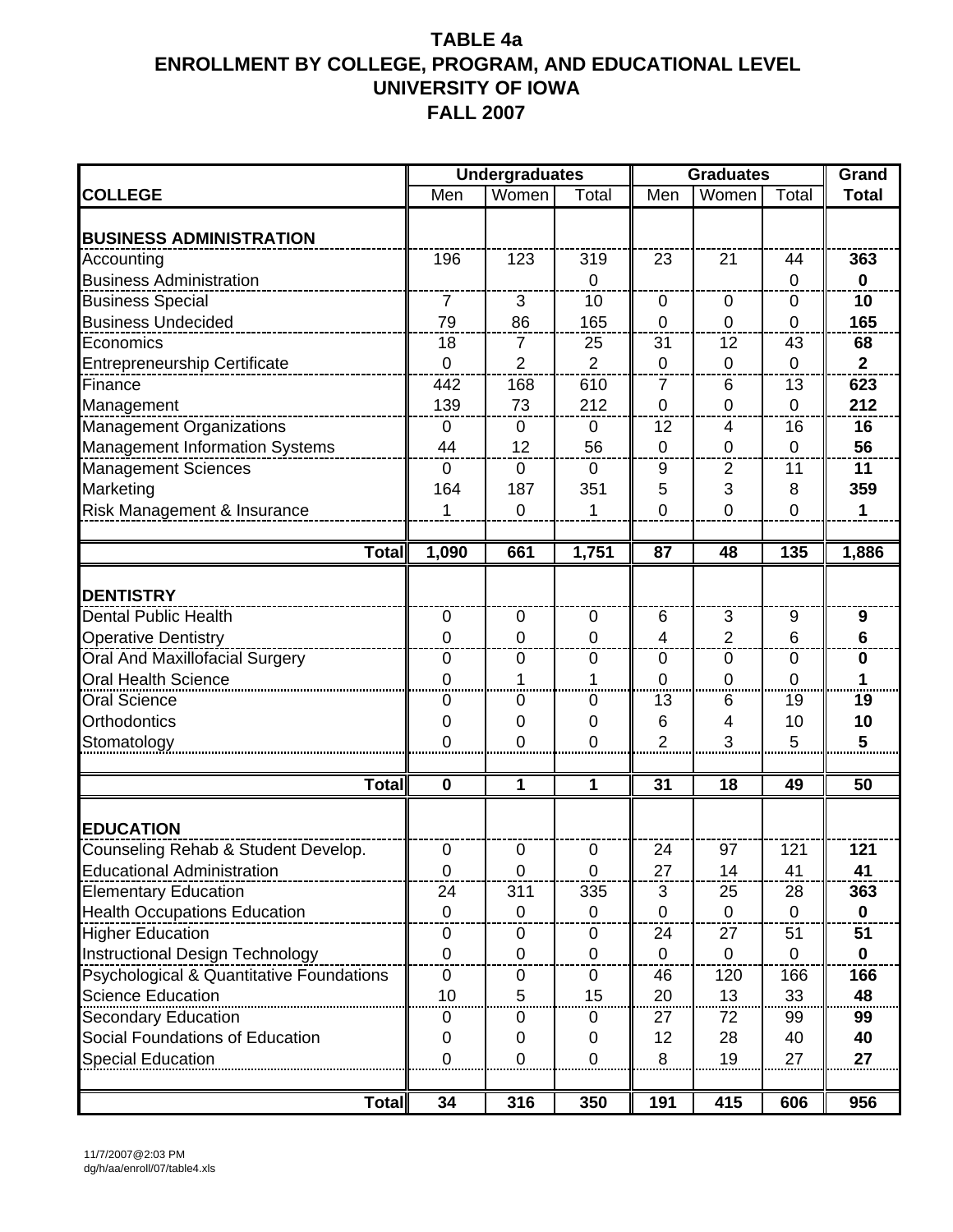# TABLE 4a
# ENROLLMENT BY COLLEGE, PROGRAM, AND EDUCATIONAL LEVEL
# UNIVERSITY OF IOWA
# FALL 2007

| | Undergraduates | | | Graduates | | | Grand |
|---|---|---|---|---|---|---|---|
| **COLLEGE** | Men | Women | Total | Men | Women | Total | **Total** |
| **BUSINESS ADMINISTRATION** | | | | | | | |
| Accounting | 196 | 123 | 319 | 23 | 21 | 44 | **363** |
| Business Administration | | | 0 | | | 0 | **0** |
| Business Special | 7 | 3 | 10 | 0 | 0 | 0 | **10** |
| Business Undecided | 79 | 86 | 165 | 0 | 0 | 0 | **165** |
| Economics | 18 | 7 | 25 | 31 | 12 | 43 | **68** |
| Entrepreneurship Certificate | 0 | 2 | 2 | 0 | 0 | 0 | **2** |
| Finance | 442 | 168 | 610 | 7 | 6 | 13 | **623** |
| Management | 139 | 73 | 212 | 0 | 0 | 0 | **212** |
| Management Organizations | 0 | 0 | 0 | 12 | 4 | 16 | **16** |
| Management Information Systems | 44 | 12 | 56 | 0 | 0 | 0 | **56** |
| Management Sciences | 0 | 0 | 0 | 9 | 2 | 11 | **11** |
| Marketing | 164 | 187 | 351 | 5 | 3 | 8 | **359** |
| Risk Management & Insurance | 1 | 0 | 1 | 0 | 0 | 0 | **1** |
| **Total** | **1,090** | **661** | **1,751** | **87** | **48** | **135** | **1,886** |
| **DENTISTRY** | | | | | | | |
| Dental Public Health | 0 | 0 | 0 | 6 | 3 | 9 | **9** |
| Operative Dentistry | 0 | 0 | 0 | 4 | 2 | 6 | **6** |
| Oral And Maxillofacial Surgery | 0 | 0 | 0 | 0 | 0 | 0 | **0** |
| Oral Health Science | 0 | 1 | 1 | 0 | 0 | 0 | **1** |
| Oral Science | 0 | 0 | 0 | 13 | 6 | 19 | **19** |
| Orthodontics | 0 | 0 | 0 | 6 | 4 | 10 | **10** |
| Stomatology | 0 | 0 | 0 | 2 | 3 | 5 | **5** |
| **Total** | **0** | **1** | **1** | **31** | **18** | **49** | **50** |
| **EDUCATION** | | | | | | | |
| Counseling Rehab & Student Develop. | 0 | 0 | 0 | 24 | 97 | 121 | **121** |
| Educational Administration | 0 | 0 | 0 | 27 | 14 | 41 | **41** |
| Elementary Education | 24 | 311 | 335 | 3 | 25 | 28 | **363** |
| Health Occupations Education | 0 | 0 | 0 | 0 | 0 | 0 | **0** |
| Higher Education | 0 | 0 | 0 | 24 | 27 | 51 | **51** |
| Instructional Design Technology | 0 | 0 | 0 | 0 | 0 | 0 | **0** |
| Psychological & Quantitative Foundations | 0 | 0 | 0 | 46 | 120 | 166 | **166** |
| Science Education | 10 | 5 | 15 | 20 | 13 | 33 | **48** |
| Secondary Education | 0 | 0 | 0 | 27 | 72 | 99 | **99** |
| Social Foundations of Education | 0 | 0 | 0 | 12 | 28 | 40 | **40** |
| Special Education | 0 | 0 | 0 | 8 | 19 | 27 | **27** |
| **Total** | **34** | **316** | **350** | **191** | **415** | **606** | **956** |

11/7/2007@2:03 PM
dg/h/aa/enroll/07/table4.xls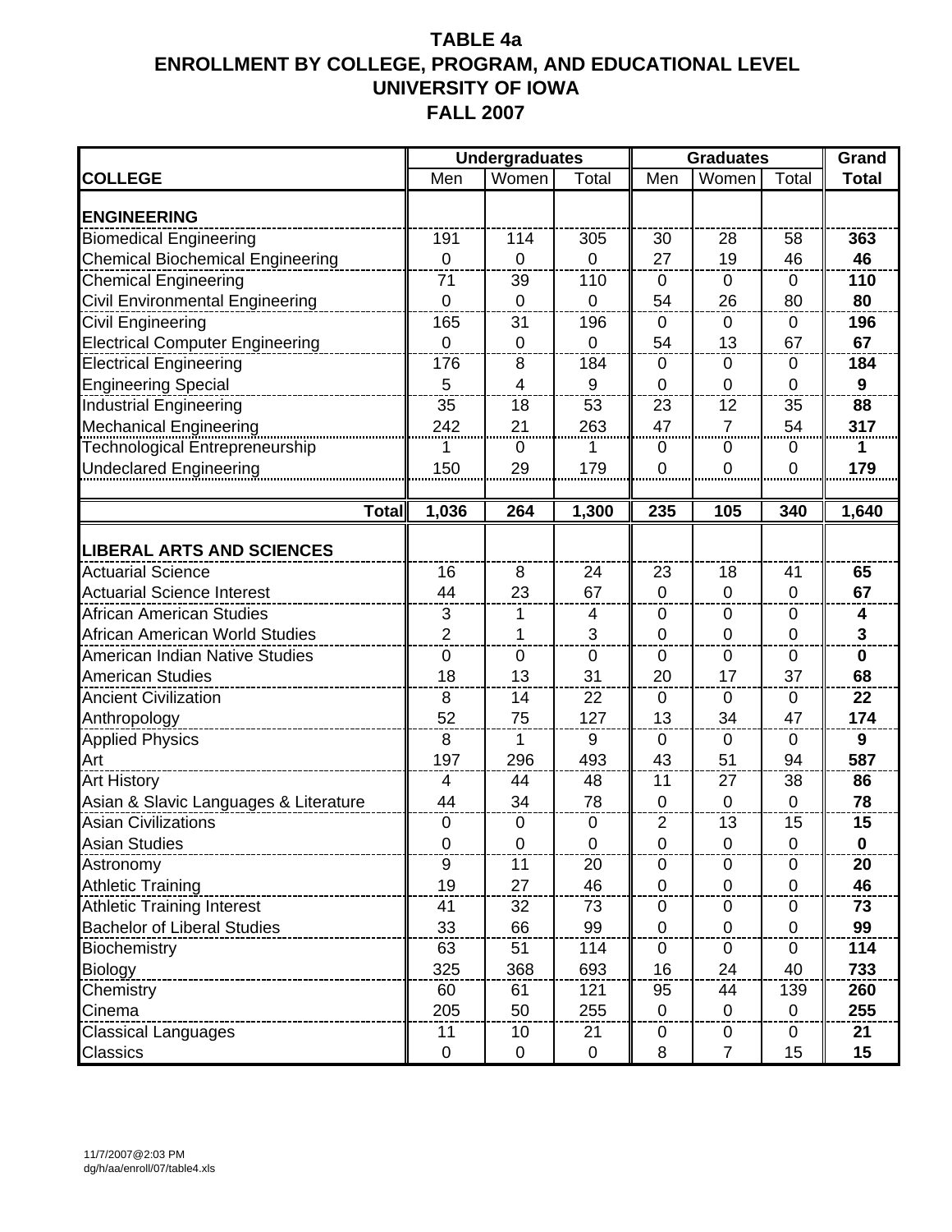# TABLE 4a
# ENROLLMENT BY COLLEGE, PROGRAM, AND EDUCATIONAL LEVEL
# UNIVERSITY OF IOWA
# FALL 2007

| | Undergraduates | | | Graduates | | | Grand |
|---|---|---|---|---|---|---|---|
| **COLLEGE** | Men | Women | Total | Men | Women | Total | **Total** |
| **ENGINEERING** | | | | | | | |
| Biomedical Engineering | 191 | 114 | 305 | 30 | 28 | 58 | **363** |
| Chemical Biochemical Engineering | 0 | 0 | 0 | 27 | 19 | 46 | **46** |
| Chemical Engineering | 71 | 39 | 110 | 0 | 0 | 0 | **110** |
| Civil Environmental Engineering | 0 | 0 | 0 | 54 | 26 | 80 | **80** |
| Civil Engineering | 165 | 31 | 196 | 0 | 0 | 0 | **196** |
| Electrical Computer Engineering | 0 | 0 | 0 | 54 | 13 | 67 | **67** |
| Electrical Engineering | 176 | 8 | 184 | 0 | 0 | 0 | **184** |
| Engineering Special | 5 | 4 | 9 | 0 | 0 | 0 | **9** |
| Industrial Engineering | 35 | 18 | 53 | 23 | 12 | 35 | **88** |
| Mechanical Engineering | 242 | 21 | 263 | 47 | 7 | 54 | **317** |
| Technological Entrepreneurship | 1 | 0 | 1 | 0 | 0 | 0 | **1** |
| Undeclared Engineering | 150 | 29 | 179 | 0 | 0 | 0 | **179** |
| **Total** | **1,036** | **264** | **1,300** | **235** | **105** | **340** | **1,640** |
| **LIBERAL ARTS AND SCIENCES** | | | | | | | |
| Actuarial Science | 16 | 8 | 24 | 23 | 18 | 41 | **65** |
| Actuarial Science Interest | 44 | 23 | 67 | 0 | 0 | 0 | **67** |
| African American Studies | 3 | 1 | 4 | 0 | 0 | 0 | **4** |
| African American World Studies | 2 | 1 | 3 | 0 | 0 | 0 | **3** |
| American Indian Native Studies | 0 | 0 | 0 | 0 | 0 | 0 | **0** |
| American Studies | 18 | 13 | 31 | 20 | 17 | 37 | **68** |
| Ancient Civilization | 8 | 14 | 22 | 0 | 0 | 0 | **22** |
| Anthropology | 52 | 75 | 127 | 13 | 34 | 47 | **174** |
| Applied Physics | 8 | 1 | 9 | 0 | 0 | 0 | **9** |
| Art | 197 | 296 | 493 | 43 | 51 | 94 | **587** |
| Art History | 4 | 44 | 48 | 11 | 27 | 38 | **86** |
| Asian & Slavic Languages & Literature | 44 | 34 | 78 | 0 | 0 | 0 | **78** |
| Asian Civilizations | 0 | 0 | 0 | 2 | 13 | 15 | **15** |
| Asian Studies | 0 | 0 | 0 | 0 | 0 | 0 | **0** |
| Astronomy | 9 | 11 | 20 | 0 | 0 | 0 | **20** |
| Athletic Training | 19 | 27 | 46 | 0 | 0 | 0 | **46** |
| Athletic Training Interest | 41 | 32 | 73 | 0 | 0 | 0 | **73** |
| Bachelor of Liberal Studies | 33 | 66 | 99 | 0 | 0 | 0 | **99** |
| Biochemistry | 63 | 51 | 114 | 0 | 0 | 0 | **114** |
| Biology | 325 | 368 | 693 | 16 | 24 | 40 | **733** |
| Chemistry | 60 | 61 | 121 | 95 | 44 | 139 | **260** |
| Cinema | 205 | 50 | 255 | 0 | 0 | 0 | **255** |
| Classical Languages | 11 | 10 | 21 | 0 | 0 | 0 | **21** |
| Classics | 0 | 0 | 0 | 8 | 7 | 15 | **15** |

11/7/2007@2:03 PM
dg/h/aa/enroll/07/table4.xls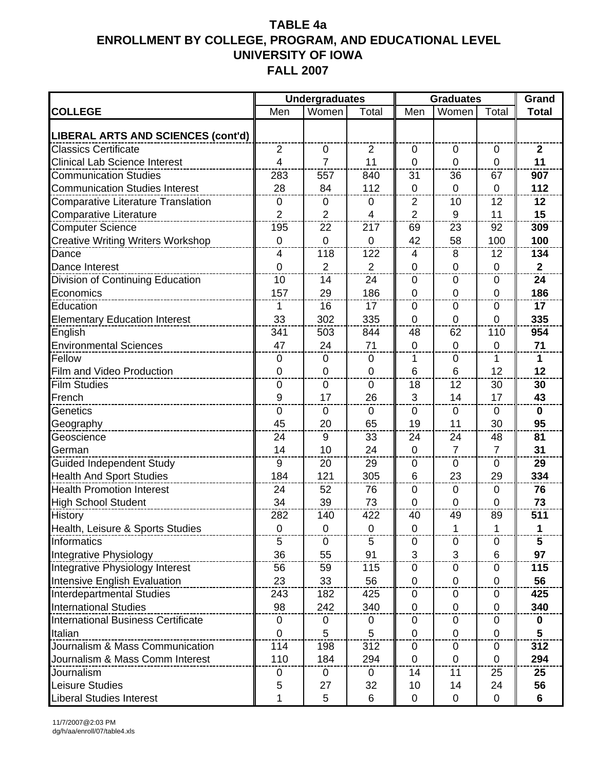# TABLE 4a
# ENROLLMENT BY COLLEGE, PROGRAM, AND EDUCATIONAL LEVEL
# UNIVERSITY OF IOWA
# FALL 2007

| | Undergraduates | | | Graduates | | | Grand |
|---|---|---|---|---|---|---|---|
| **COLLEGE** | Men | Women | Total | Men | Women | Total | **Total** |
| **LIBERAL ARTS AND SCIENCES (cont'd)** | | | | | | | |
| Classics Certificate | 2 | 0 | 2 | 0 | 0 | 0 | **2** |
| Clinical Lab Science Interest | 4 | 7 | 11 | 0 | 0 | 0 | **11** |
| Communication Studies | 283 | 557 | 840 | 31 | 36 | 67 | **907** |
| Communication Studies Interest | 28 | 84 | 112 | 0 | 0 | 0 | **112** |
| Comparative Literature Translation | 0 | 0 | 0 | 2 | 10 | 12 | **12** |
| Comparative Literature | 2 | 2 | 4 | 2 | 9 | 11 | **15** |
| Computer Science | 195 | 22 | 217 | 69 | 23 | 92 | **309** |
| Creative Writing Writers Workshop | 0 | 0 | 0 | 42 | 58 | 100 | **100** |
| Dance | 4 | 118 | 122 | 4 | 8 | 12 | **134** |
| Dance Interest | 0 | 2 | 2 | 0 | 0 | 0 | **2** |
| Division of Continuing Education | 10 | 14 | 24 | 0 | 0 | 0 | **24** |
| Economics | 157 | 29 | 186 | 0 | 0 | 0 | **186** |
| Education | 1 | 16 | 17 | 0 | 0 | 0 | **17** |
| Elementary Education Interest | 33 | 302 | 335 | 0 | 0 | 0 | **335** |
| English | 341 | 503 | 844 | 48 | 62 | 110 | **954** |
| Environmental Sciences | 47 | 24 | 71 | 0 | 0 | 0 | **71** |
| Fellow | 0 | 0 | 0 | 1 | 0 | 1 | **1** |
| Film and Video Production | 0 | 0 | 0 | 6 | 6 | 12 | **12** |
| Film Studies | 0 | 0 | 0 | 18 | 12 | 30 | **30** |
| French | 9 | 17 | 26 | 3 | 14 | 17 | **43** |
| Genetics | 0 | 0 | 0 | 0 | 0 | 0 | **0** |
| Geography | 45 | 20 | 65 | 19 | 11 | 30 | **95** |
| Geoscience | 24 | 9 | 33 | 24 | 24 | 48 | **81** |
| German | 14 | 10 | 24 | 0 | 7 | 7 | **31** |
| Guided Independent Study | 9 | 20 | 29 | 0 | 0 | 0 | **29** |
| Health And Sport Studies | 184 | 121 | 305 | 6 | 23 | 29 | **334** |
| Health Promotion Interest | 24 | 52 | 76 | 0 | 0 | 0 | **76** |
| High School Student | 34 | 39 | 73 | 0 | 0 | 0 | **73** |
| History | 282 | 140 | 422 | 40 | 49 | 89 | **511** |
| Health, Leisure & Sports Studies | 0 | 0 | 0 | 0 | 1 | 1 | **1** |
| Informatics | 5 | 0 | 5 | 0 | 0 | 0 | **5** |
| Integrative Physiology | 36 | 55 | 91 | 3 | 3 | 6 | **97** |
| Integrative Physiology Interest | 56 | 59 | 115 | 0 | 0 | 0 | **115** |
| Intensive English Evaluation | 23 | 33 | 56 | 0 | 0 | 0 | **56** |
| Interdepartmental Studies | 243 | 182 | 425 | 0 | 0 | 0 | **425** |
| International Studies | 98 | 242 | 340 | 0 | 0 | 0 | **340** |
| International Business Certificate | 0 | 0 | 0 | 0 | 0 | 0 | **0** |
| Italian | 0 | 5 | 5 | 0 | 0 | 0 | **5** |
| Journalism & Mass Communication | 114 | 198 | 312 | 0 | 0 | 0 | **312** |
| Journalism & Mass Comm Interest | 110 | 184 | 294 | 0 | 0 | 0 | **294** |
| Journalism | 0 | 0 | 0 | 14 | 11 | 25 | **25** |
| Leisure Studies | 5 | 27 | 32 | 10 | 14 | 24 | **56** |
| Liberal Studies Interest | 1 | 5 | 6 | 0 | 0 | 0 | **6** |

11/7/2007@2:03 PM
dg/h/aa/enroll/07/table4.xls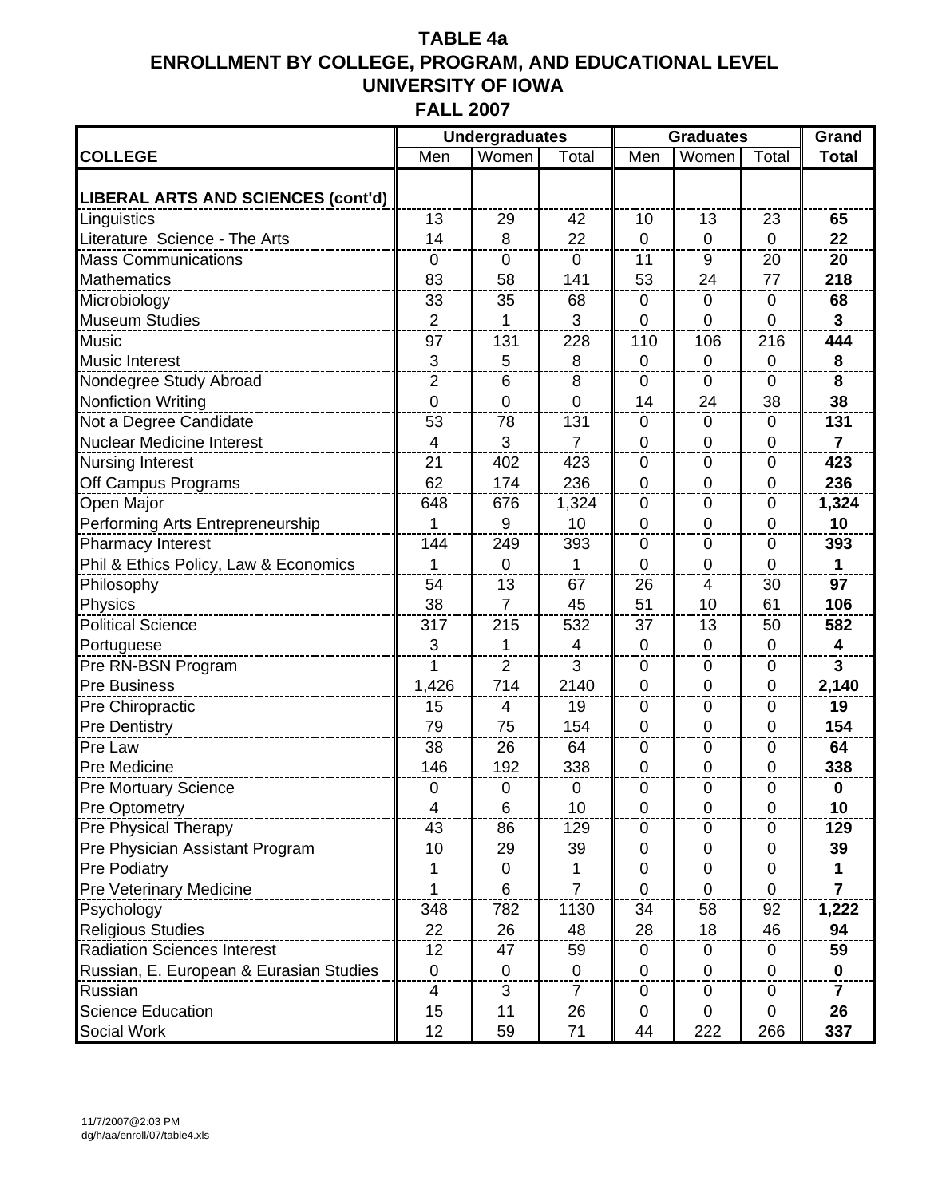# TABLE 4a
# ENROLLMENT BY COLLEGE, PROGRAM, AND EDUCATIONAL LEVEL
# UNIVERSITY OF IOWA
# FALL 2007

| COLLEGE | Undergraduates Men | Undergraduates Women | Undergraduates Total | Graduates Men | Graduates Women | Graduates Total | Grand Total |
|---|---|---|---|---|---|---|---|
| **LIBERAL ARTS AND SCIENCES (cont'd)** | | | | | | | |
| Linguistics | 13 | 29 | 42 | 10 | 13 | 23 | **65** |
| Literature Science - The Arts | 14 | 8 | 22 | 0 | 0 | 0 | **22** |
| Mass Communications | 0 | 0 | 0 | 11 | 9 | 20 | **20** |
| Mathematics | 83 | 58 | 141 | 53 | 24 | 77 | **218** |
| Microbiology | 33 | 35 | 68 | 0 | 0 | 0 | **68** |
| Museum Studies | 2 | 1 | 3 | 0 | 0 | 0 | **3** |
| Music | 97 | 131 | 228 | 110 | 106 | 216 | **444** |
| Music Interest | 3 | 5 | 8 | 0 | 0 | 0 | **8** |
| Nondegree Study Abroad | 2 | 6 | 8 | 0 | 0 | 0 | **8** |
| Nonfiction Writing | 0 | 0 | 0 | 14 | 24 | 38 | **38** |
| Not a Degree Candidate | 53 | 78 | 131 | 0 | 0 | 0 | **131** |
| Nuclear Medicine Interest | 4 | 3 | 7 | 0 | 0 | 0 | **7** |
| Nursing Interest | 21 | 402 | 423 | 0 | 0 | 0 | **423** |
| Off Campus Programs | 62 | 174 | 236 | 0 | 0 | 0 | **236** |
| Open Major | 648 | 676 | 1,324 | 0 | 0 | 0 | **1,324** |
| Performing Arts Entrepreneurship | 1 | 9 | 10 | 0 | 0 | 0 | **10** |
| Pharmacy Interest | 144 | 249 | 393 | 0 | 0 | 0 | **393** |
| Phil & Ethics Policy, Law & Economics | 1 | 0 | 1 | 0 | 0 | 0 | **1** |
| Philosophy | 54 | 13 | 67 | 26 | 4 | 30 | **97** |
| Physics | 38 | 7 | 45 | 51 | 10 | 61 | **106** |
| Political Science | 317 | 215 | 532 | 37 | 13 | 50 | **582** |
| Portuguese | 3 | 1 | 4 | 0 | 0 | 0 | **4** |
| Pre RN-BSN Program | 1 | 2 | 3 | 0 | 0 | 0 | **3** |
| Pre Business | 1,426 | 714 | 2140 | 0 | 0 | 0 | **2,140** |
| Pre Chiropractic | 15 | 4 | 19 | 0 | 0 | 0 | **19** |
| Pre Dentistry | 79 | 75 | 154 | 0 | 0 | 0 | **154** |
| Pre Law | 38 | 26 | 64 | 0 | 0 | 0 | **64** |
| Pre Medicine | 146 | 192 | 338 | 0 | 0 | 0 | **338** |
| Pre Mortuary Science | 0 | 0 | 0 | 0 | 0 | 0 | **0** |
| Pre Optometry | 4 | 6 | 10 | 0 | 0 | 0 | **10** |
| Pre Physical Therapy | 43 | 86 | 129 | 0 | 0 | 0 | **129** |
| Pre Physician Assistant Program | 10 | 29 | 39 | 0 | 0 | 0 | **39** |
| Pre Podiatry | 1 | 0 | 1 | 0 | 0 | 0 | **1** |
| Pre Veterinary Medicine | 1 | 6 | 7 | 0 | 0 | 0 | **7** |
| Psychology | 348 | 782 | 1130 | 34 | 58 | 92 | **1,222** |
| Religious Studies | 22 | 26 | 48 | 28 | 18 | 46 | **94** |
| Radiation Sciences Interest | 12 | 47 | 59 | 0 | 0 | 0 | **59** |
| Russian, E. European & Eurasian Studies | 0 | 0 | 0 | 0 | 0 | 0 | **0** |
| Russian | 4 | 3 | 7 | 0 | 0 | 0 | **7** |
| Science Education | 15 | 11 | 26 | 0 | 0 | 0 | **26** |
| Social Work | 12 | 59 | 71 | 44 | 222 | 266 | **337** |

11/7/2007@2:03 PM
dg/h/aa/enroll/07/table4.xls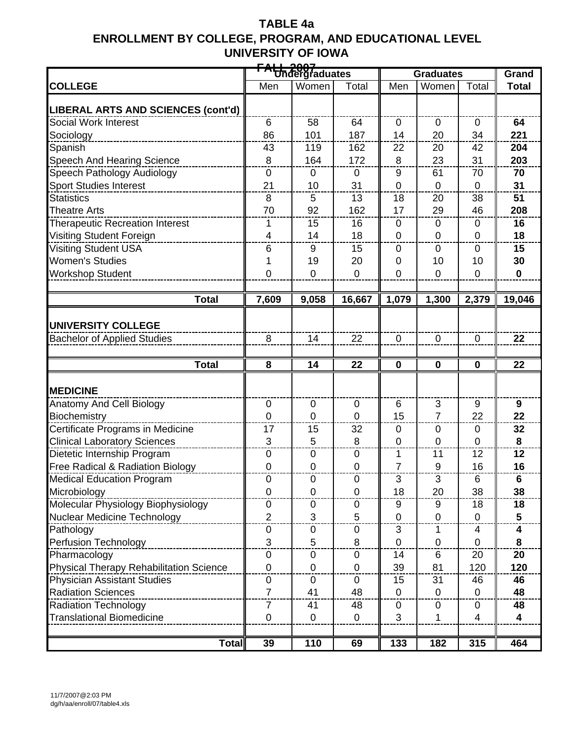# TABLE 4a
# ENROLLMENT BY COLLEGE, PROGRAM, AND EDUCATIONAL LEVEL
# UNIVERSITY OF IOWA
# FALL 2007

| COLLEGE | Undergraduates | | | Graduates | | | Grand |
|---|---|---|---|---|---|---|---|
| | Men | Women | Total | Men | Women | Total | **Total** |
| **LIBERAL ARTS AND SCIENCES (cont'd)** | | | | | | | |
| Social Work Interest | 6 | 58 | 64 | 0 | 0 | 0 | **64** |
| Sociology | 86 | 101 | 187 | 14 | 20 | 34 | **221** |
| Spanish | 43 | 119 | 162 | 22 | 20 | 42 | **204** |
| Speech And Hearing Science | 8 | 164 | 172 | 8 | 23 | 31 | **203** |
| Speech Pathology Audiology | 0 | 0 | 0 | 9 | 61 | 70 | **70** |
| Sport Studies Interest | 21 | 10 | 31 | 0 | 0 | 0 | **31** |
| Statistics | 8 | 5 | 13 | 18 | 20 | 38 | **51** |
| Theatre Arts | 70 | 92 | 162 | 17 | 29 | 46 | **208** |
| Therapeutic Recreation Interest | 1 | 15 | 16 | 0 | 0 | 0 | **16** |
| Visiting Student Foreign | 4 | 14 | 18 | 0 | 0 | 0 | **18** |
| Visiting Student USA | 6 | 9 | 15 | 0 | 0 | 0 | **15** |
| Women's Studies | 1 | 19 | 20 | 0 | 10 | 10 | **30** |
| Workshop Student | 0 | 0 | 0 | 0 | 0 | 0 | **0** |
| **Total** | **7,609** | **9,058** | **16,667** | **1,079** | **1,300** | **2,379** | **19,046** |
| **UNIVERSITY COLLEGE** | | | | | | | |
| Bachelor of Applied Studies | 8 | 14 | 22 | 0 | 0 | 0 | **22** |
| **Total** | **8** | **14** | **22** | **0** | **0** | **0** | **22** |
| **MEDICINE** | | | | | | | |
| Anatomy And Cell Biology | 0 | 0 | 0 | 6 | 3 | 9 | **9** |
| Biochemistry | 0 | 0 | 0 | 15 | 7 | 22 | **22** |
| Certificate Programs in Medicine | 17 | 15 | 32 | 0 | 0 | 0 | **32** |
| Clinical Laboratory Sciences | 3 | 5 | 8 | 0 | 0 | 0 | **8** |
| Dietetic Internship Program | 0 | 0 | 0 | 1 | 11 | 12 | **12** |
| Free Radical & Radiation Biology | 0 | 0 | 0 | 7 | 9 | 16 | **16** |
| Medical Education Program | 0 | 0 | 0 | 3 | 3 | 6 | **6** |
| Microbiology | 0 | 0 | 0 | 18 | 20 | 38 | **38** |
| Molecular Physiology Biophysiology | 0 | 0 | 0 | 9 | 9 | 18 | **18** |
| Nuclear Medicine Technology | 2 | 3 | 5 | 0 | 0 | 0 | **5** |
| Pathology | 0 | 0 | 0 | 3 | 1 | 4 | **4** |
| Perfusion Technology | 3 | 5 | 8 | 0 | 0 | 0 | **8** |
| Pharmacology | 0 | 0 | 0 | 14 | 6 | 20 | **20** |
| Physical Therapy Rehabilitation Science | 0 | 0 | 0 | 39 | 81 | 120 | **120** |
| Physician Assistant Studies | 0 | 0 | 0 | 15 | 31 | 46 | **46** |
| Radiation Sciences | 7 | 41 | 48 | 0 | 0 | 0 | **48** |
| Radiation Technology | 7 | 41 | 48 | 0 | 0 | 0 | **48** |
| Translational Biomedicine | 0 | 0 | 0 | 3 | 1 | 4 | **4** |
| **Total** | **39** | **110** | **69** | **133** | **182** | **315** | **464** |

11/7/2007@2:03 PM
dg/h/aa/enroll/07/table4.xls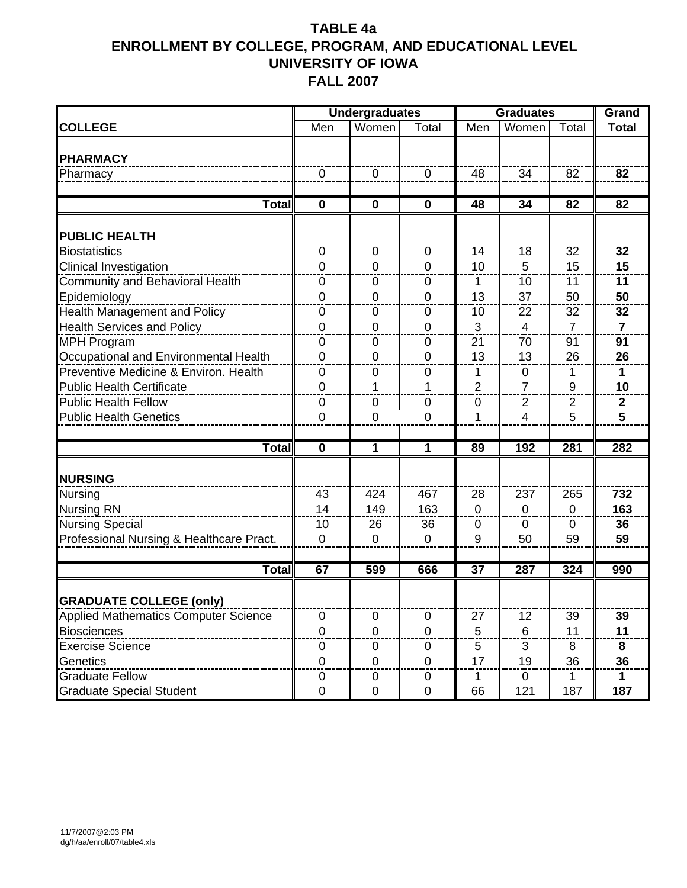# TABLE 4a
# ENROLLMENT BY COLLEGE, PROGRAM, AND EDUCATIONAL LEVEL
# UNIVERSITY OF IOWA
# FALL 2007

| | Undergraduates | | | Graduates | | | Grand |
|---|---|---|---|---|---|---|---|
| **COLLEGE** | Men | Women | Total | Men | Women | Total | **Total** |
| **PHARMACY** | | | | | | | |
| Pharmacy | 0 | 0 | 0 | 48 | 34 | 82 | **82** |
| **Total** | **0** | **0** | **0** | **48** | **34** | **82** | **82** |
| **PUBLIC HEALTH** | | | | | | | |
| Biostatistics | 0 | 0 | 0 | 14 | 18 | 32 | **32** |
| Clinical Investigation | 0 | 0 | 0 | 10 | 5 | 15 | **15** |
| Community and Behavioral Health | 0 | 0 | 0 | 1 | 10 | 11 | **11** |
| Epidemiology | 0 | 0 | 0 | 13 | 37 | 50 | **50** |
| Health Management and Policy | 0 | 0 | 0 | 10 | 22 | 32 | **32** |
| Health Services and Policy | 0 | 0 | 0 | 3 | 4 | 7 | **7** |
| MPH Program | 0 | 0 | 0 | 21 | 70 | 91 | **91** |
| Occupational and Environmental Health | 0 | 0 | 0 | 13 | 13 | 26 | **26** |
| Preventive Medicine & Environ. Health | 0 | 0 | 0 | 1 | 0 | 1 | **1** |
| Public Health Certificate | 0 | 1 | 1 | 2 | 7 | 9 | **10** |
| Public Health Fellow | 0 | 0 | 0 | 0 | 2 | 2 | **2** |
| Public Health Genetics | 0 | 0 | 0 | 1 | 4 | 5 | **5** |
| **Total** | **0** | **1** | **1** | **89** | **192** | **281** | **282** |
| **NURSING** | | | | | | | |
| Nursing | 43 | 424 | 467 | 28 | 237 | 265 | **732** |
| Nursing RN | 14 | 149 | 163 | 0 | 0 | 0 | **163** |
| Nursing Special | 10 | 26 | 36 | 0 | 0 | 0 | **36** |
| Professional Nursing & Healthcare Pract. | 0 | 0 | 0 | 9 | 50 | 59 | **59** |
| **Total** | **67** | **599** | **666** | **37** | **287** | **324** | **990** |
| **GRADUATE COLLEGE (only)** | | | | | | | |
| Applied Mathematics Computer Science | 0 | 0 | 0 | 27 | 12 | 39 | **39** |
| Biosciences | 0 | 0 | 0 | 5 | 6 | 11 | **11** |
| Exercise Science | 0 | 0 | 0 | 5 | 3 | 8 | **8** |
| Genetics | 0 | 0 | 0 | 17 | 19 | 36 | **36** |
| Graduate Fellow | 0 | 0 | 0 | 1 | 0 | 1 | **1** |
| Graduate Special Student | 0 | 0 | 0 | 66 | 121 | 187 | **187** |

11/7/2007@2:03 PM
dg/h/aa/enroll/07/table4.xls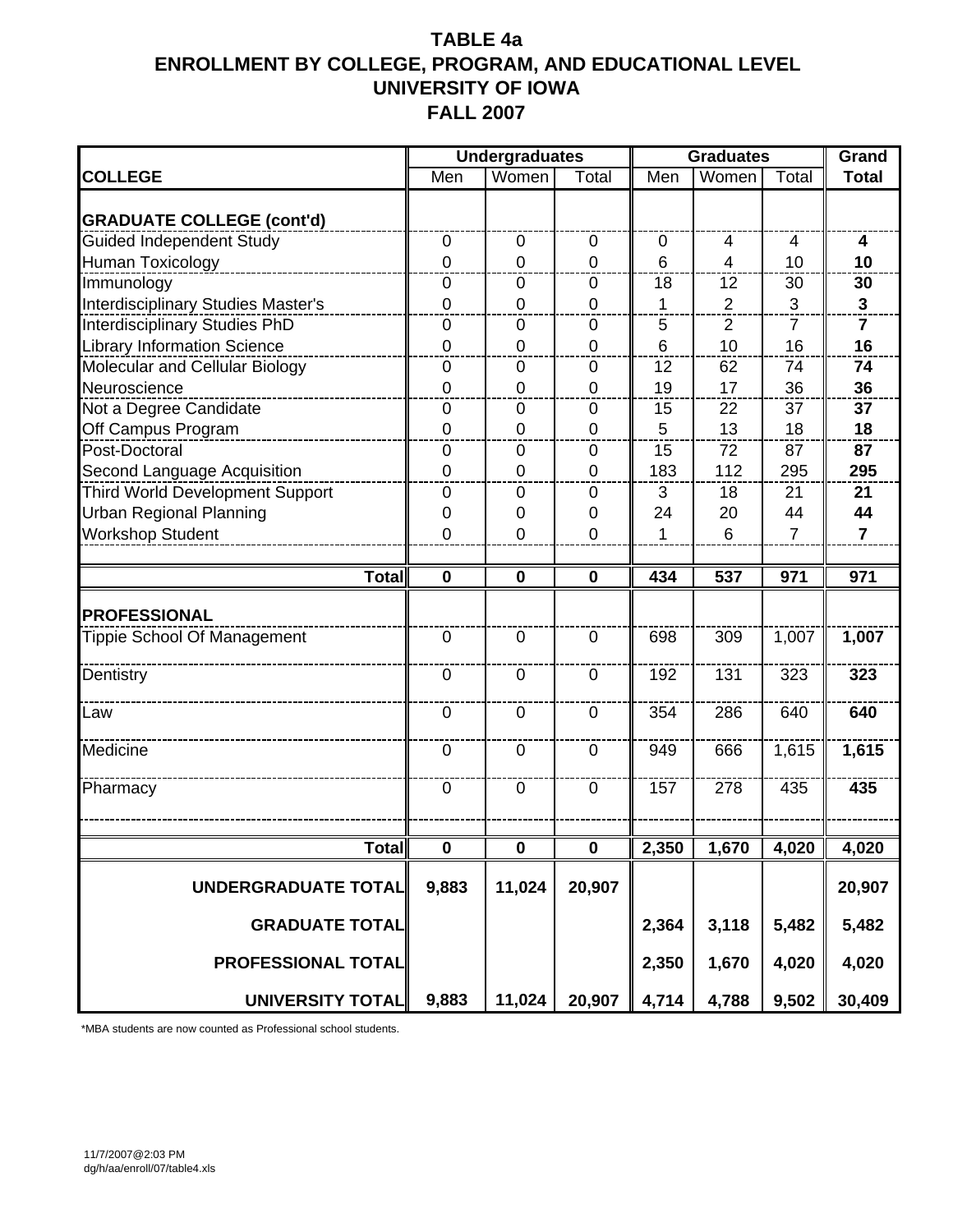# TABLE 4a
# ENROLLMENT BY COLLEGE, PROGRAM, AND EDUCATIONAL LEVEL
# UNIVERSITY OF IOWA
# FALL 2007

| | Undergraduates | | | Graduates | | | Grand |
|---|---|---|---|---|---|---|---|
| **COLLEGE** | Men | Women | Total | Men | Women | Total | **Total** |
| **GRADUATE COLLEGE (cont'd)** | | | | | | | |
| Guided Independent Study | 0 | 0 | 0 | 0 | 4 | 4 | **4** |
| Human Toxicology | 0 | 0 | 0 | 6 | 4 | 10 | **10** |
| Immunology | 0 | 0 | 0 | 18 | 12 | 30 | **30** |
| Interdisciplinary Studies Master's | 0 | 0 | 0 | 1 | 2 | 3 | **3** |
| Interdisciplinary Studies PhD | 0 | 0 | 0 | 5 | 2 | 7 | **7** |
| Library Information Science | 0 | 0 | 0 | 6 | 10 | 16 | **16** |
| Molecular and Cellular Biology | 0 | 0 | 0 | 12 | 62 | 74 | **74** |
| Neuroscience | 0 | 0 | 0 | 19 | 17 | 36 | **36** |
| Not a Degree Candidate | 0 | 0 | 0 | 15 | 22 | 37 | **37** |
| Off Campus Program | 0 | 0 | 0 | 5 | 13 | 18 | **18** |
| Post-Doctoral | 0 | 0 | 0 | 15 | 72 | 87 | **87** |
| Second Language Acquisition | 0 | 0 | 0 | 183 | 112 | 295 | **295** |
| Third World Development Support | 0 | 0 | 0 | 3 | 18 | 21 | **21** |
| Urban Regional Planning | 0 | 0 | 0 | 24 | 20 | 44 | **44** |
| Workshop Student | 0 | 0 | 0 | 1 | 6 | 7 | **7** |
| **Total** | **0** | **0** | **0** | **434** | **537** | **971** | **971** |
| **PROFESSIONAL** | | | | | | | |
| Tippie School Of Management | 0 | 0 | 0 | 698 | 309 | 1,007 | **1,007** |
| Dentistry | 0 | 0 | 0 | 192 | 131 | 323 | **323** |
| Law | 0 | 0 | 0 | 354 | 286 | 640 | **640** |
| Medicine | 0 | 0 | 0 | 949 | 666 | 1,615 | **1,615** |
| Pharmacy | 0 | 0 | 0 | 157 | 278 | 435 | **435** |
| **Total** | **0** | **0** | **0** | **2,350** | **1,670** | **4,020** | **4,020** |
| **UNDERGRADUATE TOTAL** | **9,883** | **11,024** | **20,907** | | | | **20,907** |
| **GRADUATE TOTAL** | | | | **2,364** | **3,118** | **5,482** | **5,482** |
| **PROFESSIONAL TOTAL** | | | | **2,350** | **1,670** | **4,020** | **4,020** |
| **UNIVERSITY TOTAL** | **9,883** | **11,024** | **20,907** | **4,714** | **4,788** | **9,502** | **30,409** |

*MBA students are now counted as Professional school students.

11/7/2007@2:03 PM
dg/h/aa/enroll/07/table4.xls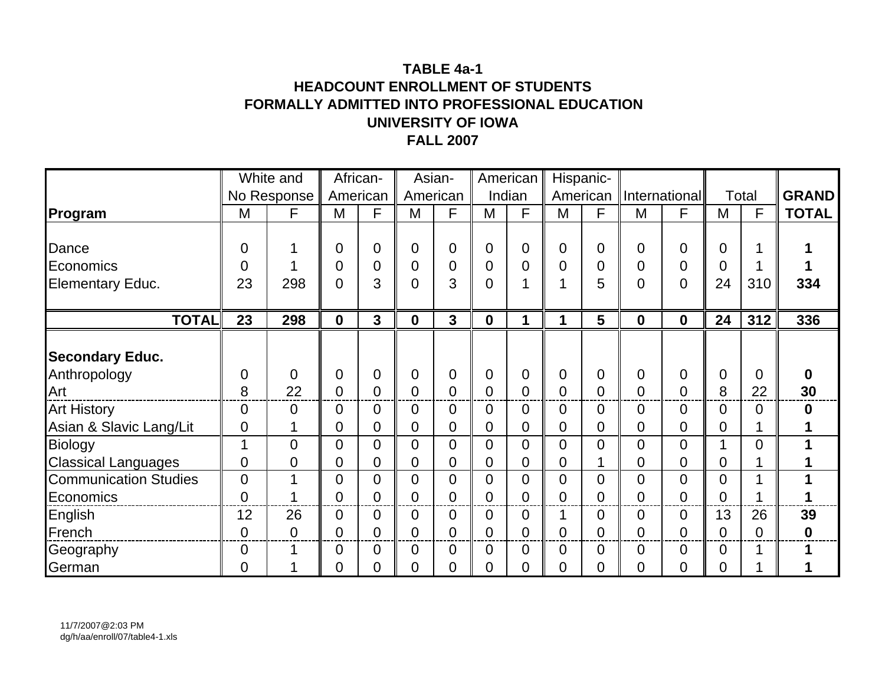**TABLE 4a-1**
**HEADCOUNT ENROLLMENT OF STUDENTS**
**FORMALLY ADMITTED INTO PROFESSIONAL EDUCATION**
**UNIVERSITY OF IOWA**
**FALL 2007**

| | White and No Response | | African-American | | Asian-American | | American Indian | | Hispanic-American | | International | | Total | | GRAND |
|---|---|---|---|---|---|---|---|---|---|---|---|---|---|---|---|
| **Program** | M | F | M | F | M | F | M | F | M | F | M | F | M | F | **TOTAL** |
| Dance | 0 | 1 | 0 | 0 | 0 | 0 | 0 | 0 | 0 | 0 | 0 | 0 | 0 | 1 | **1** |
| Economics | 0 | 1 | 0 | 0 | 0 | 0 | 0 | 0 | 0 | 0 | 0 | 0 | 0 | 1 | **1** |
| Elementary Educ. | 23 | 298 | 0 | 3 | 0 | 3 | 0 | 1 | 1 | 5 | 0 | 0 | 24 | 310 | **334** |
| **TOTAL** | **23** | **298** | **0** | **3** | **0** | **3** | **0** | **1** | **1** | **5** | **0** | **0** | **24** | **312** | **336** |
| **Secondary Educ.** | | | | | | | | | | | | | | | |
| Anthropology | 0 | 0 | 0 | 0 | 0 | 0 | 0 | 0 | 0 | 0 | 0 | 0 | 0 | 0 | **0** |
| Art | 8 | 22 | 0 | 0 | 0 | 0 | 0 | 0 | 0 | 0 | 0 | 0 | 8 | 22 | **30** |
| Art History | 0 | 0 | 0 | 0 | 0 | 0 | 0 | 0 | 0 | 0 | 0 | 0 | 0 | 0 | **0** |
| Asian & Slavic Lang/Lit | 0 | 1 | 0 | 0 | 0 | 0 | 0 | 0 | 0 | 0 | 0 | 0 | 0 | 1 | **1** |
| Biology | 1 | 0 | 0 | 0 | 0 | 0 | 0 | 0 | 0 | 0 | 0 | 0 | 1 | 0 | **1** |
| Classical Languages | 0 | 0 | 0 | 0 | 0 | 0 | 0 | 0 | 0 | 1 | 0 | 0 | 0 | 1 | **1** |
| Communication Studies | 0 | 1 | 0 | 0 | 0 | 0 | 0 | 0 | 0 | 0 | 0 | 0 | 0 | 1 | **1** |
| Economics | 0 | 1 | 0 | 0 | 0 | 0 | 0 | 0 | 0 | 0 | 0 | 0 | 0 | 1 | **1** |
| English | 12 | 26 | 0 | 0 | 0 | 0 | 0 | 0 | 1 | 0 | 0 | 0 | 13 | 26 | **39** |
| French | 0 | 0 | 0 | 0 | 0 | 0 | 0 | 0 | 0 | 0 | 0 | 0 | 0 | 0 | **0** |
| Geography | 0 | 1 | 0 | 0 | 0 | 0 | 0 | 0 | 0 | 0 | 0 | 0 | 0 | 1 | **1** |
| German | 0 | 1 | 0 | 0 | 0 | 0 | 0 | 0 | 0 | 0 | 0 | 0 | 0 | 1 | **1** |

11/7/2007@2:03 PM
dg/h/aa/enroll/07/table4-1.xls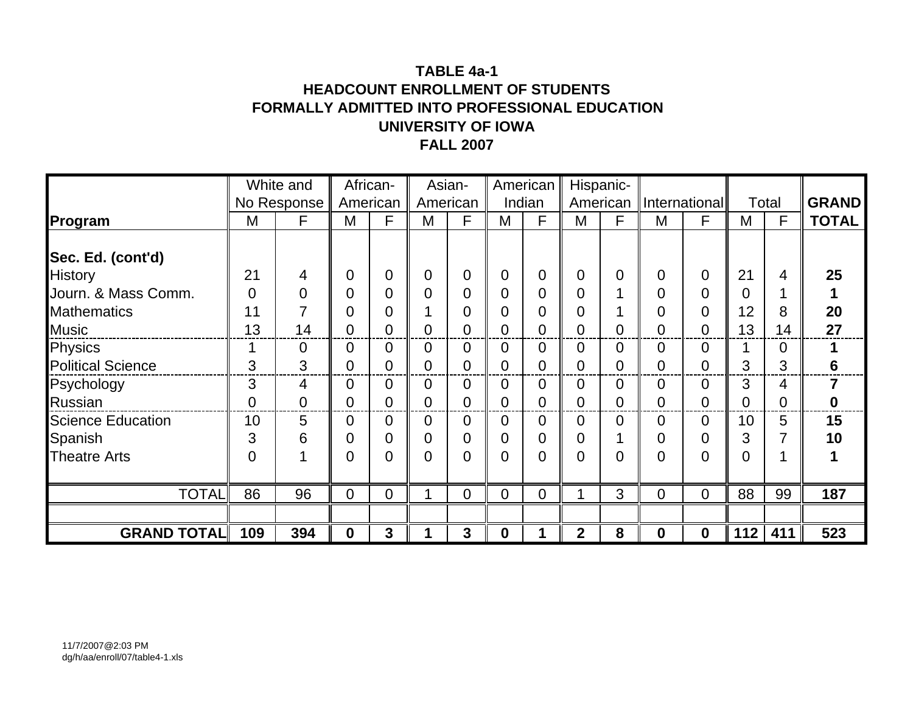**TABLE 4a-1**
**HEADCOUNT ENROLLMENT OF STUDENTS**
**FORMALLY ADMITTED INTO PROFESSIONAL EDUCATION**
**UNIVERSITY OF IOWA**
**FALL 2007**

| | White and No Response | | African-American | | Asian-American | | American Indian | | Hispanic-American | | International | | Total | | **GRAND** |
|---|---|---|---|---|---|---|---|---|---|---|---|---|---|---|---|
| **Program** | M | F | M | F | M | F | M | F | M | F | M | F | M | F | **TOTAL** |
| **Sec. Ed. (cont'd)** | | | | | | | | | | | | | | | |
| History | 21 | 4 | 0 | 0 | 0 | 0 | 0 | 0 | 0 | 0 | 0 | 0 | 21 | 4 | **25** |
| Journ. & Mass Comm. | 0 | 0 | 0 | 0 | 0 | 0 | 0 | 0 | 0 | 1 | 0 | 0 | 0 | 1 | **1** |
| Mathematics | 11 | 7 | 0 | 0 | 1 | 0 | 0 | 0 | 0 | 1 | 0 | 0 | 12 | 8 | **20** |
| Music | 13 | 14 | 0 | 0 | 0 | 0 | 0 | 0 | 0 | 0 | 0 | 0 | 13 | 14 | **27** |
| Physics | 1 | 0 | 0 | 0 | 0 | 0 | 0 | 0 | 0 | 0 | 0 | 0 | 1 | 0 | **1** |
| Political Science | 3 | 3 | 0 | 0 | 0 | 0 | 0 | 0 | 0 | 0 | 0 | 0 | 3 | 3 | **6** |
| Psychology | 3 | 4 | 0 | 0 | 0 | 0 | 0 | 0 | 0 | 0 | 0 | 0 | 3 | 4 | **7** |
| Russian | 0 | 0 | 0 | 0 | 0 | 0 | 0 | 0 | 0 | 0 | 0 | 0 | 0 | 0 | **0** |
| Science Education | 10 | 5 | 0 | 0 | 0 | 0 | 0 | 0 | 0 | 0 | 0 | 0 | 10 | 5 | **15** |
| Spanish | 3 | 6 | 0 | 0 | 0 | 0 | 0 | 0 | 0 | 1 | 0 | 0 | 3 | 7 | **10** |
| Theatre Arts | 0 | 1 | 0 | 0 | 0 | 0 | 0 | 0 | 0 | 0 | 0 | 0 | 0 | 1 | **1** |
| TOTAL | 86 | 96 | 0 | 0 | 1 | 0 | 0 | 0 | 1 | 3 | 0 | 0 | 88 | 99 | **187** |
| **GRAND TOTAL** | **109** | **394** | **0** | **3** | **1** | **3** | **0** | **1** | **2** | **8** | **0** | **0** | **112** | **411** | **523** |

11/7/2007@2:03 PM
dg/h/aa/enroll/07/table4-1.xls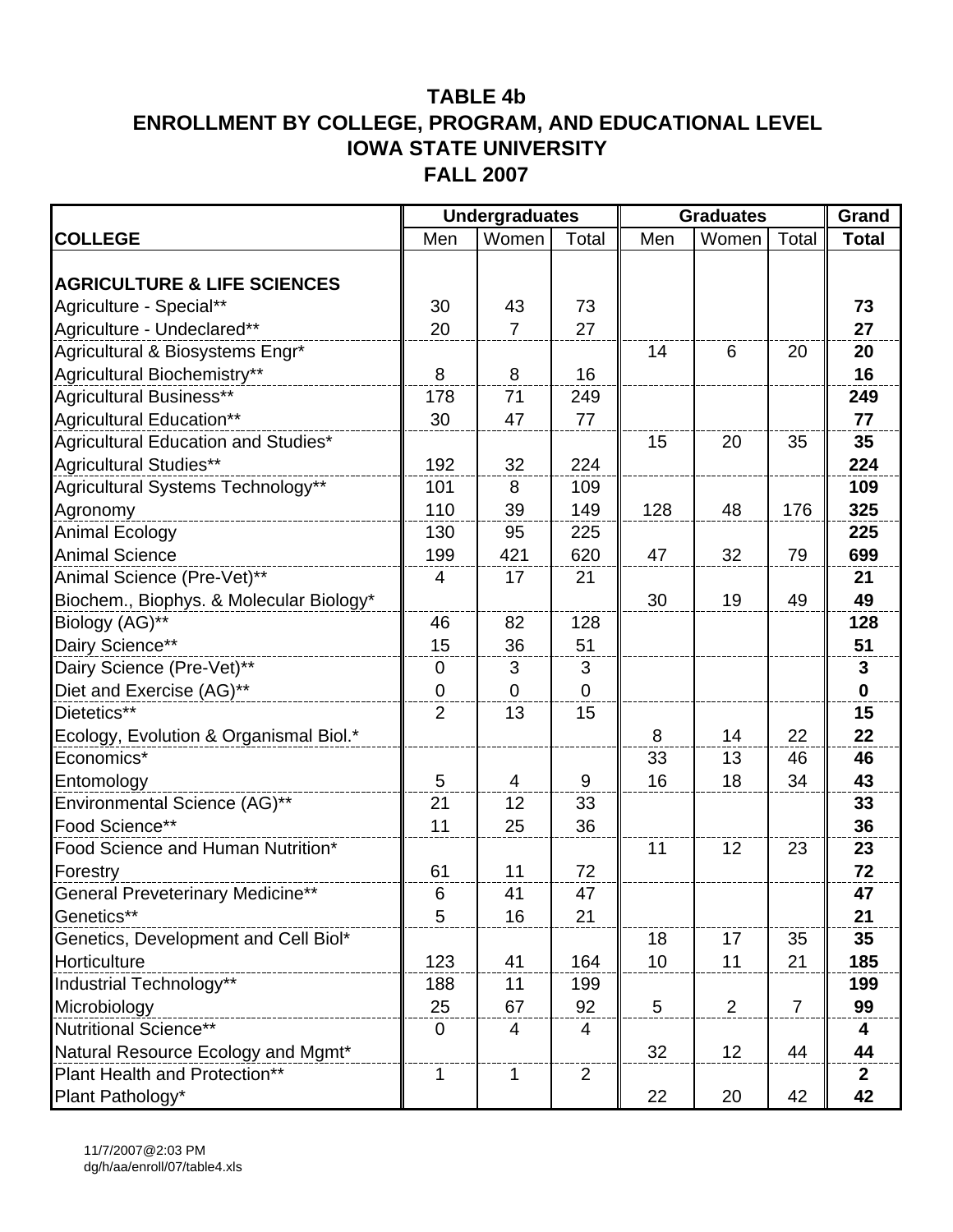# TABLE 4b
# ENROLLMENT BY COLLEGE, PROGRAM, AND EDUCATIONAL LEVEL
# IOWA STATE UNIVERSITY
# FALL 2007

| | Undergraduates | | | Graduates | | | Grand |
|---|---|---|---|---|---|---|---|
| **COLLEGE** | Men | Women | Total | Men | Women | Total | **Total** |
| **AGRICULTURE & LIFE SCIENCES** | | | | | | | |
| Agriculture - Special** | 30 | 43 | 73 | | | | **73** |
| Agriculture - Undeclared** | 20 | 7 | 27 | | | | **27** |
| Agricultural & Biosystems Engr* | | | | 14 | 6 | 20 | **20** |
| Agricultural Biochemistry** | 8 | 8 | 16 | | | | **16** |
| Agricultural Business** | 178 | 71 | 249 | | | | **249** |
| Agricultural Education** | 30 | 47 | 77 | | | | **77** |
| Agricultural Education and Studies* | | | | 15 | 20 | 35 | **35** |
| Agricultural Studies** | 192 | 32 | 224 | | | | **224** |
| Agricultural Systems Technology** | 101 | 8 | 109 | | | | **109** |
| Agronomy | 110 | 39 | 149 | 128 | 48 | 176 | **325** |
| Animal Ecology | 130 | 95 | 225 | | | | **225** |
| Animal Science | 199 | 421 | 620 | 47 | 32 | 79 | **699** |
| Animal Science (Pre-Vet)** | 4 | 17 | 21 | | | | **21** |
| Biochem., Biophys. & Molecular Biology* | | | | 30 | 19 | 49 | **49** |
| Biology (AG)** | 46 | 82 | 128 | | | | **128** |
| Dairy Science** | 15 | 36 | 51 | | | | **51** |
| Dairy Science (Pre-Vet)** | 0 | 3 | 3 | | | | **3** |
| Diet and Exercise (AG)** | 0 | 0 | 0 | | | | **0** |
| Dietetics** | 2 | 13 | 15 | | | | **15** |
| Ecology, Evolution & Organismal Biol.* | | | | 8 | 14 | 22 | **22** |
| Economics* | | | | 33 | 13 | 46 | **46** |
| Entomology | 5 | 4 | 9 | 16 | 18 | 34 | **43** |
| Environmental Science (AG)** | 21 | 12 | 33 | | | | **33** |
| Food Science** | 11 | 25 | 36 | | | | **36** |
| Food Science and Human Nutrition* | | | | 11 | 12 | 23 | **23** |
| Forestry | 61 | 11 | 72 | | | | **72** |
| General Preveterinary Medicine** | 6 | 41 | 47 | | | | **47** |
| Genetics** | 5 | 16 | 21 | | | | **21** |
| Genetics, Development and Cell Biol* | | | | 18 | 17 | 35 | **35** |
| Horticulture | 123 | 41 | 164 | 10 | 11 | 21 | **185** |
| Industrial Technology** | 188 | 11 | 199 | | | | **199** |
| Microbiology | 25 | 67 | 92 | 5 | 2 | 7 | **99** |
| Nutritional Science** | 0 | 4 | 4 | | | | **4** |
| Natural Resource Ecology and Mgmt* | | | | 32 | 12 | 44 | **44** |
| Plant Health and Protection** | 1 | 1 | 2 | | | | **2** |
| Plant Pathology* | | | | 22 | 20 | 42 | **42** |

11/7/2007@2:03 PM
dg/h/aa/enroll/07/table4.xls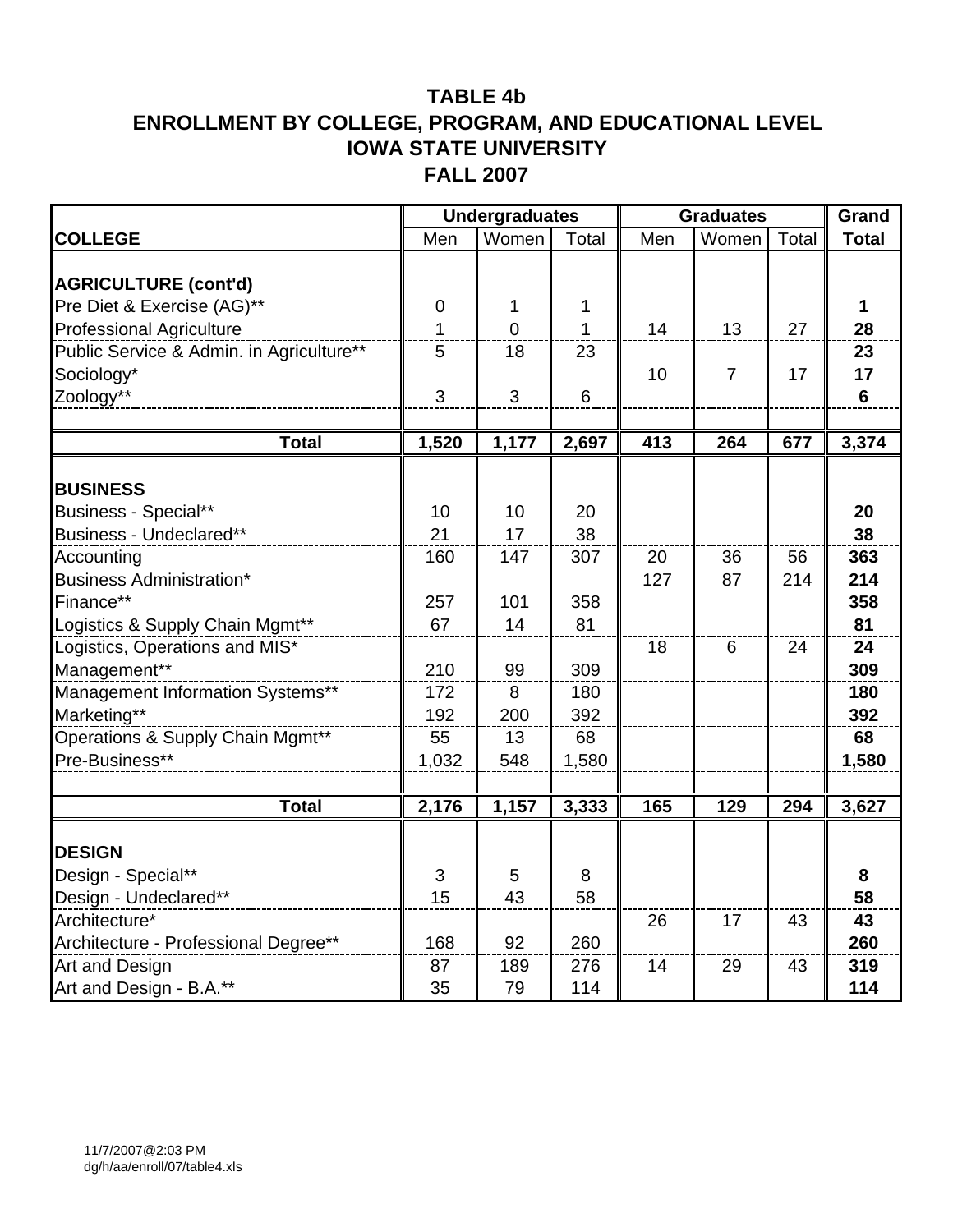# TABLE 4b
# ENROLLMENT BY COLLEGE, PROGRAM, AND EDUCATIONAL LEVEL
# IOWA STATE UNIVERSITY
# FALL 2007

| | Undergraduates | | | Graduates | | | Grand |
|---|---|---|---|---|---|---|---|
| **COLLEGE** | Men | Women | Total | Men | Women | Total | **Total** |
| **AGRICULTURE (cont'd)** | | | | | | | |
| Pre Diet & Exercise (AG)** | 0 | 1 | 1 | | | | **1** |
| Professional Agriculture | 1 | 0 | 1 | 14 | 13 | 27 | **28** |
| Public Service & Admin. in Agriculture** | 5 | 18 | 23 | | | | **23** |
| Sociology* | | | | 10 | 7 | 17 | **17** |
| Zoology** | 3 | 3 | 6 | | | | **6** |
| **Total** | **1,520** | **1,177** | **2,697** | **413** | **264** | **677** | **3,374** |
| **BUSINESS** | | | | | | | |
| Business - Special** | 10 | 10 | 20 | | | | **20** |
| Business - Undeclared** | 21 | 17 | 38 | | | | **38** |
| Accounting | 160 | 147 | 307 | 20 | 36 | 56 | **363** |
| Business Administration* | | | | 127 | 87 | 214 | **214** |
| Finance** | 257 | 101 | 358 | | | | **358** |
| Logistics & Supply Chain Mgmt** | 67 | 14 | 81 | | | | **81** |
| Logistics, Operations and MIS* | | | | 18 | 6 | 24 | **24** |
| Management** | 210 | 99 | 309 | | | | **309** |
| Management Information Systems** | 172 | 8 | 180 | | | | **180** |
| Marketing** | 192 | 200 | 392 | | | | **392** |
| Operations & Supply Chain Mgmt** | 55 | 13 | 68 | | | | **68** |
| Pre-Business** | 1,032 | 548 | 1,580 | | | | **1,580** |
| **Total** | **2,176** | **1,157** | **3,333** | **165** | **129** | **294** | **3,627** |
| **DESIGN** | | | | | | | |
| Design - Special** | 3 | 5 | 8 | | | | **8** |
| Design - Undeclared** | 15 | 43 | 58 | | | | **58** |
| Architecture* | | | | 26 | 17 | 43 | **43** |
| Architecture - Professional Degree** | 168 | 92 | 260 | | | | **260** |
| Art and Design | 87 | 189 | 276 | 14 | 29 | 43 | **319** |
| Art and Design - B.A.** | 35 | 79 | 114 | | | | **114** |

11/7/2007@2:03 PM
dg/h/aa/enroll/07/table4.xls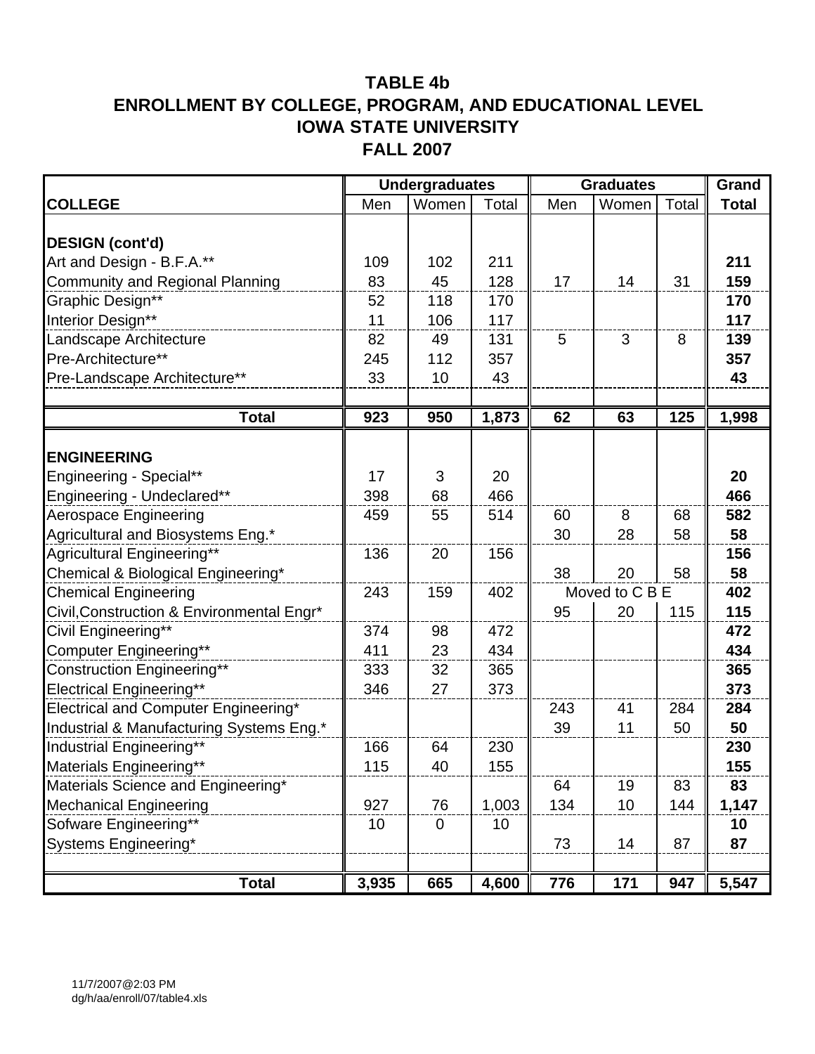# TABLE 4b
# ENROLLMENT BY COLLEGE, PROGRAM, AND EDUCATIONAL LEVEL
# IOWA STATE UNIVERSITY
# FALL 2007

| | Undergraduates | | | Graduates | | | Grand |
|---|---|---|---|---|---|---|---|
| **COLLEGE** | Men | Women | Total | Men | Women | Total | **Total** |
| **DESIGN (cont'd)** | | | | | | | |
| Art and Design - B.F.A.** | 109 | 102 | 211 | | | | **211** |
| Community and Regional Planning | 83 | 45 | 128 | 17 | 14 | 31 | **159** |
| Graphic Design** | 52 | 118 | 170 | | | | **170** |
| Interior Design** | 11 | 106 | 117 | | | | **117** |
| Landscape Architecture | 82 | 49 | 131 | 5 | 3 | 8 | **139** |
| Pre-Architecture** | 245 | 112 | 357 | | | | **357** |
| Pre-Landscape Architecture** | 33 | 10 | 43 | | | | **43** |
| **Total** | **923** | **950** | **1,873** | **62** | **63** | **125** | **1,998** |
| **ENGINEERING** | | | | | | | |
| Engineering - Special** | 17 | 3 | 20 | | | | **20** |
| Engineering - Undeclared** | 398 | 68 | 466 | | | | **466** |
| Aerospace Engineering | 459 | 55 | 514 | 60 | 8 | 68 | **582** |
| Agricultural and Biosystems Eng.* | | | | 30 | 28 | 58 | **58** |
| Agricultural Engineering** | 136 | 20 | 156 | | | | **156** |
| Chemical & Biological Engineering* | | | | 38 | 20 | 58 | **58** |
| Chemical Engineering | 243 | 159 | 402 | Moved to C B E | | | **402** |
| Civil,Construction & Environmental Engr* | | | | 95 | 20 | 115 | **115** |
| Civil Engineering** | 374 | 98 | 472 | | | | **472** |
| Computer Engineering** | 411 | 23 | 434 | | | | **434** |
| Construction Engineering** | 333 | 32 | 365 | | | | **365** |
| Electrical Engineering** | 346 | 27 | 373 | | | | **373** |
| Electrical and Computer Engineering* | | | | 243 | 41 | 284 | **284** |
| Industrial & Manufacturing Systems Eng.* | | | | 39 | 11 | 50 | **50** |
| Industrial Engineering** | 166 | 64 | 230 | | | | **230** |
| Materials Engineering** | 115 | 40 | 155 | | | | **155** |
| Materials Science and Engineering* | | | | 64 | 19 | 83 | **83** |
| Mechanical Engineering | 927 | 76 | 1,003 | 134 | 10 | 144 | **1,147** |
| Sofware Engineering** | 10 | 0 | 10 | | | | **10** |
| Systems Engineering* | | | | 73 | 14 | 87 | **87** |
| **Total** | **3,935** | **665** | **4,600** | **776** | **171** | **947** | **5,547** |

11/7/2007@2:03 PM
dg/h/aa/enroll/07/table4.xls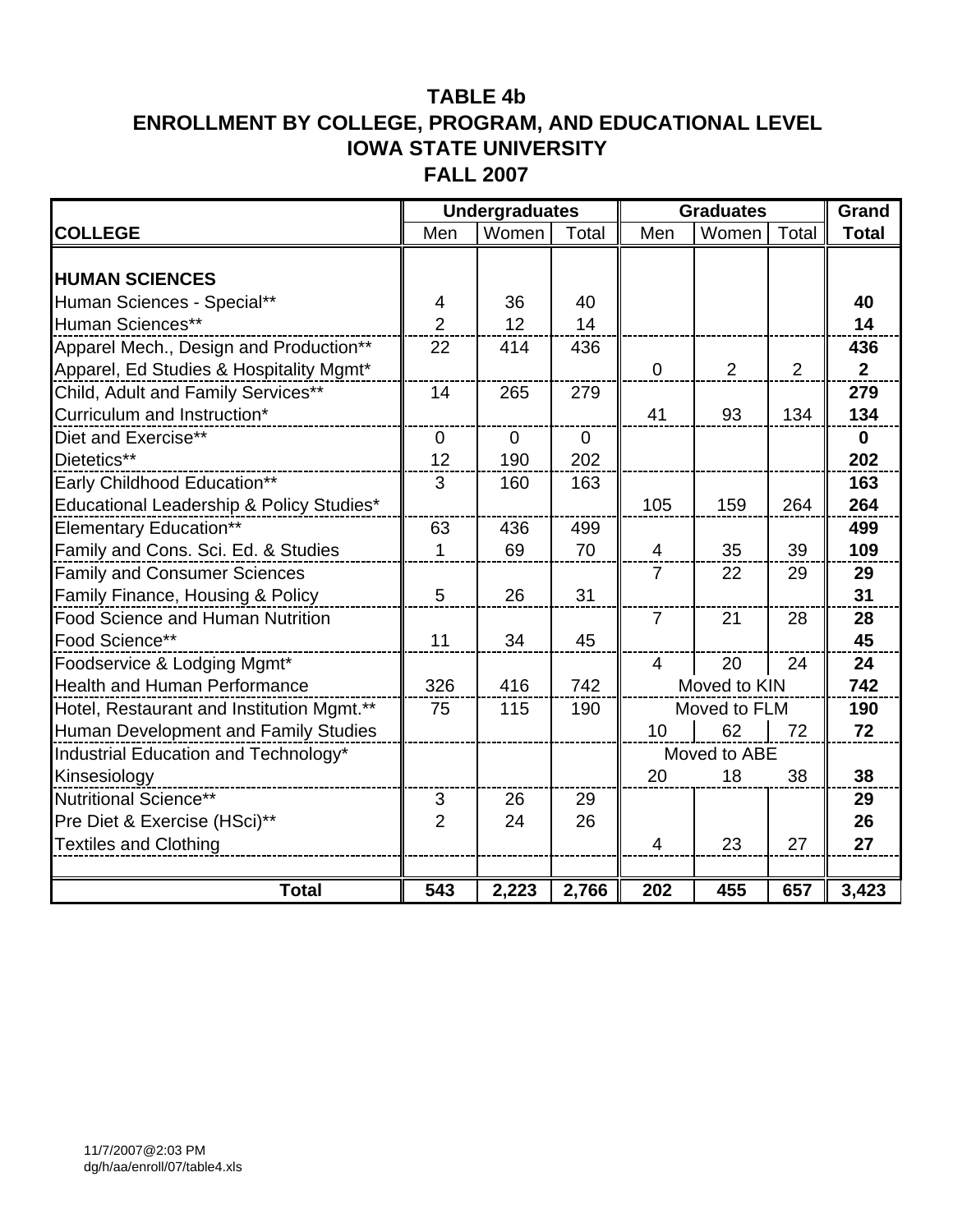# TABLE 4b
# ENROLLMENT BY COLLEGE, PROGRAM, AND EDUCATIONAL LEVEL
# IOWA STATE UNIVERSITY
# FALL 2007

| | Undergraduates | | | Graduates | | | Grand |
|---|---|---|---|---|---|---|---|
| **COLLEGE** | Men | Women | Total | Men | Women | Total | **Total** |
| **HUMAN SCIENCES** | | | | | | | |
| Human Sciences - Special** | 4 | 36 | 40 | | | | **40** |
| Human Sciences** | 2 | 12 | 14 | | | | **14** |
| Apparel Mech., Design and Production** | 22 | 414 | 436 | | | | **436** |
| Apparel, Ed Studies & Hospitality Mgmt* | | | | 0 | 2 | 2 | **2** |
| Child, Adult and Family Services** | 14 | 265 | 279 | | | | **279** |
| Curriculum and Instruction* | | | | 41 | 93 | 134 | **134** |
| Diet and Exercise** | 0 | 0 | 0 | | | | **0** |
| Dietetics** | 12 | 190 | 202 | | | | **202** |
| Early Childhood Education** | 3 | 160 | 163 | | | | **163** |
| Educational Leadership & Policy Studies* | | | | 105 | 159 | 264 | **264** |
| Elementary Education** | 63 | 436 | 499 | | | | **499** |
| Family and Cons. Sci. Ed. & Studies | 1 | 69 | 70 | 4 | 35 | 39 | **109** |
| Family and Consumer Sciences | | | | 7 | 22 | 29 | **29** |
| Family Finance, Housing & Policy | 5 | 26 | 31 | | | | **31** |
| Food Science and Human Nutrition | | | | 7 | 21 | 28 | **28** |
| Food Science** | 11 | 34 | 45 | | | | **45** |
| Foodservice & Lodging Mgmt* | | | | 4 | 20 | 24 | **24** |
| Health and Human Performance | 326 | 416 | 742 | Moved to KIN | | | **742** |
| Hotel, Restaurant and Institution Mgmt.** | 75 | 115 | 190 | Moved to FLM | | | **190** |
| Human Development and Family Studies | | | | 10 | 62 | 72 | **72** |
| Industrial Education and Technology* | | | | Moved to ABE | | | |
| Kinsesiology | | | | 20 | 18 | 38 | **38** |
| Nutritional Science** | 3 | 26 | 29 | | | | **29** |
| Pre Diet & Exercise (HSci)** | 2 | 24 | 26 | | | | **26** |
| Textiles and Clothing | | | | 4 | 23 | 27 | **27** |
| **Total** | **543** | **2,223** | **2,766** | **202** | **455** | **657** | **3,423** |

11/7/2007@2:03 PM
dg/h/aa/enroll/07/table4.xls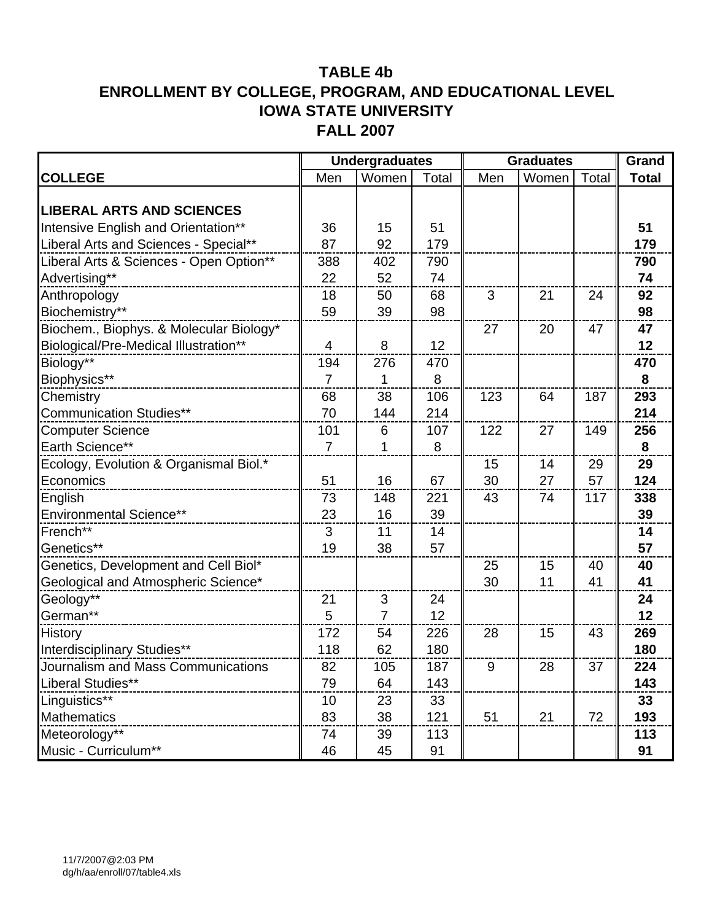# TABLE 4b
# ENROLLMENT BY COLLEGE, PROGRAM, AND EDUCATIONAL LEVEL
# IOWA STATE UNIVERSITY
# FALL 2007

| | Undergraduates | | | Graduates | | | Grand |
|---|---|---|---|---|---|---|---|
| **COLLEGE** | Men | Women | Total | Men | Women | Total | **Total** |
| **LIBERAL ARTS AND SCIENCES** | | | | | | | |
| Intensive English and Orientation** | 36 | 15 | 51 | | | | **51** |
| Liberal Arts and Sciences - Special** | 87 | 92 | 179 | | | | **179** |
| Liberal Arts & Sciences - Open Option** | 388 | 402 | 790 | | | | **790** |
| Advertising** | 22 | 52 | 74 | | | | **74** |
| Anthropology | 18 | 50 | 68 | 3 | 21 | 24 | **92** |
| Biochemistry** | 59 | 39 | 98 | | | | **98** |
| Biochem., Biophys. & Molecular Biology* | | | | 27 | 20 | 47 | **47** |
| Biological/Pre-Medical Illustration** | 4 | 8 | 12 | | | | **12** |
| Biology** | 194 | 276 | 470 | | | | **470** |
| Biophysics** | 7 | 1 | 8 | | | | **8** |
| Chemistry | 68 | 38 | 106 | 123 | 64 | 187 | **293** |
| Communication Studies** | 70 | 144 | 214 | | | | **214** |
| Computer Science | 101 | 6 | 107 | 122 | 27 | 149 | **256** |
| Earth Science** | 7 | 1 | 8 | | | | **8** |
| Ecology, Evolution & Organismal Biol.* | | | | 15 | 14 | 29 | **29** |
| Economics | 51 | 16 | 67 | 30 | 27 | 57 | **124** |
| English | 73 | 148 | 221 | 43 | 74 | 117 | **338** |
| Environmental Science** | 23 | 16 | 39 | | | | **39** |
| French** | 3 | 11 | 14 | | | | **14** |
| Genetics** | 19 | 38 | 57 | | | | **57** |
| Genetics, Development and Cell Biol* | | | | 25 | 15 | 40 | **40** |
| Geological and Atmospheric Science* | | | | 30 | 11 | 41 | **41** |
| Geology** | 21 | 3 | 24 | | | | **24** |
| German** | 5 | 7 | 12 | | | | **12** |
| History | 172 | 54 | 226 | 28 | 15 | 43 | **269** |
| Interdisciplinary Studies** | 118 | 62 | 180 | | | | **180** |
| Journalism and Mass Communications | 82 | 105 | 187 | 9 | 28 | 37 | **224** |
| Liberal Studies** | 79 | 64 | 143 | | | | **143** |
| Linguistics** | 10 | 23 | 33 | | | | **33** |
| Mathematics | 83 | 38 | 121 | 51 | 21 | 72 | **193** |
| Meteorology** | 74 | 39 | 113 | | | | **113** |
| Music - Curriculum** | 46 | 45 | 91 | | | | **91** |

11/7/2007@2:03 PM
dg/h/aa/enroll/07/table4.xls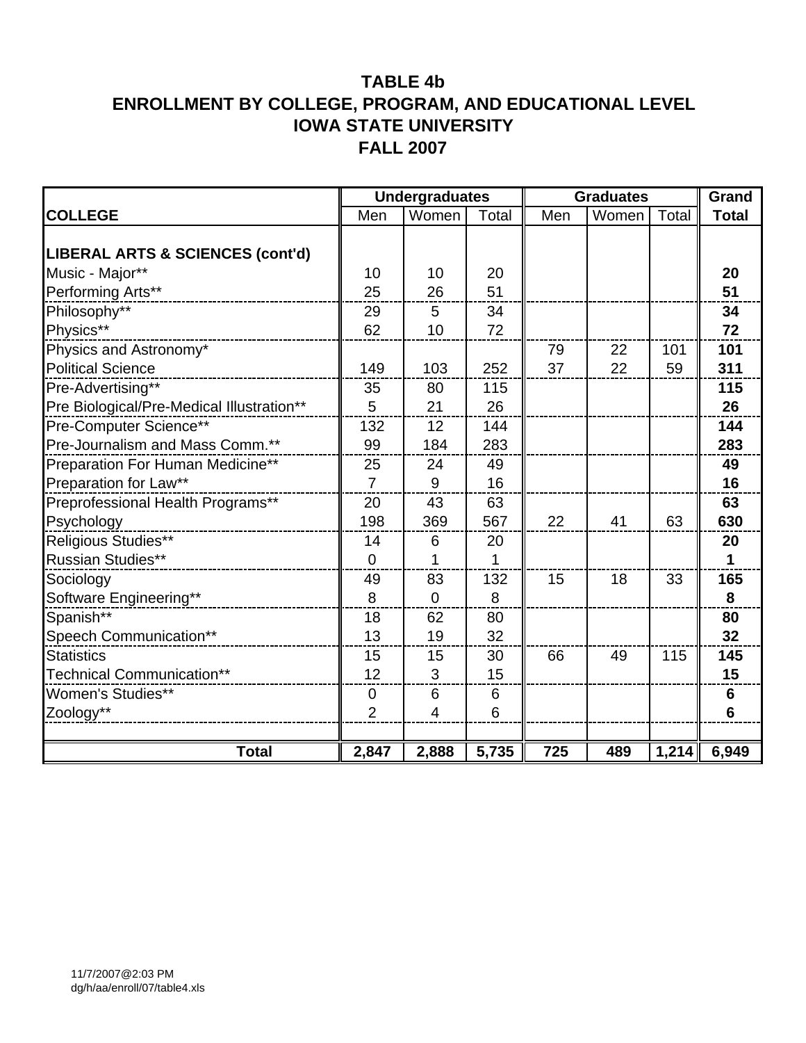# TABLE 4b
# ENROLLMENT BY COLLEGE, PROGRAM, AND EDUCATIONAL LEVEL
# IOWA STATE UNIVERSITY
# FALL 2007

| | Undergraduates | | | Graduates | | | Grand |
|---|---|---|---|---|---|---|---|
| **COLLEGE** | Men | Women | Total | Men | Women | Total | **Total** |
| **LIBERAL ARTS & SCIENCES (cont'd)** | | | | | | | |
| Music - Major** | 10 | 10 | 20 | | | | **20** |
| Performing Arts** | 25 | 26 | 51 | | | | **51** |
| Philosophy** | 29 | 5 | 34 | | | | **34** |
| Physics** | 62 | 10 | 72 | | | | **72** |
| Physics and Astronomy* | | | | 79 | 22 | 101 | **101** |
| Political Science | 149 | 103 | 252 | 37 | 22 | 59 | **311** |
| Pre-Advertising** | 35 | 80 | 115 | | | | **115** |
| Pre Biological/Pre-Medical Illustration** | 5 | 21 | 26 | | | | **26** |
| Pre-Computer Science** | 132 | 12 | 144 | | | | **144** |
| Pre-Journalism and Mass Comm.** | 99 | 184 | 283 | | | | **283** |
| Preparation For Human Medicine** | 25 | 24 | 49 | | | | **49** |
| Preparation for Law** | 7 | 9 | 16 | | | | **16** |
| Preprofessional Health Programs** | 20 | 43 | 63 | | | | **63** |
| Psychology | 198 | 369 | 567 | 22 | 41 | 63 | **630** |
| Religious Studies** | 14 | 6 | 20 | | | | **20** |
| Russian Studies** | 0 | 1 | 1 | | | | **1** |
| Sociology | 49 | 83 | 132 | 15 | 18 | 33 | **165** |
| Software Engineering** | 8 | 0 | 8 | | | | **8** |
| Spanish** | 18 | 62 | 80 | | | | **80** |
| Speech Communication** | 13 | 19 | 32 | | | | **32** |
| Statistics | 15 | 15 | 30 | 66 | 49 | 115 | **145** |
| Technical Communication** | 12 | 3 | 15 | | | | **15** |
| Women's Studies** | 0 | 6 | 6 | | | | **6** |
| Zoology** | 2 | 4 | 6 | | | | **6** |
| **Total** | **2,847** | **2,888** | **5,735** | **725** | **489** | **1,214** | **6,949** |

11/7/2007@2:03 PM
dg/h/aa/enroll/07/table4.xls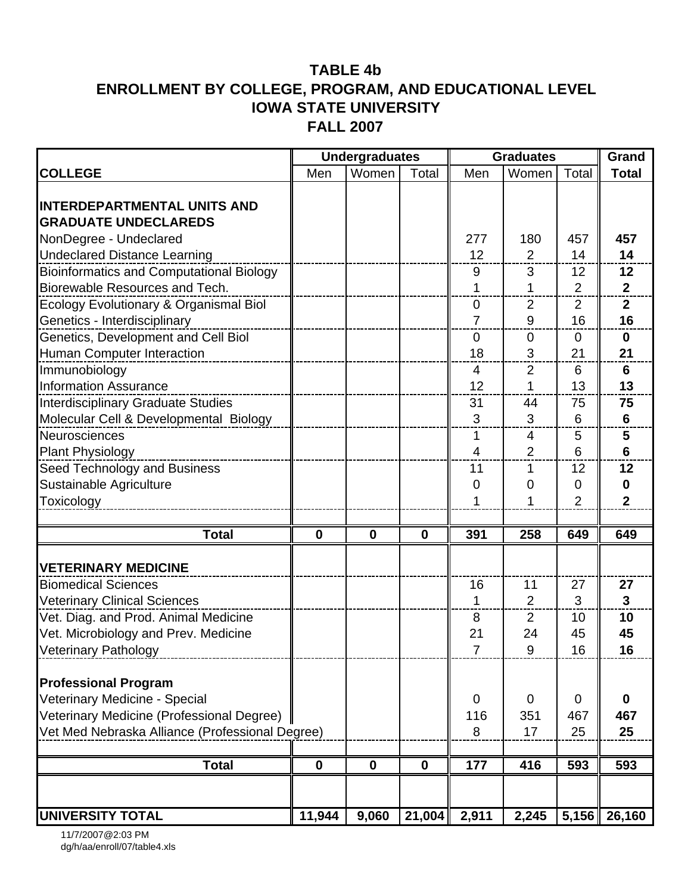# TABLE 4b
## ENROLLMENT BY COLLEGE, PROGRAM, AND EDUCATIONAL LEVEL
## IOWA STATE UNIVERSITY
## FALL 2007

| | Undergraduates | | | Graduates | | | Grand |
|---|---|---|---|---|---|---|---|
| **COLLEGE** | Men | Women | Total | Men | Women | Total | **Total** |
| **INTERDEPARTMENTAL UNITS AND GRADUATE UNDECLAREDS** | | | | | | | |
| NonDegree - Undeclared | | | | 277 | 180 | 457 | **457** |
| Undeclared Distance Learning | | | | 12 | 2 | 14 | **14** |
| Bioinformatics and Computational Biology | | | | 9 | 3 | 12 | **12** |
| Biorewable Resources and Tech. | | | | 1 | 1 | 2 | **2** |
| Ecology Evolutionary & Organismal Biol | | | | 0 | 2 | 2 | **2** |
| Genetics - Interdisciplinary | | | | 7 | 9 | 16 | **16** |
| Genetics, Development and Cell Biol | | | | 0 | 0 | 0 | **0** |
| Human Computer Interaction | | | | 18 | 3 | 21 | **21** |
| Immunobiology | | | | 4 | 2 | 6 | **6** |
| Information Assurance | | | | 12 | 1 | 13 | **13** |
| Interdisciplinary Graduate Studies | | | | 31 | 44 | 75 | **75** |
| Molecular Cell & Developmental Biology | | | | 3 | 3 | 6 | **6** |
| Neurosciences | | | | 1 | 4 | 5 | **5** |
| Plant Physiology | | | | 4 | 2 | 6 | **6** |
| Seed Technology and Business | | | | 11 | 1 | 12 | **12** |
| Sustainable Agriculture | | | | 0 | 0 | 0 | **0** |
| Toxicology | | | | 1 | 1 | 2 | **2** |
| **Total** | **0** | **0** | **0** | **391** | **258** | **649** | **649** |
| **VETERINARY MEDICINE** | | | | | | | |
| Biomedical Sciences | | | | 16 | 11 | 27 | **27** |
| Veterinary Clinical Sciences | | | | 1 | 2 | 3 | **3** |
| Vet. Diag. and Prod. Animal Medicine | | | | 8 | 2 | 10 | **10** |
| Vet. Microbiology and Prev. Medicine | | | | 21 | 24 | 45 | **45** |
| Veterinary Pathology | | | | 7 | 9 | 16 | **16** |
| **Professional Program** | | | | | | | |
| Veterinary Medicine - Special | | | | 0 | 0 | 0 | **0** |
| Veterinary Medicine (Professional Degree) | | | | 116 | 351 | 467 | **467** |
| Vet Med Nebraska Alliance (Professional Degree) | | | | 8 | 17 | 25 | **25** |
| **Total** | **0** | **0** | **0** | **177** | **416** | **593** | **593** |
| **UNIVERSITY TOTAL** | **11,944** | **9,060** | **21,004** | **2,911** | **2,245** | **5,156** | **26,160** |

11/7/2007@2:03 PM
dg/h/aa/enroll/07/table4.xls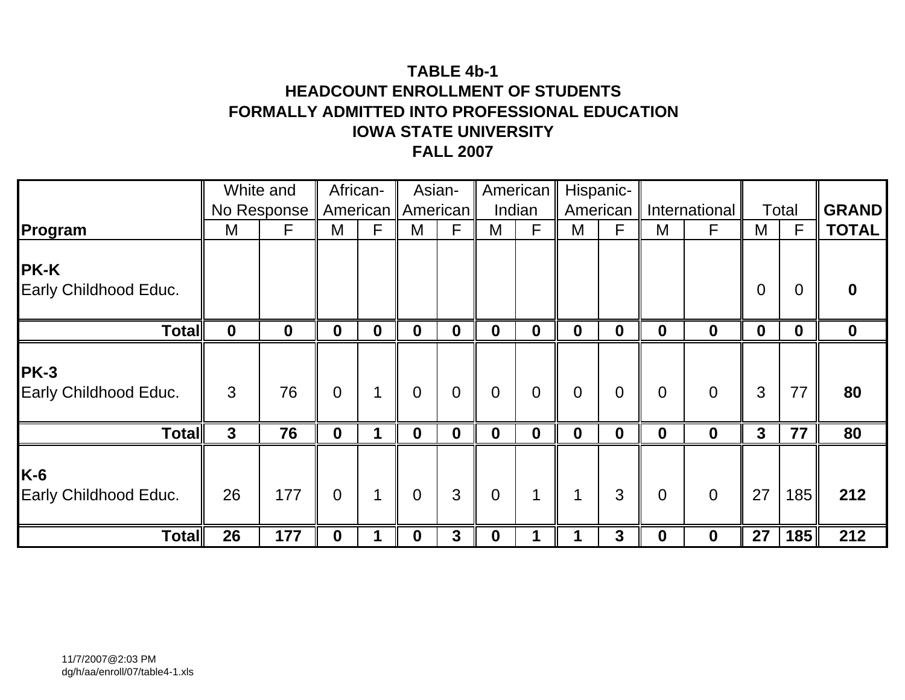**TABLE 4b-1**
**HEADCOUNT ENROLLMENT OF STUDENTS**
**FORMALLY ADMITTED INTO PROFESSIONAL EDUCATION**
**IOWA STATE UNIVERSITY**
**FALL 2007**

| | White and No Response | | African-American | | Asian-American | | American Indian | | Hispanic-American | | International | | Total | | **GRAND** |
|---|---|---|---|---|---|---|---|---|---|---|---|---|---|---|---|
| **Program** | M | F | M | F | M | F | M | F | M | F | M | F | M | F | **TOTAL** |
| **PK-K** Early Childhood Educ. | | | | | | | | | | | | | 0 | 0 | **0** |
| **Total** | **0** | **0** | **0** | **0** | **0** | **0** | **0** | **0** | **0** | **0** | **0** | **0** | **0** | **0** | **0** |
| **PK-3** Early Childhood Educ. | 3 | 76 | 0 | 1 | 0 | 0 | 0 | 0 | 0 | 0 | 0 | 0 | 3 | 77 | **80** |
| **Total** | **3** | **76** | **0** | **1** | **0** | **0** | **0** | **0** | **0** | **0** | **0** | **0** | **3** | **77** | **80** |
| **K-6** Early Childhood Educ. | 26 | 177 | 0 | 1 | 0 | 3 | 0 | 1 | 1 | 3 | 0 | 0 | 27 | 185 | **212** |
| **Total** | **26** | **177** | **0** | **1** | **0** | **3** | **0** | **1** | **1** | **3** | **0** | **0** | **27** | **185** | **212** |

11/7/2007@2:03 PM
dg/h/aa/enroll/07/table4-1.xls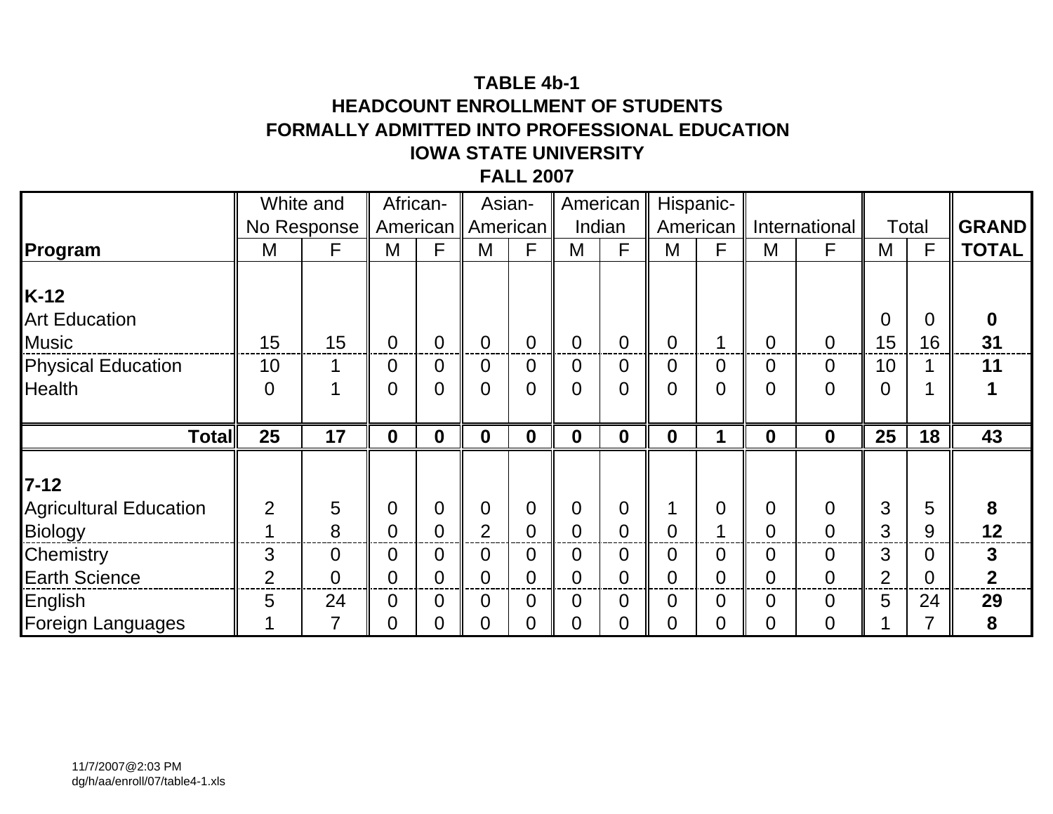**TABLE 4b-1**
**HEADCOUNT ENROLLMENT OF STUDENTS**
**FORMALLY ADMITTED INTO PROFESSIONAL EDUCATION**
**IOWA STATE UNIVERSITY**
**FALL 2007**

| | White and No Response | | African-American | | Asian-American | | American Indian | | Hispanic-American | | International | | Total | | **GRAND** |
|---|---|---|---|---|---|---|---|---|---|---|---|---|---|---|---|
| **Program** | M | F | M | F | M | F | M | F | M | F | M | F | M | F | **TOTAL** |
| **K-12** | | | | | | | | | | | | | | | |
| Art Education | | | | | | | | | | | | | 0 | 0 | **0** |
| Music | 15 | 15 | 0 | 0 | 0 | 0 | 0 | 0 | 0 | 1 | 0 | 0 | 15 | 16 | **31** |
| Physical Education | 10 | 1 | 0 | 0 | 0 | 0 | 0 | 0 | 0 | 0 | 0 | 0 | 10 | 1 | **11** |
| Health | 0 | 1 | 0 | 0 | 0 | 0 | 0 | 0 | 0 | 0 | 0 | 0 | 0 | 1 | **1** |
| **Total** | **25** | **17** | **0** | **0** | **0** | **0** | **0** | **0** | **0** | **1** | **0** | **0** | **25** | **18** | **43** |
| **7-12** | | | | | | | | | | | | | | | |
| Agricultural Education | 2 | 5 | 0 | 0 | 0 | 0 | 0 | 0 | 1 | 0 | 0 | 0 | 3 | 5 | **8** |
| Biology | 1 | 8 | 0 | 0 | 2 | 0 | 0 | 0 | 0 | 1 | 0 | 0 | 3 | 9 | **12** |
| Chemistry | 3 | 0 | 0 | 0 | 0 | 0 | 0 | 0 | 0 | 0 | 0 | 0 | 3 | 0 | **3** |
| Earth Science | 2 | 0 | 0 | 0 | 0 | 0 | 0 | 0 | 0 | 0 | 0 | 0 | 2 | 0 | **2** |
| English | 5 | 24 | 0 | 0 | 0 | 0 | 0 | 0 | 0 | 0 | 0 | 0 | 5 | 24 | **29** |
| Foreign Languages | 1 | 7 | 0 | 0 | 0 | 0 | 0 | 0 | 0 | 0 | 0 | 0 | 1 | 7 | **8** |

11/7/2007@2:03 PM
dg/h/aa/enroll/07/table4-1.xls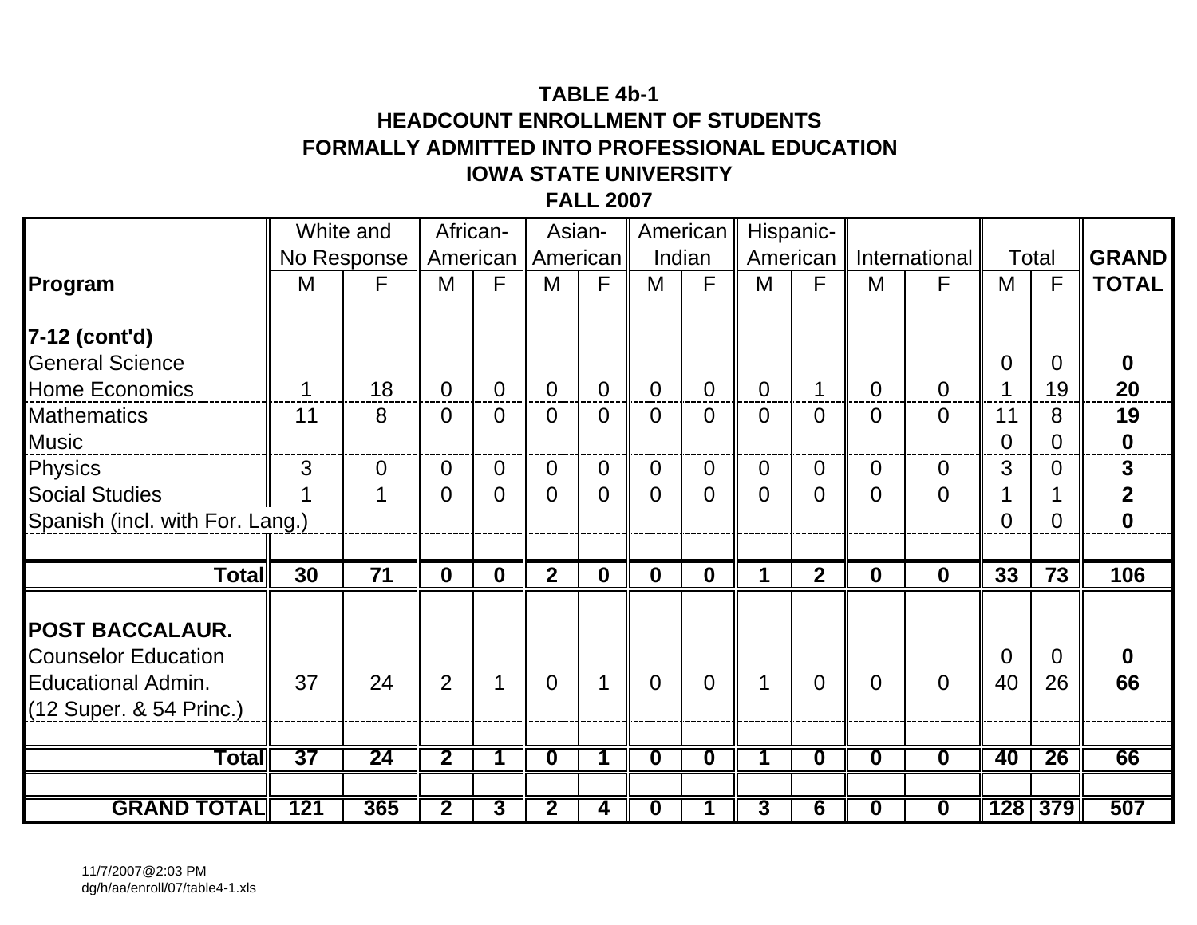**TABLE 4b-1**
**HEADCOUNT ENROLLMENT OF STUDENTS**
**FORMALLY ADMITTED INTO PROFESSIONAL EDUCATION**
**IOWA STATE UNIVERSITY**
**FALL 2007**

| | White and No Response | | African-American | | Asian-American | | American Indian | | Hispanic-American | | International | | Total | | **GRAND** |
|---|---|---|---|---|---|---|---|---|---|---|---|---|---|---|---|
| **Program** | M | F | M | F | M | F | M | F | M | F | M | F | M | F | **TOTAL** |
| **7-12 (cont'd)** | | | | | | | | | | | | | | | |
| General Science | | | | | | | | | | | | | 0 | 0 | **0** |
| Home Economics | 1 | 18 | 0 | 0 | 0 | 0 | 0 | 0 | 0 | 1 | 0 | 0 | 1 | 19 | **20** |
| Mathematics | 11 | 8 | 0 | 0 | 0 | 0 | 0 | 0 | 0 | 0 | 0 | 0 | 11 | 8 | **19** |
| Music | | | | | | | | | | | | | 0 | 0 | **0** |
| Physics | 3 | 0 | 0 | 0 | 0 | 0 | 0 | 0 | 0 | 0 | 0 | 0 | 3 | 0 | **3** |
| Social Studies | 1 | 1 | 0 | 0 | 0 | 0 | 0 | 0 | 0 | 0 | 0 | 0 | 1 | 1 | **2** |
| Spanish (incl. with For. Lang.) | | | | | | | | | | | | | 0 | 0 | **0** |
| **Total** | **30** | **71** | **0** | **0** | **2** | **0** | **0** | **0** | **1** | **2** | **0** | **0** | **33** | **73** | **106** |
| **POST BACCALAUR.** | | | | | | | | | | | | | | | |
| Counselor Education | | | | | | | | | | | | | 0 | 0 | **0** |
| Educational Admin. (12 Super. & 54 Princ.) | 37 | 24 | 2 | 1 | 0 | 1 | 0 | 0 | 1 | 0 | 0 | 0 | 40 | 26 | **66** |
| **Total** | **37** | **24** | **2** | **1** | **0** | **1** | **0** | **0** | **1** | **0** | **0** | **0** | **40** | **26** | **66** |
| **GRAND TOTAL** | **121** | **365** | **2** | **3** | **2** | **4** | **0** | **1** | **3** | **6** | **0** | **0** | **128** | **379** | **507** |

11/7/2007@2:03 PM
dg/h/aa/enroll/07/table4-1.xls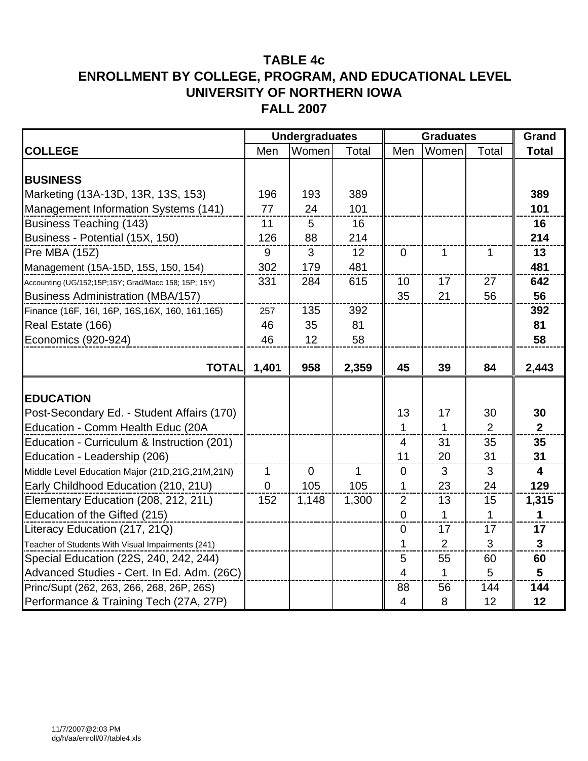# TABLE 4c
## ENROLLMENT BY COLLEGE, PROGRAM, AND EDUCATIONAL LEVEL
## UNIVERSITY OF NORTHERN IOWA
## FALL 2007

| | Undergraduates | | | Graduates | | | Grand |
|---|---|---|---|---|---|---|---|
| **COLLEGE** | Men | Women | Total | Men | Women | Total | **Total** |
| **BUSINESS** | | | | | | | |
| Marketing (13A-13D, 13R, 13S, 153) | 196 | 193 | 389 | | | | **389** |
| Management Information Systems (141) | 77 | 24 | 101 | | | | **101** |
| Business Teaching (143) | 11 | 5 | 16 | | | | **16** |
| Business - Potential (15X, 150) | 126 | 88 | 214 | | | | **214** |
| Pre MBA (15Z) | 9 | 3 | 12 | 0 | 1 | 1 | **13** |
| Management (15A-15D, 15S, 150, 154) | 302 | 179 | 481 | | | | **481** |
| Accounting (UG/152;15P;15Y; Grad/Macc 158; 15P; 15Y) | 331 | 284 | 615 | 10 | 17 | 27 | **642** |
| Business Administration (MBA/157) | | | | 35 | 21 | 56 | **56** |
| Finance (16F, 16I, 16P, 16S,16X, 160, 161,165) | 257 | 135 | 392 | | | | **392** |
| Real Estate (166) | 46 | 35 | 81 | | | | **81** |
| Economics (920-924) | 46 | 12 | 58 | | | | **58** |
| **TOTAL** | **1,401** | **958** | **2,359** | **45** | **39** | **84** | **2,443** |
| **EDUCATION** | | | | | | | |
| Post-Secondary Ed. - Student Affairs (170) | | | | 13 | 17 | 30 | **30** |
| Education - Comm Health Educ (20A | | | | 1 | 1 | 2 | **2** |
| Education - Curriculum & Instruction (201) | | | | 4 | 31 | 35 | **35** |
| Education - Leadership (206) | | | | 11 | 20 | 31 | **31** |
| Middle Level Education Major (21D,21G,21M,21N) | 1 | 0 | 1 | 0 | 3 | 3 | **4** |
| Early Childhood Education (210, 21U) | 0 | 105 | 105 | 1 | 23 | 24 | **129** |
| Elementary Education (208, 212, 21L) | 152 | 1,148 | 1,300 | 2 | 13 | 15 | **1,315** |
| Education of the Gifted (215) | | | | 0 | 1 | 1 | **1** |
| Literacy Education (217, 21Q) | | | | 0 | 17 | 17 | **17** |
| Teacher of Students With Visual Impairments (241) | | | | 1 | 2 | 3 | **3** |
| Special Education (22S, 240, 242, 244) | | | | 5 | 55 | 60 | **60** |
| Advanced Studies - Cert. In Ed. Adm. (26C) | | | | 4 | 1 | 5 | **5** |
| Princ/Supt (262, 263, 266, 268, 26P, 26S) | | | | 88 | 56 | 144 | **144** |
| Performance & Training Tech (27A, 27P) | | | | 4 | 8 | 12 | **12** |

11/7/2007@2:03 PM
dg/h/aa/enroll/07/table4.xls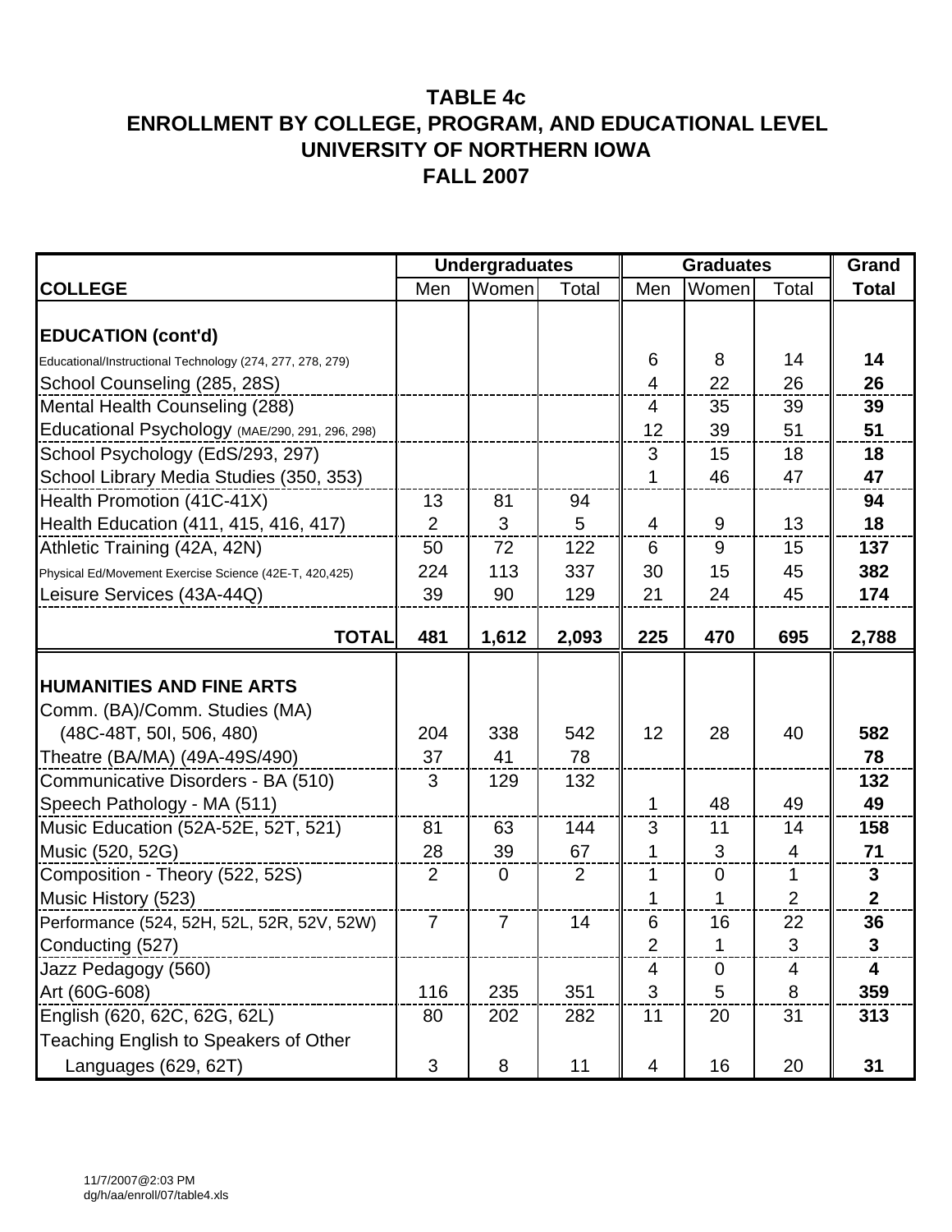# TABLE 4c
# ENROLLMENT BY COLLEGE, PROGRAM, AND EDUCATIONAL LEVEL
# UNIVERSITY OF NORTHERN IOWA
# FALL 2007

| | Undergraduates | | | Graduates | | | Grand |
|---|---|---|---|---|---|---|---|
| **COLLEGE** | Men | Women | Total | Men | Women | Total | **Total** |
| **EDUCATION (cont'd)** | | | | | | | |
| Educational/Instructional Technology (274, 277, 278, 279) | | | | 6 | 8 | 14 | **14** |
| School Counseling (285, 28S) | | | | 4 | 22 | 26 | **26** |
| Mental Health Counseling (288) | | | | 4 | 35 | 39 | **39** |
| Educational Psychology (MAE/290, 291, 296, 298) | | | | 12 | 39 | 51 | **51** |
| School Psychology (EdS/293, 297) | | | | 3 | 15 | 18 | **18** |
| School Library Media Studies (350, 353) | | | | 1 | 46 | 47 | **47** |
| Health Promotion (41C-41X) | 13 | 81 | 94 | | | | **94** |
| Health Education (411, 415, 416, 417) | 2 | 3 | 5 | 4 | 9 | 13 | **18** |
| Athletic Training (42A, 42N) | 50 | 72 | 122 | 6 | 9 | 15 | **137** |
| Physical Ed/Movement Exercise Science (42E-T, 420,425) | 224 | 113 | 337 | 30 | 15 | 45 | **382** |
| Leisure Services (43A-44Q) | 39 | 90 | 129 | 21 | 24 | 45 | **174** |
| **TOTAL** | **481** | **1,612** | **2,093** | **225** | **470** | **695** | **2,788** |
| **HUMANITIES AND FINE ARTS** | | | | | | | |
| Comm. (BA)/Comm. Studies (MA) (48C-48T, 50I, 506, 480) | 204 | 338 | 542 | 12 | 28 | 40 | **582** |
| Theatre (BA/MA) (49A-49S/490) | 37 | 41 | 78 | | | | **78** |
| Communicative Disorders - BA (510) | 3 | 129 | 132 | | | | **132** |
| Speech Pathology - MA (511) | | | | 1 | 48 | 49 | **49** |
| Music Education (52A-52E, 52T, 521) | 81 | 63 | 144 | 3 | 11 | 14 | **158** |
| Music (520, 52G) | 28 | 39 | 67 | 1 | 3 | 4 | **71** |
| Composition - Theory (522, 52S) | 2 | 0 | 2 | 1 | 0 | 1 | **3** |
| Music History (523) | | | | 1 | 1 | 2 | **2** |
| Performance (524, 52H, 52L, 52R, 52V, 52W) | 7 | 7 | 14 | 6 | 16 | 22 | **36** |
| Conducting (527) | | | | 2 | 1 | 3 | **3** |
| Jazz Pedagogy (560) | | | | 4 | 0 | 4 | **4** |
| Art (60G-608) | 116 | 235 | 351 | 3 | 5 | 8 | **359** |
| English (620, 62C, 62G, 62L) | 80 | 202 | 282 | 11 | 20 | 31 | **313** |
| Teaching English to Speakers of Other Languages (629, 62T) | 3 | 8 | 11 | 4 | 16 | 20 | **31** |

11/7/2007@2:03 PM
dg/h/aa/enroll/07/table4.xls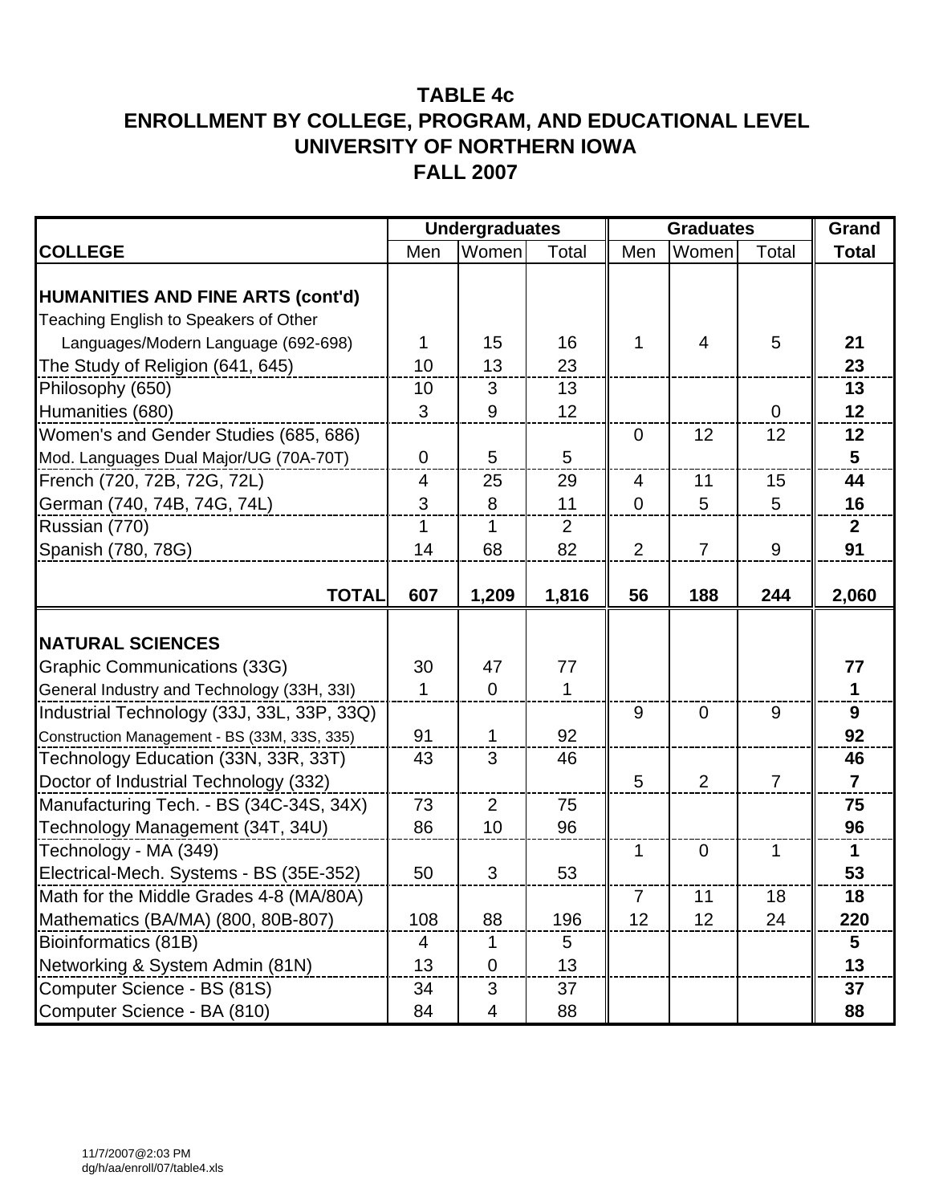# TABLE 4c
# ENROLLMENT BY COLLEGE, PROGRAM, AND EDUCATIONAL LEVEL
# UNIVERSITY OF NORTHERN IOWA
# FALL 2007

| | Undergraduates | | | Graduates | | | Grand |
|---|---|---|---|---|---|---|---|
| **COLLEGE** | Men | Women | Total | Men | Women | Total | **Total** |
| **HUMANITIES AND FINE ARTS (cont'd)** | | | | | | | |
| Teaching English to Speakers of Other Languages/Modern Language (692-698) | 1 | 15 | 16 | 1 | 4 | 5 | **21** |
| The Study of Religion (641, 645) | 10 | 13 | 23 | | | | **23** |
| Philosophy (650) | 10 | 3 | 13 | | | | **13** |
| Humanities (680) | 3 | 9 | 12 | | | 0 | **12** |
| Women's and Gender Studies (685, 686) | | | | 0 | 12 | 12 | **12** |
| Mod. Languages Dual Major/UG (70A-70T) | 0 | 5 | 5 | | | | **5** |
| French (720, 72B, 72G, 72L) | 4 | 25 | 29 | 4 | 11 | 15 | **44** |
| German (740, 74B, 74G, 74L) | 3 | 8 | 11 | 0 | 5 | 5 | **16** |
| Russian (770) | 1 | 1 | 2 | | | | **2** |
| Spanish (780, 78G) | 14 | 68 | 82 | 2 | 7 | 9 | **91** |
| **TOTAL** | **607** | **1,209** | **1,816** | **56** | **188** | **244** | **2,060** |
| **NATURAL SCIENCES** | | | | | | | |
| Graphic Communications (33G) | 30 | 47 | 77 | | | | **77** |
| General Industry and Technology (33H, 33I) | 1 | 0 | 1 | | | | **1** |
| Industrial Technology (33J, 33L, 33P, 33Q) | | | | 9 | 0 | 9 | **9** |
| Construction Management - BS (33M, 33S, 335) | 91 | 1 | 92 | | | | **92** |
| Technology Education (33N, 33R, 33T) | 43 | 3 | 46 | | | | **46** |
| Doctor of Industrial Technology (332) | | | | 5 | 2 | 7 | **7** |
| Manufacturing Tech. - BS (34C-34S, 34X) | 73 | 2 | 75 | | | | **75** |
| Technology Management (34T, 34U) | 86 | 10 | 96 | | | | **96** |
| Technology - MA (349) | | | | 1 | 0 | 1 | **1** |
| Electrical-Mech. Systems - BS (35E-352) | 50 | 3 | 53 | | | | **53** |
| Math for the Middle Grades 4-8 (MA/80A) | | | | 7 | 11 | 18 | **18** |
| Mathematics (BA/MA) (800, 80B-807) | 108 | 88 | 196 | 12 | 12 | 24 | **220** |
| Bioinformatics (81B) | 4 | 1 | 5 | | | | **5** |
| Networking & System Admin (81N) | 13 | 0 | 13 | | | | **13** |
| Computer Science - BS (81S) | 34 | 3 | 37 | | | | **37** |
| Computer Science - BA (810) | 84 | 4 | 88 | | | | **88** |

11/7/2007@2:03 PM
dg/h/aa/enroll/07/table4.xls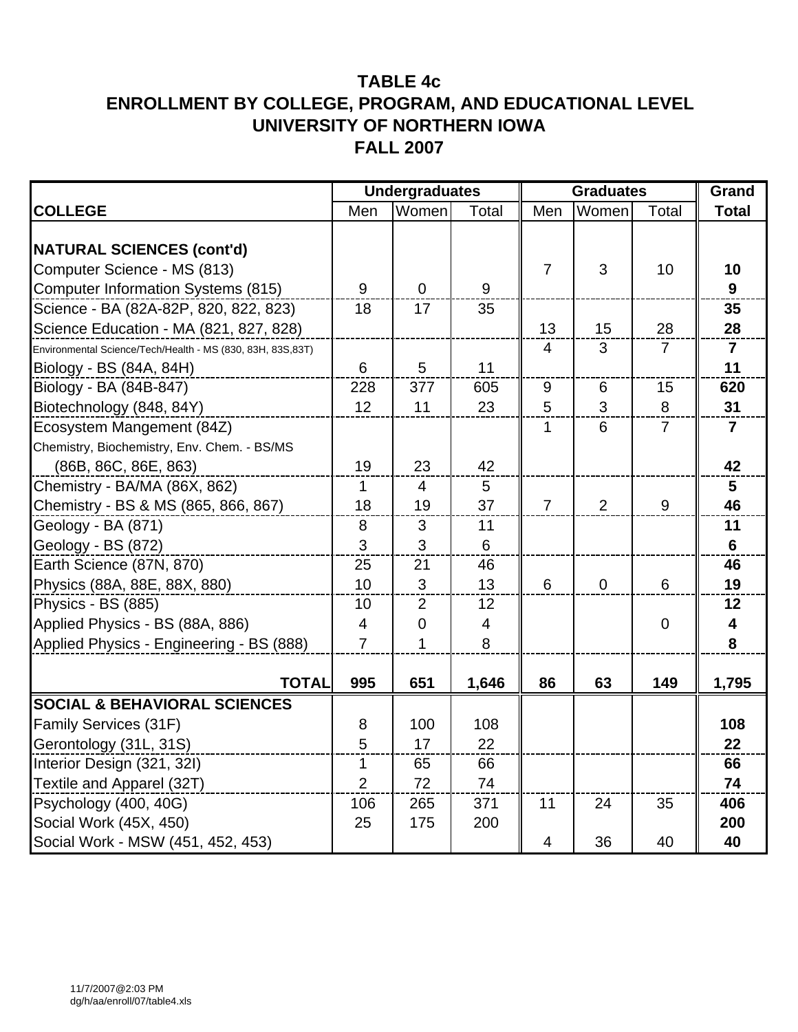# TABLE 4c
# ENROLLMENT BY COLLEGE, PROGRAM, AND EDUCATIONAL LEVEL
# UNIVERSITY OF NORTHERN IOWA
# FALL 2007

| | Undergraduates | | | Graduates | | | Grand |
|---|---|---|---|---|---|---|---|
| **COLLEGE** | Men | Women | Total | Men | Women | Total | **Total** |
| **NATURAL SCIENCES (cont'd)** | | | | | | | |
| Computer Science - MS (813) | | | | 7 | 3 | 10 | **10** |
| Computer Information Systems (815) | 9 | 0 | 9 | | | | **9** |
| Science - BA (82A-82P, 820, 822, 823) | 18 | 17 | 35 | | | | **35** |
| Science Education - MA (821, 827, 828) | | | | 13 | 15 | 28 | **28** |
| Environmental Science/Tech/Health - MS (830, 83H, 83S,83T) | | | | 4 | 3 | 7 | **7** |
| Biology - BS (84A, 84H) | 6 | 5 | 11 | | | | **11** |
| Biology - BA (84B-847) | 228 | 377 | 605 | 9 | 6 | 15 | **620** |
| Biotechnology (848, 84Y) | 12 | 11 | 23 | 5 | 3 | 8 | **31** |
| Ecosystem Mangement (84Z) | | | | 1 | 6 | 7 | **7** |
| Chemistry, Biochemistry, Env. Chem. - BS/MS (86B, 86C, 86E, 863) | 19 | 23 | 42 | | | | **42** |
| Chemistry - BA/MA (86X, 862) | 1 | 4 | 5 | | | | **5** |
| Chemistry - BS & MS (865, 866, 867) | 18 | 19 | 37 | 7 | 2 | 9 | **46** |
| Geology - BA (871) | 8 | 3 | 11 | | | | **11** |
| Geology - BS (872) | 3 | 3 | 6 | | | | **6** |
| Earth Science (87N, 870) | 25 | 21 | 46 | | | | **46** |
| Physics (88A, 88E, 88X, 880) | 10 | 3 | 13 | 6 | 0 | 6 | **19** |
| Physics - BS (885) | 10 | 2 | 12 | | | | **12** |
| Applied Physics - BS (88A, 886) | 4 | 0 | 4 | | | 0 | **4** |
| Applied Physics - Engineering - BS (888) | 7 | 1 | 8 | | | | **8** |
| **TOTAL** | **995** | **651** | **1,646** | **86** | **63** | **149** | **1,795** |
| **SOCIAL & BEHAVIORAL SCIENCES** | | | | | | | |
| Family Services (31F) | 8 | 100 | 108 | | | | **108** |
| Gerontology (31L, 31S) | 5 | 17 | 22 | | | | **22** |
| Interior Design (321, 32I) | 1 | 65 | 66 | | | | **66** |
| Textile and Apparel (32T) | 2 | 72 | 74 | | | | **74** |
| Psychology (400, 40G) | 106 | 265 | 371 | 11 | 24 | 35 | **406** |
| Social Work (45X, 450) | 25 | 175 | 200 | | | | **200** |
| Social Work - MSW (451, 452, 453) | | | | 4 | 36 | 40 | **40** |

11/7/2007@2:03 PM
dg/h/aa/enroll/07/table4.xls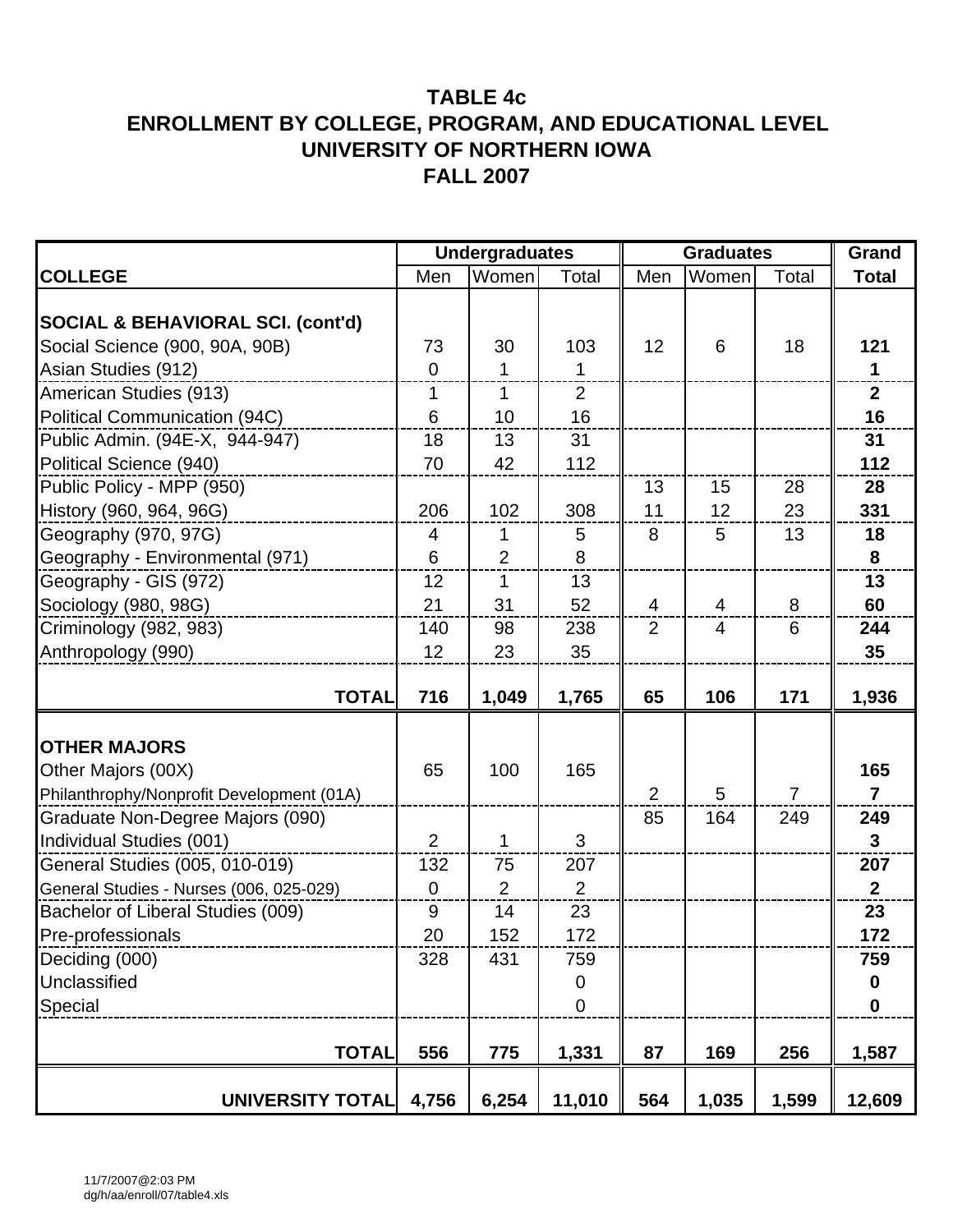# TABLE 4c
## ENROLLMENT BY COLLEGE, PROGRAM, AND EDUCATIONAL LEVEL
## UNIVERSITY OF NORTHERN IOWA
## FALL 2007

| | Undergraduates | | | Graduates | | | Grand |
|---|---|---|---|---|---|---|---|
| **COLLEGE** | Men | Women | Total | Men | Women | Total | **Total** |
| **SOCIAL & BEHAVIORAL SCI. (cont'd)** | | | | | | | |
| Social Science (900, 90A, 90B) | 73 | 30 | 103 | 12 | 6 | 18 | **121** |
| Asian Studies (912) | 0 | 1 | 1 | | | | **1** |
| American Studies (913) | 1 | 1 | 2 | | | | **2** |
| Political Communication (94C) | 6 | 10 | 16 | | | | **16** |
| Public Admin. (94E-X, 944-947) | 18 | 13 | 31 | | | | **31** |
| Political Science (940) | 70 | 42 | 112 | | | | **112** |
| Public Policy - MPP (950) | | | | 13 | 15 | 28 | **28** |
| History (960, 964, 96G) | 206 | 102 | 308 | 11 | 12 | 23 | **331** |
| Geography (970, 97G) | 4 | 1 | 5 | 8 | 5 | 13 | **18** |
| Geography - Environmental (971) | 6 | 2 | 8 | | | | **8** |
| Geography - GIS (972) | 12 | 1 | 13 | | | | **13** |
| Sociology (980, 98G) | 21 | 31 | 52 | 4 | 4 | 8 | **60** |
| Criminology (982, 983) | 140 | 98 | 238 | 2 | 4 | 6 | **244** |
| Anthropology (990) | 12 | 23 | 35 | | | | **35** |
| **TOTAL** | **716** | **1,049** | **1,765** | **65** | **106** | **171** | **1,936** |
| **OTHER MAJORS** | | | | | | | |
| Other Majors (00X) | 65 | 100 | 165 | | | | **165** |
| Philanthrophy/Nonprofit Development (01A) | | | | 2 | 5 | 7 | **7** |
| Graduate Non-Degree Majors (090) | | | | 85 | 164 | 249 | **249** |
| Individual Studies (001) | 2 | 1 | 3 | | | | **3** |
| General Studies (005, 010-019) | 132 | 75 | 207 | | | | **207** |
| General Studies - Nurses (006, 025-029) | 0 | 2 | 2 | | | | **2** |
| Bachelor of Liberal Studies (009) | 9 | 14 | 23 | | | | **23** |
| Pre-professionals | 20 | 152 | 172 | | | | **172** |
| Deciding (000) | 328 | 431 | 759 | | | | **759** |
| Unclassified | | | 0 | | | | **0** |
| Special | | | 0 | | | | **0** |
| **TOTAL** | **556** | **775** | **1,331** | **87** | **169** | **256** | **1,587** |
| **UNIVERSITY TOTAL** | **4,756** | **6,254** | **11,010** | **564** | **1,035** | **1,599** | **12,609** |

11/7/2007@2:03 PM
dg/h/aa/enroll/07/table4.xls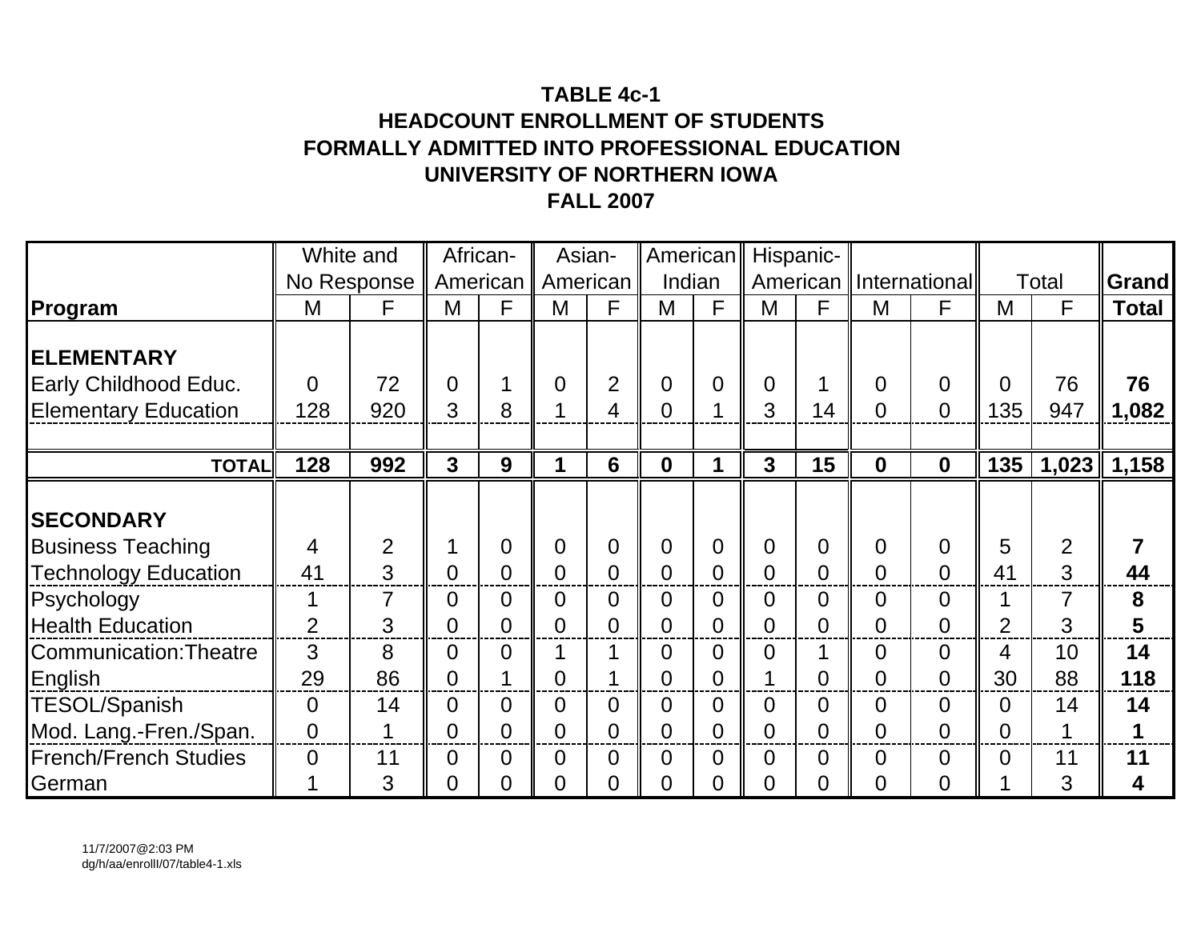**TABLE 4c-1**
**HEADCOUNT ENROLLMENT OF STUDENTS**
**FORMALLY ADMITTED INTO PROFESSIONAL EDUCATION**
**UNIVERSITY OF NORTHERN IOWA**
**FALL 2007**

| | White and No Response | | African-American | | Asian-American | | American Indian | | Hispanic-American | | International | | Total | | Grand |
|---|---|---|---|---|---|---|---|---|---|---|---|---|---|---|---|
| **Program** | M | F | M | F | M | F | M | F | M | F | M | F | M | F | **Total** |
| **ELEMENTARY** | | | | | | | | | | | | | | | |
| Early Childhood Educ. | 0 | 72 | 0 | 1 | 0 | 2 | 0 | 0 | 0 | 1 | 0 | 0 | 0 | 76 | **76** |
| Elementary Education | 128 | 920 | 3 | 8 | 1 | 4 | 0 | 1 | 3 | 14 | 0 | 0 | 135 | 947 | **1,082** |
| **TOTAL** | **128** | **992** | **3** | **9** | **1** | **6** | **0** | **1** | **3** | **15** | **0** | **0** | **135** | **1,023** | **1,158** |
| **SECONDARY** | | | | | | | | | | | | | | | |
| Business Teaching | 4 | 2 | 1 | 0 | 0 | 0 | 0 | 0 | 0 | 0 | 0 | 0 | 5 | 2 | **7** |
| Technology Education | 41 | 3 | 0 | 0 | 0 | 0 | 0 | 0 | 0 | 0 | 0 | 0 | 41 | 3 | **44** |
| Psychology | 1 | 7 | 0 | 0 | 0 | 0 | 0 | 0 | 0 | 0 | 0 | 0 | 1 | 7 | **8** |
| Health Education | 2 | 3 | 0 | 0 | 0 | 0 | 0 | 0 | 0 | 0 | 0 | 0 | 2 | 3 | **5** |
| Communication:Theatre | 3 | 8 | 0 | 0 | 1 | 1 | 0 | 0 | 0 | 1 | 0 | 0 | 4 | 10 | **14** |
| English | 29 | 86 | 0 | 1 | 0 | 1 | 0 | 0 | 1 | 0 | 0 | 0 | 30 | 88 | **118** |
| TESOL/Spanish | 0 | 14 | 0 | 0 | 0 | 0 | 0 | 0 | 0 | 0 | 0 | 0 | 0 | 14 | **14** |
| Mod. Lang.-Fren./Span. | 0 | 1 | 0 | 0 | 0 | 0 | 0 | 0 | 0 | 0 | 0 | 0 | 0 | 1 | **1** |
| French/French Studies | 0 | 11 | 0 | 0 | 0 | 0 | 0 | 0 | 0 | 0 | 0 | 0 | 0 | 11 | **11** |
| German | 1 | 3 | 0 | 0 | 0 | 0 | 0 | 0 | 0 | 0 | 0 | 0 | 1 | 3 | **4** |

11/7/2007@2:03 PM
dg/h/aa/enrolll/07/table4-1.xls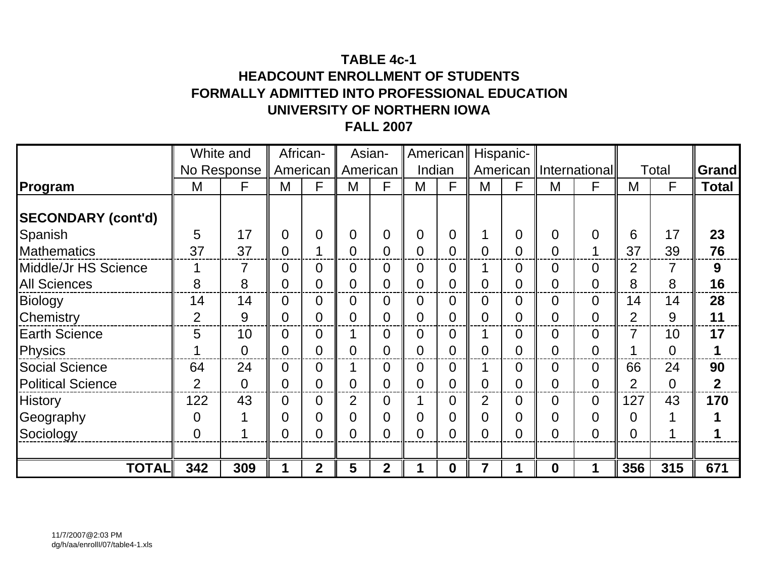**TABLE 4c-1**
**HEADCOUNT ENROLLMENT OF STUDENTS**
**FORMALLY ADMITTED INTO PROFESSIONAL EDUCATION**
**UNIVERSITY OF NORTHERN IOWA**
**FALL 2007**

| | White and No Response | | African-American | | Asian-American | | American Indian | | Hispanic-American | | International | | Total | | Grand |
|---|---|---|---|---|---|---|---|---|---|---|---|---|---|---|---|
| **Program** | M | F | M | F | M | F | M | F | M | F | M | F | M | F | **Total** |
| **SECONDARY (cont'd)** | | | | | | | | | | | | | | | |
| Spanish | 5 | 17 | 0 | 0 | 0 | 0 | 0 | 0 | 1 | 0 | 0 | 0 | 6 | 17 | **23** |
| Mathematics | 37 | 37 | 0 | 1 | 0 | 0 | 0 | 0 | 0 | 0 | 0 | 1 | 37 | 39 | **76** |
| Middle/Jr HS Science | 1 | 7 | 0 | 0 | 0 | 0 | 0 | 0 | 1 | 0 | 0 | 0 | 2 | 7 | **9** |
| All Sciences | 8 | 8 | 0 | 0 | 0 | 0 | 0 | 0 | 0 | 0 | 0 | 0 | 8 | 8 | **16** |
| Biology | 14 | 14 | 0 | 0 | 0 | 0 | 0 | 0 | 0 | 0 | 0 | 0 | 14 | 14 | **28** |
| Chemistry | 2 | 9 | 0 | 0 | 0 | 0 | 0 | 0 | 0 | 0 | 0 | 0 | 2 | 9 | **11** |
| Earth Science | 5 | 10 | 0 | 0 | 1 | 0 | 0 | 0 | 1 | 0 | 0 | 0 | 7 | 10 | **17** |
| Physics | 1 | 0 | 0 | 0 | 0 | 0 | 0 | 0 | 0 | 0 | 0 | 0 | 1 | 0 | **1** |
| Social Science | 64 | 24 | 0 | 0 | 1 | 0 | 0 | 0 | 1 | 0 | 0 | 0 | 66 | 24 | **90** |
| Political Science | 2 | 0 | 0 | 0 | 0 | 0 | 0 | 0 | 0 | 0 | 0 | 0 | 2 | 0 | **2** |
| History | 122 | 43 | 0 | 0 | 2 | 0 | 1 | 0 | 2 | 0 | 0 | 0 | 127 | 43 | **170** |
| Geography | 0 | 1 | 0 | 0 | 0 | 0 | 0 | 0 | 0 | 0 | 0 | 0 | 0 | 1 | **1** |
| Sociology | 0 | 1 | 0 | 0 | 0 | 0 | 0 | 0 | 0 | 0 | 0 | 0 | 0 | 1 | **1** |
| **TOTAL** | **342** | **309** | **1** | **2** | **5** | **2** | **1** | **0** | **7** | **1** | **0** | **1** | **356** | **315** | **671** |

11/7/2007@2:03 PM
dg/h/aa/enrolll/07/table4-1.xls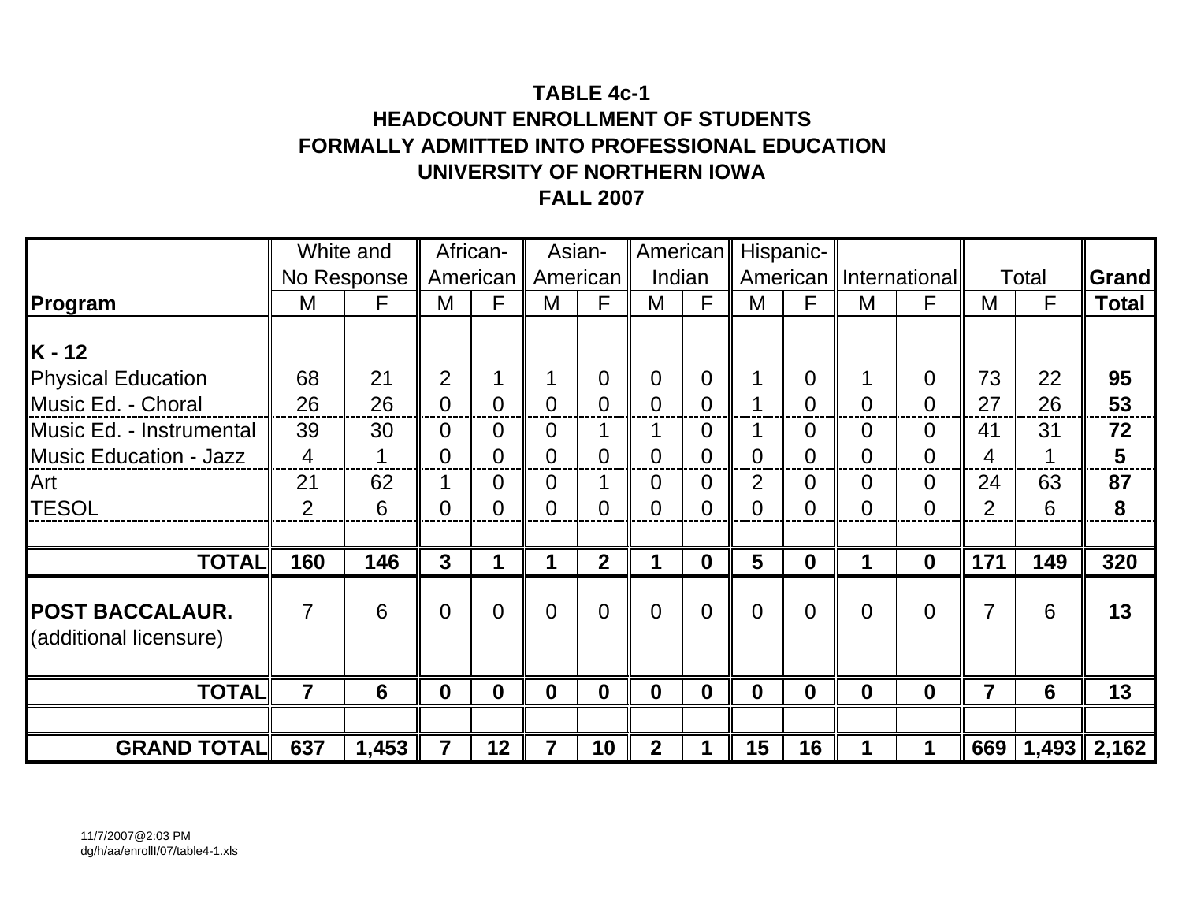**TABLE 4c-1**
**HEADCOUNT ENROLLMENT OF STUDENTS**
**FORMALLY ADMITTED INTO PROFESSIONAL EDUCATION**
**UNIVERSITY OF NORTHERN IOWA**
**FALL 2007**

| | White and No Response | | African-American | | Asian-American | | American Indian | | Hispanic-American | | International | | Total | | Grand |
|---|---|---|---|---|---|---|---|---|---|---|---|---|---|---|---|
| **Program** | M | F | M | F | M | F | M | F | M | F | M | F | M | F | **Total** |
| **K - 12** | | | | | | | | | | | | | | | |
| Physical Education | 68 | 21 | 2 | 1 | 1 | 0 | 0 | 0 | 1 | 0 | 1 | 0 | 73 | 22 | **95** |
| Music Ed. - Choral | 26 | 26 | 0 | 0 | 0 | 0 | 0 | 0 | 1 | 0 | 0 | 0 | 27 | 26 | **53** |
| Music Ed. - Instrumental | 39 | 30 | 0 | 0 | 0 | 1 | 1 | 0 | 1 | 0 | 0 | 0 | 41 | 31 | **72** |
| Music Education - Jazz | 4 | 1 | 0 | 0 | 0 | 0 | 0 | 0 | 0 | 0 | 0 | 0 | 4 | 1 | **5** |
| Art | 21 | 62 | 1 | 0 | 0 | 1 | 0 | 0 | 2 | 0 | 0 | 0 | 24 | 63 | **87** |
| TESOL | 2 | 6 | 0 | 0 | 0 | 0 | 0 | 0 | 0 | 0 | 0 | 0 | 2 | 6 | **8** |
| **TOTAL** | **160** | **146** | **3** | **1** | **1** | **2** | **1** | **0** | **5** | **0** | **1** | **0** | **171** | **149** | **320** |
| **POST BACCALAUR.** (additional licensure) | 7 | 6 | 0 | 0 | 0 | 0 | 0 | 0 | 0 | 0 | 0 | 0 | 7 | 6 | **13** |
| **TOTAL** | **7** | **6** | **0** | **0** | **0** | **0** | **0** | **0** | **0** | **0** | **0** | **0** | **7** | **6** | **13** |
| **GRAND TOTAL** | **637** | **1,453** | **7** | **12** | **7** | **10** | **2** | **1** | **15** | **16** | **1** | **1** | **669** | **1,493** | **2,162** |

11/7/2007@2:03 PM
dg/h/aa/enrolll/07/table4-1.xls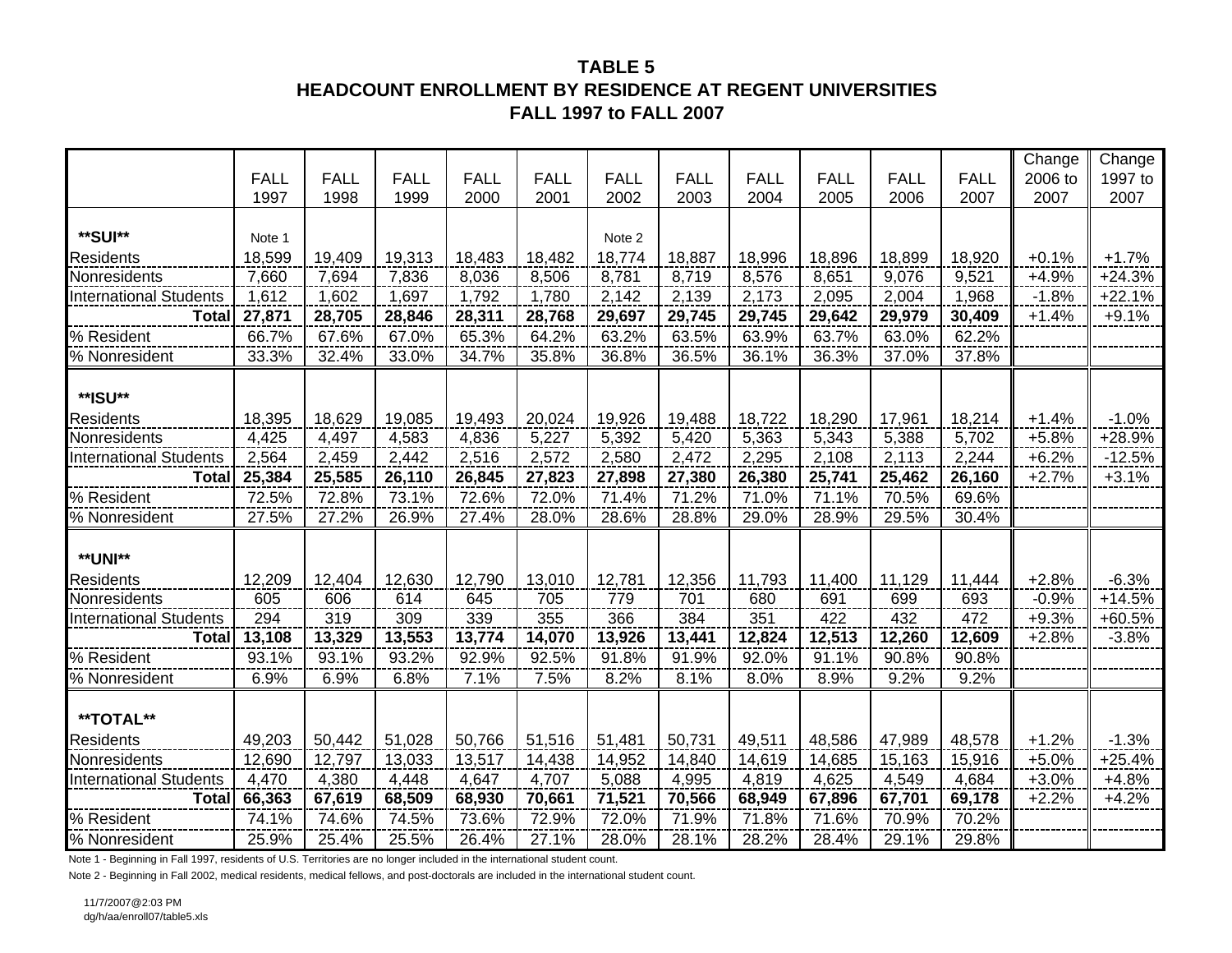# TABLE 5
## HEADCOUNT ENROLLMENT BY RESIDENCE AT REGENT UNIVERSITIES
## FALL 1997 to FALL 2007

| | FALL 1997 | FALL 1998 | FALL 1999 | FALL 2000 | FALL 2001 | FALL 2002 | FALL 2003 | FALL 2004 | FALL 2005 | FALL 2006 | FALL 2007 | Change 2006 to 2007 | Change 1997 to 2007 |
|---|---|---|---|---|---|---|---|---|---|---|---|---|---|
| **SUI** | Note 1 | | | | | Note 2 | | | | | | | |
| Residents | 18,599 | 19,409 | 19,313 | 18,483 | 18,482 | 18,774 | 18,887 | 18,996 | 18,896 | 18,899 | 18,920 | +0.1% | +1.7% |
| Nonresidents | 7,660 | 7,694 | 7,836 | 8,036 | 8,506 | 8,781 | 8,719 | 8,576 | 8,651 | 9,076 | 9,521 | +4.9% | +24.3% |
| International Students | 1,612 | 1,602 | 1,697 | 1,792 | 1,780 | 2,142 | 2,139 | 2,173 | 2,095 | 2,004 | 1,968 | -1.8% | +22.1% |
| **Total** | **27,871** | **28,705** | **28,846** | **28,311** | **28,768** | **29,697** | **29,745** | **29,745** | **29,642** | **29,979** | **30,409** | +1.4% | +9.1% |
| % Resident | 66.7% | 67.6% | 67.0% | 65.3% | 64.2% | 63.2% | 63.5% | 63.9% | 63.7% | 63.0% | 62.2% | | |
| % Nonresident | 33.3% | 32.4% | 33.0% | 34.7% | 35.8% | 36.8% | 36.5% | 36.1% | 36.3% | 37.0% | 37.8% | | |
| **ISU** | | | | | | | | | | | | | |
| Residents | 18,395 | 18,629 | 19,085 | 19,493 | 20,024 | 19,926 | 19,488 | 18,722 | 18,290 | 17,961 | 18,214 | +1.4% | -1.0% |
| Nonresidents | 4,425 | 4,497 | 4,583 | 4,836 | 5,227 | 5,392 | 5,420 | 5,363 | 5,343 | 5,388 | 5,702 | +5.8% | +28.9% |
| International Students | 2,564 | 2,459 | 2,442 | 2,516 | 2,572 | 2,580 | 2,472 | 2,295 | 2,108 | 2,113 | 2,244 | +6.2% | -12.5% |
| **Total** | **25,384** | **25,585** | **26,110** | **26,845** | **27,823** | **27,898** | **27,380** | **26,380** | **25,741** | **25,462** | **26,160** | +2.7% | +3.1% |
| % Resident | 72.5% | 72.8% | 73.1% | 72.6% | 72.0% | 71.4% | 71.2% | 71.0% | 71.1% | 70.5% | 69.6% | | |
| % Nonresident | 27.5% | 27.2% | 26.9% | 27.4% | 28.0% | 28.6% | 28.8% | 29.0% | 28.9% | 29.5% | 30.4% | | |
| **UNI** | | | | | | | | | | | | | |
| Residents | 12,209 | 12,404 | 12,630 | 12,790 | 13,010 | 12,781 | 12,356 | 11,793 | 11,400 | 11,129 | 11,444 | +2.8% | -6.3% |
| Nonresidents | 605 | 606 | 614 | 645 | 705 | 779 | 701 | 680 | 691 | 699 | 693 | -0.9% | +14.5% |
| International Students | 294 | 319 | 309 | 339 | 355 | 366 | 384 | 351 | 422 | 432 | 472 | +9.3% | +60.5% |
| **Total** | **13,108** | **13,329** | **13,553** | **13,774** | **14,070** | **13,926** | **13,441** | **12,824** | **12,513** | **12,260** | **12,609** | +2.8% | -3.8% |
| % Resident | 93.1% | 93.1% | 93.2% | 92.9% | 92.5% | 91.8% | 91.9% | 92.0% | 91.1% | 90.8% | 90.8% | | |
| % Nonresident | 6.9% | 6.9% | 6.8% | 7.1% | 7.5% | 8.2% | 8.1% | 8.0% | 8.9% | 9.2% | 9.2% | | |
| **TOTAL** | | | | | | | | | | | | | |
| Residents | 49,203 | 50,442 | 51,028 | 50,766 | 51,516 | 51,481 | 50,731 | 49,511 | 48,586 | 47,989 | 48,578 | +1.2% | -1.3% |
| Nonresidents | 12,690 | 12,797 | 13,033 | 13,517 | 14,438 | 14,952 | 14,840 | 14,619 | 14,685 | 15,163 | 15,916 | +5.0% | +25.4% |
| International Students | 4,470 | 4,380 | 4,448 | 4,647 | 4,707 | 5,088 | 4,995 | 4,819 | 4,625 | 4,549 | 4,684 | +3.0% | +4.8% |
| **Total** | **66,363** | **67,619** | **68,509** | **68,930** | **70,661** | **71,521** | **70,566** | **68,949** | **67,896** | **67,701** | **69,178** | +2.2% | +4.2% |
| % Resident | 74.1% | 74.6% | 74.5% | 73.6% | 72.9% | 72.0% | 71.9% | 71.8% | 71.6% | 70.9% | 70.2% | | |
| % Nonresident | 25.9% | 25.4% | 25.5% | 26.4% | 27.1% | 28.0% | 28.1% | 28.2% | 28.4% | 29.1% | 29.8% | | |

Note 1 - Beginning in Fall 1997, residents of U.S. Territories are no longer included in the international student count.

Note 2 - Beginning in Fall 2002, medical residents, medical fellows, and post-doctorals are included in the international student count.

11/7/2007@2:03 PM
dg/h/aa/enroll07/table5.xls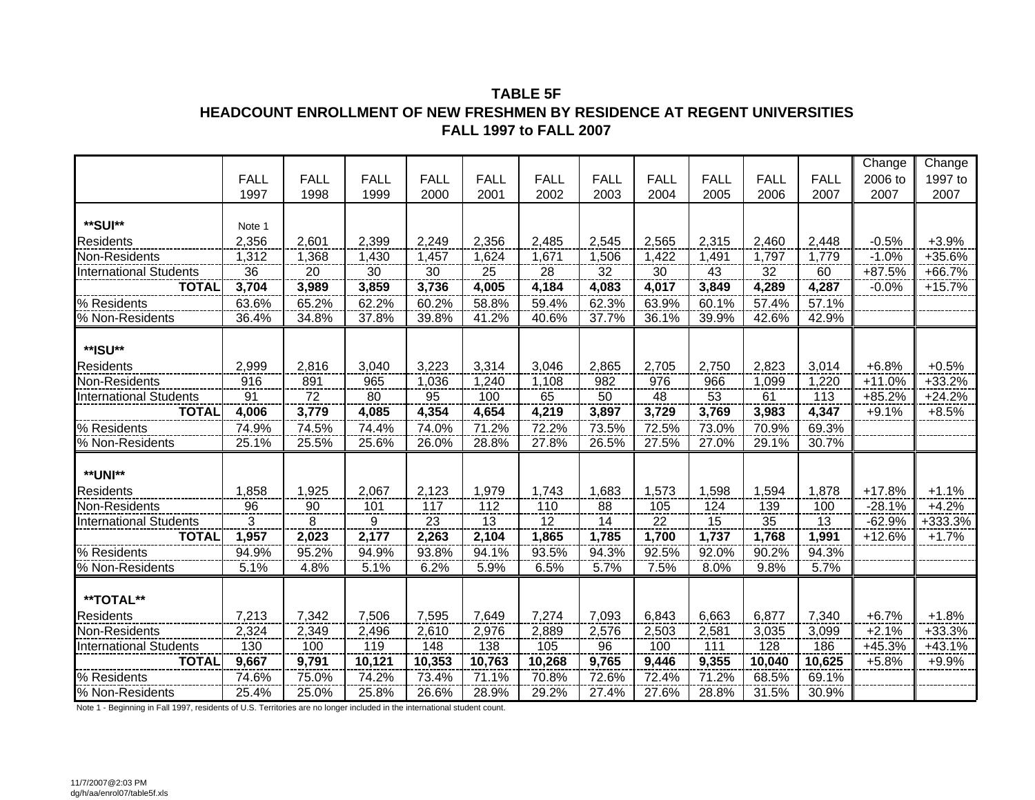**TABLE 5F**
**HEADCOUNT ENROLLMENT OF NEW FRESHMEN BY RESIDENCE AT REGENT UNIVERSITIES**
**FALL 1997 to FALL 2007**

| | FALL 1997 | FALL 1998 | FALL 1999 | FALL 2000 | FALL 2001 | FALL 2002 | FALL 2003 | FALL 2004 | FALL 2005 | FALL 2006 | FALL 2007 | Change 2006 to 2007 | Change 1997 to 2007 |
|---|---|---|---|---|---|---|---|---|---|---|---|---|---|
| **SUI** | Note 1 | | | | | | | | | | | | |
| Residents | 2,356 | 2,601 | 2,399 | 2,249 | 2,356 | 2,485 | 2,545 | 2,565 | 2,315 | 2,460 | 2,448 | -0.5% | +3.9% |
| Non-Residents | 1,312 | 1,368 | 1,430 | 1,457 | 1,624 | 1,671 | 1,506 | 1,422 | 1,491 | 1,797 | 1,779 | -1.0% | +35.6% |
| International Students | 36 | 20 | 30 | 30 | 25 | 28 | 32 | 30 | 43 | 32 | 60 | +87.5% | +66.7% |
| **TOTAL** | **3,704** | **3,989** | **3,859** | **3,736** | **4,005** | **4,184** | **4,083** | **4,017** | **3,849** | **4,289** | **4,287** | -0.0% | +15.7% |
| % Residents | 63.6% | 65.2% | 62.2% | 60.2% | 58.8% | 59.4% | 62.3% | 63.9% | 60.1% | 57.4% | 57.1% | | |
| % Non-Residents | 36.4% | 34.8% | 37.8% | 39.8% | 41.2% | 40.6% | 37.7% | 36.1% | 39.9% | 42.6% | 42.9% | | |
| **ISU** | | | | | | | | | | | | | |
| Residents | 2,999 | 2,816 | 3,040 | 3,223 | 3,314 | 3,046 | 2,865 | 2,705 | 2,750 | 2,823 | 3,014 | +6.8% | +0.5% |
| Non-Residents | 916 | 891 | 965 | 1,036 | 1,240 | 1,108 | 982 | 976 | 966 | 1,099 | 1,220 | +11.0% | +33.2% |
| International Students | 91 | 72 | 80 | 95 | 100 | 65 | 50 | 48 | 53 | 61 | 113 | +85.2% | +24.2% |
| **TOTAL** | **4,006** | **3,779** | **4,085** | **4,354** | **4,654** | **4,219** | **3,897** | **3,729** | **3,769** | **3,983** | **4,347** | +9.1% | +8.5% |
| % Residents | 74.9% | 74.5% | 74.4% | 74.0% | 71.2% | 72.2% | 73.5% | 72.5% | 73.0% | 70.9% | 69.3% | | |
| % Non-Residents | 25.1% | 25.5% | 25.6% | 26.0% | 28.8% | 27.8% | 26.5% | 27.5% | 27.0% | 29.1% | 30.7% | | |
| **UNI** | | | | | | | | | | | | | |
| Residents | 1,858 | 1,925 | 2,067 | 2,123 | 1,979 | 1,743 | 1,683 | 1,573 | 1,598 | 1,594 | 1,878 | +17.8% | +1.1% |
| Non-Residents | 96 | 90 | 101 | 117 | 112 | 110 | 88 | 105 | 124 | 139 | 100 | -28.1% | +4.2% |
| International Students | 3 | 8 | 9 | 23 | 13 | 12 | 14 | 22 | 15 | 35 | 13 | -62.9% | +333.3% |
| **TOTAL** | **1,957** | **2,023** | **2,177** | **2,263** | **2,104** | **1,865** | **1,785** | **1,700** | **1,737** | **1,768** | **1,991** | +12.6% | +1.7% |
| % Residents | 94.9% | 95.2% | 94.9% | 93.8% | 94.1% | 93.5% | 94.3% | 92.5% | 92.0% | 90.2% | 94.3% | | |
| % Non-Residents | 5.1% | 4.8% | 5.1% | 6.2% | 5.9% | 6.5% | 5.7% | 7.5% | 8.0% | 9.8% | 5.7% | | |
| **TOTAL** | | | | | | | | | | | | | |
| Residents | 7,213 | 7,342 | 7,506 | 7,595 | 7,649 | 7,274 | 7,093 | 6,843 | 6,663 | 6,877 | 7,340 | +6.7% | +1.8% |
| Non-Residents | 2,324 | 2,349 | 2,496 | 2,610 | 2,976 | 2,889 | 2,576 | 2,503 | 2,581 | 3,035 | 3,099 | +2.1% | +33.3% |
| International Students | 130 | 100 | 119 | 148 | 138 | 105 | 96 | 100 | 111 | 128 | 186 | +45.3% | +43.1% |
| **TOTAL** | **9,667** | **9,791** | **10,121** | **10,353** | **10,763** | **10,268** | **9,765** | **9,446** | **9,355** | **10,040** | **10,625** | +5.8% | +9.9% |
| % Residents | 74.6% | 75.0% | 74.2% | 73.4% | 71.1% | 70.8% | 72.6% | 72.4% | 71.2% | 68.5% | 69.1% | | |
| % Non-Residents | 25.4% | 25.0% | 25.8% | 26.6% | 28.9% | 29.2% | 27.4% | 27.6% | 28.8% | 31.5% | 30.9% | | |

Note 1 - Beginning in Fall 1997, residents of U.S. Territories are no longer included in the international student count.

11/7/2007@2:03 PM
dg/h/aa/enrol07/table5f.xls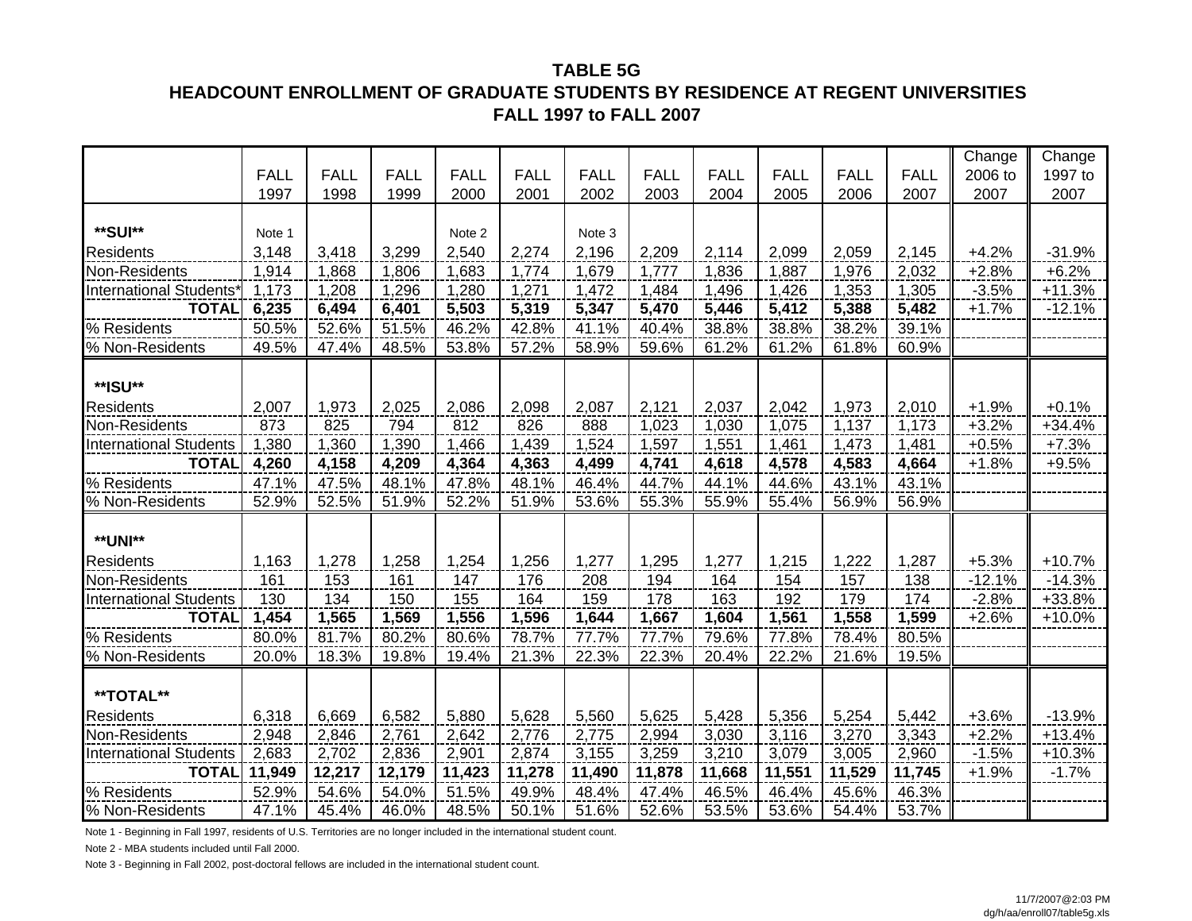# TABLE 5G
## HEADCOUNT ENROLLMENT OF GRADUATE STUDENTS BY RESIDENCE AT REGENT UNIVERSITIES
## FALL 1997 to FALL 2007

| | FALL 1997 | FALL 1998 | FALL 1999 | FALL 2000 | FALL 2001 | FALL 2002 | FALL 2003 | FALL 2004 | FALL 2005 | FALL 2006 | FALL 2007 | Change 2006 to 2007 | Change 1997 to 2007 |
|---|---|---|---|---|---|---|---|---|---|---|---|---|---|
| **SUI** | Note 1 | | | Note 2 | | Note 3 | | | | | | | |
| Residents | 3,148 | 3,418 | 3,299 | 2,540 | 2,274 | 2,196 | 2,209 | 2,114 | 2,099 | 2,059 | 2,145 | +4.2% | -31.9% |
| Non-Residents | 1,914 | 1,868 | 1,806 | 1,683 | 1,774 | 1,679 | 1,777 | 1,836 | 1,887 | 1,976 | 2,032 | +2.8% | +6.2% |
| International Students* | 1,173 | 1,208 | 1,296 | 1,280 | 1,271 | 1,472 | 1,484 | 1,496 | 1,426 | 1,353 | 1,305 | -3.5% | +11.3% |
| **TOTAL** | **6,235** | **6,494** | **6,401** | **5,503** | **5,319** | **5,347** | **5,470** | **5,446** | **5,412** | **5,388** | **5,482** | +1.7% | -12.1% |
| % Residents | 50.5% | 52.6% | 51.5% | 46.2% | 42.8% | 41.1% | 40.4% | 38.8% | 38.8% | 38.2% | 39.1% | | |
| % Non-Residents | 49.5% | 47.4% | 48.5% | 53.8% | 57.2% | 58.9% | 59.6% | 61.2% | 61.2% | 61.8% | 60.9% | | |
| **ISU** | | | | | | | | | | | | | |
| Residents | 2,007 | 1,973 | 2,025 | 2,086 | 2,098 | 2,087 | 2,121 | 2,037 | 2,042 | 1,973 | 2,010 | +1.9% | +0.1% |
| Non-Residents | 873 | 825 | 794 | 812 | 826 | 888 | 1,023 | 1,030 | 1,075 | 1,137 | 1,173 | +3.2% | +34.4% |
| International Students | 1,380 | 1,360 | 1,390 | 1,466 | 1,439 | 1,524 | 1,597 | 1,551 | 1,461 | 1,473 | 1,481 | +0.5% | +7.3% |
| **TOTAL** | **4,260** | **4,158** | **4,209** | **4,364** | **4,363** | **4,499** | **4,741** | **4,618** | **4,578** | **4,583** | **4,664** | +1.8% | +9.5% |
| % Residents | 47.1% | 47.5% | 48.1% | 47.8% | 48.1% | 46.4% | 44.7% | 44.1% | 44.6% | 43.1% | 43.1% | | |
| % Non-Residents | 52.9% | 52.5% | 51.9% | 52.2% | 51.9% | 53.6% | 55.3% | 55.9% | 55.4% | 56.9% | 56.9% | | |
| **UNI** | | | | | | | | | | | | | |
| Residents | 1,163 | 1,278 | 1,258 | 1,254 | 1,256 | 1,277 | 1,295 | 1,277 | 1,215 | 1,222 | 1,287 | +5.3% | +10.7% |
| Non-Residents | 161 | 153 | 161 | 147 | 176 | 208 | 194 | 164 | 154 | 157 | 138 | -12.1% | -14.3% |
| International Students | 130 | 134 | 150 | 155 | 164 | 159 | 178 | 163 | 192 | 179 | 174 | -2.8% | +33.8% |
| **TOTAL** | **1,454** | **1,565** | **1,569** | **1,556** | **1,596** | **1,644** | **1,667** | **1,604** | **1,561** | **1,558** | **1,599** | +2.6% | +10.0% |
| % Residents | 80.0% | 81.7% | 80.2% | 80.6% | 78.7% | 77.7% | 77.7% | 79.6% | 77.8% | 78.4% | 80.5% | | |
| % Non-Residents | 20.0% | 18.3% | 19.8% | 19.4% | 21.3% | 22.3% | 22.3% | 20.4% | 22.2% | 21.6% | 19.5% | | |
| **TOTAL** | | | | | | | | | | | | | |
| Residents | 6,318 | 6,669 | 6,582 | 5,880 | 5,628 | 5,560 | 5,625 | 5,428 | 5,356 | 5,254 | 5,442 | +3.6% | -13.9% |
| Non-Residents | 2,948 | 2,846 | 2,761 | 2,642 | 2,776 | 2,775 | 2,994 | 3,030 | 3,116 | 3,270 | 3,343 | +2.2% | +13.4% |
| International Students | 2,683 | 2,702 | 2,836 | 2,901 | 2,874 | 3,155 | 3,259 | 3,210 | 3,079 | 3,005 | 2,960 | -1.5% | +10.3% |
| **TOTAL** | **11,949** | **12,217** | **12,179** | **11,423** | **11,278** | **11,490** | **11,878** | **11,668** | **11,551** | **11,529** | **11,745** | +1.9% | -1.7% |
| % Residents | 52.9% | 54.6% | 54.0% | 51.5% | 49.9% | 48.4% | 47.4% | 46.5% | 46.4% | 45.6% | 46.3% | | |
| % Non-Residents | 47.1% | 45.4% | 46.0% | 48.5% | 50.1% | 51.6% | 52.6% | 53.5% | 53.6% | 54.4% | 53.7% | | |

Note 1 - Beginning in Fall 1997, residents of U.S. Territories are no longer included in the international student count.

Note 2 - MBA students included until Fall 2000.

Note 3 - Beginning in Fall 2002, post-doctoral fellows are included in the international student count.

11/7/2007@2:03 PM
dg/h/aa/enroll07/table5g.xls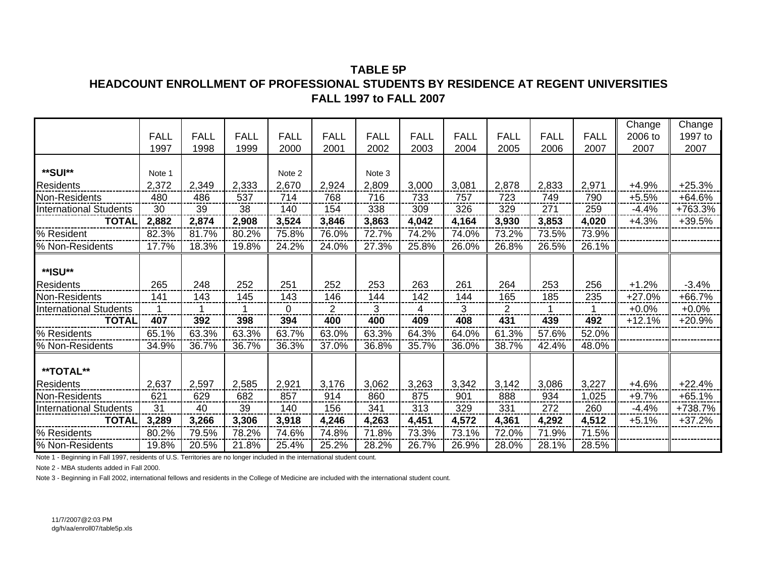**TABLE 5P**

**HEADCOUNT ENROLLMENT OF PROFESSIONAL STUDENTS BY RESIDENCE AT REGENT UNIVERSITIES**

**FALL 1997 to FALL 2007**

| | FALL 1997 | FALL 1998 | FALL 1999 | FALL 2000 | FALL 2001 | FALL 2002 | FALL 2003 | FALL 2004 | FALL 2005 | FALL 2006 | FALL 2007 | Change 2006 to 2007 | Change 1997 to 2007 |
|---|---|---|---|---|---|---|---|---|---|---|---|---|---|
| **SUI** | Note 1 | | | Note 2 | | Note 3 | | | | | | | |
| Residents | 2,372 | 2,349 | 2,333 | 2,670 | 2,924 | 2,809 | 3,000 | 3,081 | 2,878 | 2,833 | 2,971 | +4.9% | +25.3% |
| Non-Residents | 480 | 486 | 537 | 714 | 768 | 716 | 733 | 757 | 723 | 749 | 790 | +5.5% | +64.6% |
| International Students | 30 | 39 | 38 | 140 | 154 | 338 | 309 | 326 | 329 | 271 | 259 | -4.4% | +763.3% |
| **TOTAL** | **2,882** | **2,874** | **2,908** | **3,524** | **3,846** | **3,863** | **4,042** | **4,164** | **3,930** | **3,853** | **4,020** | +4.3% | +39.5% |
| % Resident | 82.3% | 81.7% | 80.2% | 75.8% | 76.0% | 72.7% | 74.2% | 74.0% | 73.2% | 73.5% | 73.9% | | |
| % Non-Residents | 17.7% | 18.3% | 19.8% | 24.2% | 24.0% | 27.3% | 25.8% | 26.0% | 26.8% | 26.5% | 26.1% | | |
| **ISU** | | | | | | | | | | | | | |
| Residents | 265 | 248 | 252 | 251 | 252 | 253 | 263 | 261 | 264 | 253 | 256 | +1.2% | -3.4% |
| Non-Residents | 141 | 143 | 145 | 143 | 146 | 144 | 142 | 144 | 165 | 185 | 235 | +27.0% | +66.7% |
| International Students | 1 | 1 | 1 | 0 | 2 | 3 | 4 | 3 | 2 | 1 | 1 | +0.0% | +0.0% |
| **TOTAL** | **407** | **392** | **398** | **394** | **400** | **400** | **409** | **408** | **431** | **439** | **492** | +12.1% | +20.9% |
| % Residents | 65.1% | 63.3% | 63.3% | 63.7% | 63.0% | 63.3% | 64.3% | 64.0% | 61.3% | 57.6% | 52.0% | | |
| % Non-Residents | 34.9% | 36.7% | 36.7% | 36.3% | 37.0% | 36.8% | 35.7% | 36.0% | 38.7% | 42.4% | 48.0% | | |
| **TOTAL** | | | | | | | | | | | | | |
| Residents | 2,637 | 2,597 | 2,585 | 2,921 | 3,176 | 3,062 | 3,263 | 3,342 | 3,142 | 3,086 | 3,227 | +4.6% | +22.4% |
| Non-Residents | 621 | 629 | 682 | 857 | 914 | 860 | 875 | 901 | 888 | 934 | 1,025 | +9.7% | +65.1% |
| International Students | 31 | 40 | 39 | 140 | 156 | 341 | 313 | 329 | 331 | 272 | 260 | -4.4% | +738.7% |
| **TOTAL** | **3,289** | **3,266** | **3,306** | **3,918** | **4,246** | **4,263** | **4,451** | **4,572** | **4,361** | **4,292** | **4,512** | +5.1% | +37.2% |
| % Residents | 80.2% | 79.5% | 78.2% | 74.6% | 74.8% | 71.8% | 73.3% | 73.1% | 72.0% | 71.9% | 71.5% | | |
| % Non-Residents | 19.8% | 20.5% | 21.8% | 25.4% | 25.2% | 28.2% | 26.7% | 26.9% | 28.0% | 28.1% | 28.5% | | |

Note 1 - Beginning in Fall 1997, residents of U.S. Territories are no longer included in the international student count.

Note 2 - MBA students added in Fall 2000.

Note 3 - Beginning in Fall 2002, international fellows and residents in the College of Medicine are included with the international student count.

11/7/2007@2:03 PM
dg/h/aa/enroll07/table5p.xls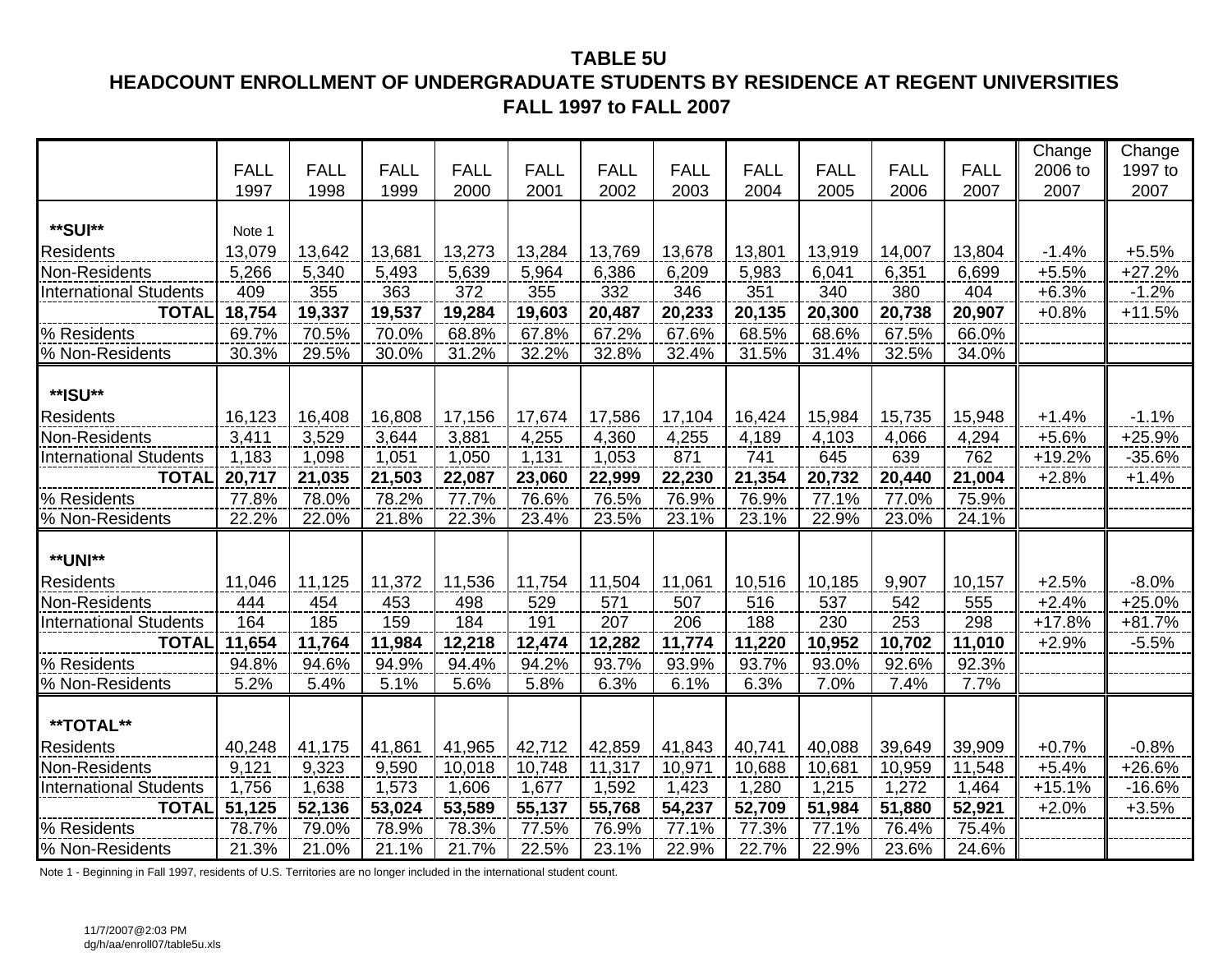**TABLE 5U**
**HEADCOUNT ENROLLMENT OF UNDERGRADUATE STUDENTS BY RESIDENCE AT REGENT UNIVERSITIES**
**FALL 1997 to FALL 2007**

| | FALL 1997 | FALL 1998 | FALL 1999 | FALL 2000 | FALL 2001 | FALL 2002 | FALL 2003 | FALL 2004 | FALL 2005 | FALL 2006 | FALL 2007 | Change 2006 to 2007 | Change 1997 to 2007 |
|---|---|---|---|---|---|---|---|---|---|---|---|---|---|
| **SUI** | Note 1 | | | | | | | | | | | | |
| Residents | 13,079 | 13,642 | 13,681 | 13,273 | 13,284 | 13,769 | 13,678 | 13,801 | 13,919 | 14,007 | 13,804 | -1.4% | +5.5% |
| Non-Residents | 5,266 | 5,340 | 5,493 | 5,639 | 5,964 | 6,386 | 6,209 | 5,983 | 6,041 | 6,351 | 6,699 | +5.5% | +27.2% |
| International Students | 409 | 355 | 363 | 372 | 355 | 332 | 346 | 351 | 340 | 380 | 404 | +6.3% | -1.2% |
| **TOTAL** | **18,754** | **19,337** | **19,537** | **19,284** | **19,603** | **20,487** | **20,233** | **20,135** | **20,300** | **20,738** | **20,907** | +0.8% | +11.5% |
| % Residents | 69.7% | 70.5% | 70.0% | 68.8% | 67.8% | 67.2% | 67.6% | 68.5% | 68.6% | 67.5% | 66.0% | | |
| % Non-Residents | 30.3% | 29.5% | 30.0% | 31.2% | 32.2% | 32.8% | 32.4% | 31.5% | 31.4% | 32.5% | 34.0% | | |
| **ISU** | | | | | | | | | | | | | |
| Residents | 16,123 | 16,408 | 16,808 | 17,156 | 17,674 | 17,586 | 17,104 | 16,424 | 15,984 | 15,735 | 15,948 | +1.4% | -1.1% |
| Non-Residents | 3,411 | 3,529 | 3,644 | 3,881 | 4,255 | 4,360 | 4,255 | 4,189 | 4,103 | 4,066 | 4,294 | +5.6% | +25.9% |
| International Students | 1,183 | 1,098 | 1,051 | 1,050 | 1,131 | 1,053 | 871 | 741 | 645 | 639 | 762 | +19.2% | -35.6% |
| **TOTAL** | **20,717** | **21,035** | **21,503** | **22,087** | **23,060** | **22,999** | **22,230** | **21,354** | **20,732** | **20,440** | **21,004** | +2.8% | +1.4% |
| % Residents | 77.8% | 78.0% | 78.2% | 77.7% | 76.6% | 76.5% | 76.9% | 76.9% | 77.1% | 77.0% | 75.9% | | |
| % Non-Residents | 22.2% | 22.0% | 21.8% | 22.3% | 23.4% | 23.5% | 23.1% | 23.1% | 22.9% | 23.0% | 24.1% | | |
| **UNI** | | | | | | | | | | | | | |
| Residents | 11,046 | 11,125 | 11,372 | 11,536 | 11,754 | 11,504 | 11,061 | 10,516 | 10,185 | 9,907 | 10,157 | +2.5% | -8.0% |
| Non-Residents | 444 | 454 | 453 | 498 | 529 | 571 | 507 | 516 | 537 | 542 | 555 | +2.4% | +25.0% |
| International Students | 164 | 185 | 159 | 184 | 191 | 207 | 206 | 188 | 230 | 253 | 298 | +17.8% | +81.7% |
| **TOTAL** | **11,654** | **11,764** | **11,984** | **12,218** | **12,474** | **12,282** | **11,774** | **11,220** | **10,952** | **10,702** | **11,010** | +2.9% | -5.5% |
| % Residents | 94.8% | 94.6% | 94.9% | 94.4% | 94.2% | 93.7% | 93.9% | 93.7% | 93.0% | 92.6% | 92.3% | | |
| % Non-Residents | 5.2% | 5.4% | 5.1% | 5.6% | 5.8% | 6.3% | 6.1% | 6.3% | 7.0% | 7.4% | 7.7% | | |
| **TOTAL** | | | | | | | | | | | | | |
| Residents | 40,248 | 41,175 | 41,861 | 41,965 | 42,712 | 42,859 | 41,843 | 40,741 | 40,088 | 39,649 | 39,909 | +0.7% | -0.8% |
| Non-Residents | 9,121 | 9,323 | 9,590 | 10,018 | 10,748 | 11,317 | 10,971 | 10,688 | 10,681 | 10,959 | 11,548 | +5.4% | +26.6% |
| International Students | 1,756 | 1,638 | 1,573 | 1,606 | 1,677 | 1,592 | 1,423 | 1,280 | 1,215 | 1,272 | 1,464 | +15.1% | -16.6% |
| **TOTAL** | **51,125** | **52,136** | **53,024** | **53,589** | **55,137** | **55,768** | **54,237** | **52,709** | **51,984** | **51,880** | **52,921** | +2.0% | +3.5% |
| % Residents | 78.7% | 79.0% | 78.9% | 78.3% | 77.5% | 76.9% | 77.1% | 77.3% | 77.1% | 76.4% | 75.4% | | |
| % Non-Residents | 21.3% | 21.0% | 21.1% | 21.7% | 22.5% | 23.1% | 22.9% | 22.7% | 22.9% | 23.6% | 24.6% | | |

Note 1 - Beginning in Fall 1997, residents of U.S. Territories are no longer included in the international student count.

11/7/2007@2:03 PM
dg/h/aa/enroll07/table5u.xls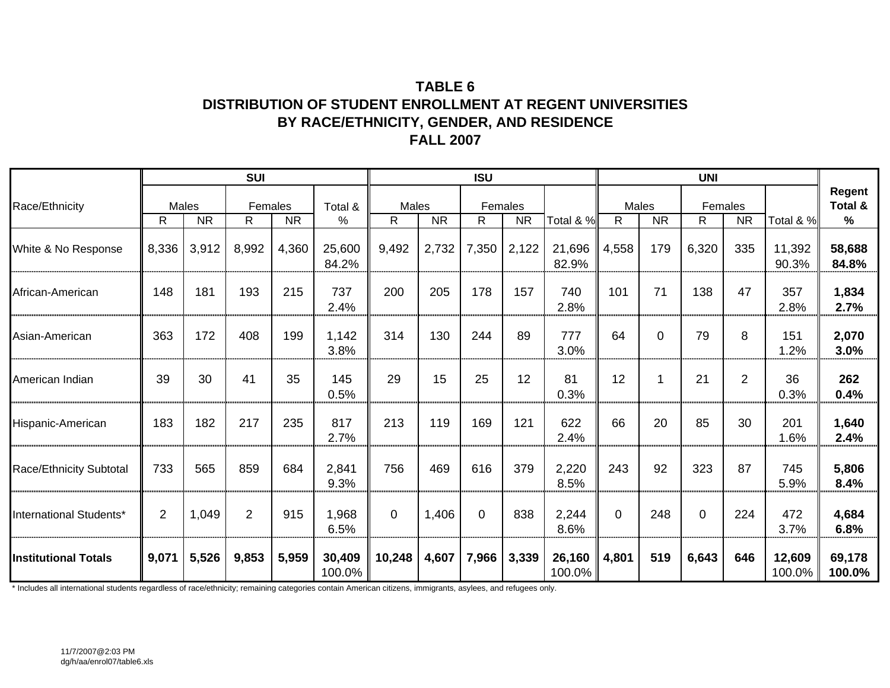**TABLE 6**
**DISTRIBUTION OF STUDENT ENROLLMENT AT REGENT UNIVERSITIES**
**BY RACE/ETHNICITY, GENDER, AND RESIDENCE**
**FALL 2007**

| Race/Ethnicity | SUI | | | | | ISU | | | | | UNI | | | | | Regent Total & % |
|---|---|---|---|---|---|---|---|---|---|---|---|---|---|---|---|---|
| | Males | | Females | | Total & % | Males | | Females | | Total & % | Males | | Females | | Total & % | |
| | R | NR | R | NR | | R | NR | R | NR | | R | NR | R | NR | | |
| White & No Response | 8,336 | 3,912 | 8,992 | 4,360 | 25,600<br>84.2% | 9,492 | 2,732 | 7,350 | 2,122 | 21,696<br>82.9% | 4,558 | 179 | 6,320 | 335 | 11,392<br>90.3% | **58,688**<br>**84.8%** |
| African-American | 148 | 181 | 193 | 215 | 737<br>2.4% | 200 | 205 | 178 | 157 | 740<br>2.8% | 101 | 71 | 138 | 47 | 357<br>2.8% | **1,834**<br>**2.7%** |
| Asian-American | 363 | 172 | 408 | 199 | 1,142<br>3.8% | 314 | 130 | 244 | 89 | 777<br>3.0% | 64 | 0 | 79 | 8 | 151<br>1.2% | **2,070**<br>**3.0%** |
| American Indian | 39 | 30 | 41 | 35 | 145<br>0.5% | 29 | 15 | 25 | 12 | 81<br>0.3% | 12 | 1 | 21 | 2 | 36<br>0.3% | **262**<br>**0.4%** |
| Hispanic-American | 183 | 182 | 217 | 235 | 817<br>2.7% | 213 | 119 | 169 | 121 | 622<br>2.4% | 66 | 20 | 85 | 30 | 201<br>1.6% | **1,640**<br>**2.4%** |
| Race/Ethnicity Subtotal | 733 | 565 | 859 | 684 | 2,841<br>9.3% | 756 | 469 | 616 | 379 | 2,220<br>8.5% | 243 | 92 | 323 | 87 | 745<br>5.9% | **5,806**<br>**8.4%** |
| International Students* | 2 | 1,049 | 2 | 915 | 1,968<br>6.5% | 0 | 1,406 | 0 | 838 | 2,244<br>8.6% | 0 | 248 | 0 | 224 | 472<br>3.7% | **4,684**<br>**6.8%** |
| **Institutional Totals** | **9,071** | **5,526** | **9,853** | **5,959** | **30,409**<br>100.0% | **10,248** | **4,607** | **7,966** | **3,339** | **26,160**<br>100.0% | **4,801** | **519** | **6,643** | **646** | **12,609**<br>100.0% | **69,178**<br>**100.0%** |

* Includes all international students regardless of race/ethnicity; remaining categories contain American citizens, immigrants, asylees, and refugees only.

11/7/2007@2:03 PM
dg/h/aa/enrol07/table6.xls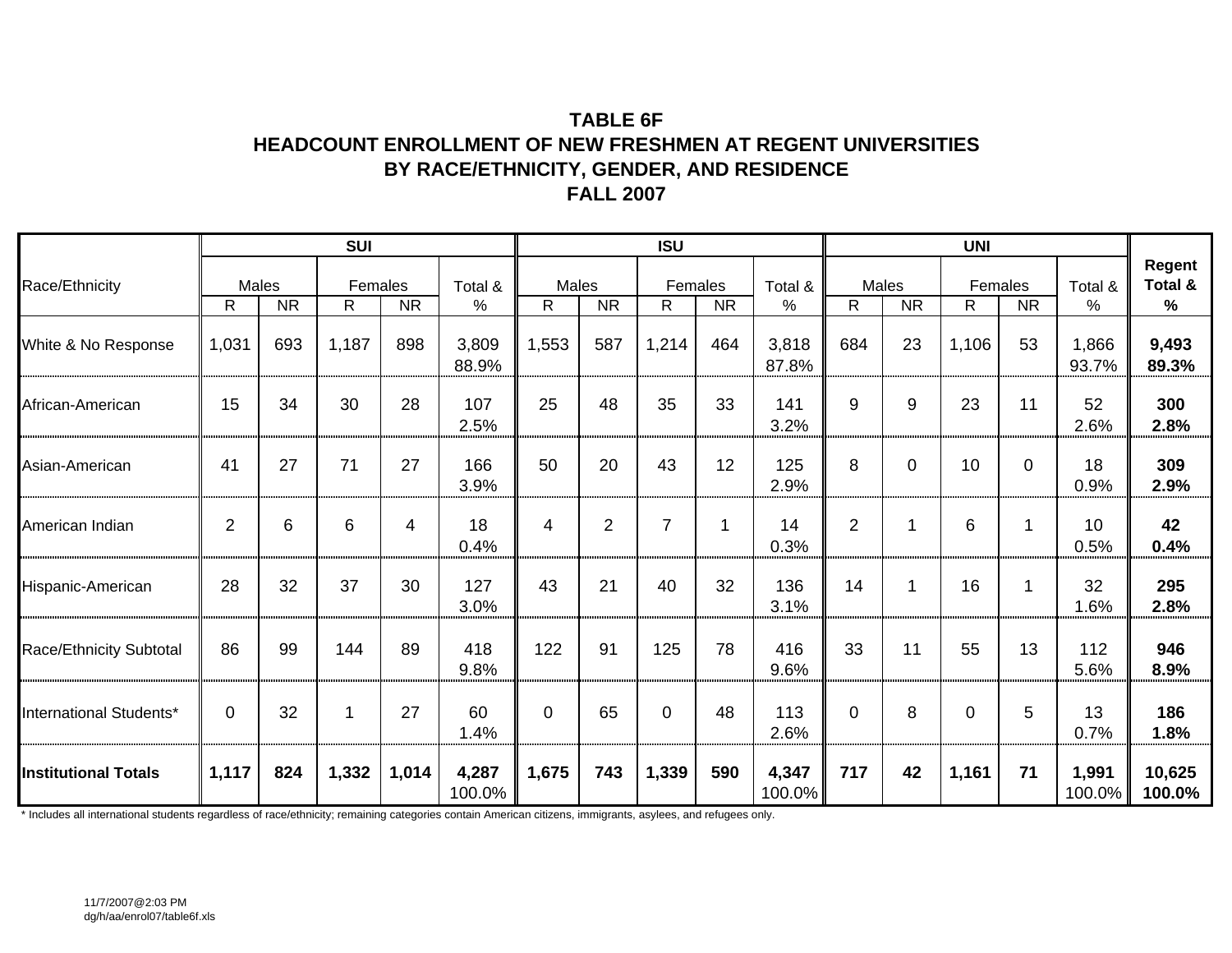# TABLE 6F
## HEADCOUNT ENROLLMENT OF NEW FRESHMEN AT REGENT UNIVERSITIES BY RACE/ETHNICITY, GENDER, AND RESIDENCE
## FALL 2007

| Race/Ethnicity | SUI | | | | | ISU | | | | | UNI | | | | | Regent Total & % |
|---|---|---|---|---|---|---|---|---|---|---|---|---|---|---|---|---|
| | Males | | Females | | Total & % | Males | | Females | | Total & % | Males | | Females | | Total & % | |
| | R | NR | R | NR | | R | NR | R | NR | | R | NR | R | NR | | |
| White & No Response | 1,031 | 693 | 1,187 | 898 | 3,809 88.9% | 1,553 | 587 | 1,214 | 464 | 3,818 87.8% | 684 | 23 | 1,106 | 53 | 1,866 93.7% | **9,493 89.3%** |
| African-American | 15 | 34 | 30 | 28 | 107 2.5% | 25 | 48 | 35 | 33 | 141 3.2% | 9 | 9 | 23 | 11 | 52 2.6% | **300 2.8%** |
| Asian-American | 41 | 27 | 71 | 27 | 166 3.9% | 50 | 20 | 43 | 12 | 125 2.9% | 8 | 0 | 10 | 0 | 18 0.9% | **309 2.9%** |
| American Indian | 2 | 6 | 6 | 4 | 18 0.4% | 4 | 2 | 7 | 1 | 14 0.3% | 2 | 1 | 6 | 1 | 10 0.5% | **42 0.4%** |
| Hispanic-American | 28 | 32 | 37 | 30 | 127 3.0% | 43 | 21 | 40 | 32 | 136 3.1% | 14 | 1 | 16 | 1 | 32 1.6% | **295 2.8%** |
| Race/Ethnicity Subtotal | 86 | 99 | 144 | 89 | 418 9.8% | 122 | 91 | 125 | 78 | 416 9.6% | 33 | 11 | 55 | 13 | 112 5.6% | **946 8.9%** |
| International Students* | 0 | 32 | 1 | 27 | 60 1.4% | 0 | 65 | 0 | 48 | 113 2.6% | 0 | 8 | 0 | 5 | 13 0.7% | **186 1.8%** |
| **Institutional Totals** | **1,117** | **824** | **1,332** | **1,014** | **4,287** 100.0% | **1,675** | **743** | **1,339** | **590** | **4,347** 100.0% | **717** | **42** | **1,161** | **71** | **1,991** 100.0% | **10,625 100.0%** |

\* Includes all international students regardless of race/ethnicity; remaining categories contain American citizens, immigrants, asylees, and refugees only.

11/7/2007@2:03 PM
dg/h/aa/enrol07/table6f.xls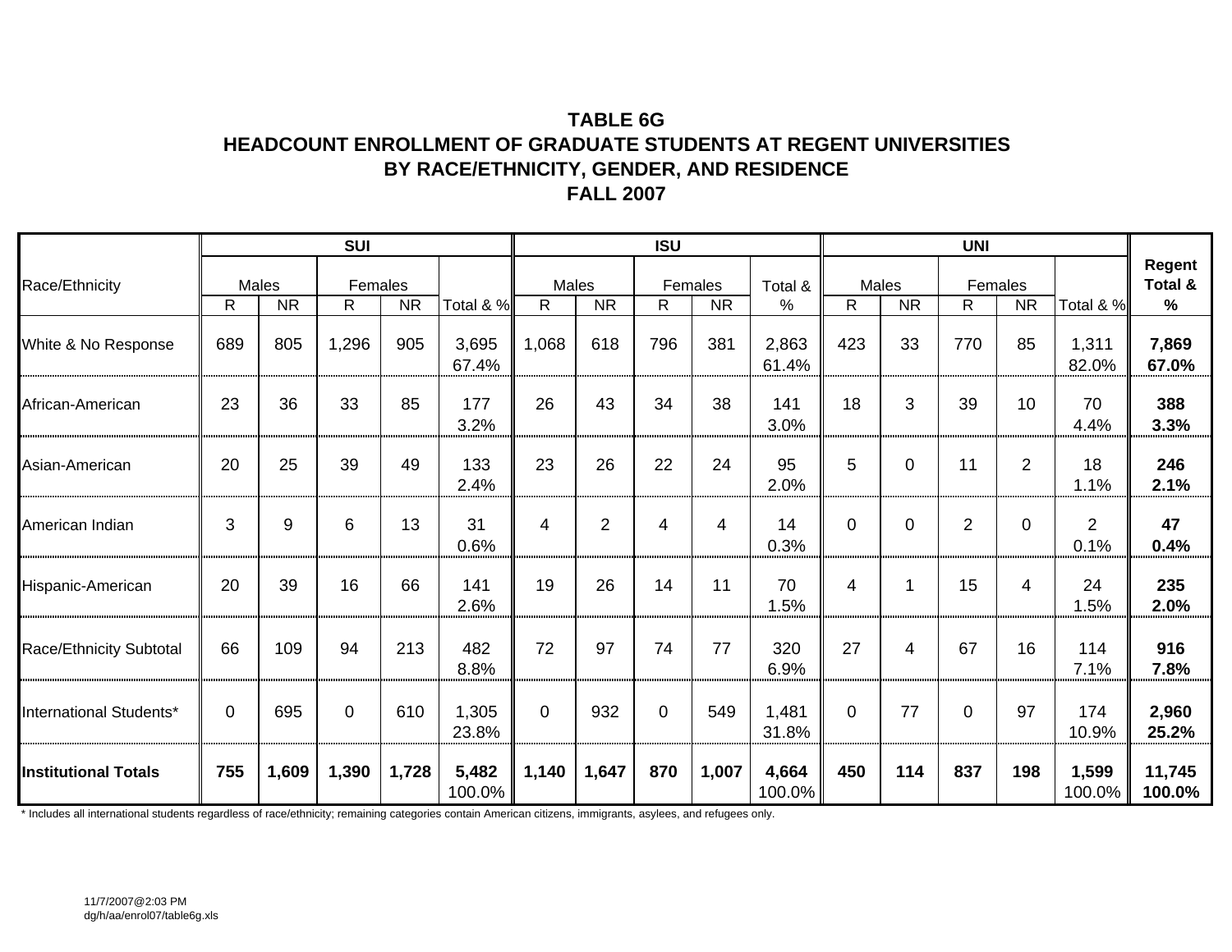# TABLE 6G
## HEADCOUNT ENROLLMENT OF GRADUATE STUDENTS AT REGENT UNIVERSITIES BY RACE/ETHNICITY, GENDER, AND RESIDENCE
## FALL 2007

| Race/Ethnicity | SUI | | | | | ISU | | | | | UNI | | | | | Regent Total & % |
|---|---|---|---|---|---|---|---|---|---|---|---|---|---|---|---|---|
| | Males | | Females | | | Males | | Females | | Total & % | Males | | Females | | | |
| | R | NR | R | NR | Total & % | R | NR | R | NR | | R | NR | R | NR | Total & % | |
| White & No Response | 689 | 805 | 1,296 | 905 | 3,695 67.4% | 1,068 | 618 | 796 | 381 | 2,863 61.4% | 423 | 33 | 770 | 85 | 1,311 82.0% | **7,869 67.0%** |
| African-American | 23 | 36 | 33 | 85 | 177 3.2% | 26 | 43 | 34 | 38 | 141 3.0% | 18 | 3 | 39 | 10 | 70 4.4% | **388 3.3%** |
| Asian-American | 20 | 25 | 39 | 49 | 133 2.4% | 23 | 26 | 22 | 24 | 95 2.0% | 5 | 0 | 11 | 2 | 18 1.1% | **246 2.1%** |
| American Indian | 3 | 9 | 6 | 13 | 31 0.6% | 4 | 2 | 4 | 4 | 14 0.3% | 0 | 0 | 2 | 0 | 2 0.1% | **47 0.4%** |
| Hispanic-American | 20 | 39 | 16 | 66 | 141 2.6% | 19 | 26 | 14 | 11 | 70 1.5% | 4 | 1 | 15 | 4 | 24 1.5% | **235 2.0%** |
| Race/Ethnicity Subtotal | 66 | 109 | 94 | 213 | 482 8.8% | 72 | 97 | 74 | 77 | 320 6.9% | 27 | 4 | 67 | 16 | 114 7.1% | **916 7.8%** |
| International Students* | 0 | 695 | 0 | 610 | 1,305 23.8% | 0 | 932 | 0 | 549 | 1,481 31.8% | 0 | 77 | 0 | 97 | 174 10.9% | **2,960 25.2%** |
| **Institutional Totals** | **755** | **1,609** | **1,390** | **1,728** | **5,482** 100.0% | **1,140** | **1,647** | **870** | **1,007** | **4,664** 100.0% | **450** | **114** | **837** | **198** | **1,599** 100.0% | **11,745 100.0%** |

\* Includes all international students regardless of race/ethnicity; remaining categories contain American citizens, immigrants, asylees, and refugees only.

11/7/2007@2:03 PM
dg/h/aa/enrol07/table6g.xls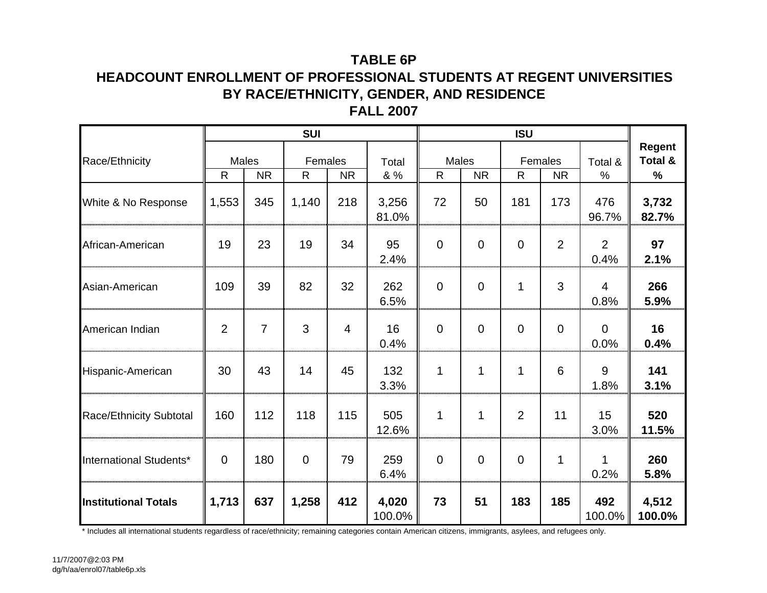**TABLE 6P**
**HEADCOUNT ENROLLMENT OF PROFESSIONAL STUDENTS AT REGENT UNIVERSITIES**
**BY RACE/ETHNICITY, GENDER, AND RESIDENCE**
**FALL 2007**

| Race/Ethnicity | SUI | | | | | ISU | | | | | Regent Total & % |
|---|---|---|---|---|---|---|---|---|---|---|---|
| | Males | | Females | | Total & % | Males | | Females | | Total & % | |
| | R | NR | R | NR | | R | NR | R | NR | | |
| White & No Response | 1,553 | 345 | 1,140 | 218 | 3,256<br>81.0% | 72 | 50 | 181 | 173 | 476<br>96.7% | **3,732**<br>**82.7%** |
| African-American | 19 | 23 | 19 | 34 | 95<br>2.4% | 0 | 0 | 0 | 2 | 2<br>0.4% | **97**<br>**2.1%** |
| Asian-American | 109 | 39 | 82 | 32 | 262<br>6.5% | 0 | 0 | 1 | 3 | 4<br>0.8% | **266**<br>**5.9%** |
| American Indian | 2 | 7 | 3 | 4 | 16<br>0.4% | 0 | 0 | 0 | 0 | 0<br>0.0% | **16**<br>**0.4%** |
| Hispanic-American | 30 | 43 | 14 | 45 | 132<br>3.3% | 1 | 1 | 1 | 6 | 9<br>1.8% | **141**<br>**3.1%** |
| Race/Ethnicity Subtotal | 160 | 112 | 118 | 115 | 505<br>12.6% | 1 | 1 | 2 | 11 | 15<br>3.0% | **520**<br>**11.5%** |
| International Students* | 0 | 180 | 0 | 79 | 259<br>6.4% | 0 | 0 | 0 | 1 | 1<br>0.2% | **260**<br>**5.8%** |
| **Institutional Totals** | **1,713** | **637** | **1,258** | **412** | **4,020**<br>100.0% | **73** | **51** | **183** | **185** | **492**<br>100.0% | **4,512**<br>**100.0%** |

\* Includes all international students regardless of race/ethnicity; remaining categories contain American citizens, immigrants, asylees, and refugees only.

11/7/2007@2:03 PM
dg/h/aa/enrol07/table6p.xls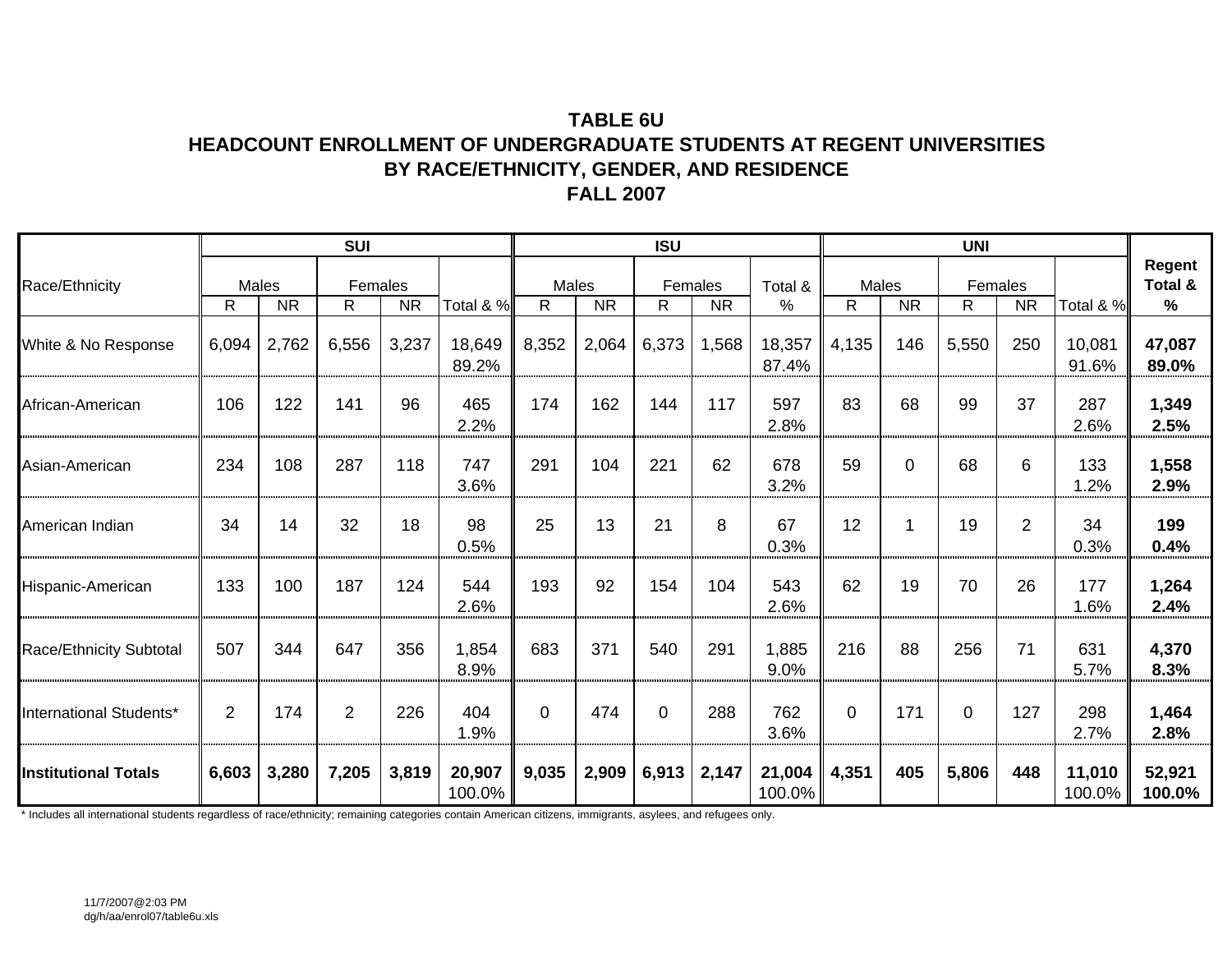# TABLE 6U
# HEADCOUNT ENROLLMENT OF UNDERGRADUATE STUDENTS AT REGENT UNIVERSITIES
# BY RACE/ETHNICITY, GENDER, AND RESIDENCE
# FALL 2007

| Race/Ethnicity | SUI | | | | | ISU | | | | | UNI | | | | | Regent Total & % |
|---|---|---|---|---|---|---|---|---|---|---|---|---|---|---|---|---|
| | Males | | Females | | | Males | | Females | | Total & % | Males | | Females | | | |
| | R | NR | R | NR | Total & % | R | NR | R | NR | | R | NR | R | NR | Total & % | |
| White & No Response | 6,094 | 2,762 | 6,556 | 3,237 | 18,649 89.2% | 8,352 | 2,064 | 6,373 | 1,568 | 18,357 87.4% | 4,135 | 146 | 5,550 | 250 | 10,081 91.6% | **47,087 89.0%** |
| African-American | 106 | 122 | 141 | 96 | 465 2.2% | 174 | 162 | 144 | 117 | 597 2.8% | 83 | 68 | 99 | 37 | 287 2.6% | **1,349 2.5%** |
| Asian-American | 234 | 108 | 287 | 118 | 747 3.6% | 291 | 104 | 221 | 62 | 678 3.2% | 59 | 0 | 68 | 6 | 133 1.2% | **1,558 2.9%** |
| American Indian | 34 | 14 | 32 | 18 | 98 0.5% | 25 | 13 | 21 | 8 | 67 0.3% | 12 | 1 | 19 | 2 | 34 0.3% | **199 0.4%** |
| Hispanic-American | 133 | 100 | 187 | 124 | 544 2.6% | 193 | 92 | 154 | 104 | 543 2.6% | 62 | 19 | 70 | 26 | 177 1.6% | **1,264 2.4%** |
| Race/Ethnicity Subtotal | 507 | 344 | 647 | 356 | 1,854 8.9% | 683 | 371 | 540 | 291 | 1,885 9.0% | 216 | 88 | 256 | 71 | 631 5.7% | **4,370 8.3%** |
| International Students* | 2 | 174 | 2 | 226 | 404 1.9% | 0 | 474 | 0 | 288 | 762 3.6% | 0 | 171 | 0 | 127 | 298 2.7% | **1,464 2.8%** |
| **Institutional Totals** | **6,603** | **3,280** | **7,205** | **3,819** | **20,907** 100.0% | **9,035** | **2,909** | **6,913** | **2,147** | **21,004** 100.0% | **4,351** | **405** | **5,806** | **448** | **11,010** 100.0% | **52,921 100.0%** |

* Includes all international students regardless of race/ethnicity; remaining categories contain American citizens, immigrants, asylees, and refugees only.

11/7/2007@2:03 PM
dg/h/aa/enrol07/table6u.xls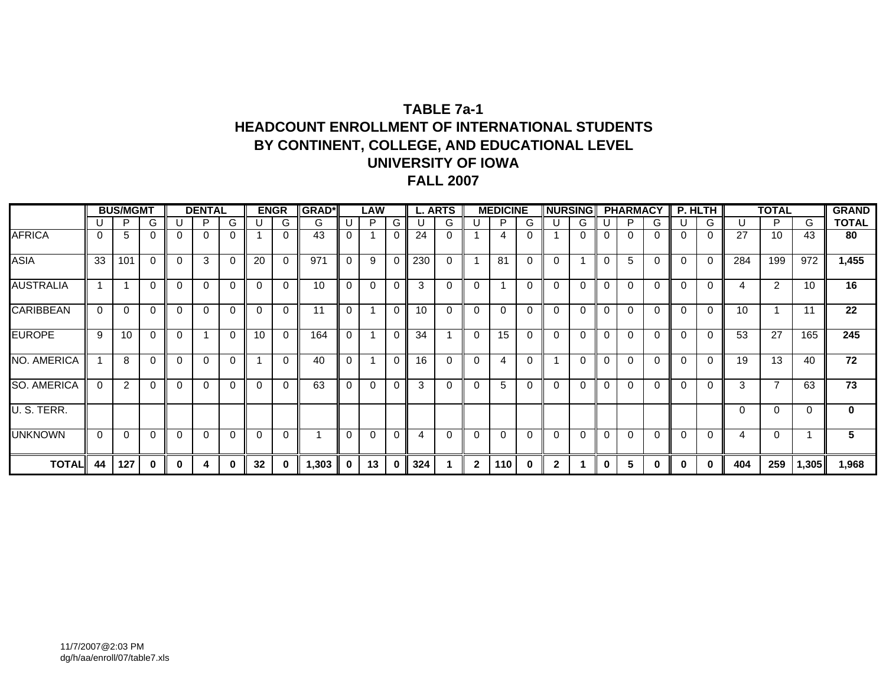# TABLE 7a-1
# HEADCOUNT ENROLLMENT OF INTERNATIONAL STUDENTS
# BY CONTINENT, COLLEGE, AND EDUCATIONAL LEVEL
# UNIVERSITY OF IOWA
# FALL 2007

| | BUS/MGMT | | | DENTAL | | | ENGR | | GRAD* | LAW | | | L. ARTS | | MEDICINE | | | NURSING | | PHARMACY | | | P. HLTH | | TOTAL | | | GRAND |
|---|---|---|---|---|---|---|---|---|---|---|---|---|---|---|---|---|---|---|---|---|---|---|---|---|---|---|---|---|
| | U | P | G | U | P | G | U | G | G | U | P | G | U | G | U | P | G | U | G | U | P | G | U | G | U | P | G | TOTAL |
| AFRICA | 0 | 5 | 0 | 0 | 0 | 0 | 1 | 0 | 43 | 0 | 1 | 0 | 24 | 0 | 1 | 4 | 0 | 1 | 0 | 0 | 0 | 0 | 0 | 0 | 27 | 10 | 43 | 80 |
| ASIA | 33 | 101 | 0 | 0 | 3 | 0 | 20 | 0 | 971 | 0 | 9 | 0 | 230 | 0 | 1 | 81 | 0 | 0 | 1 | 0 | 5 | 0 | 0 | 0 | 284 | 199 | 972 | 1,455 |
| AUSTRALIA | 1 | 1 | 0 | 0 | 0 | 0 | 0 | 0 | 10 | 0 | 0 | 0 | 3 | 0 | 0 | 1 | 0 | 0 | 0 | 0 | 0 | 0 | 0 | 0 | 4 | 2 | 10 | 16 |
| CARIBBEAN | 0 | 0 | 0 | 0 | 0 | 0 | 0 | 0 | 11 | 0 | 1 | 0 | 10 | 0 | 0 | 0 | 0 | 0 | 0 | 0 | 0 | 0 | 0 | 0 | 10 | 1 | 11 | 22 |
| EUROPE | 9 | 10 | 0 | 0 | 1 | 0 | 10 | 0 | 164 | 0 | 1 | 0 | 34 | 1 | 0 | 15 | 0 | 0 | 0 | 0 | 0 | 0 | 0 | 0 | 53 | 27 | 165 | 245 |
| NO. AMERICA | 1 | 8 | 0 | 0 | 0 | 0 | 1 | 0 | 40 | 0 | 1 | 0 | 16 | 0 | 0 | 4 | 0 | 1 | 0 | 0 | 0 | 0 | 0 | 0 | 19 | 13 | 40 | 72 |
| SO. AMERICA | 0 | 2 | 0 | 0 | 0 | 0 | 0 | 0 | 63 | 0 | 0 | 0 | 3 | 0 | 0 | 5 | 0 | 0 | 0 | 0 | 0 | 0 | 0 | 0 | 3 | 7 | 63 | 73 |
| U. S. TERR. | | | | | | | | | | | | | | | | | | | | | | | | | 0 | 0 | 0 | 0 |
| UNKNOWN | 0 | 0 | 0 | 0 | 0 | 0 | 0 | 0 | 1 | 0 | 0 | 0 | 4 | 0 | 0 | 0 | 0 | 0 | 0 | 0 | 0 | 0 | 0 | 0 | 4 | 0 | 1 | 5 |
| **TOTAL** | **44** | **127** | **0** | **0** | **4** | **0** | **32** | **0** | **1,303** | **0** | **13** | **0** | **324** | **1** | **2** | **110** | **0** | **2** | **1** | **0** | **5** | **0** | **0** | **0** | **404** | **259** | **1,305** | **1,968** |

11/7/2007@2:03 PM
dg/h/aa/enroll/07/table7.xls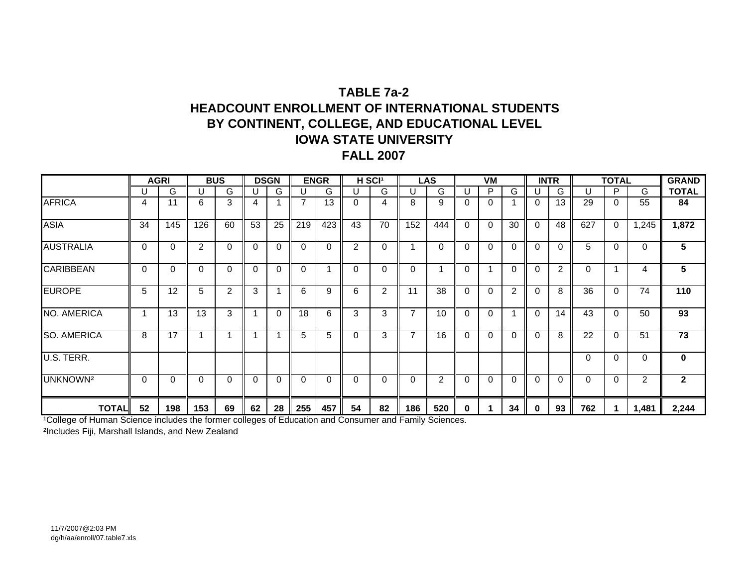# TABLE 7a-2
# HEADCOUNT ENROLLMENT OF INTERNATIONAL STUDENTS BY CONTINENT, COLLEGE, AND EDUCATIONAL LEVEL
# IOWA STATE UNIVERSITY
# FALL 2007

| | AGRI | | BUS | | DSGN | | ENGR | | H SCI[1] | | LAS | | VM | | | INTR | | TOTAL | | | GRAND |
|---|---|---|---|---|---|---|---|---|---|---|---|---|---|---|---|---|---|---|---|---|---|
| | U | G | U | G | U | G | U | G | U | G | U | G | U | P | G | U | G | U | P | G | TOTAL |
| AFRICA | 4 | 11 | 6 | 3 | 4 | 1 | 7 | 13 | 0 | 4 | 8 | 9 | 0 | 0 | 1 | 0 | 13 | 29 | 0 | 55 | **84** |
| ASIA | 34 | 145 | 126 | 60 | 53 | 25 | 219 | 423 | 43 | 70 | 152 | 444 | 0 | 0 | 30 | 0 | 48 | 627 | 0 | 1,245 | **1,872** |
| AUSTRALIA | 0 | 0 | 2 | 0 | 0 | 0 | 0 | 0 | 2 | 0 | 1 | 0 | 0 | 0 | 0 | 0 | 0 | 5 | 0 | 0 | **5** |
| CARIBBEAN | 0 | 0 | 0 | 0 | 0 | 0 | 0 | 1 | 0 | 0 | 0 | 1 | 0 | 1 | 0 | 0 | 2 | 0 | 1 | 4 | **5** |
| EUROPE | 5 | 12 | 5 | 2 | 3 | 1 | 6 | 9 | 6 | 2 | 11 | 38 | 0 | 0 | 2 | 0 | 8 | 36 | 0 | 74 | **110** |
| NO. AMERICA | 1 | 13 | 13 | 3 | 1 | 0 | 18 | 6 | 3 | 3 | 7 | 10 | 0 | 0 | 1 | 0 | 14 | 43 | 0 | 50 | **93** |
| SO. AMERICA | 8 | 17 | 1 | 1 | 1 | 1 | 5 | 5 | 0 | 3 | 7 | 16 | 0 | 0 | 0 | 0 | 8 | 22 | 0 | 51 | **73** |
| U.S. TERR. | | | | | | | | | | | | | | | | | | 0 | 0 | 0 | **0** |
| UNKNOWN[2] | 0 | 0 | 0 | 0 | 0 | 0 | 0 | 0 | 0 | 0 | 0 | 2 | 0 | 0 | 0 | 0 | 0 | 0 | 0 | 2 | **2** |
| **TOTAL** | **52** | **198** | **153** | **69** | **62** | **28** | **255** | **457** | **54** | **82** | **186** | **520** | **0** | **1** | **34** | **0** | **93** | **762** | **1** | **1,481** | **2,244** |

[1]College of Human Science includes the former colleges of Education and Consumer and Family Sciences.

[2]Includes Fiji, Marshall Islands, and New Zealand

11/7/2007@2:03 PM
dg/h/aa/enroll/07.table7.xls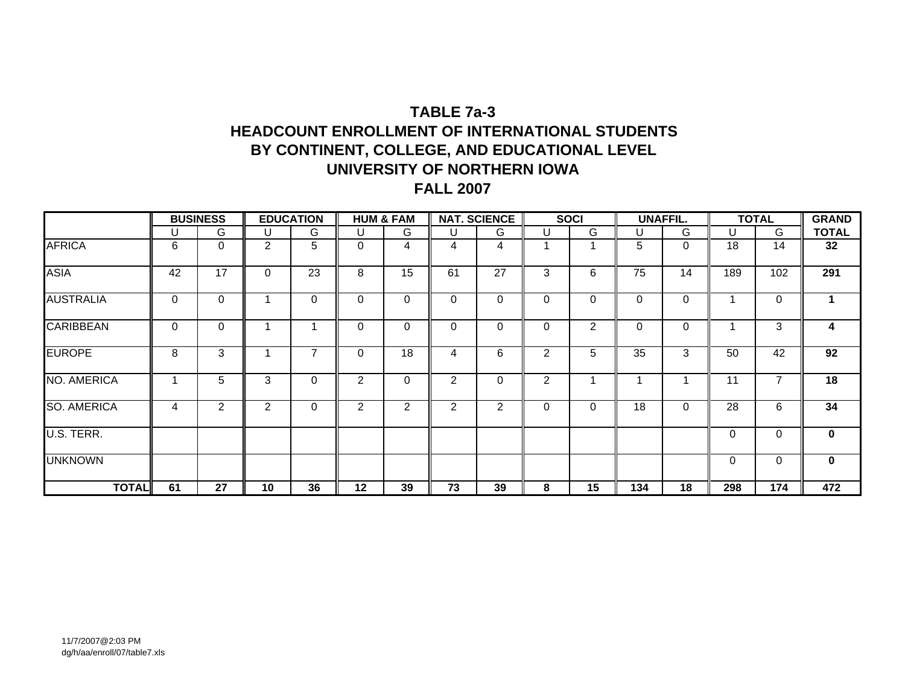# TABLE 7a-3
## HEADCOUNT ENROLLMENT OF INTERNATIONAL STUDENTS
## BY CONTINENT, COLLEGE, AND EDUCATIONAL LEVEL
## UNIVERSITY OF NORTHERN IOWA
## FALL 2007

| | BUSINESS | | EDUCATION | | HUM & FAM | | NAT. SCIENCE | | SOCI | | UNAFFIL. | | TOTAL | | GRAND |
|---|---|---|---|---|---|---|---|---|---|---|---|---|---|---|---|
| | U | G | U | G | U | G | U | G | U | G | U | G | U | G | TOTAL |
| AFRICA | 6 | 0 | 2 | 5 | 0 | 4 | 4 | 4 | 1 | 1 | 5 | 0 | 18 | 14 | **32** |
| ASIA | 42 | 17 | 0 | 23 | 8 | 15 | 61 | 27 | 3 | 6 | 75 | 14 | 189 | 102 | **291** |
| AUSTRALIA | 0 | 0 | 1 | 0 | 0 | 0 | 0 | 0 | 0 | 0 | 0 | 0 | 1 | 0 | **1** |
| CARIBBEAN | 0 | 0 | 1 | 1 | 0 | 0 | 0 | 0 | 0 | 2 | 0 | 0 | 1 | 3 | **4** |
| EUROPE | 8 | 3 | 1 | 7 | 0 | 18 | 4 | 6 | 2 | 5 | 35 | 3 | 50 | 42 | **92** |
| NO. AMERICA | 1 | 5 | 3 | 0 | 2 | 0 | 2 | 0 | 2 | 1 | 1 | 1 | 11 | 7 | **18** |
| SO. AMERICA | 4 | 2 | 2 | 0 | 2 | 2 | 2 | 2 | 0 | 0 | 18 | 0 | 28 | 6 | **34** |
| U.S. TERR. | | | | | | | | | | | | | 0 | 0 | **0** |
| UNKNOWN | | | | | | | | | | | | | 0 | 0 | **0** |
| **TOTAL** | **61** | **27** | **10** | **36** | **12** | **39** | **73** | **39** | **8** | **15** | **134** | **18** | **298** | **174** | **472** |

11/7/2007@2:03 PM
dg/h/aa/enroll/07/table7.xls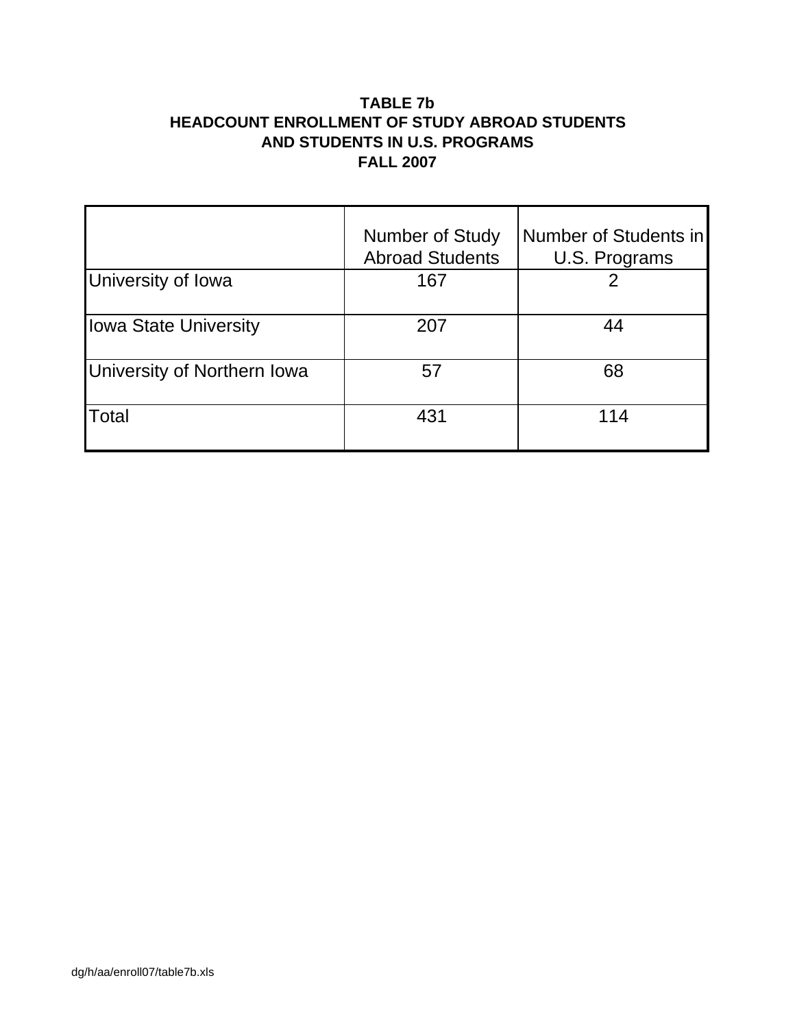**TABLE 7b**
**HEADCOUNT ENROLLMENT OF STUDY ABROAD STUDENTS**
**AND STUDENTS IN U.S. PROGRAMS**
**FALL 2007**

| | Number of Study Abroad Students | Number of Students in U.S. Programs |
|---|---|---|
| University of Iowa | 167 | 2 |
| Iowa State University | 207 | 44 |
| University of Northern Iowa | 57 | 68 |
| Total | 431 | 114 |

dg/h/aa/enroll07/table7b.xls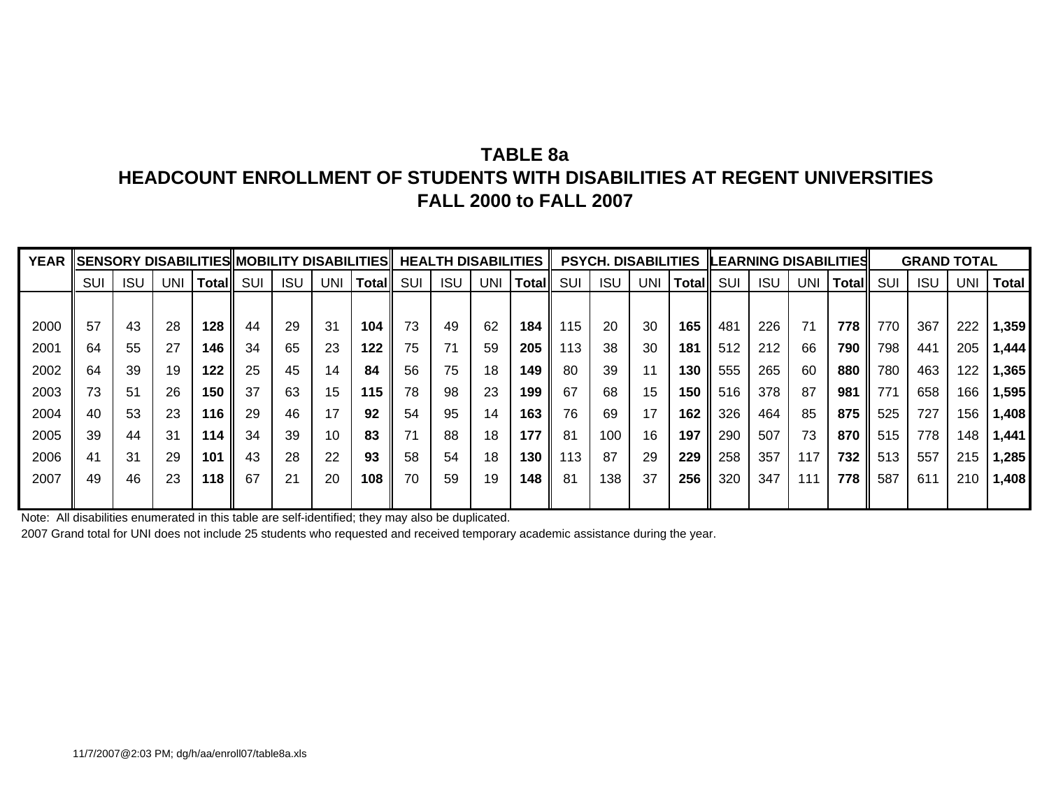# TABLE 8a
## HEADCOUNT ENROLLMENT OF STUDENTS WITH DISABILITIES AT REGENT UNIVERSITIES
## FALL 2000 to FALL 2007

| YEAR | SENSORY DISABILITIES | | | | MOBILITY DISABILITIES | | | | HEALTH DISABILITIES | | | | PSYCH. DISABILITIES | | | | LEARNING DISABILITIES | | | | GRAND TOTAL | | | |
|---|---|---|---|---|---|---|---|---|---|---|---|---|---|---|---|---|---|---|---|---|---|---|---|---|
| | SUI | ISU | UNI | Total | SUI | ISU | UNI | Total | SUI | ISU | UNI | Total | SUI | ISU | UNI | Total | SUI | ISU | UNI | Total | SUI | ISU | UNI | Total |
| 2000 | 57 | 43 | 28 | **128** | 44 | 29 | 31 | **104** | 73 | 49 | 62 | **184** | 115 | 20 | 30 | **165** | 481 | 226 | 71 | **778** | 770 | 367 | 222 | **1,359** |
| 2001 | 64 | 55 | 27 | **146** | 34 | 65 | 23 | **122** | 75 | 71 | 59 | **205** | 113 | 38 | 30 | **181** | 512 | 212 | 66 | **790** | 798 | 441 | 205 | **1,444** |
| 2002 | 64 | 39 | 19 | **122** | 25 | 45 | 14 | **84** | 56 | 75 | 18 | **149** | 80 | 39 | 11 | **130** | 555 | 265 | 60 | **880** | 780 | 463 | 122 | **1,365** |
| 2003 | 73 | 51 | 26 | **150** | 37 | 63 | 15 | **115** | 78 | 98 | 23 | **199** | 67 | 68 | 15 | **150** | 516 | 378 | 87 | **981** | 771 | 658 | 166 | **1,595** |
| 2004 | 40 | 53 | 23 | **116** | 29 | 46 | 17 | **92** | 54 | 95 | 14 | **163** | 76 | 69 | 17 | **162** | 326 | 464 | 85 | **875** | 525 | 727 | 156 | **1,408** |
| 2005 | 39 | 44 | 31 | **114** | 34 | 39 | 10 | **83** | 71 | 88 | 18 | **177** | 81 | 100 | 16 | **197** | 290 | 507 | 73 | **870** | 515 | 778 | 148 | **1,441** |
| 2006 | 41 | 31 | 29 | **101** | 43 | 28 | 22 | **93** | 58 | 54 | 18 | **130** | 113 | 87 | 29 | **229** | 258 | 357 | 117 | **732** | 513 | 557 | 215 | **1,285** |
| 2007 | 49 | 46 | 23 | **118** | 67 | 21 | 20 | **108** | 70 | 59 | 19 | **148** | 81 | 138 | 37 | **256** | 320 | 347 | 111 | **778** | 587 | 611 | 210 | **1,408** |

Note: All disabilities enumerated in this table are self-identified; they may also be duplicated.

2007 Grand total for UNI does not include 25 students who requested and received temporary academic assistance during the year.

11/7/2007@2:03 PM; dg/h/aa/enroll07/table8a.xls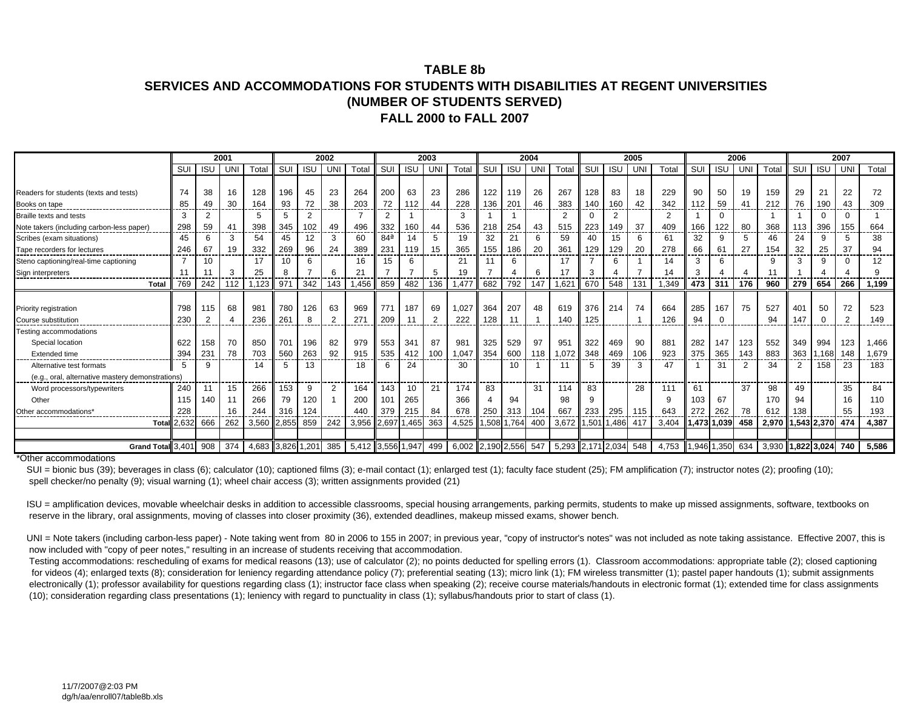## TABLE 8b
## SERVICES AND ACCOMMODATIONS FOR STUDENTS WITH DISABILITIES AT REGENT UNIVERSITIES
## (NUMBER OF STUDENTS SERVED)
## FALL 2000 to FALL 2007

| | 2001 | | | | 2002 | | | | 2003 | | | | 2004 | | | | 2005 | | | | 2006 | | | | 2007 | | | |
|---|---|---|---|---|---|---|---|---|---|---|---|---|---|---|---|---|---|---|---|---|---|---|---|---|---|---|---|---|
| | SUI | ISU | UNI | Total | SUI | ISU | UNI | Total | SUI | ISU | UNI | Total | SUI | ISU | UNI | Total | SUI | ISU | UNI | Total | SUI | ISU | UNI | Total | SUI | ISU | UNI | Total |
| Readers for students (texts and tests) | 74 | 38 | 16 | 128 | 196 | 45 | 23 | 264 | 200 | 63 | 23 | 286 | 122 | 119 | 26 | 267 | 128 | 83 | 18 | 229 | 90 | 50 | 19 | 159 | 29 | 21 | 22 | 72 |
| Books on tape | 85 | 49 | 30 | 164 | 93 | 72 | 38 | 203 | 72 | 112 | 44 | 228 | 136 | 201 | 46 | 383 | 140 | 160 | 42 | 342 | 112 | 59 | 41 | 212 | 76 | 190 | 43 | 309 |
| Braille texts and tests | 3 | 2 | | 5 | 5 | 2 | | 7 | 2 | 1 | | 3 | 1 | 1 | | 2 | 0 | 2 | | 2 | 1 | 0 | | 1 | 1 | 0 | 0 | 1 |
| Note takers (including carbon-less paper) | 298 | 59 | 41 | 398 | 345 | 102 | 49 | 496 | 332 | 160 | 44 | 536 | 218 | 254 | 43 | 515 | 223 | 149 | 37 | 409 | 166 | 122 | 80 | 368 | 113 | 396 | 155 | 664 |
| Scribes (exam situations) | 45 | 6 | 3 | 54 | 45 | 12 | 3 | 60 | 84ª | 14 | 5 | 19 | 32 | 21 | 6 | 59 | 40 | 15 | 6 | 61 | 32 | 9 | 5 | 46 | 24 | 9 | 5 | 38 |
| Tape recorders for lectures | 246 | 67 | 19 | 332 | 269 | 96 | 24 | 389 | 231 | 119 | 15 | 365 | 155 | 186 | 20 | 361 | 129 | 129 | 20 | 278 | 66 | 61 | 27 | 154 | 32 | 25 | 37 | 94 |
| Steno captioning/real-time captioning | 7 | 10 | | 17 | 10 | 6 | | 16 | 15 | 6 | | 21 | 11 | 6 | | 17 | 7 | 6 | 1 | 14 | 3 | 6 | | 9 | 3 | 9 | 0 | 12 |
| Sign interpreters | 11 | 11 | 3 | 25 | 8 | 7 | 6 | 21 | 7 | 7 | 5 | 19 | 7 | 4 | 6 | 17 | 3 | 4 | 7 | 14 | 3 | 4 | 4 | 11 | 1 | 4 | 4 | 9 |
| **Total** | 769 | 242 | 112 | 1,123 | 971 | 342 | 143 | 1,456 | 859 | 482 | 136 | 1,477 | 682 | 792 | 147 | 1,621 | 670 | 548 | 131 | 1,349 | **473** | **311** | **176** | **960** | **279** | **654** | **266** | **1,199** |
| Priority registration | 798 | 115 | 68 | 981 | 780 | 126 | 63 | 969 | 771 | 187 | 69 | 1,027 | 364 | 207 | 48 | 619 | 376 | 214 | 74 | 664 | 285 | 167 | 75 | 527 | 401 | 50 | 72 | 523 |
| Course substitution | 230 | 2 | 4 | 236 | 261 | 8 | 2 | 271 | 209 | 11 | 2 | 222 | 128 | 11 | 1 | 140 | 125 | | 1 | 126 | 94 | 0 | | 94 | 147 | 0 | 2 | 149 |
| Testing accommodations | | | | | | | | | | | | | | | | | | | | | | | | | | | | |
| Special location | 622 | 158 | 70 | 850 | 701 | 196 | 82 | 979 | 553 | 341 | 87 | 981 | 325 | 529 | 97 | 951 | 322 | 469 | 90 | 881 | 282 | 147 | 123 | 552 | 349 | 994 | 123 | 1,466 |
| Extended time | 394 | 231 | 78 | 703 | 560 | 263 | 92 | 915 | 535 | 412 | 100 | 1,047 | 354 | 600 | 118 | 1,072 | 348 | 469 | 106 | 923 | 375 | 365 | 143 | 883 | 363 | 1,168 | 148 | 1,679 |
| Alternative test formats (e.g., oral, alternative mastery demonstrations) | 5 | 9 | | 14 | 5 | 13 | | 18 | 6 | 24 | | 30 | | 10 | 1 | 11 | 5 | 39 | 3 | 47 | 1 | 31 | 2 | 34 | 2 | 158 | 23 | 183 |
| Word processors/typewriters | 240 | 11 | 15 | 266 | 153 | 9 | 2 | 164 | 143 | 10 | 21 | 174 | 83 | | 31 | 114 | 83 | | 28 | 111 | 61 | | 37 | 98 | 49 | | 35 | 84 |
| Other | 115 | 140 | 11 | 266 | 79 | 120 | 1 | 200 | 101 | 265 | | 366 | 4 | 94 | | 98 | 9 | | | 9 | 103 | 67 | | 170 | 94 | | 16 | 110 |
| Other accommodations* | 228 | | 16 | 244 | 316 | 124 | | 440 | 379 | 215 | 84 | 678 | 250 | 313 | 104 | 667 | 233 | 295 | 115 | 643 | 272 | 262 | 78 | 612 | 138 | | 55 | 193 |
| **Total** | 2,632 | 666 | 262 | 3,560 | 2,855 | 859 | 242 | 3,956 | 2,697 | 1,465 | 363 | 4,525 | 1,508 | 1,764 | 400 | 3,672 | 1,501 | 1,486 | 417 | 3,404 | **1,473** | **1,039** | **458** | **2,970** | **1,543** | **2,370** | **474** | **4,387** |
| **Grand Total** | 3,401 | 908 | 374 | 4,683 | 3,826 | 1,201 | 385 | 5,412 | 3,556 | 1,947 | 499 | 6,002 | 2,190 | 2,556 | 547 | 5,293 | 2,171 | 2,034 | 548 | 4,753 | 1,946 | 1,350 | 634 | 3,930 | **1,822** | **3,024** | **740** | **5,586** |

*Other accommodations

SUI = bionic bus (39); beverages in class (6); calculator (10); captioned films (3); e-mail contact (1); enlarged test (1); faculty face student (25); FM amplification (7); instructor notes (2); proofing (10); spell checker/no penalty (9); visual warning (1); wheel chair access (3); written assignments provided (21)

ISU = amplification devices, movable wheelchair desks in addition to accessible classrooms, special housing arrangements, parking permits, students to make up missed assignments, software, textbooks on reserve in the library, oral assignments, moving of classes into closer proximity (36), extended deadlines, makeup missed exams, shower bench.

UNI = Note takers (including carbon-less paper) - Note taking went from 80 in 2006 to 155 in 2007; in previous year, "copy of instructor's notes" was not included as note taking assistance. Effective 2007, this is now included with "copy of peer notes," resulting in an increase of students receiving that accommodation.

Testing accommodations: rescheduling of exams for medical reasons (13); use of calculator (2); no points deducted for spelling errors (1). Classroom accommodations: appropriate table (2); closed captioning for videos (4); enlarged texts (8); consideration for leniency regarding attendance policy (7); preferential seating (13); micro link (1); FM wireless transmitter (1); pastel paper handouts (1); submit assignments electronically (1); professor availability for questions regarding class (1); instructor face class when speaking (2); receive course materials/handouts in electronic format (1); extended time for class assignments (10); consideration regarding class presentations (1); leniency with regard to punctuality in class (1); syllabus/handouts prior to start of class (1).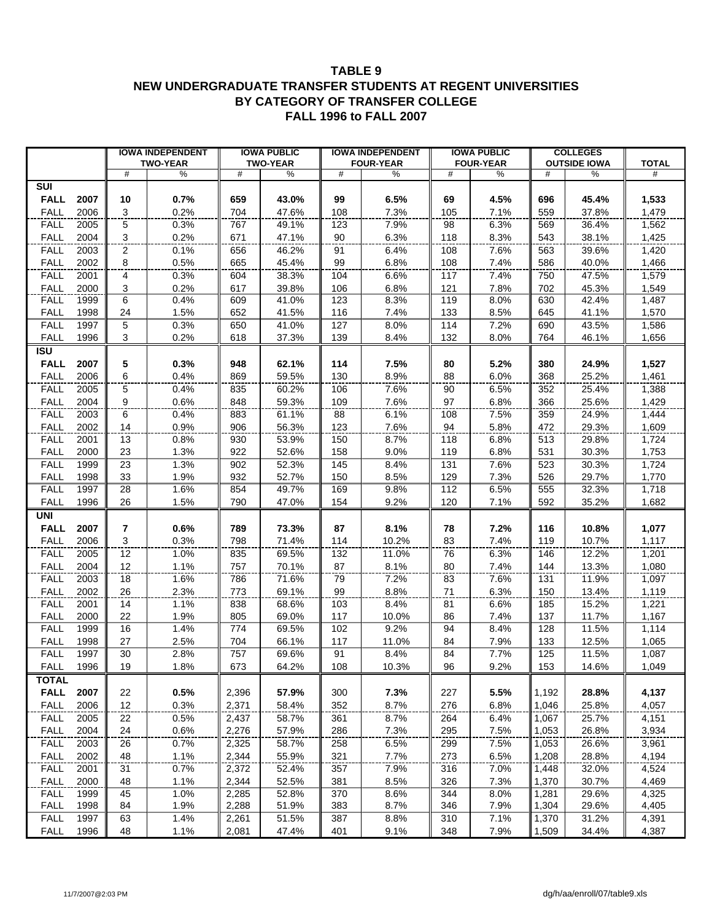# TABLE 9
## NEW UNDERGRADUATE TRANSFER STUDENTS AT REGENT UNIVERSITIES BY CATEGORY OF TRANSFER COLLEGE
## FALL 1996 to FALL 2007

| | | IOWA INDEPENDENT TWO-YEAR | | IOWA PUBLIC TWO-YEAR | | IOWA INDEPENDENT FOUR-YEAR | | IOWA PUBLIC FOUR-YEAR | | COLLEGES OUTSIDE IOWA | | TOTAL |
|---|---|---|---|---|---|---|---|---|---|---|---|---|
| | | # | % | # | % | # | % | # | % | # | % | # |
| **SUI** | | | | | | | | | | | | |
| **FALL** | **2007** | **10** | **0.7%** | **659** | **43.0%** | **99** | **6.5%** | **69** | **4.5%** | **696** | **45.4%** | **1,533** |
| FALL | 2006 | 3 | 0.2% | 704 | 47.6% | 108 | 7.3% | 105 | 7.1% | 559 | 37.8% | 1,479 |
| FALL | 2005 | 5 | 0.3% | 767 | 49.1% | 123 | 7.9% | 98 | 6.3% | 569 | 36.4% | 1,562 |
| FALL | 2004 | 3 | 0.2% | 671 | 47.1% | 90 | 6.3% | 118 | 8.3% | 543 | 38.1% | 1,425 |
| FALL | 2003 | 2 | 0.1% | 656 | 46.2% | 91 | 6.4% | 108 | 7.6% | 563 | 39.6% | 1,420 |
| FALL | 2002 | 8 | 0.5% | 665 | 45.4% | 99 | 6.8% | 108 | 7.4% | 586 | 40.0% | 1,466 |
| FALL | 2001 | 4 | 0.3% | 604 | 38.3% | 104 | 6.6% | 117 | 7.4% | 750 | 47.5% | 1,579 |
| FALL | 2000 | 3 | 0.2% | 617 | 39.8% | 106 | 6.8% | 121 | 7.8% | 702 | 45.3% | 1,549 |
| FALL | 1999 | 6 | 0.4% | 609 | 41.0% | 123 | 8.3% | 119 | 8.0% | 630 | 42.4% | 1,487 |
| FALL | 1998 | 24 | 1.5% | 652 | 41.5% | 116 | 7.4% | 133 | 8.5% | 645 | 41.1% | 1,570 |
| FALL | 1997 | 5 | 0.3% | 650 | 41.0% | 127 | 8.0% | 114 | 7.2% | 690 | 43.5% | 1,586 |
| FALL | 1996 | 3 | 0.2% | 618 | 37.3% | 139 | 8.4% | 132 | 8.0% | 764 | 46.1% | 1,656 |
| **ISU** | | | | | | | | | | | | |
| **FALL** | **2007** | **5** | **0.3%** | **948** | **62.1%** | **114** | **7.5%** | **80** | **5.2%** | **380** | **24.9%** | **1,527** |
| FALL | 2006 | 6 | 0.4% | 869 | 59.5% | 130 | 8.9% | 88 | 6.0% | 368 | 25.2% | 1,461 |
| FALL | 2005 | 5 | 0.4% | 835 | 60.2% | 106 | 7.6% | 90 | 6.5% | 352 | 25.4% | 1,388 |
| FALL | 2004 | 9 | 0.6% | 848 | 59.3% | 109 | 7.6% | 97 | 6.8% | 366 | 25.6% | 1,429 |
| FALL | 2003 | 6 | 0.4% | 883 | 61.1% | 88 | 6.1% | 108 | 7.5% | 359 | 24.9% | 1,444 |
| FALL | 2002 | 14 | 0.9% | 906 | 56.3% | 123 | 7.6% | 94 | 5.8% | 472 | 29.3% | 1,609 |
| FALL | 2001 | 13 | 0.8% | 930 | 53.9% | 150 | 8.7% | 118 | 6.8% | 513 | 29.8% | 1,724 |
| FALL | 2000 | 23 | 1.3% | 922 | 52.6% | 158 | 9.0% | 119 | 6.8% | 531 | 30.3% | 1,753 |
| FALL | 1999 | 23 | 1.3% | 902 | 52.3% | 145 | 8.4% | 131 | 7.6% | 523 | 30.3% | 1,724 |
| FALL | 1998 | 33 | 1.9% | 932 | 52.7% | 150 | 8.5% | 129 | 7.3% | 526 | 29.7% | 1,770 |
| FALL | 1997 | 28 | 1.6% | 854 | 49.7% | 169 | 9.8% | 112 | 6.5% | 555 | 32.3% | 1,718 |
| FALL | 1996 | 26 | 1.5% | 790 | 47.0% | 154 | 9.2% | 120 | 7.1% | 592 | 35.2% | 1,682 |
| **UNI** | | | | | | | | | | | | |
| **FALL** | **2007** | **7** | **0.6%** | **789** | **73.3%** | **87** | **8.1%** | **78** | **7.2%** | **116** | **10.8%** | **1,077** |
| FALL | 2006 | 3 | 0.3% | 798 | 71.4% | 114 | 10.2% | 83 | 7.4% | 119 | 10.7% | 1,117 |
| FALL | 2005 | 12 | 1.0% | 835 | 69.5% | 132 | 11.0% | 76 | 6.3% | 146 | 12.2% | 1,201 |
| FALL | 2004 | 12 | 1.1% | 757 | 70.1% | 87 | 8.1% | 80 | 7.4% | 144 | 13.3% | 1,080 |
| FALL | 2003 | 18 | 1.6% | 786 | 71.6% | 79 | 7.2% | 83 | 7.6% | 131 | 11.9% | 1,097 |
| FALL | 2002 | 26 | 2.3% | 773 | 69.1% | 99 | 8.8% | 71 | 6.3% | 150 | 13.4% | 1,119 |
| FALL | 2001 | 14 | 1.1% | 838 | 68.6% | 103 | 8.4% | 81 | 6.6% | 185 | 15.2% | 1,221 |
| FALL | 2000 | 22 | 1.9% | 805 | 69.0% | 117 | 10.0% | 86 | 7.4% | 137 | 11.7% | 1,167 |
| FALL | 1999 | 16 | 1.4% | 774 | 69.5% | 102 | 9.2% | 94 | 8.4% | 128 | 11.5% | 1,114 |
| FALL | 1998 | 27 | 2.5% | 704 | 66.1% | 117 | 11.0% | 84 | 7.9% | 133 | 12.5% | 1,065 |
| FALL | 1997 | 30 | 2.8% | 757 | 69.6% | 91 | 8.4% | 84 | 7.7% | 125 | 11.5% | 1,087 |
| FALL | 1996 | 19 | 1.8% | 673 | 64.2% | 108 | 10.3% | 96 | 9.2% | 153 | 14.6% | 1,049 |
| **TOTAL** | | | | | | | | | | | | |
| **FALL** | **2007** | 22 | **0.5%** | 2,396 | **57.9%** | 300 | **7.3%** | 227 | **5.5%** | 1,192 | **28.8%** | **4,137** |
| FALL | 2006 | 12 | 0.3% | 2,371 | 58.4% | 352 | 8.7% | 276 | 6.8% | 1,046 | 25.8% | 4,057 |
| FALL | 2005 | 22 | 0.5% | 2,437 | 58.7% | 361 | 8.7% | 264 | 6.4% | 1,067 | 25.7% | 4,151 |
| FALL | 2004 | 24 | 0.6% | 2,276 | 57.9% | 286 | 7.3% | 295 | 7.5% | 1,053 | 26.8% | 3,934 |
| FALL | 2003 | 26 | 0.7% | 2,325 | 58.7% | 258 | 6.5% | 299 | 7.5% | 1,053 | 26.6% | 3,961 |
| FALL | 2002 | 48 | 1.1% | 2,344 | 55.9% | 321 | 7.7% | 273 | 6.5% | 1,208 | 28.8% | 4,194 |
| FALL | 2001 | 31 | 0.7% | 2,372 | 52.4% | 357 | 7.9% | 316 | 7.0% | 1,448 | 32.0% | 4,524 |
| FALL | 2000 | 48 | 1.1% | 2,344 | 52.5% | 381 | 8.5% | 326 | 7.3% | 1,370 | 30.7% | 4,469 |
| FALL | 1999 | 45 | 1.0% | 2,285 | 52.8% | 370 | 8.6% | 344 | 8.0% | 1,281 | 29.6% | 4,325 |
| FALL | 1998 | 84 | 1.9% | 2,288 | 51.9% | 383 | 8.7% | 346 | 7.9% | 1,304 | 29.6% | 4,405 |
| FALL | 1997 | 63 | 1.4% | 2,261 | 51.5% | 387 | 8.8% | 310 | 7.1% | 1,370 | 31.2% | 4,391 |
| FALL | 1996 | 48 | 1.1% | 2,081 | 47.4% | 401 | 9.1% | 348 | 7.9% | 1,509 | 34.4% | 4,387 |

11/7/2007@2:03 PM dg/h/aa/enroll/07/table9.xls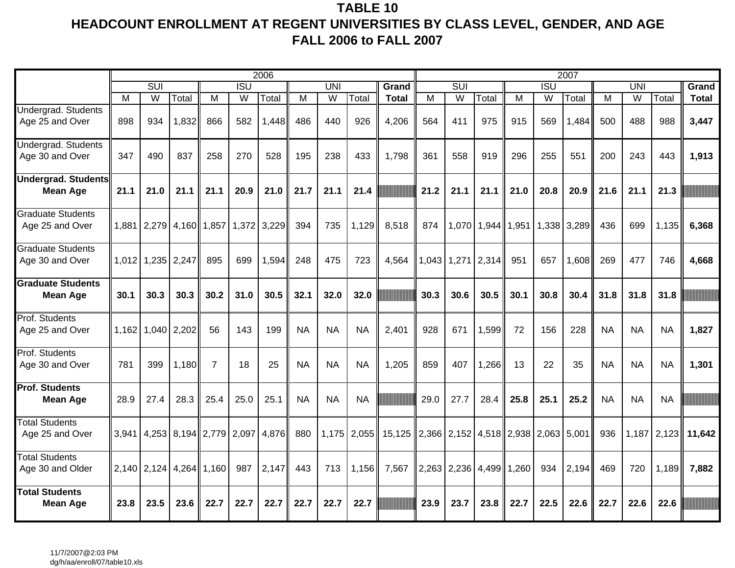# TABLE 10
## HEADCOUNT ENROLLMENT AT REGENT UNIVERSITIES BY CLASS LEVEL, GENDER, AND AGE
## FALL 2006 to FALL 2007

| | 2006 | | | | | | | | | | 2007 | | | | | | | | | |
|---|---|---|---|---|---|---|---|---|---|---|---|---|---|---|---|---|---|---|---|---|
| | SUI | | | ISU | | | UNI | | | Grand | SUI | | | ISU | | | UNI | | | Grand |
| | M | W | Total | M | W | Total | M | W | Total | Total | M | W | Total | M | W | Total | M | W | Total | Total |
| Undergrad. Students Age 25 and Over | 898 | 934 | 1,832 | 866 | 582 | 1,448 | 486 | 440 | 926 | 4,206 | 564 | 411 | 975 | 915 | 569 | 1,484 | 500 | 488 | 988 | **3,447** |
| Undergrad. Students Age 30 and Over | 347 | 490 | 837 | 258 | 270 | 528 | 195 | 238 | 433 | 1,798 | 361 | 558 | 919 | 296 | 255 | 551 | 200 | 243 | 443 | **1,913** |
| **Undergrad. Students Mean Age** | **21.1** | **21.0** | **21.1** | **21.1** | **20.9** | **21.0** | **21.7** | **21.1** | **21.4** | | **21.2** | **21.1** | **21.1** | **21.0** | **20.8** | **20.9** | **21.6** | **21.1** | **21.3** | |
| Graduate Students Age 25 and Over | 1,881 | 2,279 | 4,160 | 1,857 | 1,372 | 3,229 | 394 | 735 | 1,129 | 8,518 | 874 | 1,070 | 1,944 | 1,951 | 1,338 | 3,289 | 436 | 699 | 1,135 | **6,368** |
| Graduate Students Age 30 and Over | 1,012 | 1,235 | 2,247 | 895 | 699 | 1,594 | 248 | 475 | 723 | 4,564 | 1,043 | 1,271 | 2,314 | 951 | 657 | 1,608 | 269 | 477 | 746 | **4,668** |
| **Graduate Students Mean Age** | **30.1** | **30.3** | **30.3** | **30.2** | **31.0** | **30.5** | **32.1** | **32.0** | **32.0** | | **30.3** | **30.6** | **30.5** | **30.1** | **30.8** | **30.4** | **31.8** | **31.8** | **31.8** | |
| Prof. Students Age 25 and Over | 1,162 | 1,040 | 2,202 | 56 | 143 | 199 | NA | NA | NA | 2,401 | 928 | 671 | 1,599 | 72 | 156 | 228 | NA | NA | NA | **1,827** |
| Prof. Students Age 30 and Over | 781 | 399 | 1,180 | 7 | 18 | 25 | NA | NA | NA | 1,205 | 859 | 407 | 1,266 | 13 | 22 | 35 | NA | NA | NA | **1,301** |
| **Prof. Students Mean Age** | 28.9 | 27.4 | 28.3 | 25.4 | 25.0 | 25.1 | NA | NA | NA | | 29.0 | 27.7 | 28.4 | **25.8** | **25.1** | **25.2** | NA | NA | NA | |
| Total Students Age 25 and Over | 3,941 | 4,253 | 8,194 | 2,779 | 2,097 | 4,876 | 880 | 1,175 | 2,055 | 15,125 | 2,366 | 2,152 | 4,518 | 2,938 | 2,063 | 5,001 | 936 | 1,187 | 2,123 | **11,642** |
| Total Students Age 30 and Older | 2,140 | 2,124 | 4,264 | 1,160 | 987 | 2,147 | 443 | 713 | 1,156 | 7,567 | 2,263 | 2,236 | 4,499 | 1,260 | 934 | 2,194 | 469 | 720 | 1,189 | **7,882** |
| **Total Students Mean Age** | **23.8** | **23.5** | **23.6** | **22.7** | **22.7** | **22.7** | **22.7** | **22.7** | **22.7** | | **23.9** | **23.7** | **23.8** | **22.7** | **22.5** | **22.6** | **22.7** | **22.6** | **22.6** | |

11/7/2007@2:03 PM
dg/h/aa/enroll/07/table10.xls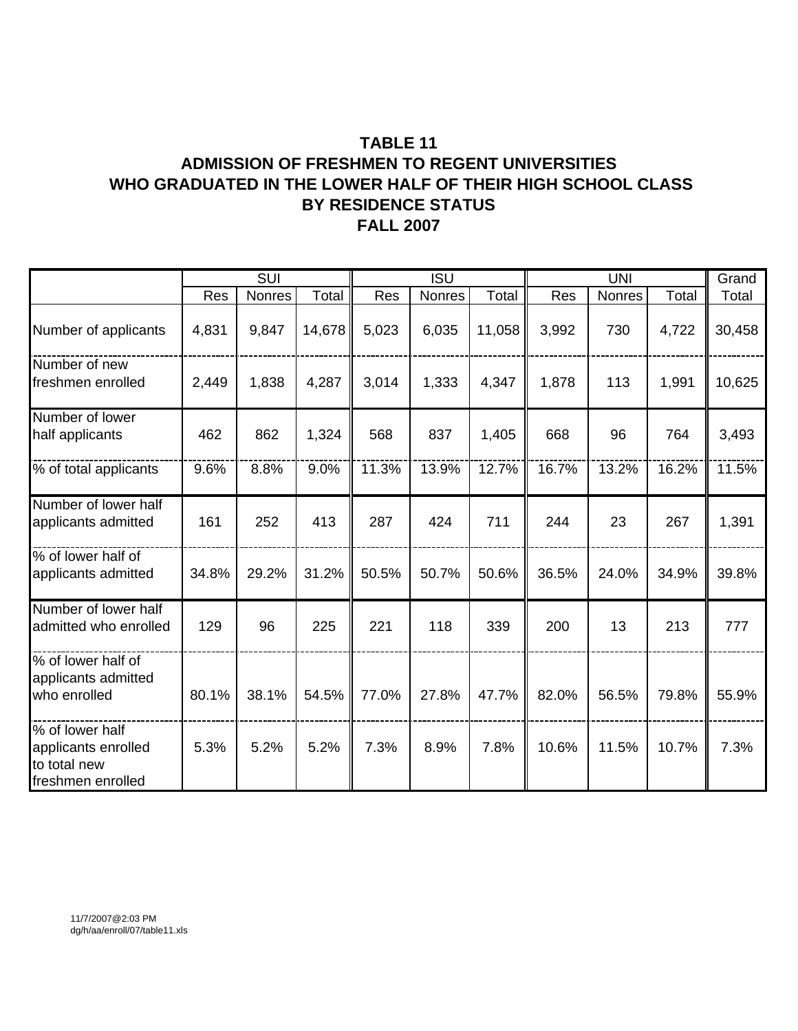## TABLE 11
## ADMISSION OF FRESHMEN TO REGENT UNIVERSITIES WHO GRADUATED IN THE LOWER HALF OF THEIR HIGH SCHOOL CLASS BY RESIDENCE STATUS
## FALL 2007

| | SUI | | | ISU | | | UNI | | | Grand |
|---|---|---|---|---|---|---|---|---|---|---|
| | Res | Nonres | Total | Res | Nonres | Total | Res | Nonres | Total | Total |
| Number of applicants | 4,831 | 9,847 | 14,678 | 5,023 | 6,035 | 11,058 | 3,992 | 730 | 4,722 | 30,458 |
| Number of new freshmen enrolled | 2,449 | 1,838 | 4,287 | 3,014 | 1,333 | 4,347 | 1,878 | 113 | 1,991 | 10,625 |
| Number of lower half applicants | 462 | 862 | 1,324 | 568 | 837 | 1,405 | 668 | 96 | 764 | 3,493 |
| % of total applicants | 9.6% | 8.8% | 9.0% | 11.3% | 13.9% | 12.7% | 16.7% | 13.2% | 16.2% | 11.5% |
| Number of lower half applicants admitted | 161 | 252 | 413 | 287 | 424 | 711 | 244 | 23 | 267 | 1,391 |
| % of lower half of applicants admitted | 34.8% | 29.2% | 31.2% | 50.5% | 50.7% | 50.6% | 36.5% | 24.0% | 34.9% | 39.8% |
| Number of lower half admitted who enrolled | 129 | 96 | 225 | 221 | 118 | 339 | 200 | 13 | 213 | 777 |
| % of lower half of applicants admitted who enrolled | 80.1% | 38.1% | 54.5% | 77.0% | 27.8% | 47.7% | 82.0% | 56.5% | 79.8% | 55.9% |
| % of lower half applicants enrolled to total new freshmen enrolled | 5.3% | 5.2% | 5.2% | 7.3% | 8.9% | 7.8% | 10.6% | 11.5% | 10.7% | 7.3% |

11/7/2007@2:03 PM
dg/h/aa/enroll/07/table11.xls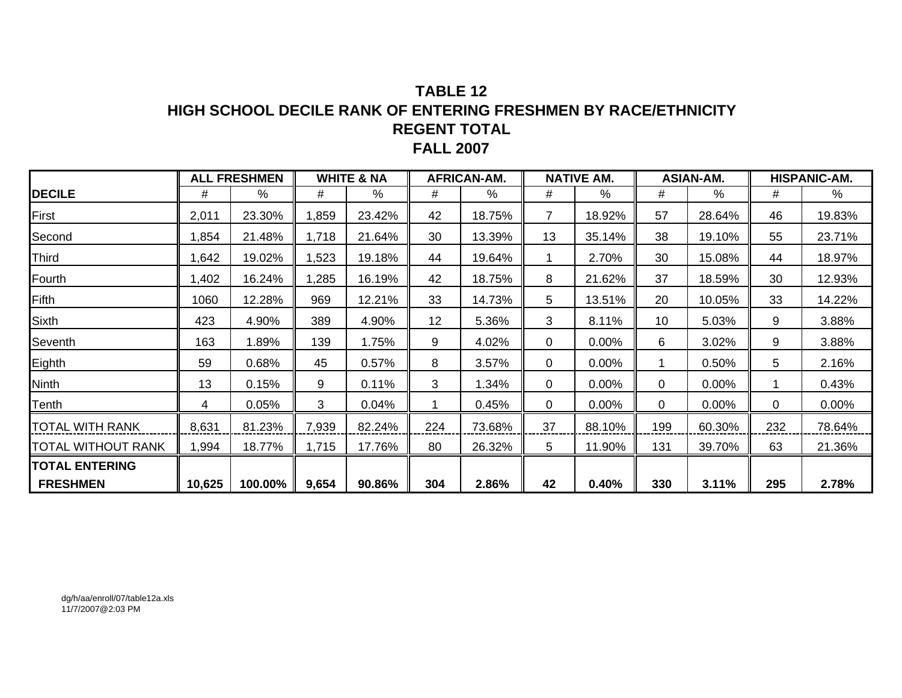# TABLE 12
## HIGH SCHOOL DECILE RANK OF ENTERING FRESHMEN BY RACE/ETHNICITY
## REGENT TOTAL
## FALL 2007

| | ALL FRESHMEN | | WHITE & NA | | AFRICAN-AM. | | NATIVE AM. | | ASIAN-AM. | | HISPANIC-AM. | |
|---|---|---|---|---|---|---|---|---|---|---|---|---|
| **DECILE** | # | % | # | % | # | % | # | % | # | % | # | % |
| First | 2,011 | 23.30% | 1,859 | 23.42% | 42 | 18.75% | 7 | 18.92% | 57 | 28.64% | 46 | 19.83% |
| Second | 1,854 | 21.48% | 1,718 | 21.64% | 30 | 13.39% | 13 | 35.14% | 38 | 19.10% | 55 | 23.71% |
| Third | 1,642 | 19.02% | 1,523 | 19.18% | 44 | 19.64% | 1 | 2.70% | 30 | 15.08% | 44 | 18.97% |
| Fourth | 1,402 | 16.24% | 1,285 | 16.19% | 42 | 18.75% | 8 | 21.62% | 37 | 18.59% | 30 | 12.93% |
| Fifth | 1060 | 12.28% | 969 | 12.21% | 33 | 14.73% | 5 | 13.51% | 20 | 10.05% | 33 | 14.22% |
| Sixth | 423 | 4.90% | 389 | 4.90% | 12 | 5.36% | 3 | 8.11% | 10 | 5.03% | 9 | 3.88% |
| Seventh | 163 | 1.89% | 139 | 1.75% | 9 | 4.02% | 0 | 0.00% | 6 | 3.02% | 9 | 3.88% |
| Eighth | 59 | 0.68% | 45 | 0.57% | 8 | 3.57% | 0 | 0.00% | 1 | 0.50% | 5 | 2.16% |
| Ninth | 13 | 0.15% | 9 | 0.11% | 3 | 1.34% | 0 | 0.00% | 0 | 0.00% | 1 | 0.43% |
| Tenth | 4 | 0.05% | 3 | 0.04% | 1 | 0.45% | 0 | 0.00% | 0 | 0.00% | 0 | 0.00% |
| TOTAL WITH RANK | 8,631 | 81.23% | 7,939 | 82.24% | 224 | 73.68% | 37 | 88.10% | 199 | 60.30% | 232 | 78.64% |
| TOTAL WITHOUT RANK | 1,994 | 18.77% | 1,715 | 17.76% | 80 | 26.32% | 5 | 11.90% | 131 | 39.70% | 63 | 21.36% |
| **TOTAL ENTERING FRESHMEN** | **10,625** | **100.00%** | **9,654** | **90.86%** | **304** | **2.86%** | **42** | **0.40%** | **330** | **3.11%** | **295** | **2.78%** |

dg/h/aa/enroll/07/table12a.xls
11/7/2007@2:03 PM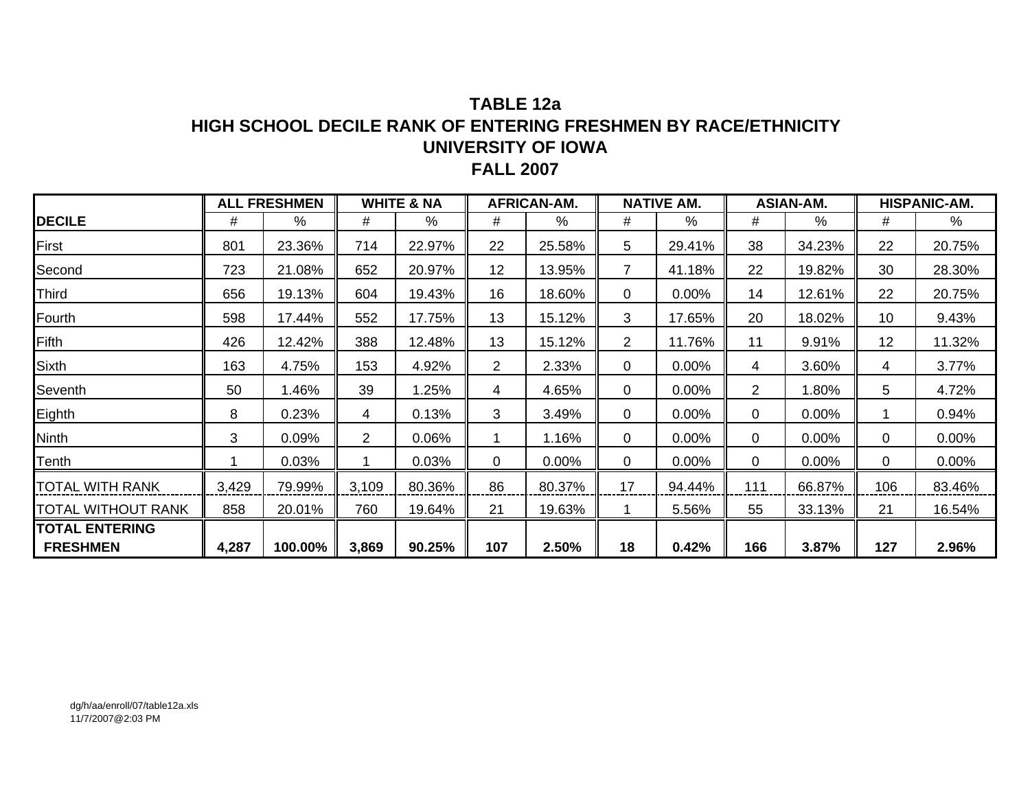# TABLE 12a
## HIGH SCHOOL DECILE RANK OF ENTERING FRESHMEN BY RACE/ETHNICITY
## UNIVERSITY OF IOWA
## FALL 2007

| | ALL FRESHMEN | | WHITE & NA | | AFRICAN-AM. | | NATIVE AM. | | ASIAN-AM. | | HISPANIC-AM. | |
|---|---|---|---|---|---|---|---|---|---|---|---|---|
| **DECILE** | # | % | # | % | # | % | # | % | # | % | # | % |
| First | 801 | 23.36% | 714 | 22.97% | 22 | 25.58% | 5 | 29.41% | 38 | 34.23% | 22 | 20.75% |
| Second | 723 | 21.08% | 652 | 20.97% | 12 | 13.95% | 7 | 41.18% | 22 | 19.82% | 30 | 28.30% |
| Third | 656 | 19.13% | 604 | 19.43% | 16 | 18.60% | 0 | 0.00% | 14 | 12.61% | 22 | 20.75% |
| Fourth | 598 | 17.44% | 552 | 17.75% | 13 | 15.12% | 3 | 17.65% | 20 | 18.02% | 10 | 9.43% |
| Fifth | 426 | 12.42% | 388 | 12.48% | 13 | 15.12% | 2 | 11.76% | 11 | 9.91% | 12 | 11.32% |
| Sixth | 163 | 4.75% | 153 | 4.92% | 2 | 2.33% | 0 | 0.00% | 4 | 3.60% | 4 | 3.77% |
| Seventh | 50 | 1.46% | 39 | 1.25% | 4 | 4.65% | 0 | 0.00% | 2 | 1.80% | 5 | 4.72% |
| Eighth | 8 | 0.23% | 4 | 0.13% | 3 | 3.49% | 0 | 0.00% | 0 | 0.00% | 1 | 0.94% |
| Ninth | 3 | 0.09% | 2 | 0.06% | 1 | 1.16% | 0 | 0.00% | 0 | 0.00% | 0 | 0.00% |
| Tenth | 1 | 0.03% | 1 | 0.03% | 0 | 0.00% | 0 | 0.00% | 0 | 0.00% | 0 | 0.00% |
| TOTAL WITH RANK | 3,429 | 79.99% | 3,109 | 80.36% | 86 | 80.37% | 17 | 94.44% | 111 | 66.87% | 106 | 83.46% |
| TOTAL WITHOUT RANK | 858 | 20.01% | 760 | 19.64% | 21 | 19.63% | 1 | 5.56% | 55 | 33.13% | 21 | 16.54% |
| **TOTAL ENTERING FRESHMEN** | **4,287** | **100.00%** | **3,869** | **90.25%** | **107** | **2.50%** | **18** | **0.42%** | **166** | **3.87%** | **127** | **2.96%** |

dg/h/aa/enroll/07/table12a.xls
11/7/2007@2:03 PM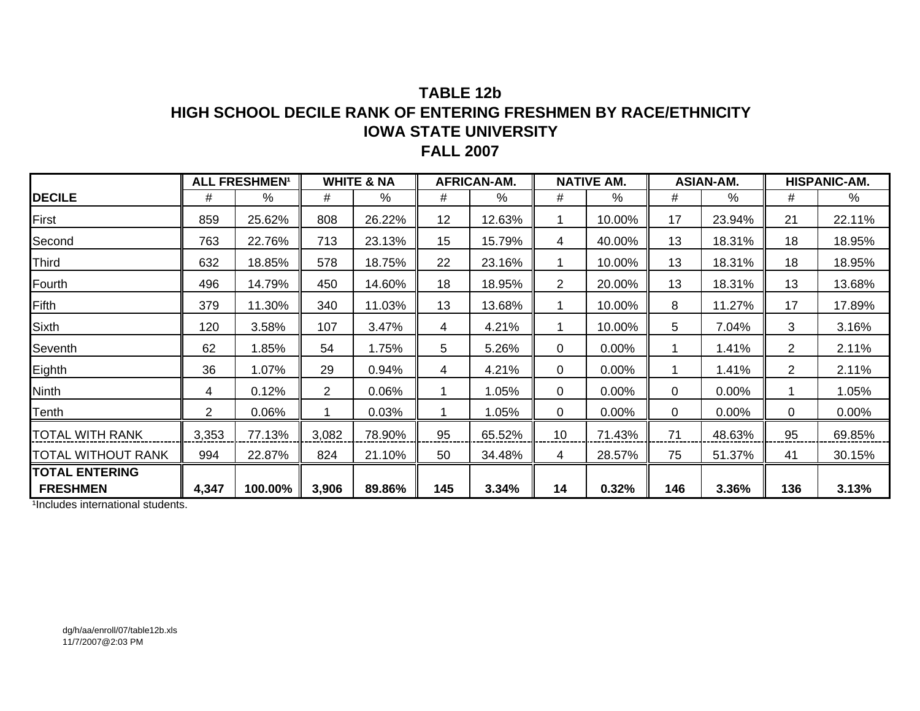# TABLE 12b
# HIGH SCHOOL DECILE RANK OF ENTERING FRESHMEN BY RACE/ETHNICITY
# IOWA STATE UNIVERSITY
# FALL 2007

| | ALL FRESHMEN[1] | | WHITE & NA | | AFRICAN-AM. | | NATIVE AM. | | ASIAN-AM. | | HISPANIC-AM. | |
|---|---|---|---|---|---|---|---|---|---|---|---|---|
| **DECILE** | # | % | # | % | # | % | # | % | # | % | # | % |
| First | 859 | 25.62% | 808 | 26.22% | 12 | 12.63% | 1 | 10.00% | 17 | 23.94% | 21 | 22.11% |
| Second | 763 | 22.76% | 713 | 23.13% | 15 | 15.79% | 4 | 40.00% | 13 | 18.31% | 18 | 18.95% |
| Third | 632 | 18.85% | 578 | 18.75% | 22 | 23.16% | 1 | 10.00% | 13 | 18.31% | 18 | 18.95% |
| Fourth | 496 | 14.79% | 450 | 14.60% | 18 | 18.95% | 2 | 20.00% | 13 | 18.31% | 13 | 13.68% |
| Fifth | 379 | 11.30% | 340 | 11.03% | 13 | 13.68% | 1 | 10.00% | 8 | 11.27% | 17 | 17.89% |
| Sixth | 120 | 3.58% | 107 | 3.47% | 4 | 4.21% | 1 | 10.00% | 5 | 7.04% | 3 | 3.16% |
| Seventh | 62 | 1.85% | 54 | 1.75% | 5 | 5.26% | 0 | 0.00% | 1 | 1.41% | 2 | 2.11% |
| Eighth | 36 | 1.07% | 29 | 0.94% | 4 | 4.21% | 0 | 0.00% | 1 | 1.41% | 2 | 2.11% |
| Ninth | 4 | 0.12% | 2 | 0.06% | 1 | 1.05% | 0 | 0.00% | 0 | 0.00% | 1 | 1.05% |
| Tenth | 2 | 0.06% | 1 | 0.03% | 1 | 1.05% | 0 | 0.00% | 0 | 0.00% | 0 | 0.00% |
| TOTAL WITH RANK | 3,353 | 77.13% | 3,082 | 78.90% | 95 | 65.52% | 10 | 71.43% | 71 | 48.63% | 95 | 69.85% |
| TOTAL WITHOUT RANK | 994 | 22.87% | 824 | 21.10% | 50 | 34.48% | 4 | 28.57% | 75 | 51.37% | 41 | 30.15% |
| **TOTAL ENTERING FRESHMEN** | **4,347** | **100.00%** | **3,906** | **89.86%** | **145** | **3.34%** | **14** | **0.32%** | **146** | **3.36%** | **136** | **3.13%** |

[1]Includes international students.

dg/h/aa/enroll/07/table12b.xls
11/7/2007@2:03 PM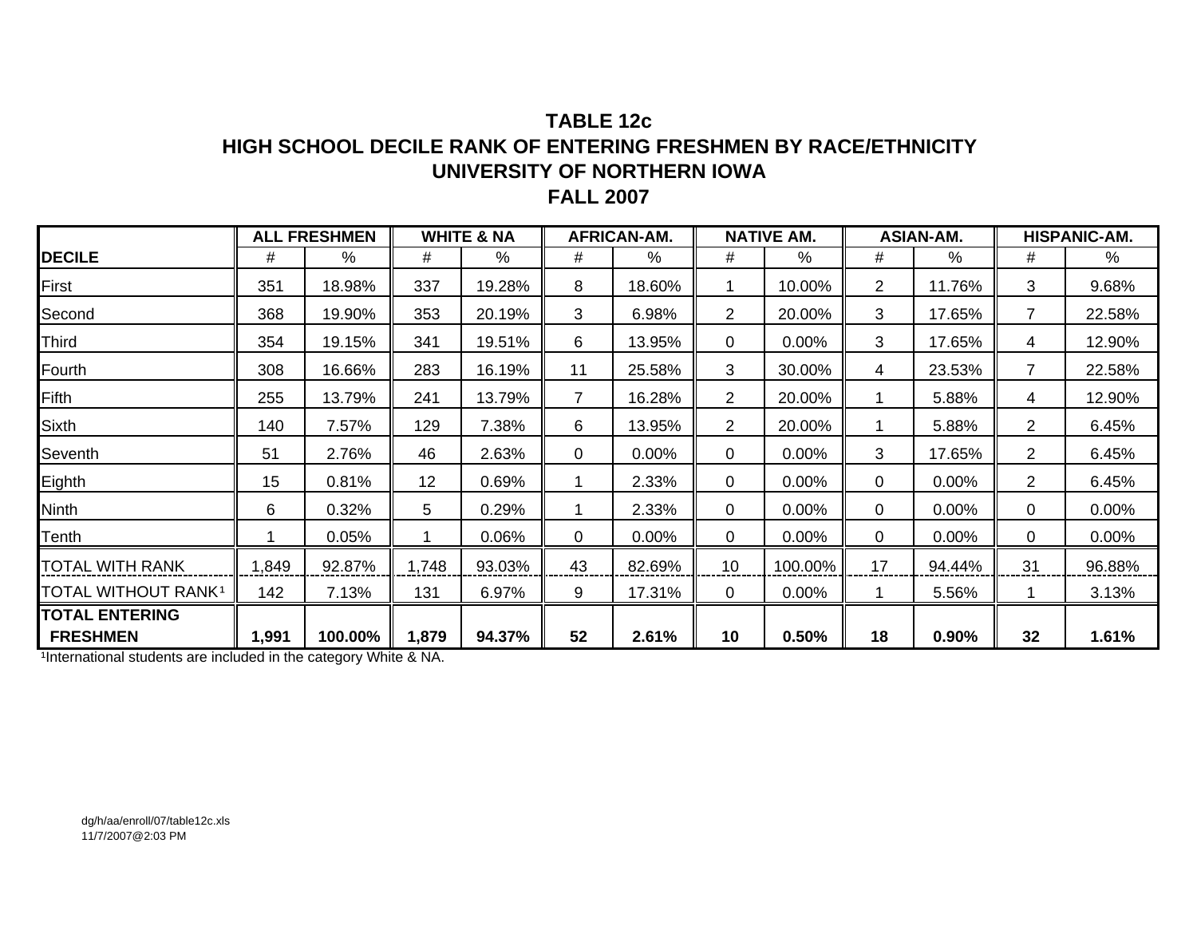# TABLE 12c
## HIGH SCHOOL DECILE RANK OF ENTERING FRESHMEN BY RACE/ETHNICITY
## UNIVERSITY OF NORTHERN IOWA
## FALL 2007

| | ALL FRESHMEN | | WHITE & NA | | AFRICAN-AM. | | NATIVE AM. | | ASIAN-AM. | | HISPANIC-AM. | |
|---|---|---|---|---|---|---|---|---|---|---|---|---|
| **DECILE** | # | % | # | % | # | % | # | % | # | % | # | % |
| First | 351 | 18.98% | 337 | 19.28% | 8 | 18.60% | 1 | 10.00% | 2 | 11.76% | 3 | 9.68% |
| Second | 368 | 19.90% | 353 | 20.19% | 3 | 6.98% | 2 | 20.00% | 3 | 17.65% | 7 | 22.58% |
| Third | 354 | 19.15% | 341 | 19.51% | 6 | 13.95% | 0 | 0.00% | 3 | 17.65% | 4 | 12.90% |
| Fourth | 308 | 16.66% | 283 | 16.19% | 11 | 25.58% | 3 | 30.00% | 4 | 23.53% | 7 | 22.58% |
| Fifth | 255 | 13.79% | 241 | 13.79% | 7 | 16.28% | 2 | 20.00% | 1 | 5.88% | 4 | 12.90% |
| Sixth | 140 | 7.57% | 129 | 7.38% | 6 | 13.95% | 2 | 20.00% | 1 | 5.88% | 2 | 6.45% |
| Seventh | 51 | 2.76% | 46 | 2.63% | 0 | 0.00% | 0 | 0.00% | 3 | 17.65% | 2 | 6.45% |
| Eighth | 15 | 0.81% | 12 | 0.69% | 1 | 2.33% | 0 | 0.00% | 0 | 0.00% | 2 | 6.45% |
| Ninth | 6 | 0.32% | 5 | 0.29% | 1 | 2.33% | 0 | 0.00% | 0 | 0.00% | 0 | 0.00% |
| Tenth | 1 | 0.05% | 1 | 0.06% | 0 | 0.00% | 0 | 0.00% | 0 | 0.00% | 0 | 0.00% |
| TOTAL WITH RANK | 1,849 | 92.87% | 1,748 | 93.03% | 43 | 82.69% | 10 | 100.00% | 17 | 94.44% | 31 | 96.88% |
| TOTAL WITHOUT RANK[1] | 142 | 7.13% | 131 | 6.97% | 9 | 17.31% | 0 | 0.00% | 1 | 5.56% | 1 | 3.13% |
| **TOTAL ENTERING FRESHMEN** | **1,991** | **100.00%** | **1,879** | **94.37%** | **52** | **2.61%** | **10** | **0.50%** | **18** | **0.90%** | **32** | **1.61%** |

[1]International students are included in the category White & NA.

dg/h/aa/enroll/07/table12c.xls
11/7/2007@2:03 PM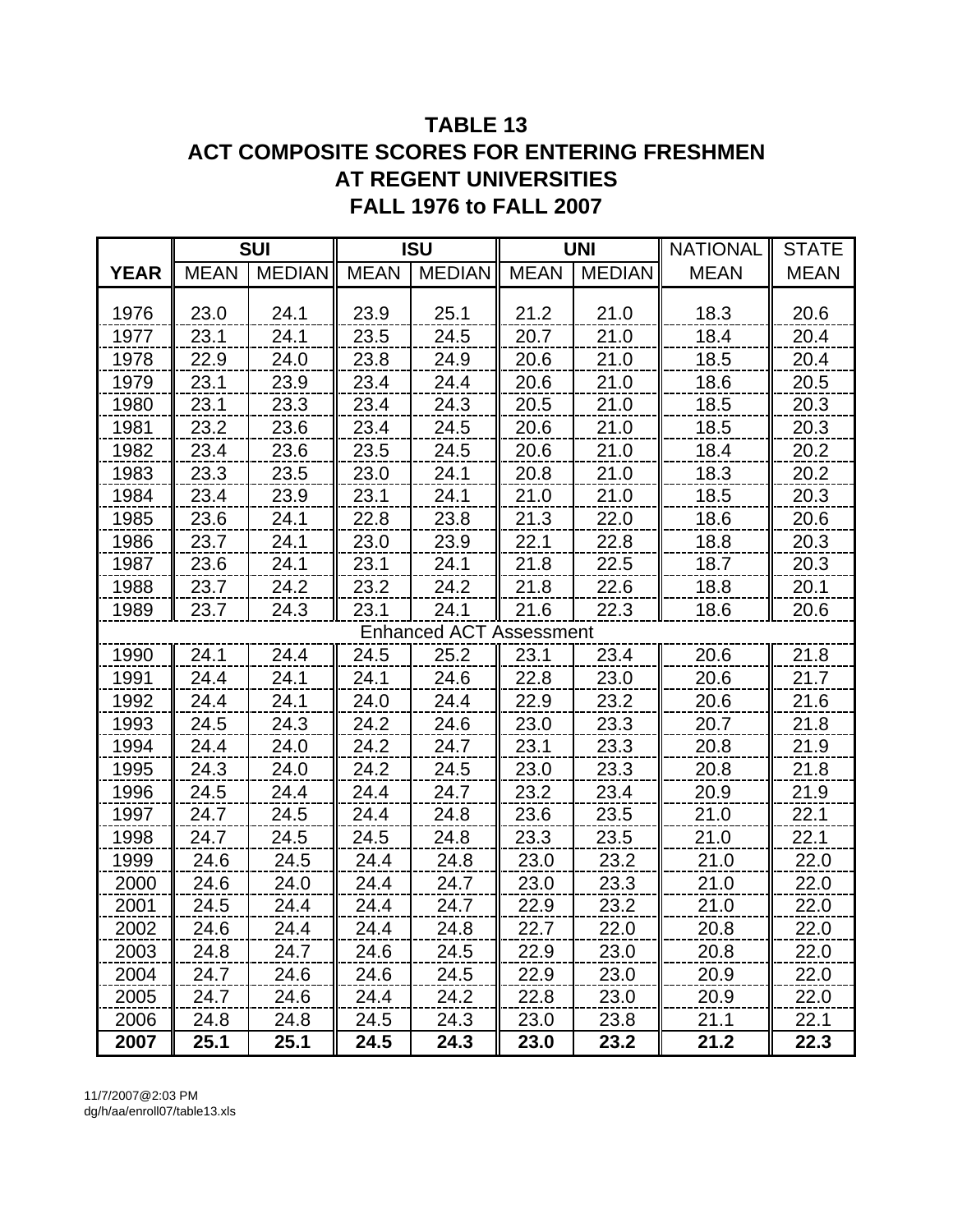# TABLE 13
## ACT COMPOSITE SCORES FOR ENTERING FRESHMEN AT REGENT UNIVERSITIES FALL 1976 to FALL 2007

| | SUI | | ISU | | UNI | | NATIONAL | STATE |
|---|---|---|---|---|---|---|---|---|
| **YEAR** | MEAN | MEDIAN | MEAN | MEDIAN | MEAN | MEDIAN | MEAN | MEAN |
| 1976 | 23.0 | 24.1 | 23.9 | 25.1 | 21.2 | 21.0 | 18.3 | 20.6 |
| 1977 | 23.1 | 24.1 | 23.5 | 24.5 | 20.7 | 21.0 | 18.4 | 20.4 |
| 1978 | 22.9 | 24.0 | 23.8 | 24.9 | 20.6 | 21.0 | 18.5 | 20.4 |
| 1979 | 23.1 | 23.9 | 23.4 | 24.4 | 20.6 | 21.0 | 18.6 | 20.5 |
| 1980 | 23.1 | 23.3 | 23.4 | 24.3 | 20.5 | 21.0 | 18.5 | 20.3 |
| 1981 | 23.2 | 23.6 | 23.4 | 24.5 | 20.6 | 21.0 | 18.5 | 20.3 |
| 1982 | 23.4 | 23.6 | 23.5 | 24.5 | 20.6 | 21.0 | 18.4 | 20.2 |
| 1983 | 23.3 | 23.5 | 23.0 | 24.1 | 20.8 | 21.0 | 18.3 | 20.2 |
| 1984 | 23.4 | 23.9 | 23.1 | 24.1 | 21.0 | 21.0 | 18.5 | 20.3 |
| 1985 | 23.6 | 24.1 | 22.8 | 23.8 | 21.3 | 22.0 | 18.6 | 20.6 |
| 1986 | 23.7 | 24.1 | 23.0 | 23.9 | 22.1 | 22.8 | 18.8 | 20.3 |
| 1987 | 23.6 | 24.1 | 23.1 | 24.1 | 21.8 | 22.5 | 18.7 | 20.3 |
| 1988 | 23.7 | 24.2 | 23.2 | 24.2 | 21.8 | 22.6 | 18.8 | 20.1 |
| 1989 | 23.7 | 24.3 | 23.1 | 24.1 | 21.6 | 22.3 | 18.6 | 20.6 |
| Enhanced ACT Assessment | | | | | | | | |
| 1990 | 24.1 | 24.4 | 24.5 | 25.2 | 23.1 | 23.4 | 20.6 | 21.8 |
| 1991 | 24.4 | 24.1 | 24.1 | 24.6 | 22.8 | 23.0 | 20.6 | 21.7 |
| 1992 | 24.4 | 24.1 | 24.0 | 24.4 | 22.9 | 23.2 | 20.6 | 21.6 |
| 1993 | 24.5 | 24.3 | 24.2 | 24.6 | 23.0 | 23.3 | 20.7 | 21.8 |
| 1994 | 24.4 | 24.0 | 24.2 | 24.7 | 23.1 | 23.3 | 20.8 | 21.9 |
| 1995 | 24.3 | 24.0 | 24.2 | 24.5 | 23.0 | 23.3 | 20.8 | 21.8 |
| 1996 | 24.5 | 24.4 | 24.4 | 24.7 | 23.2 | 23.4 | 20.9 | 21.9 |
| 1997 | 24.7 | 24.5 | 24.4 | 24.8 | 23.6 | 23.5 | 21.0 | 22.1 |
| 1998 | 24.7 | 24.5 | 24.5 | 24.8 | 23.3 | 23.5 | 21.0 | 22.1 |
| 1999 | 24.6 | 24.5 | 24.4 | 24.8 | 23.0 | 23.2 | 21.0 | 22.0 |
| 2000 | 24.6 | 24.0 | 24.4 | 24.7 | 23.0 | 23.3 | 21.0 | 22.0 |
| 2001 | 24.5 | 24.4 | 24.4 | 24.7 | 22.9 | 23.2 | 21.0 | 22.0 |
| 2002 | 24.6 | 24.4 | 24.4 | 24.8 | 22.7 | 22.0 | 20.8 | 22.0 |
| 2003 | 24.8 | 24.7 | 24.6 | 24.5 | 22.9 | 23.0 | 20.8 | 22.0 |
| 2004 | 24.7 | 24.6 | 24.6 | 24.5 | 22.9 | 23.0 | 20.9 | 22.0 |
| 2005 | 24.7 | 24.6 | 24.4 | 24.2 | 22.8 | 23.0 | 20.9 | 22.0 |
| 2006 | 24.8 | 24.8 | 24.5 | 24.3 | 23.0 | 23.8 | 21.1 | 22.1 |
| **2007** | **25.1** | **25.1** | **24.5** | **24.3** | **23.0** | **23.2** | **21.2** | **22.3** |

11/7/2007@2:03 PM
dg/h/aa/enroll07/table13.xls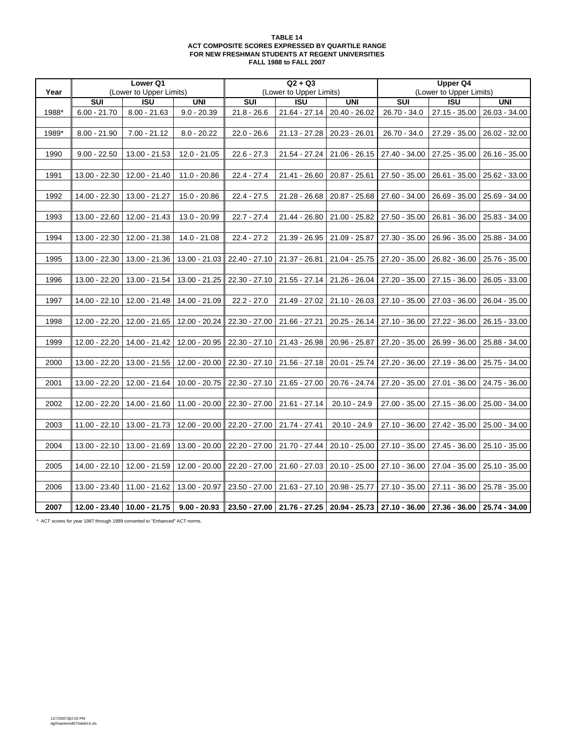**TABLE 14**
**ACT COMPOSITE SCORES EXPRESSED BY QUARTILE RANGE**
**FOR NEW FRESHMAN STUDENTS AT REGENT UNIVERSITIES**
**FALL 1988 to FALL 2007**

| Year | Lower Q1 (Lower to Upper Limits) | | | Q2 + Q3 (Lower to Upper Limits) | | | Upper Q4 (Lower to Upper Limits) | | |
|---|---|---|---|---|---|---|---|---|---|
| | SUI | ISU | UNI | SUI | ISU | UNI | SUI | ISU | UNI |
| 1988* | 6.00 - 21.70 | 8.00 - 21.63 | 9.0 - 20.39 | 21.8 - 26.6 | 21.64 - 27.14 | 20.40 - 26.02 | 26.70 - 34.0 | 27.15 - 35.00 | 26.03 - 34.00 |
| 1989* | 8.00 - 21.90 | 7.00 - 21.12 | 8.0 - 20.22 | 22.0 - 26.6 | 21.13 - 27.28 | 20.23 - 26.01 | 26.70 - 34.0 | 27.29 - 35.00 | 26.02 - 32.00 |
| 1990 | 9.00 - 22.50 | 13.00 - 21.53 | 12.0 - 21.05 | 22.6 - 27.3 | 21.54 - 27.24 | 21.06 - 26.15 | 27.40 - 34.00 | 27.25 - 35.00 | 26.16 - 35.00 |
| 1991 | 13.00 - 22.30 | 12.00 - 21.40 | 11.0 - 20.86 | 22.4 - 27.4 | 21.41 - 26.60 | 20.87 - 25.61 | 27.50 - 35.00 | 26.61 - 35.00 | 25.62 - 33.00 |
| 1992 | 14.00 - 22.30 | 13.00 - 21.27 | 15.0 - 20.86 | 22.4 - 27.5 | 21.28 - 26.68 | 20.87 - 25.68 | 27.60 - 34.00 | 26.69 - 35.00 | 25.69 - 34.00 |
| 1993 | 13.00 - 22.60 | 12.00 - 21.43 | 13.0 - 20.99 | 22.7 - 27.4 | 21.44 - 26.80 | 21.00 - 25.82 | 27.50 - 35.00 | 26.81 - 36.00 | 25.83 - 34.00 |
| 1994 | 13.00 - 22.30 | 12.00 - 21.38 | 14.0 - 21.08 | 22.4 - 27.2 | 21.39 - 26.95 | 21.09 - 25.87 | 27.30 - 35.00 | 26.96 - 35.00 | 25.88 - 34.00 |
| 1995 | 13.00 - 22.30 | 13.00 - 21.36 | 13.00 - 21.03 | 22.40 - 27.10 | 21.37 - 26.81 | 21.04 - 25.75 | 27.20 - 35.00 | 26.82 - 36.00 | 25.76 - 35.00 |
| 1996 | 13.00 - 22.20 | 13.00 - 21.54 | 13.00 - 21.25 | 22.30 - 27.10 | 21.55 - 27.14 | 21.26 - 26.04 | 27.20 - 35.00 | 27.15 - 36.00 | 26.05 - 33.00 |
| 1997 | 14.00 - 22.10 | 12.00 - 21.48 | 14.00 - 21.09 | 22.2 - 27.0 | 21.49 - 27.02 | 21.10 - 26.03 | 27.10 - 35.00 | 27.03 - 36.00 | 26.04 - 35.00 |
| 1998 | 12.00 - 22.20 | 12.00 - 21.65 | 12.00 - 20.24 | 22.30 - 27.00 | 21.66 - 27.21 | 20.25 - 26.14 | 27.10 - 36.00 | 27.22 - 36.00 | 26.15 - 33.00 |
| 1999 | 12.00 - 22.20 | 14.00 - 21.42 | 12.00 - 20.95 | 22.30 - 27.10 | 21.43 - 26.98 | 20.96 - 25.87 | 27.20 - 35.00 | 26.99 - 36.00 | 25.88 - 34.00 |
| 2000 | 13.00 - 22.20 | 13.00 - 21.55 | 12.00 - 20.00 | 22.30 - 27.10 | 21.56 - 27.18 | 20.01 - 25.74 | 27.20 - 36.00 | 27.19 - 36.00 | 25.75 - 34.00 |
| 2001 | 13.00 - 22.20 | 12.00 - 21.64 | 10.00 - 20.75 | 22.30 - 27.10 | 21.65 - 27.00 | 20.76 - 24.74 | 27.20 - 35.00 | 27.01 - 36.00 | 24.75 - 36.00 |
| 2002 | 12.00 - 22.20 | 14.00 - 21.60 | 11.00 - 20.00 | 22.30 - 27.00 | 21.61 - 27.14 | 20.10 - 24.9 | 27.00 - 35.00 | 27.15 - 36.00 | 25.00 - 34.00 |
| 2003 | 11.00 - 22.10 | 13.00 - 21.73 | 12.00 - 20.00 | 22.20 - 27.00 | 21.74 - 27.41 | 20.10 - 24.9 | 27.10 - 36.00 | 27.42 - 35.00 | 25.00 - 34.00 |
| 2004 | 13.00 - 22.10 | 13.00 - 21.69 | 13.00 - 20.00 | 22.20 - 27.00 | 21.70 - 27.44 | 20.10 - 25.00 | 27.10 - 35.00 | 27.45 - 36.00 | 25.10 - 35.00 |
| 2005 | 14.00 - 22.10 | 12.00 - 21.59 | 12.00 - 20.00 | 22.20 - 27.00 | 21.60 - 27.03 | 20.10 - 25.00 | 27.10 - 36.00 | 27.04 - 35.00 | 25.10 - 35.00 |
| 2006 | 13.00 - 23.40 | 11.00 - 21.62 | 13.00 - 20.97 | 23.50 - 27.00 | 21.63 - 27.10 | 20.98 - 25.77 | 27.10 - 35.00 | 27.11 - 36.00 | 25.78 - 35.00 |
| **2007** | **12.00 - 23.40** | **10.00 - 21.75** | **9.00 - 20.93** | **23.50 - 27.00** | **21.76 - 27.25** | **20.94 - 25.73** | **27.10 - 36.00** | **27.36 - 36.00** | **25.74 - 34.00** |

\* ACT scores for year 1987 through 1989 converted to "Enhanced" ACT norms.

11/7/2007@2:03 PM
dg/h/aa/enroll07/table14.xls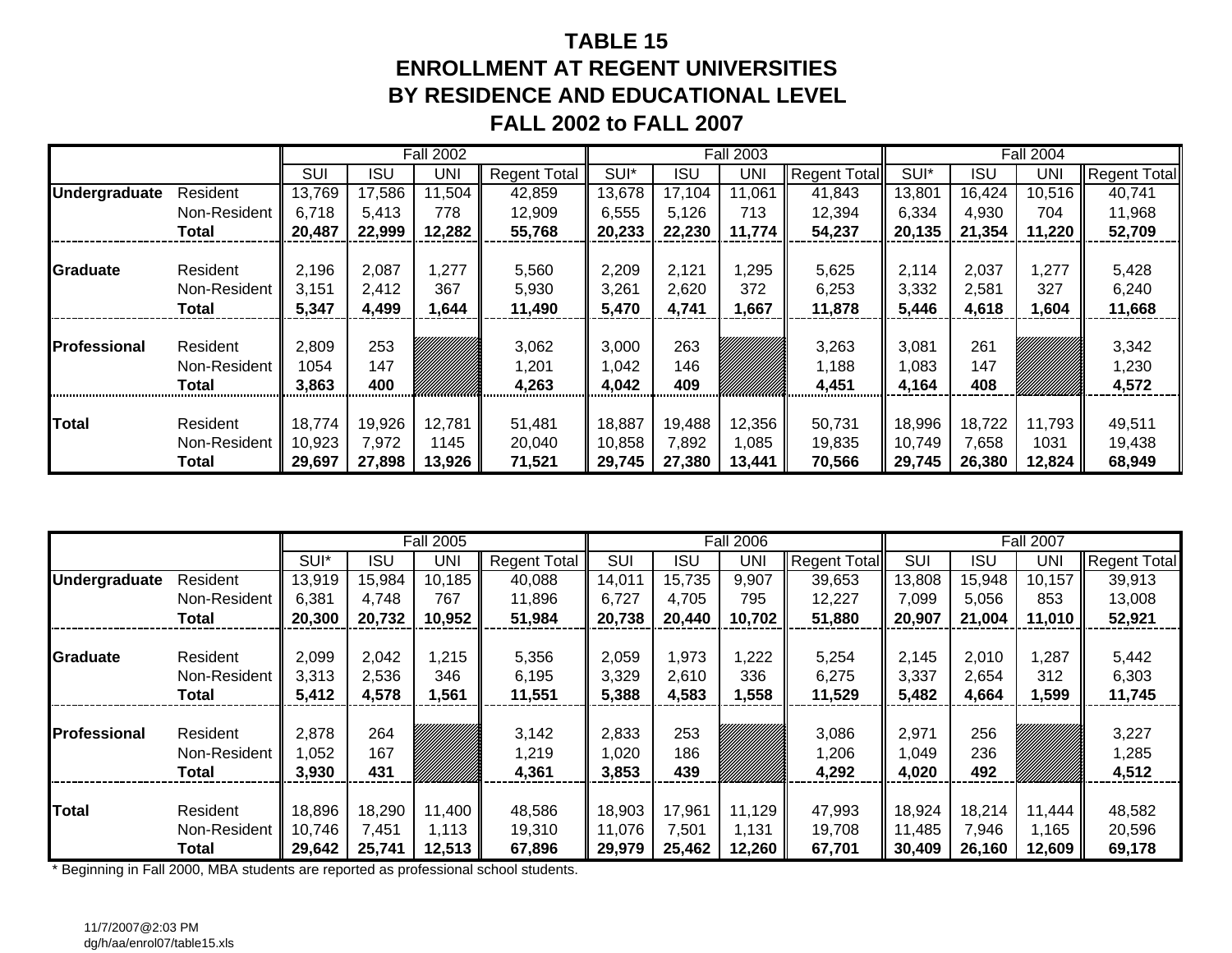# TABLE 15
## ENROLLMENT AT REGENT UNIVERSITIES
## BY RESIDENCE AND EDUCATIONAL LEVEL
## FALL 2002 to FALL 2007

| | | Fall 2002 | | | | Fall 2003 | | | | Fall 2004 | | | |
|---|---|---|---|---|---|---|---|---|---|---|---|---|---|
| | | SUI | ISU | UNI | Regent Total | SUI* | ISU | UNI | Regent Total | SUI* | ISU | UNI | Regent Total |
| **Undergraduate** | Resident | 13,769 | 17,586 | 11,504 | 42,859 | 13,678 | 17,104 | 11,061 | 41,843 | 13,801 | 16,424 | 10,516 | 40,741 |
| | Non-Resident | 6,718 | 5,413 | 778 | 12,909 | 6,555 | 5,126 | 713 | 12,394 | 6,334 | 4,930 | 704 | 11,968 |
| | **Total** | **20,487** | **22,999** | **12,282** | **55,768** | **20,233** | **22,230** | **11,774** | **54,237** | **20,135** | **21,354** | **11,220** | **52,709** |
| **Graduate** | Resident | 2,196 | 2,087 | 1,277 | 5,560 | 2,209 | 2,121 | 1,295 | 5,625 | 2,114 | 2,037 | 1,277 | 5,428 |
| | Non-Resident | 3,151 | 2,412 | 367 | 5,930 | 3,261 | 2,620 | 372 | 6,253 | 3,332 | 2,581 | 327 | 6,240 |
| | **Total** | **5,347** | **4,499** | **1,644** | **11,490** | **5,470** | **4,741** | **1,667** | **11,878** | **5,446** | **4,618** | **1,604** | **11,668** |
| **Professional** | Resident | 2,809 | 253 | | 3,062 | 3,000 | 263 | | 3,263 | 3,081 | 261 | | 3,342 |
| | Non-Resident | 1054 | 147 | | 1,201 | 1,042 | 146 | | 1,188 | 1,083 | 147 | | 1,230 |
| | **Total** | **3,863** | **400** | | **4,263** | **4,042** | **409** | | **4,451** | **4,164** | **408** | | **4,572** |
| **Total** | Resident | 18,774 | 19,926 | 12,781 | 51,481 | 18,887 | 19,488 | 12,356 | 50,731 | 18,996 | 18,722 | 11,793 | 49,511 |
| | Non-Resident | 10,923 | 7,972 | 1145 | 20,040 | 10,858 | 7,892 | 1,085 | 19,835 | 10,749 | 7,658 | 1031 | 19,438 |
| | **Total** | **29,697** | **27,898** | **13,926** | **71,521** | **29,745** | **27,380** | **13,441** | **70,566** | **29,745** | **26,380** | **12,824** | **68,949** |

| | | Fall 2005 | | | | Fall 2006 | | | | Fall 2007 | | | |
|---|---|---|---|---|---|---|---|---|---|---|---|---|---|
| | | SUI* | ISU | UNI | Regent Total | SUI | ISU | UNI | Regent Total | SUI | ISU | UNI | Regent Total |
| **Undergraduate** | Resident | 13,919 | 15,984 | 10,185 | 40,088 | 14,011 | 15,735 | 9,907 | 39,653 | 13,808 | 15,948 | 10,157 | 39,913 |
| | Non-Resident | 6,381 | 4,748 | 767 | 11,896 | 6,727 | 4,705 | 795 | 12,227 | 7,099 | 5,056 | 853 | 13,008 |
| | **Total** | **20,300** | **20,732** | **10,952** | **51,984** | **20,738** | **20,440** | **10,702** | **51,880** | **20,907** | **21,004** | **11,010** | **52,921** |
| **Graduate** | Resident | 2,099 | 2,042 | 1,215 | 5,356 | 2,059 | 1,973 | 1,222 | 5,254 | 2,145 | 2,010 | 1,287 | 5,442 |
| | Non-Resident | 3,313 | 2,536 | 346 | 6,195 | 3,329 | 2,610 | 336 | 6,275 | 3,337 | 2,654 | 312 | 6,303 |
| | **Total** | **5,412** | **4,578** | **1,561** | **11,551** | **5,388** | **4,583** | **1,558** | **11,529** | **5,482** | **4,664** | **1,599** | **11,745** |
| **Professional** | Resident | 2,878 | 264 | | 3,142 | 2,833 | 253 | | 3,086 | 2,971 | 256 | | 3,227 |
| | Non-Resident | 1,052 | 167 | | 1,219 | 1,020 | 186 | | 1,206 | 1,049 | 236 | | 1,285 |
| | **Total** | **3,930** | **431** | | **4,361** | **3,853** | **439** | | **4,292** | **4,020** | **492** | | **4,512** |
| **Total** | Resident | 18,896 | 18,290 | 11,400 | 48,586 | 18,903 | 17,961 | 11,129 | 47,993 | 18,924 | 18,214 | 11,444 | 48,582 |
| | Non-Resident | 10,746 | 7,451 | 1,113 | 19,310 | 11,076 | 7,501 | 1,131 | 19,708 | 11,485 | 7,946 | 1,165 | 20,596 |
| | **Total** | **29,642** | **25,741** | **12,513** | **67,896** | **29,979** | **25,462** | **12,260** | **67,701** | **30,409** | **26,160** | **12,609** | **69,178** |

* Beginning in Fall 2000, MBA students are reported as professional school students.

11/7/2007@2:03 PM
dg/h/aa/enrol07/table15.xls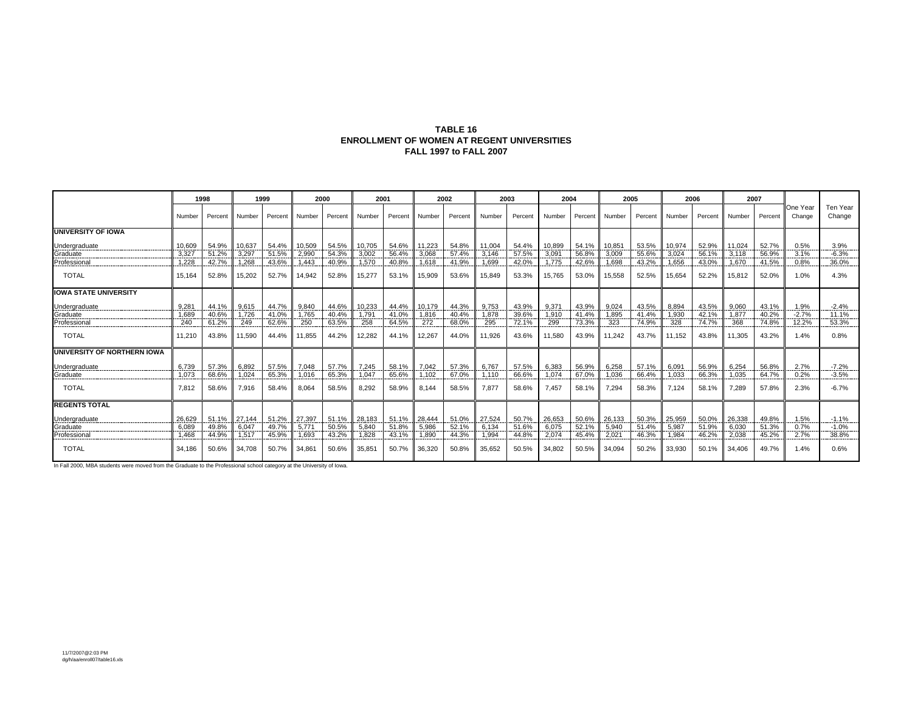**TABLE 16**
**ENROLLMENT OF WOMEN AT REGENT UNIVERSITIES**
**FALL 1997 to FALL 2007**

| | 1998 | | 1999 | | 2000 | | 2001 | | 2002 | | 2003 | | 2004 | | 2005 | | 2006 | | 2007 | | One Year Change | Ten Year Change |
|---|---|---|---|---|---|---|---|---|---|---|---|---|---|---|---|---|---|---|---|---|---|---|
| | Number | Percent | Number | Percent | Number | Percent | Number | Percent | Number | Percent | Number | Percent | Number | Percent | Number | Percent | Number | Percent | Number | Percent | | |
| **UNIVERSITY OF IOWA** | | | | | | | | | | | | | | | | | | | | | | |
| Undergraduate | 10,609 | 54.9% | 10,637 | 54.4% | 10,509 | 54.5% | 10,705 | 54.6% | 11,223 | 54.8% | 11,004 | 54.4% | 10,899 | 54.1% | 10,851 | 53.5% | 10,974 | 52.9% | 11,024 | 52.7% | 0.5% | 3.9% |
| Graduate | 3,327 | 51.2% | 3,297 | 51.5% | 2,990 | 54.3% | 3,002 | 56.4% | 3,068 | 57.4% | 3,146 | 57.5% | 3,091 | 56.8% | 3,009 | 55.6% | 3,024 | 56.1% | 3,118 | 56.9% | 3.1% | -6.3% |
| Professional | 1,228 | 42.7% | 1,268 | 43.6% | 1,443 | 40.9% | 1,570 | 40.8% | 1,618 | 41.9% | 1,699 | 42.0% | 1,775 | 42.6% | 1,698 | 43.2% | 1,656 | 43.0% | 1,670 | 41.5% | 0.8% | 36.0% |
| TOTAL | 15,164 | 52.8% | 15,202 | 52.7% | 14,942 | 52.8% | 15,277 | 53.1% | 15,909 | 53.6% | 15,849 | 53.3% | 15,765 | 53.0% | 15,558 | 52.5% | 15,654 | 52.2% | 15,812 | 52.0% | 1.0% | 4.3% |
| **IOWA STATE UNIVERSITY** | | | | | | | | | | | | | | | | | | | | | | |
| Undergraduate | 9,281 | 44.1% | 9,615 | 44.7% | 9,840 | 44.6% | 10,233 | 44.4% | 10,179 | 44.3% | 9,753 | 43.9% | 9,371 | 43.9% | 9,024 | 43.5% | 8,894 | 43.5% | 9,060 | 43.1% | 1.9% | -2.4% |
| Graduate | 1,689 | 40.6% | 1,726 | 41.0% | 1,765 | 40.4% | 1,791 | 41.0% | 1,816 | 40.4% | 1,878 | 39.6% | 1,910 | 41.4% | 1,895 | 41.4% | 1,930 | 42.1% | 1,877 | 40.2% | -2.7% | 11.1% |
| Professional | 240 | 61.2% | 249 | 62.6% | 250 | 63.5% | 258 | 64.5% | 272 | 68.0% | 295 | 72.1% | 299 | 73.3% | 323 | 74.9% | 328 | 74.7% | 368 | 74.8% | 12.2% | 53.3% |
| TOTAL | 11,210 | 43.8% | 11,590 | 44.4% | 11,855 | 44.2% | 12,282 | 44.1% | 12,267 | 44.0% | 11,926 | 43.6% | 11,580 | 43.9% | 11,242 | 43.7% | 11,152 | 43.8% | 11,305 | 43.2% | 1.4% | 0.8% |
| **UNIVERSITY OF NORTHERN IOWA** | | | | | | | | | | | | | | | | | | | | | | |
| Undergraduate | 6,739 | 57.3% | 6,892 | 57.5% | 7,048 | 57.7% | 7,245 | 58.1% | 7,042 | 57.3% | 6,767 | 57.5% | 6,383 | 56.9% | 6,258 | 57.1% | 6,091 | 56.9% | 6,254 | 56.8% | 2.7% | -7.2% |
| Graduate | 1,073 | 68.6% | 1,024 | 65.3% | 1,016 | 65.3% | 1,047 | 65.6% | 1,102 | 67.0% | 1,110 | 66.6% | 1,074 | 67.0% | 1,036 | 66.4% | 1,033 | 66.3% | 1,035 | 64.7% | 0.2% | -3.5% |
| TOTAL | 7,812 | 58.6% | 7,916 | 58.4% | 8,064 | 58.5% | 8,292 | 58.9% | 8,144 | 58.5% | 7,877 | 58.6% | 7,457 | 58.1% | 7,294 | 58.3% | 7,124 | 58.1% | 7,289 | 57.8% | 2.3% | -6.7% |
| **REGENTS TOTAL** | | | | | | | | | | | | | | | | | | | | | | |
| Undergraduate | 26,629 | 51.1% | 27,144 | 51.2% | 27,397 | 51.1% | 28,183 | 51.1% | 28,444 | 51.0% | 27,524 | 50.7% | 26,653 | 50.6% | 26,133 | 50.3% | 25,959 | 50.0% | 26,338 | 49.8% | 1.5% | -1.1% |
| Graduate | 6,089 | 49.8% | 6,047 | 49.7% | 5,771 | 50.5% | 5,840 | 51.8% | 5,986 | 52.1% | 6,134 | 51.6% | 6,075 | 52.1% | 5,940 | 51.4% | 5,987 | 51.9% | 6,030 | 51.3% | 0.7% | -1.0% |
| Professional | 1,468 | 44.9% | 1,517 | 45.9% | 1,693 | 43.2% | 1,828 | 43.1% | 1,890 | 44.3% | 1,994 | 44.8% | 2,074 | 45.4% | 2,021 | 46.3% | 1,984 | 46.2% | 2,038 | 45.2% | 2.7% | 38.8% |
| TOTAL | 34,186 | 50.6% | 34,708 | 50.7% | 34,861 | 50.6% | 35,851 | 50.7% | 36,320 | 50.8% | 35,652 | 50.5% | 34,802 | 50.5% | 34,094 | 50.2% | 33,930 | 50.1% | 34,406 | 49.7% | 1.4% | 0.6% |

In Fall 2000, MBA students were moved from the Graduate to the Professional school category at the University of Iowa.

11/7/2007@2:03 PM
dg/h/aa/enroll07/table16.xls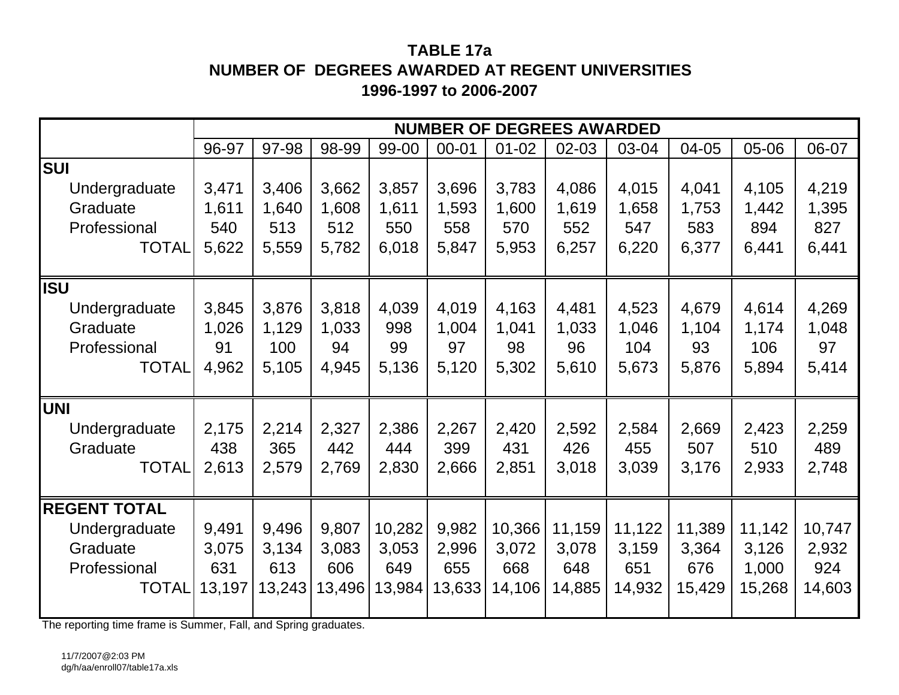**TABLE 17a**
**NUMBER OF DEGREES AWARDED AT REGENT UNIVERSITIES**
**1996-1997 to 2006-2007**

| | NUMBER OF DEGREES AWARDED | | | | | | | | | | |
|---|---|---|---|---|---|---|---|---|---|---|---|
| | 96-97 | 97-98 | 98-99 | 99-00 | 00-01 | 01-02 | 02-03 | 03-04 | 04-05 | 05-06 | 06-07 |
| **SUI** | | | | | | | | | | | |
| Undergraduate | 3,471 | 3,406 | 3,662 | 3,857 | 3,696 | 3,783 | 4,086 | 4,015 | 4,041 | 4,105 | 4,219 |
| Graduate | 1,611 | 1,640 | 1,608 | 1,611 | 1,593 | 1,600 | 1,619 | 1,658 | 1,753 | 1,442 | 1,395 |
| Professional | 540 | 513 | 512 | 550 | 558 | 570 | 552 | 547 | 583 | 894 | 827 |
| TOTAL | 5,622 | 5,559 | 5,782 | 6,018 | 5,847 | 5,953 | 6,257 | 6,220 | 6,377 | 6,441 | 6,441 |
| **ISU** | | | | | | | | | | | |
| Undergraduate | 3,845 | 3,876 | 3,818 | 4,039 | 4,019 | 4,163 | 4,481 | 4,523 | 4,679 | 4,614 | 4,269 |
| Graduate | 1,026 | 1,129 | 1,033 | 998 | 1,004 | 1,041 | 1,033 | 1,046 | 1,104 | 1,174 | 1,048 |
| Professional | 91 | 100 | 94 | 99 | 97 | 98 | 96 | 104 | 93 | 106 | 97 |
| TOTAL | 4,962 | 5,105 | 4,945 | 5,136 | 5,120 | 5,302 | 5,610 | 5,673 | 5,876 | 5,894 | 5,414 |
| **UNI** | | | | | | | | | | | |
| Undergraduate | 2,175 | 2,214 | 2,327 | 2,386 | 2,267 | 2,420 | 2,592 | 2,584 | 2,669 | 2,423 | 2,259 |
| Graduate | 438 | 365 | 442 | 444 | 399 | 431 | 426 | 455 | 507 | 510 | 489 |
| TOTAL | 2,613 | 2,579 | 2,769 | 2,830 | 2,666 | 2,851 | 3,018 | 3,039 | 3,176 | 2,933 | 2,748 |
| **REGENT TOTAL** | | | | | | | | | | | |
| Undergraduate | 9,491 | 9,496 | 9,807 | 10,282 | 9,982 | 10,366 | 11,159 | 11,122 | 11,389 | 11,142 | 10,747 |
| Graduate | 3,075 | 3,134 | 3,083 | 3,053 | 2,996 | 3,072 | 3,078 | 3,159 | 3,364 | 3,126 | 2,932 |
| Professional | 631 | 613 | 606 | 649 | 655 | 668 | 648 | 651 | 676 | 1,000 | 924 |
| TOTAL | 13,197 | 13,243 | 13,496 | 13,984 | 13,633 | 14,106 | 14,885 | 14,932 | 15,429 | 15,268 | 14,603 |

The reporting time frame is Summer, Fall, and Spring graduates.

11/7/2007@2:03 PM
dg/h/aa/enroll07/table17a.xls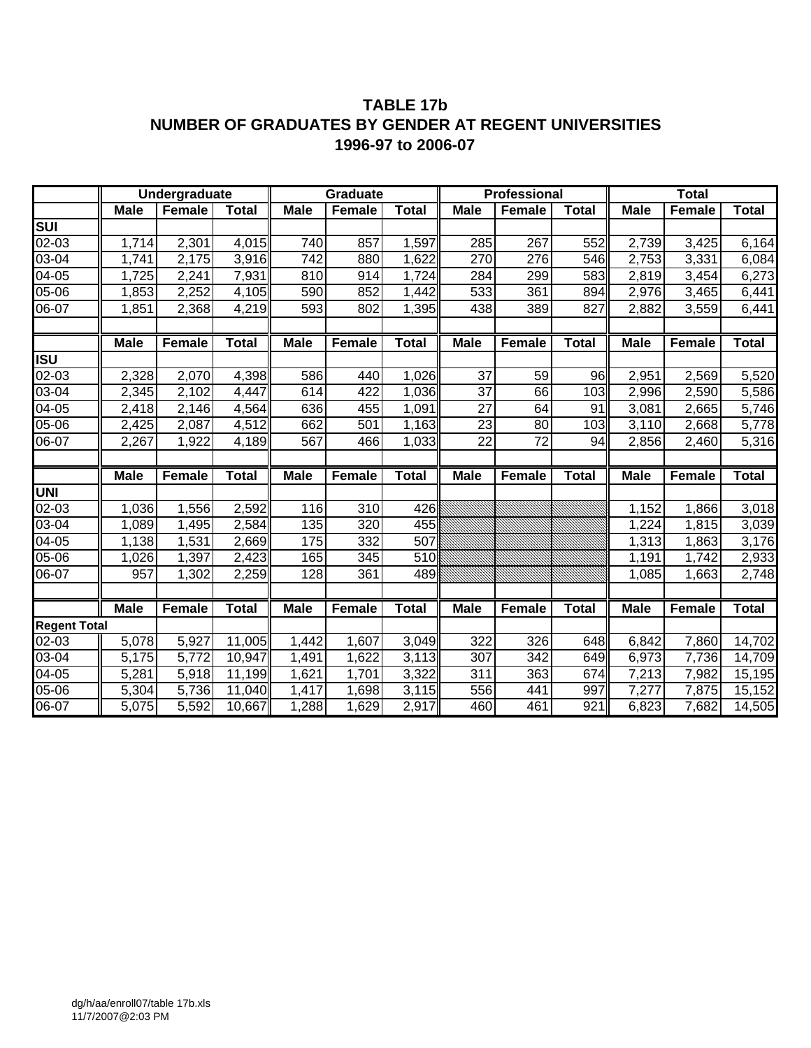# TABLE 17b
# NUMBER OF GRADUATES BY GENDER AT REGENT UNIVERSITIES
# 1996-97 to 2006-07

| | Undergraduate | | | Graduate | | | Professional | | | Total | | |
|---|---|---|---|---|---|---|---|---|---|---|---|---|
| | Male | Female | Total | Male | Female | Total | Male | Female | Total | Male | Female | Total |
| **SUI** | | | | | | | | | | | | |
| 02-03 | 1,714 | 2,301 | 4,015 | 740 | 857 | 1,597 | 285 | 267 | 552 | 2,739 | 3,425 | 6,164 |
| 03-04 | 1,741 | 2,175 | 3,916 | 742 | 880 | 1,622 | 270 | 276 | 546 | 2,753 | 3,331 | 6,084 |
| 04-05 | 1,725 | 2,241 | 7,931 | 810 | 914 | 1,724 | 284 | 299 | 583 | 2,819 | 3,454 | 6,273 |
| 05-06 | 1,853 | 2,252 | 4,105 | 590 | 852 | 1,442 | 533 | 361 | 894 | 2,976 | 3,465 | 6,441 |
| 06-07 | 1,851 | 2,368 | 4,219 | 593 | 802 | 1,395 | 438 | 389 | 827 | 2,882 | 3,559 | 6,441 |
| | | | | | | | | | | | | |
| | Male | Female | Total | Male | Female | Total | Male | Female | Total | Male | Female | Total |
| **ISU** | | | | | | | | | | | | |
| 02-03 | 2,328 | 2,070 | 4,398 | 586 | 440 | 1,026 | 37 | 59 | 96 | 2,951 | 2,569 | 5,520 |
| 03-04 | 2,345 | 2,102 | 4,447 | 614 | 422 | 1,036 | 37 | 66 | 103 | 2,996 | 2,590 | 5,586 |
| 04-05 | 2,418 | 2,146 | 4,564 | 636 | 455 | 1,091 | 27 | 64 | 91 | 3,081 | 2,665 | 5,746 |
| 05-06 | 2,425 | 2,087 | 4,512 | 662 | 501 | 1,163 | 23 | 80 | 103 | 3,110 | 2,668 | 5,778 |
| 06-07 | 2,267 | 1,922 | 4,189 | 567 | 466 | 1,033 | 22 | 72 | 94 | 2,856 | 2,460 | 5,316 |
| | | | | | | | | | | | | |
| | Male | Female | Total | Male | Female | Total | Male | Female | Total | Male | Female | Total |
| **UNI** | | | | | | | | | | | | |
| 02-03 | 1,036 | 1,556 | 2,592 | 116 | 310 | 426 | | | | 1,152 | 1,866 | 3,018 |
| 03-04 | 1,089 | 1,495 | 2,584 | 135 | 320 | 455 | | | | 1,224 | 1,815 | 3,039 |
| 04-05 | 1,138 | 1,531 | 2,669 | 175 | 332 | 507 | | | | 1,313 | 1,863 | 3,176 |
| 05-06 | 1,026 | 1,397 | 2,423 | 165 | 345 | 510 | | | | 1,191 | 1,742 | 2,933 |
| 06-07 | 957 | 1,302 | 2,259 | 128 | 361 | 489 | | | | 1,085 | 1,663 | 2,748 |
| | | | | | | | | | | | | |
| | Male | Female | Total | Male | Female | Total | Male | Female | Total | Male | Female | Total |
| **Regent Total** | | | | | | | | | | | | |
| 02-03 | 5,078 | 5,927 | 11,005 | 1,442 | 1,607 | 3,049 | 322 | 326 | 648 | 6,842 | 7,860 | 14,702 |
| 03-04 | 5,175 | 5,772 | 10,947 | 1,491 | 1,622 | 3,113 | 307 | 342 | 649 | 6,973 | 7,736 | 14,709 |
| 04-05 | 5,281 | 5,918 | 11,199 | 1,621 | 1,701 | 3,322 | 311 | 363 | 674 | 7,213 | 7,982 | 15,195 |
| 05-06 | 5,304 | 5,736 | 11,040 | 1,417 | 1,698 | 3,115 | 556 | 441 | 997 | 7,277 | 7,875 | 15,152 |
| 06-07 | 5,075 | 5,592 | 10,667 | 1,288 | 1,629 | 2,917 | 460 | 461 | 921 | 6,823 | 7,682 | 14,505 |

dg/h/aa/enroll07/table 17b.xls
11/7/2007@2:03 PM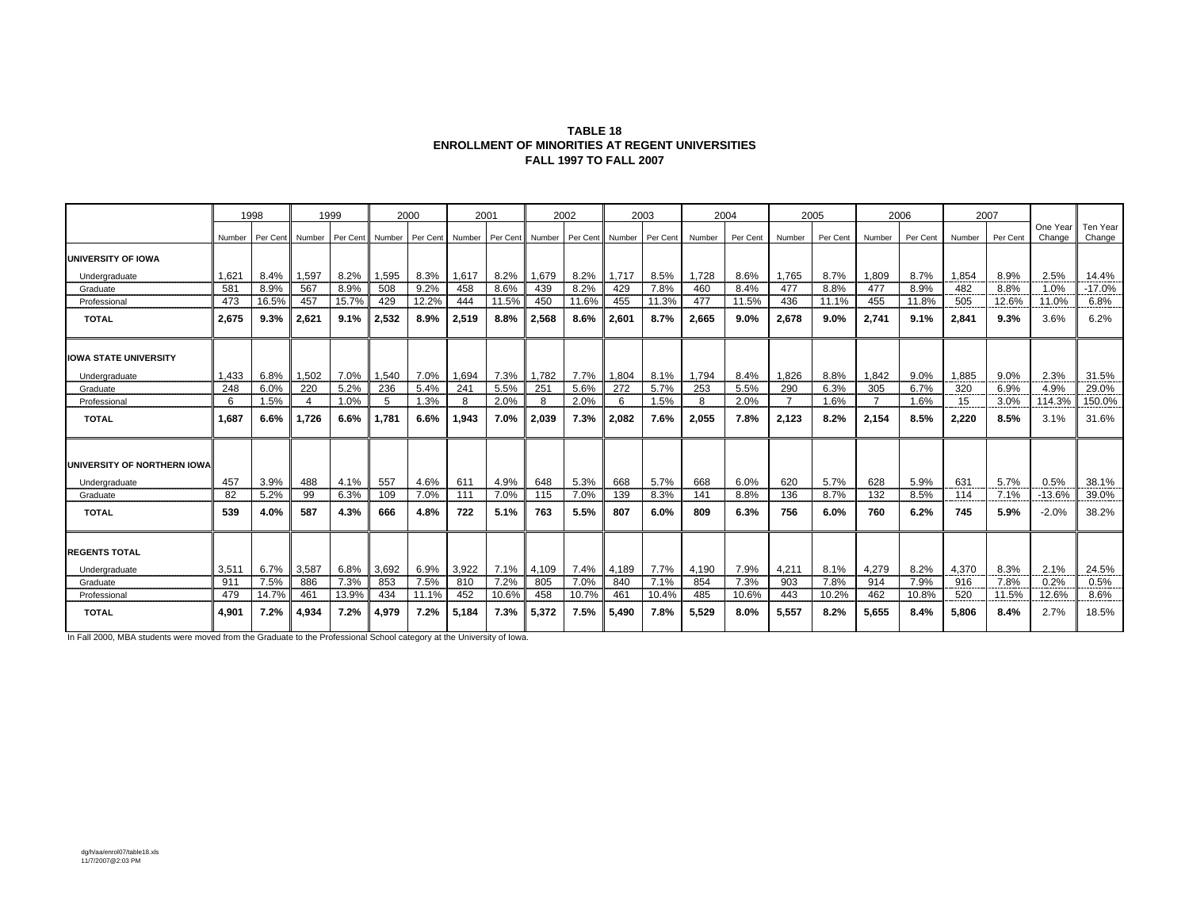**TABLE 18**
**ENROLLMENT OF MINORITIES AT REGENT UNIVERSITIES**
**FALL 1997 TO FALL 2007**

| | 1998 | | 1999 | | 2000 | | 2001 | | 2002 | | 2003 | | 2004 | | 2005 | | 2006 | | 2007 | | | |
|---|---|---|---|---|---|---|---|---|---|---|---|---|---|---|---|---|---|---|---|---|---|---|
| | Number | Per Cent | Number | Per Cent | Number | Per Cent | Number | Per Cent | Number | Per Cent | Number | Per Cent | Number | Per Cent | Number | Per Cent | Number | Per Cent | Number | Per Cent | One Year Change | Ten Year Change |
| **UNIVERSITY OF IOWA** | | | | | | | | | | | | | | | | | | | | | | |
| Undergraduate | 1,621 | 8.4% | 1,597 | 8.2% | 1,595 | 8.3% | 1,617 | 8.2% | 1,679 | 8.2% | 1,717 | 8.5% | 1,728 | 8.6% | 1,765 | 8.7% | 1,809 | 8.7% | 1,854 | 8.9% | 2.5% | 14.4% |
| Graduate | 581 | 8.9% | 567 | 8.9% | 508 | 9.2% | 458 | 8.6% | 439 | 8.2% | 429 | 7.8% | 460 | 8.4% | 477 | 8.8% | 477 | 8.9% | 482 | 8.8% | 1.0% | -17.0% |
| Professional | 473 | 16.5% | 457 | 15.7% | 429 | 12.2% | 444 | 11.5% | 450 | 11.6% | 455 | 11.3% | 477 | 11.5% | 436 | 11.1% | 455 | 11.8% | 505 | 12.6% | 11.0% | 6.8% |
| **TOTAL** | **2,675** | **9.3%** | **2,621** | **9.1%** | **2,532** | **8.9%** | **2,519** | **8.8%** | **2,568** | **8.6%** | **2,601** | **8.7%** | **2,665** | **9.0%** | **2,678** | **9.0%** | **2,741** | **9.1%** | **2,841** | **9.3%** | 3.6% | 6.2% |
| **IOWA STATE UNIVERSITY** | | | | | | | | | | | | | | | | | | | | | | |
| Undergraduate | 1,433 | 6.8% | 1,502 | 7.0% | 1,540 | 7.0% | 1,694 | 7.3% | 1,782 | 7.7% | 1,804 | 8.1% | 1,794 | 8.4% | 1,826 | 8.8% | 1,842 | 9.0% | 1,885 | 9.0% | 2.3% | 31.5% |
| Graduate | 248 | 6.0% | 220 | 5.2% | 236 | 5.4% | 241 | 5.5% | 251 | 5.6% | 272 | 5.7% | 253 | 5.5% | 290 | 6.3% | 305 | 6.7% | 320 | 6.9% | 4.9% | 29.0% |
| Professional | 6 | 1.5% | 4 | 1.0% | 5 | 1.3% | 8 | 2.0% | 8 | 2.0% | 6 | 1.5% | 8 | 2.0% | 7 | 1.6% | 7 | 1.6% | 15 | 3.0% | 114.3% | 150.0% |
| **TOTAL** | **1,687** | **6.6%** | **1,726** | **6.6%** | **1,781** | **6.6%** | **1,943** | **7.0%** | **2,039** | **7.3%** | **2,082** | **7.6%** | **2,055** | **7.8%** | **2,123** | **8.2%** | **2,154** | **8.5%** | **2,220** | **8.5%** | 3.1% | 31.6% |
| **UNIVERSITY OF NORTHERN IOWA** | | | | | | | | | | | | | | | | | | | | | | |
| Undergraduate | 457 | 3.9% | 488 | 4.1% | 557 | 4.6% | 611 | 4.9% | 648 | 5.3% | 668 | 5.7% | 668 | 6.0% | 620 | 5.7% | 628 | 5.9% | 631 | 5.7% | 0.5% | 38.1% |
| Graduate | 82 | 5.2% | 99 | 6.3% | 109 | 7.0% | 111 | 7.0% | 115 | 7.0% | 139 | 8.3% | 141 | 8.8% | 136 | 8.7% | 132 | 8.5% | 114 | 7.1% | -13.6% | 39.0% |
| **TOTAL** | **539** | **4.0%** | **587** | **4.3%** | **666** | **4.8%** | **722** | **5.1%** | **763** | **5.5%** | **807** | **6.0%** | **809** | **6.3%** | **756** | **6.0%** | **760** | **6.2%** | **745** | **5.9%** | -2.0% | 38.2% |
| **REGENTS TOTAL** | | | | | | | | | | | | | | | | | | | | | | |
| Undergraduate | 3,511 | 6.7% | 3,587 | 6.8% | 3,692 | 6.9% | 3,922 | 7.1% | 4,109 | 7.4% | 4,189 | 7.7% | 4,190 | 7.9% | 4,211 | 8.1% | 4,279 | 8.2% | 4,370 | 8.3% | 2.1% | 24.5% |
| Graduate | 911 | 7.5% | 886 | 7.3% | 853 | 7.5% | 810 | 7.2% | 805 | 7.0% | 840 | 7.1% | 854 | 7.3% | 903 | 7.8% | 914 | 7.9% | 916 | 7.8% | 0.2% | 0.5% |
| Professional | 479 | 14.7% | 461 | 13.9% | 434 | 11.1% | 452 | 10.6% | 458 | 10.7% | 461 | 10.4% | 485 | 10.6% | 443 | 10.2% | 462 | 10.8% | 520 | 11.5% | 12.6% | 8.6% |
| **TOTAL** | **4,901** | **7.2%** | **4,934** | **7.2%** | **4,979** | **7.2%** | **5,184** | **7.3%** | **5,372** | **7.5%** | **5,490** | **7.8%** | **5,529** | **8.0%** | **5,557** | **8.2%** | **5,655** | **8.4%** | **5,806** | **8.4%** | 2.7% | 18.5% |

In Fall 2000, MBA students were moved from the Graduate to the Professional School category at the University of Iowa.

dg/h/aa/enrol07/table18.xls
11/7/2007@2:03 PM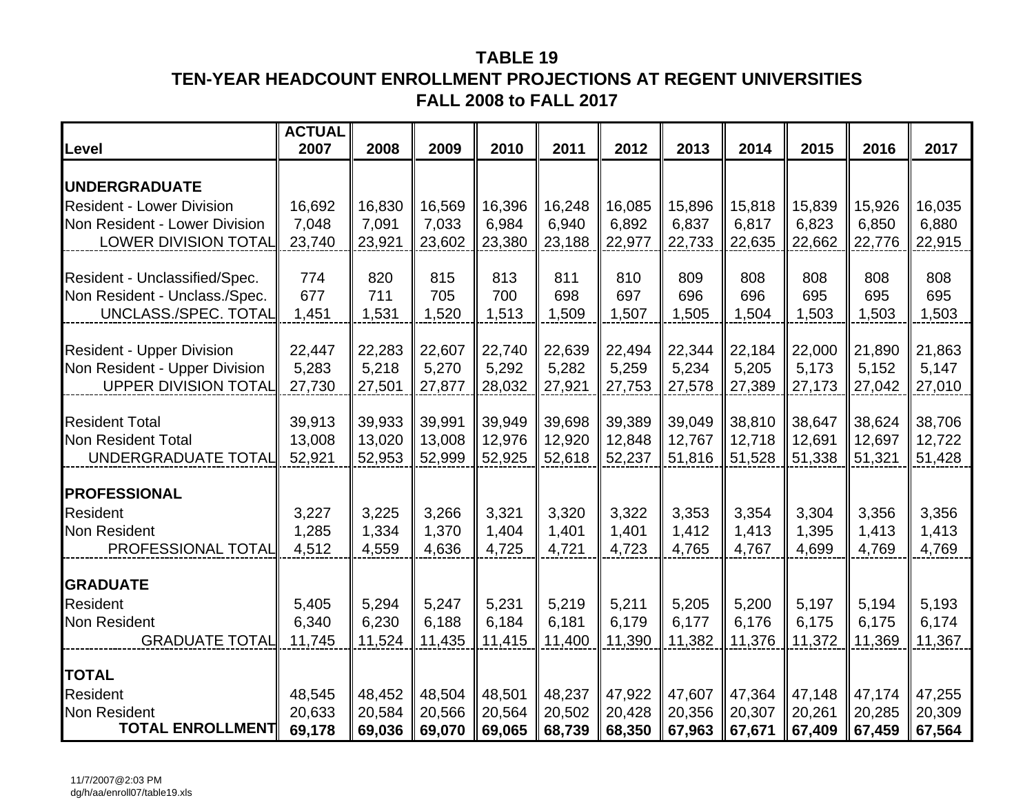# TABLE 19
## TEN-YEAR HEADCOUNT ENROLLMENT PROJECTIONS AT REGENT UNIVERSITIES
## FALL 2008 to FALL 2017

| Level | ACTUAL 2007 | 2008 | 2009 | 2010 | 2011 | 2012 | 2013 | 2014 | 2015 | 2016 | 2017 |
|---|---|---|---|---|---|---|---|---|---|---|---|
| **UNDERGRADUATE** | | | | | | | | | | | |
| Resident - Lower Division | 16,692 | 16,830 | 16,569 | 16,396 | 16,248 | 16,085 | 15,896 | 15,818 | 15,839 | 15,926 | 16,035 |
| Non Resident - Lower Division | 7,048 | 7,091 | 7,033 | 6,984 | 6,940 | 6,892 | 6,837 | 6,817 | 6,823 | 6,850 | 6,880 |
| LOWER DIVISION TOTAL | 23,740 | 23,921 | 23,602 | 23,380 | 23,188 | 22,977 | 22,733 | 22,635 | 22,662 | 22,776 | 22,915 |
| Resident - Unclassified/Spec. | 774 | 820 | 815 | 813 | 811 | 810 | 809 | 808 | 808 | 808 | 808 |
| Non Resident - Unclass./Spec. | 677 | 711 | 705 | 700 | 698 | 697 | 696 | 696 | 695 | 695 | 695 |
| UNCLASS./SPEC. TOTAL | 1,451 | 1,531 | 1,520 | 1,513 | 1,509 | 1,507 | 1,505 | 1,504 | 1,503 | 1,503 | 1,503 |
| Resident - Upper Division | 22,447 | 22,283 | 22,607 | 22,740 | 22,639 | 22,494 | 22,344 | 22,184 | 22,000 | 21,890 | 21,863 |
| Non Resident - Upper Division | 5,283 | 5,218 | 5,270 | 5,292 | 5,282 | 5,259 | 5,234 | 5,205 | 5,173 | 5,152 | 5,147 |
| UPPER DIVISION TOTAL | 27,730 | 27,501 | 27,877 | 28,032 | 27,921 | 27,753 | 27,578 | 27,389 | 27,173 | 27,042 | 27,010 |
| Resident Total | 39,913 | 39,933 | 39,991 | 39,949 | 39,698 | 39,389 | 39,049 | 38,810 | 38,647 | 38,624 | 38,706 |
| Non Resident Total | 13,008 | 13,020 | 13,008 | 12,976 | 12,920 | 12,848 | 12,767 | 12,718 | 12,691 | 12,697 | 12,722 |
| UNDERGRADUATE TOTAL | 52,921 | 52,953 | 52,999 | 52,925 | 52,618 | 52,237 | 51,816 | 51,528 | 51,338 | 51,321 | 51,428 |
| **PROFESSIONAL** | | | | | | | | | | | |
| Resident | 3,227 | 3,225 | 3,266 | 3,321 | 3,320 | 3,322 | 3,353 | 3,354 | 3,304 | 3,356 | 3,356 |
| Non Resident | 1,285 | 1,334 | 1,370 | 1,404 | 1,401 | 1,401 | 1,412 | 1,413 | 1,395 | 1,413 | 1,413 |
| PROFESSIONAL TOTAL | 4,512 | 4,559 | 4,636 | 4,725 | 4,721 | 4,723 | 4,765 | 4,767 | 4,699 | 4,769 | 4,769 |
| **GRADUATE** | | | | | | | | | | | |
| Resident | 5,405 | 5,294 | 5,247 | 5,231 | 5,219 | 5,211 | 5,205 | 5,200 | 5,197 | 5,194 | 5,193 |
| Non Resident | 6,340 | 6,230 | 6,188 | 6,184 | 6,181 | 6,179 | 6,177 | 6,176 | 6,175 | 6,175 | 6,174 |
| GRADUATE TOTAL | 11,745 | 11,524 | 11,435 | 11,415 | 11,400 | 11,390 | 11,382 | 11,376 | 11,372 | 11,369 | 11,367 |
| **TOTAL** | | | | | | | | | | | |
| Resident | 48,545 | 48,452 | 48,504 | 48,501 | 48,237 | 47,922 | 47,607 | 47,364 | 47,148 | 47,174 | 47,255 |
| Non Resident | 20,633 | 20,584 | 20,566 | 20,564 | 20,502 | 20,428 | 20,356 | 20,307 | 20,261 | 20,285 | 20,309 |
| **TOTAL ENROLLMENT** | **69,178** | **69,036** | **69,070** | **69,065** | **68,739** | **68,350** | **67,963** | **67,671** | **67,409** | **67,459** | **67,564** |

11/7/2007@2:03 PM
dg/h/aa/enroll07/table19.xls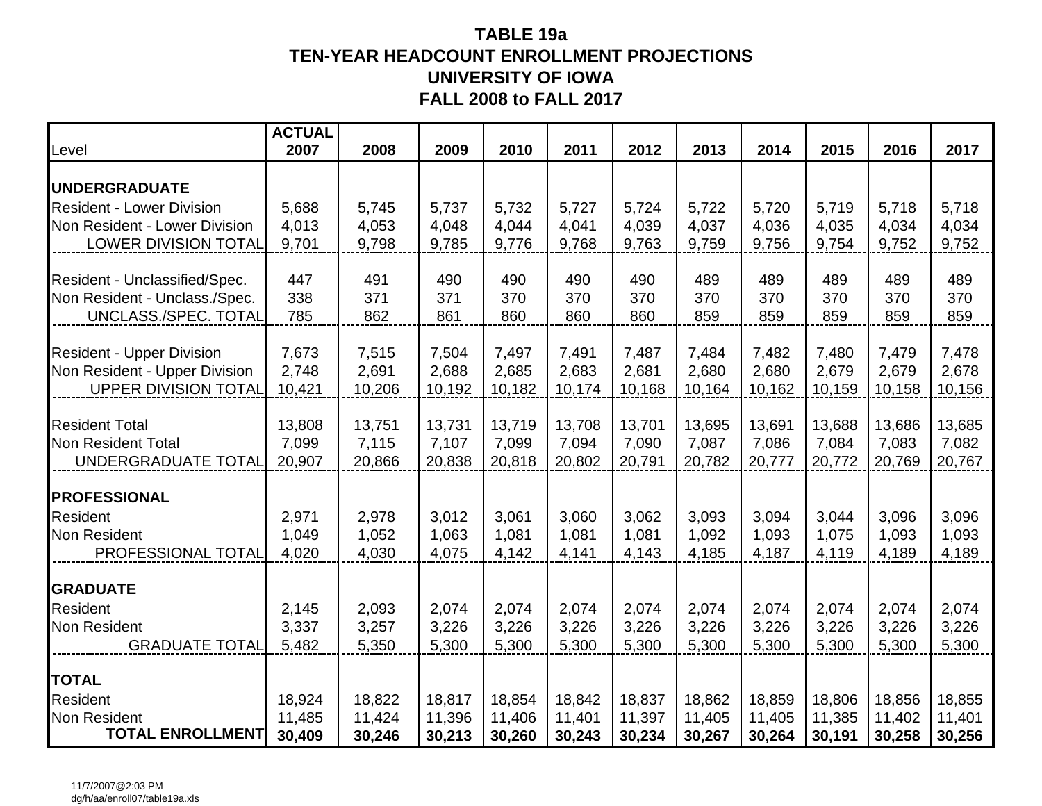# TABLE 19a
## TEN-YEAR HEADCOUNT ENROLLMENT PROJECTIONS
## UNIVERSITY OF IOWA
## FALL 2008 to FALL 2017

| Level | ACTUAL 2007 | 2008 | 2009 | 2010 | 2011 | 2012 | 2013 | 2014 | 2015 | 2016 | 2017 |
|---|---|---|---|---|---|---|---|---|---|---|---|
| **UNDERGRADUATE** | | | | | | | | | | | |
| Resident - Lower Division | 5,688 | 5,745 | 5,737 | 5,732 | 5,727 | 5,724 | 5,722 | 5,720 | 5,719 | 5,718 | 5,718 |
| Non Resident - Lower Division | 4,013 | 4,053 | 4,048 | 4,044 | 4,041 | 4,039 | 4,037 | 4,036 | 4,035 | 4,034 | 4,034 |
| LOWER DIVISION TOTAL | 9,701 | 9,798 | 9,785 | 9,776 | 9,768 | 9,763 | 9,759 | 9,756 | 9,754 | 9,752 | 9,752 |
| Resident - Unclassified/Spec. | 447 | 491 | 490 | 490 | 490 | 490 | 489 | 489 | 489 | 489 | 489 |
| Non Resident - Unclass./Spec. | 338 | 371 | 371 | 370 | 370 | 370 | 370 | 370 | 370 | 370 | 370 |
| UNCLASS./SPEC. TOTAL | 785 | 862 | 861 | 860 | 860 | 860 | 859 | 859 | 859 | 859 | 859 |
| Resident - Upper Division | 7,673 | 7,515 | 7,504 | 7,497 | 7,491 | 7,487 | 7,484 | 7,482 | 7,480 | 7,479 | 7,478 |
| Non Resident - Upper Division | 2,748 | 2,691 | 2,688 | 2,685 | 2,683 | 2,681 | 2,680 | 2,680 | 2,679 | 2,679 | 2,678 |
| UPPER DIVISION TOTAL | 10,421 | 10,206 | 10,192 | 10,182 | 10,174 | 10,168 | 10,164 | 10,162 | 10,159 | 10,158 | 10,156 |
| Resident Total | 13,808 | 13,751 | 13,731 | 13,719 | 13,708 | 13,701 | 13,695 | 13,691 | 13,688 | 13,686 | 13,685 |
| Non Resident Total | 7,099 | 7,115 | 7,107 | 7,099 | 7,094 | 7,090 | 7,087 | 7,086 | 7,084 | 7,083 | 7,082 |
| UNDERGRADUATE TOTAL | 20,907 | 20,866 | 20,838 | 20,818 | 20,802 | 20,791 | 20,782 | 20,777 | 20,772 | 20,769 | 20,767 |
| **PROFESSIONAL** | | | | | | | | | | | |
| Resident | 2,971 | 2,978 | 3,012 | 3,061 | 3,060 | 3,062 | 3,093 | 3,094 | 3,044 | 3,096 | 3,096 |
| Non Resident | 1,049 | 1,052 | 1,063 | 1,081 | 1,081 | 1,081 | 1,092 | 1,093 | 1,075 | 1,093 | 1,093 |
| PROFESSIONAL TOTAL | 4,020 | 4,030 | 4,075 | 4,142 | 4,141 | 4,143 | 4,185 | 4,187 | 4,119 | 4,189 | 4,189 |
| **GRADUATE** | | | | | | | | | | | |
| Resident | 2,145 | 2,093 | 2,074 | 2,074 | 2,074 | 2,074 | 2,074 | 2,074 | 2,074 | 2,074 | 2,074 |
| Non Resident | 3,337 | 3,257 | 3,226 | 3,226 | 3,226 | 3,226 | 3,226 | 3,226 | 3,226 | 3,226 | 3,226 |
| GRADUATE TOTAL | 5,482 | 5,350 | 5,300 | 5,300 | 5,300 | 5,300 | 5,300 | 5,300 | 5,300 | 5,300 | 5,300 |
| **TOTAL** | | | | | | | | | | | |
| Resident | 18,924 | 18,822 | 18,817 | 18,854 | 18,842 | 18,837 | 18,862 | 18,859 | 18,806 | 18,856 | 18,855 |
| Non Resident | 11,485 | 11,424 | 11,396 | 11,406 | 11,401 | 11,397 | 11,405 | 11,405 | 11,385 | 11,402 | 11,401 |
| **TOTAL ENROLLMENT** | **30,409** | **30,246** | **30,213** | **30,260** | **30,243** | **30,234** | **30,267** | **30,264** | **30,191** | **30,258** | **30,256** |

11/7/2007@2:03 PM
dg/h/aa/enroll07/table19a.xls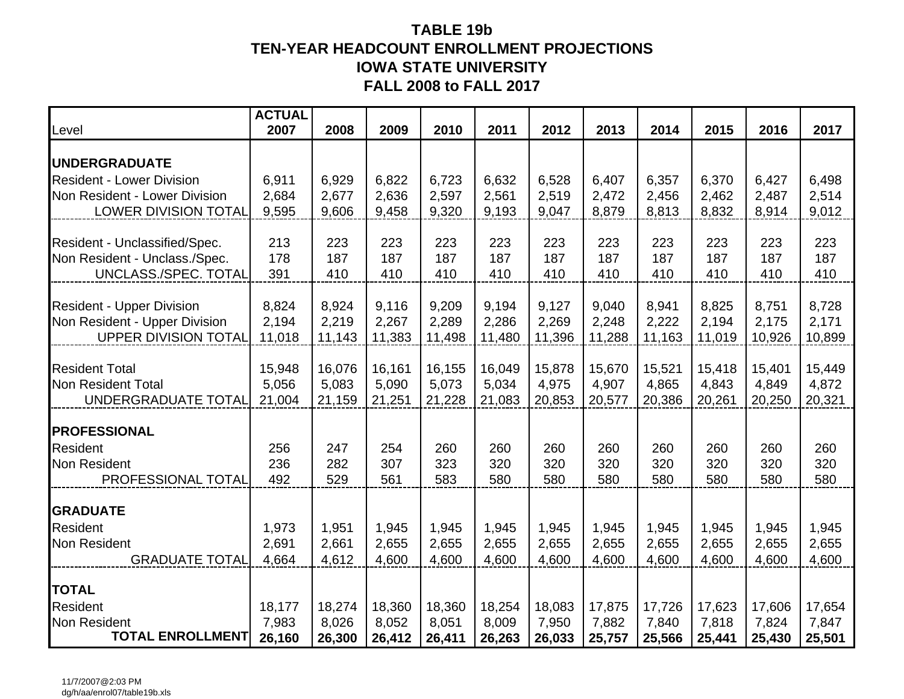# TABLE 19b
## TEN-YEAR HEADCOUNT ENROLLMENT PROJECTIONS
## IOWA STATE UNIVERSITY
## FALL 2008 to FALL 2017

| Level | ACTUAL 2007 | 2008 | 2009 | 2010 | 2011 | 2012 | 2013 | 2014 | 2015 | 2016 | 2017 |
|---|---|---|---|---|---|---|---|---|---|---|---|
| **UNDERGRADUATE** | | | | | | | | | | | |
| Resident - Lower Division | 6,911 | 6,929 | 6,822 | 6,723 | 6,632 | 6,528 | 6,407 | 6,357 | 6,370 | 6,427 | 6,498 |
| Non Resident - Lower Division | 2,684 | 2,677 | 2,636 | 2,597 | 2,561 | 2,519 | 2,472 | 2,456 | 2,462 | 2,487 | 2,514 |
| LOWER DIVISION TOTAL | 9,595 | 9,606 | 9,458 | 9,320 | 9,193 | 9,047 | 8,879 | 8,813 | 8,832 | 8,914 | 9,012 |
| Resident - Unclassified/Spec. | 213 | 223 | 223 | 223 | 223 | 223 | 223 | 223 | 223 | 223 | 223 |
| Non Resident - Unclass./Spec. | 178 | 187 | 187 | 187 | 187 | 187 | 187 | 187 | 187 | 187 | 187 |
| UNCLASS./SPEC. TOTAL | 391 | 410 | 410 | 410 | 410 | 410 | 410 | 410 | 410 | 410 | 410 |
| Resident - Upper Division | 8,824 | 8,924 | 9,116 | 9,209 | 9,194 | 9,127 | 9,040 | 8,941 | 8,825 | 8,751 | 8,728 |
| Non Resident - Upper Division | 2,194 | 2,219 | 2,267 | 2,289 | 2,286 | 2,269 | 2,248 | 2,222 | 2,194 | 2,175 | 2,171 |
| UPPER DIVISION TOTAL | 11,018 | 11,143 | 11,383 | 11,498 | 11,480 | 11,396 | 11,288 | 11,163 | 11,019 | 10,926 | 10,899 |
| Resident Total | 15,948 | 16,076 | 16,161 | 16,155 | 16,049 | 15,878 | 15,670 | 15,521 | 15,418 | 15,401 | 15,449 |
| Non Resident Total | 5,056 | 5,083 | 5,090 | 5,073 | 5,034 | 4,975 | 4,907 | 4,865 | 4,843 | 4,849 | 4,872 |
| UNDERGRADUATE TOTAL | 21,004 | 21,159 | 21,251 | 21,228 | 21,083 | 20,853 | 20,577 | 20,386 | 20,261 | 20,250 | 20,321 |
| **PROFESSIONAL** | | | | | | | | | | | |
| Resident | 256 | 247 | 254 | 260 | 260 | 260 | 260 | 260 | 260 | 260 | 260 |
| Non Resident | 236 | 282 | 307 | 323 | 320 | 320 | 320 | 320 | 320 | 320 | 320 |
| PROFESSIONAL TOTAL | 492 | 529 | 561 | 583 | 580 | 580 | 580 | 580 | 580 | 580 | 580 |
| **GRADUATE** | | | | | | | | | | | |
| Resident | 1,973 | 1,951 | 1,945 | 1,945 | 1,945 | 1,945 | 1,945 | 1,945 | 1,945 | 1,945 | 1,945 |
| Non Resident | 2,691 | 2,661 | 2,655 | 2,655 | 2,655 | 2,655 | 2,655 | 2,655 | 2,655 | 2,655 | 2,655 |
| GRADUATE TOTAL | 4,664 | 4,612 | 4,600 | 4,600 | 4,600 | 4,600 | 4,600 | 4,600 | 4,600 | 4,600 | 4,600 |
| **TOTAL** | | | | | | | | | | | |
| Resident | 18,177 | 18,274 | 18,360 | 18,360 | 18,254 | 18,083 | 17,875 | 17,726 | 17,623 | 17,606 | 17,654 |
| Non Resident | 7,983 | 8,026 | 8,052 | 8,051 | 8,009 | 7,950 | 7,882 | 7,840 | 7,818 | 7,824 | 7,847 |
| **TOTAL ENROLLMENT** | **26,160** | **26,300** | **26,412** | **26,411** | **26,263** | **26,033** | **25,757** | **25,566** | **25,441** | **25,430** | **25,501** |

11/7/2007@2:03 PM
dg/h/aa/enrol07/table19b.xls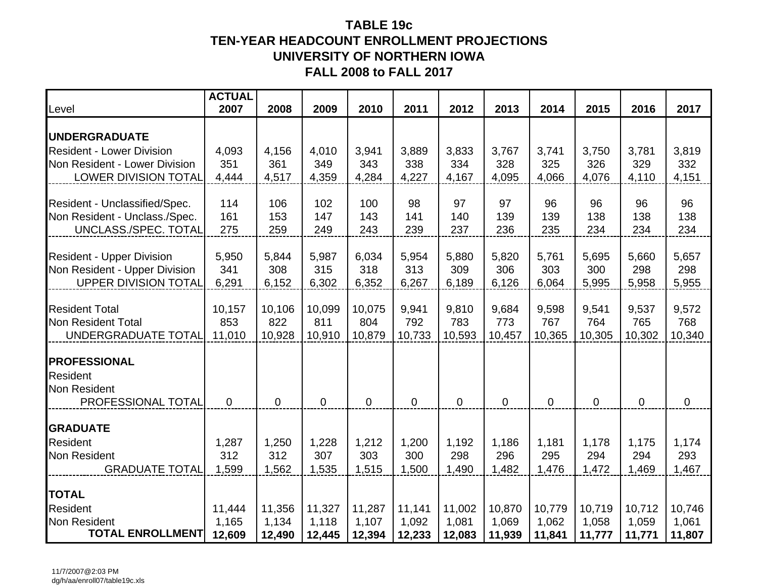# TABLE 19c
## TEN-YEAR HEADCOUNT ENROLLMENT PROJECTIONS
## UNIVERSITY OF NORTHERN IOWA
## FALL 2008 to FALL 2017

| Level | ACTUAL 2007 | 2008 | 2009 | 2010 | 2011 | 2012 | 2013 | 2014 | 2015 | 2016 | 2017 |
|---|---|---|---|---|---|---|---|---|---|---|---|
| **UNDERGRADUATE** | | | | | | | | | | | |
| Resident - Lower Division | 4,093 | 4,156 | 4,010 | 3,941 | 3,889 | 3,833 | 3,767 | 3,741 | 3,750 | 3,781 | 3,819 |
| Non Resident - Lower Division | 351 | 361 | 349 | 343 | 338 | 334 | 328 | 325 | 326 | 329 | 332 |
| LOWER DIVISION TOTAL | 4,444 | 4,517 | 4,359 | 4,284 | 4,227 | 4,167 | 4,095 | 4,066 | 4,076 | 4,110 | 4,151 |
| Resident - Unclassified/Spec. | 114 | 106 | 102 | 100 | 98 | 97 | 97 | 96 | 96 | 96 | 96 |
| Non Resident - Unclass./Spec. | 161 | 153 | 147 | 143 | 141 | 140 | 139 | 139 | 138 | 138 | 138 |
| UNCLASS./SPEC. TOTAL | 275 | 259 | 249 | 243 | 239 | 237 | 236 | 235 | 234 | 234 | 234 |
| Resident - Upper Division | 5,950 | 5,844 | 5,987 | 6,034 | 5,954 | 5,880 | 5,820 | 5,761 | 5,695 | 5,660 | 5,657 |
| Non Resident - Upper Division | 341 | 308 | 315 | 318 | 313 | 309 | 306 | 303 | 300 | 298 | 298 |
| UPPER DIVISION TOTAL | 6,291 | 6,152 | 6,302 | 6,352 | 6,267 | 6,189 | 6,126 | 6,064 | 5,995 | 5,958 | 5,955 |
| Resident Total | 10,157 | 10,106 | 10,099 | 10,075 | 9,941 | 9,810 | 9,684 | 9,598 | 9,541 | 9,537 | 9,572 |
| Non Resident Total | 853 | 822 | 811 | 804 | 792 | 783 | 773 | 767 | 764 | 765 | 768 |
| UNDERGRADUATE TOTAL | 11,010 | 10,928 | 10,910 | 10,879 | 10,733 | 10,593 | 10,457 | 10,365 | 10,305 | 10,302 | 10,340 |
| **PROFESSIONAL** | | | | | | | | | | | |
| Resident | | | | | | | | | | | |
| Non Resident | | | | | | | | | | | |
| PROFESSIONAL TOTAL | 0 | 0 | 0 | 0 | 0 | 0 | 0 | 0 | 0 | 0 | 0 |
| **GRADUATE** | | | | | | | | | | | |
| Resident | 1,287 | 1,250 | 1,228 | 1,212 | 1,200 | 1,192 | 1,186 | 1,181 | 1,178 | 1,175 | 1,174 |
| Non Resident | 312 | 312 | 307 | 303 | 300 | 298 | 296 | 295 | 294 | 294 | 293 |
| GRADUATE TOTAL | 1,599 | 1,562 | 1,535 | 1,515 | 1,500 | 1,490 | 1,482 | 1,476 | 1,472 | 1,469 | 1,467 |
| **TOTAL** | | | | | | | | | | | |
| Resident | 11,444 | 11,356 | 11,327 | 11,287 | 11,141 | 11,002 | 10,870 | 10,779 | 10,719 | 10,712 | 10,746 |
| Non Resident | 1,165 | 1,134 | 1,118 | 1,107 | 1,092 | 1,081 | 1,069 | 1,062 | 1,058 | 1,059 | 1,061 |
| **TOTAL ENROLLMENT** | **12,609** | **12,490** | **12,445** | **12,394** | **12,233** | **12,083** | **11,939** | **11,841** | **11,777** | **11,771** | **11,807** |

11/7/2007@2:03 PM
dg/h/aa/enroll07/table19c.xls